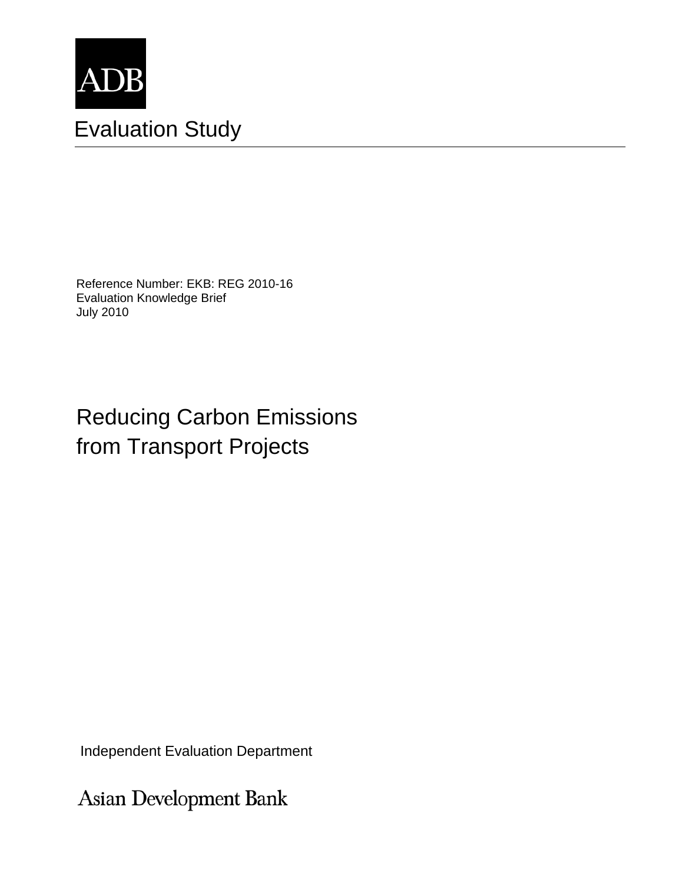ADB

Evaluation Study

Reference Number: EKB: REG 2010-16
Evaluation Knowledge Brief
July 2010

# Reducing Carbon Emissions from Transport Projects

Independent Evaluation Department

Asian Development Bank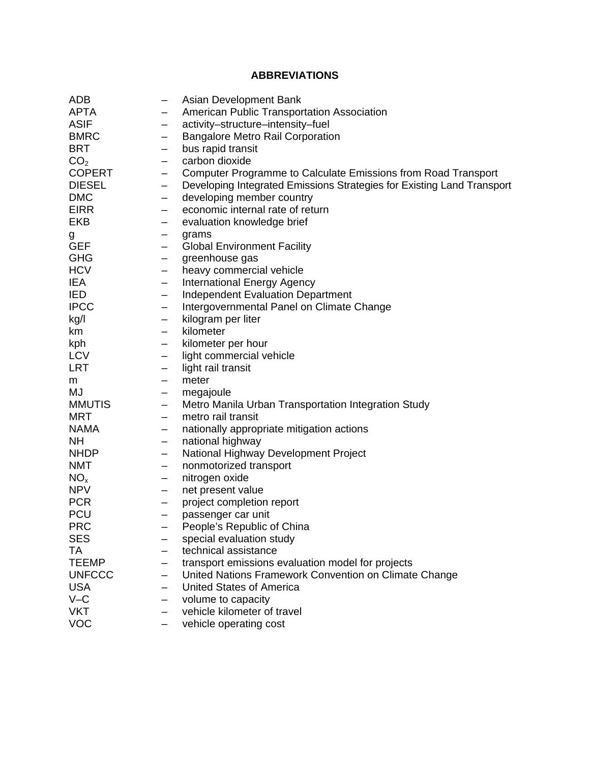# ABBREVIATIONS

| | | |
|---|---|---|
| ADB | – | Asian Development Bank |
| APTA | – | American Public Transportation Association |
| ASIF | – | activity–structure–intensity–fuel |
| BMRC | – | Bangalore Metro Rail Corporation |
| BRT | – | bus rapid transit |
| $CO_2$ | – | carbon dioxide |
| COPERT | – | Computer Programme to Calculate Emissions from Road Transport |
| DIESEL | – | Developing Integrated Emissions Strategies for Existing Land Transport |
| DMC | – | developing member country |
| EIRR | – | economic internal rate of return |
| EKB | – | evaluation knowledge brief |
| g | – | grams |
| GEF | – | Global Environment Facility |
| GHG | – | greenhouse gas |
| HCV | – | heavy commercial vehicle |
| IEA | – | International Energy Agency |
| IED | – | Independent Evaluation Department |
| IPCC | – | Intergovernmental Panel on Climate Change |
| kg/l | – | kilogram per liter |
| km | – | kilometer |
| kph | – | kilometer per hour |
| LCV | – | light commercial vehicle |
| LRT | – | light rail transit |
| m | – | meter |
| MJ | – | megajoule |
| MMUTIS | – | Metro Manila Urban Transportation Integration Study |
| MRT | – | metro rail transit |
| NAMA | – | nationally appropriate mitigation actions |
| NH | – | national highway |
| NHDP | – | National Highway Development Project |
| NMT | – | nonmotorized transport |
| $NO_x$ | – | nitrogen oxide |
| NPV | – | net present value |
| PCR | – | project completion report |
| PCU | – | passenger car unit |
| PRC | – | People's Republic of China |
| SES | – | special evaluation study |
| TA | – | technical assistance |
| TEEMP | – | transport emissions evaluation model for projects |
| UNFCCC | – | United Nations Framework Convention on Climate Change |
| USA | – | United States of America |
| V–C | – | volume to capacity |
| VKT | – | vehicle kilometer of travel |
| VOC | – | vehicle operating cost |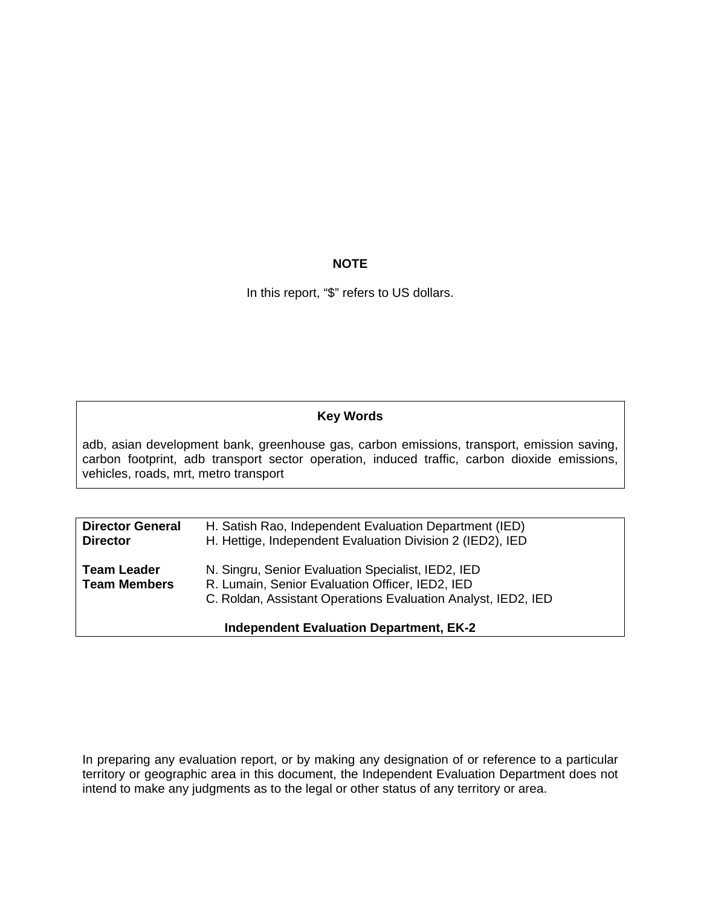**NOTE**

In this report, "$" refers to US dollars.

**Key Words**

adb, asian development bank, greenhouse gas, carbon emissions, transport, emission saving, carbon footprint, adb transport sector operation, induced traffic, carbon dioxide emissions, vehicles, roads, mrt, metro transport

| | |
|---|---|
| **Director General** | H. Satish Rao, Independent Evaluation Department (IED) |
| **Director** | H. Hettige, Independent Evaluation Division 2 (IED2), IED |
| | |
| **Team Leader** | N. Singru, Senior Evaluation Specialist, IED2, IED |
| **Team Members** | R. Lumain, Senior Evaluation Officer, IED2, IED |
| | C. Roldan, Assistant Operations Evaluation Analyst, IED2, IED |

**Independent Evaluation Department, EK-2**

In preparing any evaluation report, or by making any designation of or reference to a particular territory or geographic area in this document, the Independent Evaluation Department does not intend to make any judgments as to the legal or other status of any territory or area.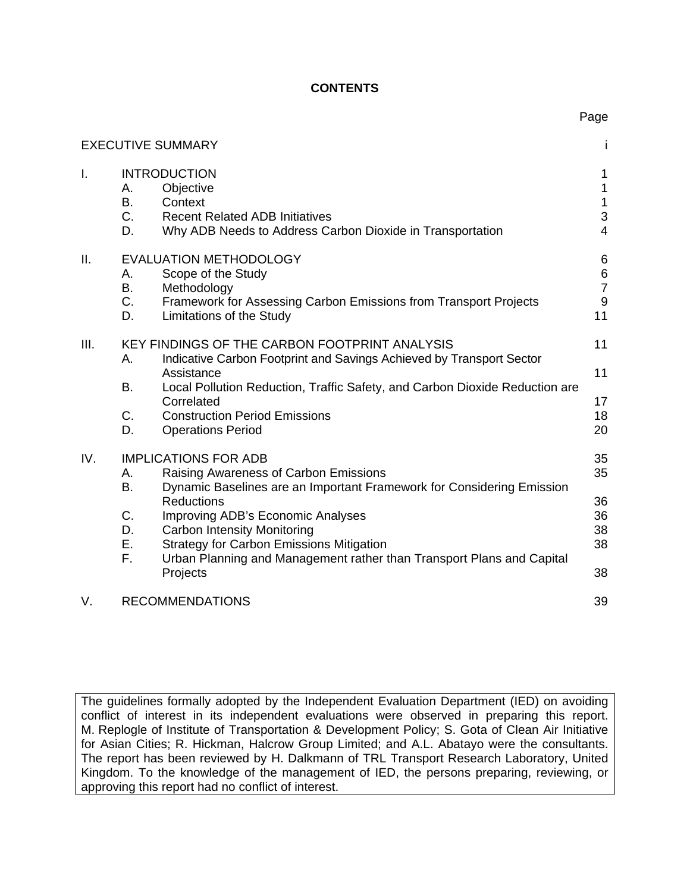# CONTENTS

| | | | Page |
|---|---|---|---|
| EXECUTIVE SUMMARY | | | i |
| I. | INTRODUCTION | | 1 |
| | A. | Objective | 1 |
| | B. | Context | 1 |
| | C. | Recent Related ADB Initiatives | 3 |
| | D. | Why ADB Needs to Address Carbon Dioxide in Transportation | 4 |
| II. | EVALUATION METHODOLOGY | | 6 |
| | A. | Scope of the Study | 6 |
| | B. | Methodology | 7 |
| | C. | Framework for Assessing Carbon Emissions from Transport Projects | 9 |
| | D. | Limitations of the Study | 11 |
| III. | KEY FINDINGS OF THE CARBON FOOTPRINT ANALYSIS | | 11 |
| | A. | Indicative Carbon Footprint and Savings Achieved by Transport Sector Assistance | 11 |
| | B. | Local Pollution Reduction, Traffic Safety, and Carbon Dioxide Reduction are Correlated | 17 |
| | C. | Construction Period Emissions | 18 |
| | D. | Operations Period | 20 |
| IV. | IMPLICATIONS FOR ADB | | 35 |
| | A. | Raising Awareness of Carbon Emissions | 35 |
| | B. | Dynamic Baselines are an Important Framework for Considering Emission Reductions | 36 |
| | C. | Improving ADB's Economic Analyses | 36 |
| | D. | Carbon Intensity Monitoring | 38 |
| | E. | Strategy for Carbon Emissions Mitigation | 38 |
| | F. | Urban Planning and Management rather than Transport Plans and Capital Projects | 38 |
| V. | RECOMMENDATIONS | | 39 |

The guidelines formally adopted by the Independent Evaluation Department (IED) on avoiding conflict of interest in its independent evaluations were observed in preparing this report. M. Replogle of Institute of Transportation & Development Policy; S. Gota of Clean Air Initiative for Asian Cities; R. Hickman, Halcrow Group Limited; and A.L. Abatayo were the consultants. The report has been reviewed by H. Dalkmann of TRL Transport Research Laboratory, United Kingdom. To the knowledge of the management of IED, the persons preparing, reviewing, or approving this report had no conflict of interest.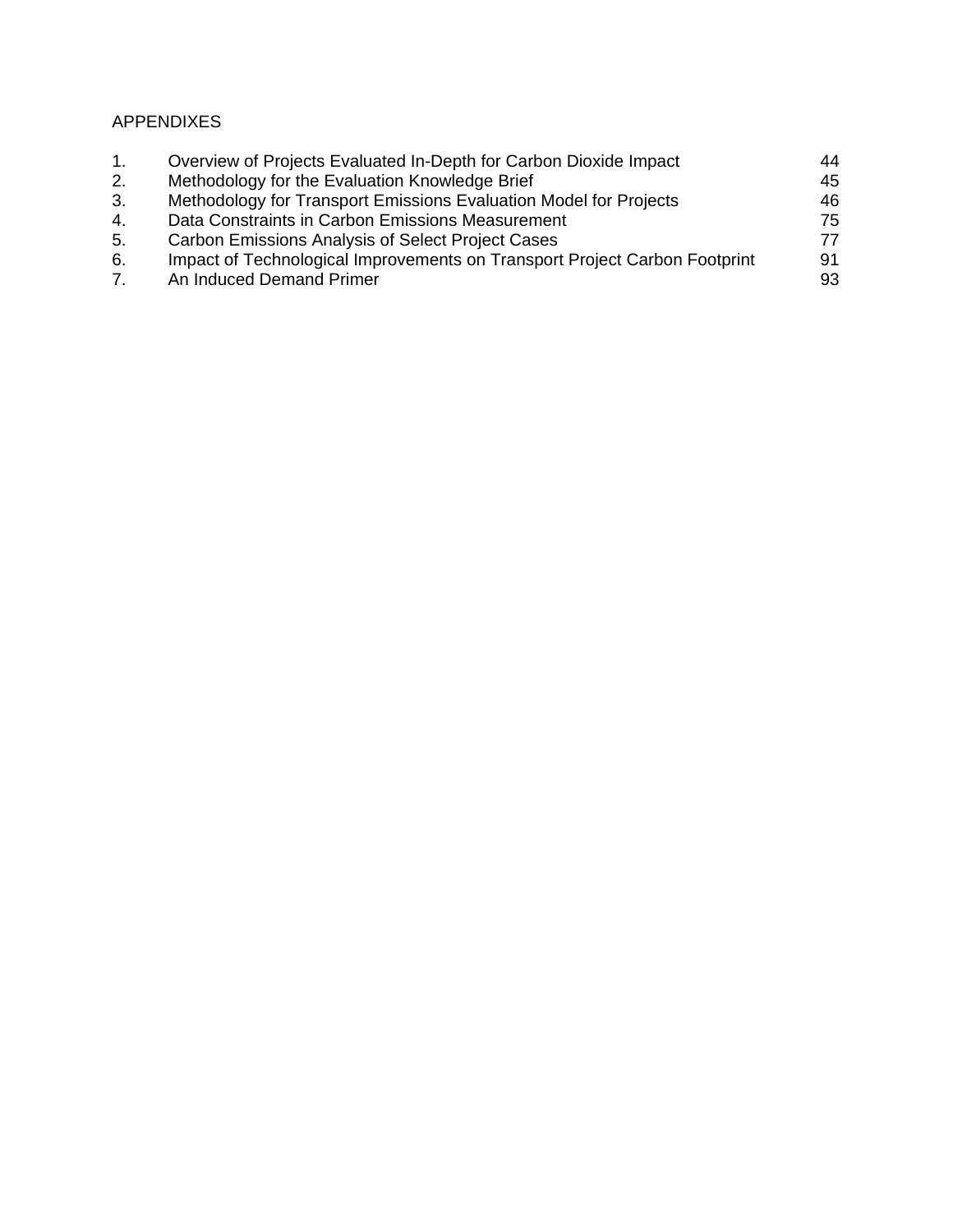APPENDIXES

| | | |
|---|---|---|
| 1. | Overview of Projects Evaluated In-Depth for Carbon Dioxide Impact | 44 |
| 2. | Methodology for the Evaluation Knowledge Brief | 45 |
| 3. | Methodology for Transport Emissions Evaluation Model for Projects | 46 |
| 4. | Data Constraints in Carbon Emissions Measurement | 75 |
| 5. | Carbon Emissions Analysis of Select Project Cases | 77 |
| 6. | Impact of Technological Improvements on Transport Project Carbon Footprint | 91 |
| 7. | An Induced Demand Primer | 93 |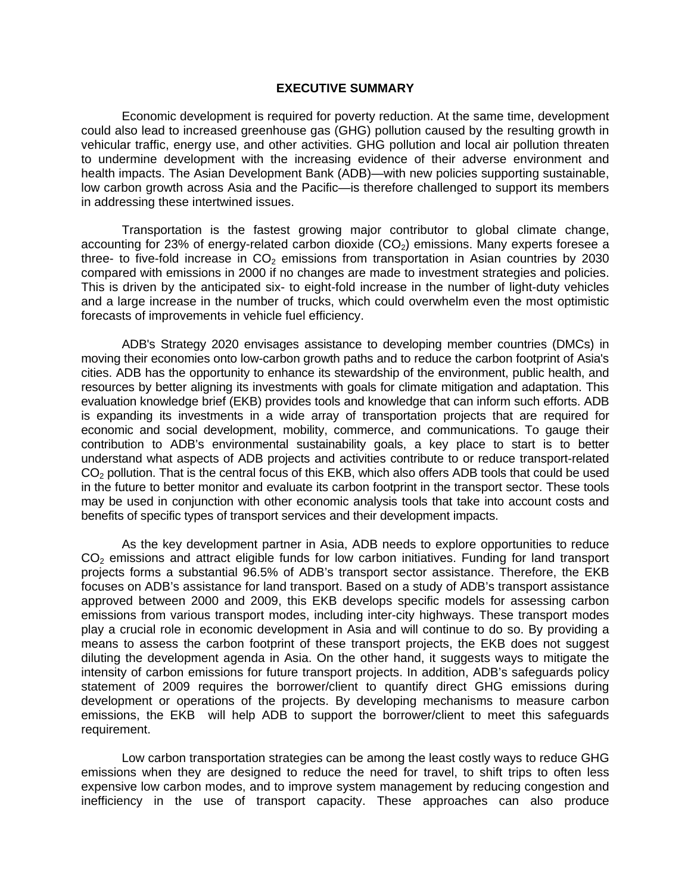## EXECUTIVE SUMMARY

Economic development is required for poverty reduction. At the same time, development could also lead to increased greenhouse gas (GHG) pollution caused by the resulting growth in vehicular traffic, energy use, and other activities. GHG pollution and local air pollution threaten to undermine development with the increasing evidence of their adverse environment and health impacts. The Asian Development Bank (ADB)—with new policies supporting sustainable, low carbon growth across Asia and the Pacific—is therefore challenged to support its members in addressing these intertwined issues.

Transportation is the fastest growing major contributor to global climate change, accounting for 23% of energy-related carbon dioxide ($CO_2$) emissions. Many experts foresee a three- to five-fold increase in $CO_2$ emissions from transportation in Asian countries by 2030 compared with emissions in 2000 if no changes are made to investment strategies and policies. This is driven by the anticipated six- to eight-fold increase in the number of light-duty vehicles and a large increase in the number of trucks, which could overwhelm even the most optimistic forecasts of improvements in vehicle fuel efficiency.

ADB's Strategy 2020 envisages assistance to developing member countries (DMCs) in moving their economies onto low-carbon growth paths and to reduce the carbon footprint of Asia's cities. ADB has the opportunity to enhance its stewardship of the environment, public health, and resources by better aligning its investments with goals for climate mitigation and adaptation. This evaluation knowledge brief (EKB) provides tools and knowledge that can inform such efforts. ADB is expanding its investments in a wide array of transportation projects that are required for economic and social development, mobility, commerce, and communications. To gauge their contribution to ADB's environmental sustainability goals, a key place to start is to better understand what aspects of ADB projects and activities contribute to or reduce transport-related $CO_2$ pollution. That is the central focus of this EKB, which also offers ADB tools that could be used in the future to better monitor and evaluate its carbon footprint in the transport sector. These tools may be used in conjunction with other economic analysis tools that take into account costs and benefits of specific types of transport services and their development impacts.

As the key development partner in Asia, ADB needs to explore opportunities to reduce $CO_2$ emissions and attract eligible funds for low carbon initiatives. Funding for land transport projects forms a substantial 96.5% of ADB's transport sector assistance. Therefore, the EKB focuses on ADB's assistance for land transport. Based on a study of ADB's transport assistance approved between 2000 and 2009, this EKB develops specific models for assessing carbon emissions from various transport modes, including inter-city highways. These transport modes play a crucial role in economic development in Asia and will continue to do so. By providing a means to assess the carbon footprint of these transport projects, the EKB does not suggest diluting the development agenda in Asia. On the other hand, it suggests ways to mitigate the intensity of carbon emissions for future transport projects. In addition, ADB's safeguards policy statement of 2009 requires the borrower/client to quantify direct GHG emissions during development or operations of the projects. By developing mechanisms to measure carbon emissions, the EKB will help ADB to support the borrower/client to meet this safeguards requirement.

Low carbon transportation strategies can be among the least costly ways to reduce GHG emissions when they are designed to reduce the need for travel, to shift trips to often less expensive low carbon modes, and to improve system management by reducing congestion and inefficiency in the use of transport capacity. These approaches can also produce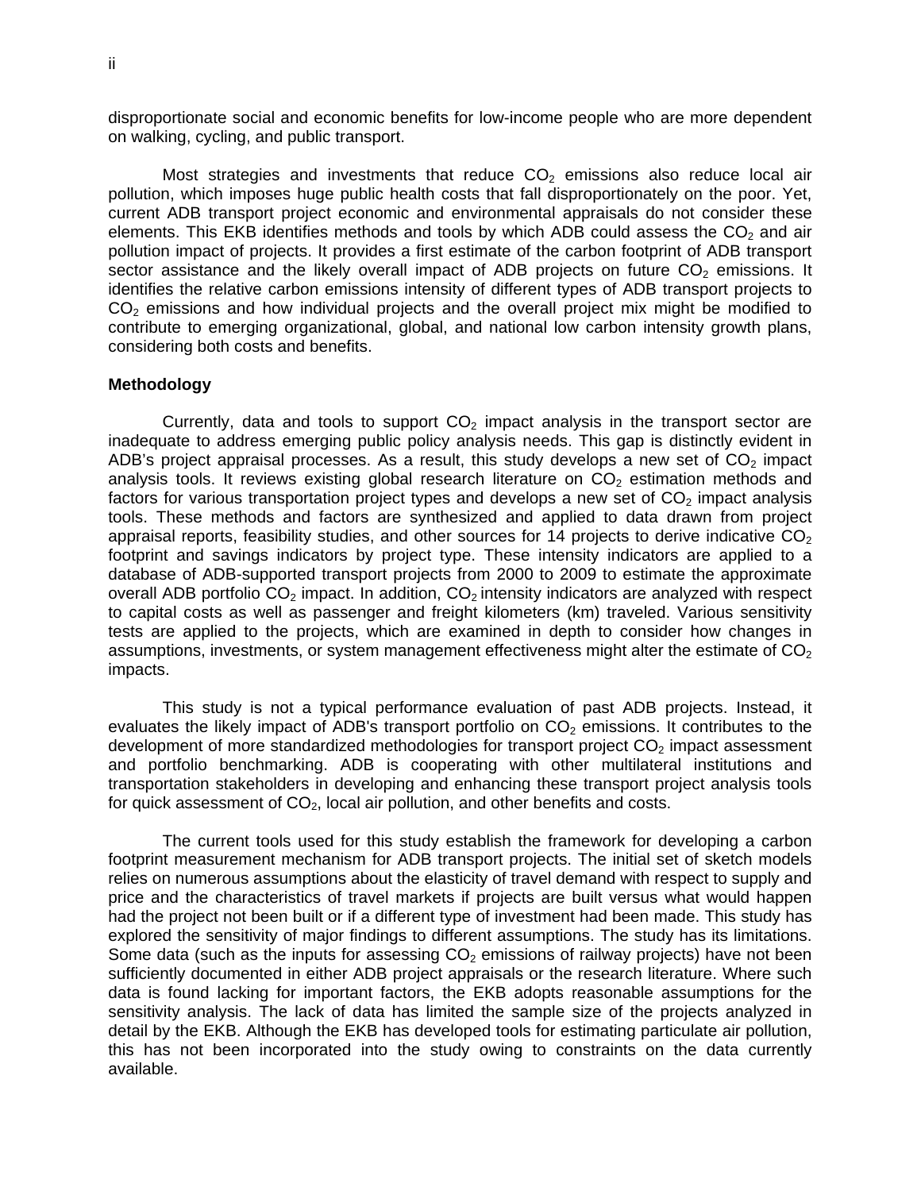disproportionate social and economic benefits for low-income people who are more dependent on walking, cycling, and public transport.

Most strategies and investments that reduce $CO_2$ emissions also reduce local air pollution, which imposes huge public health costs that fall disproportionately on the poor. Yet, current ADB transport project economic and environmental appraisals do not consider these elements. This EKB identifies methods and tools by which ADB could assess the $CO_2$ and air pollution impact of projects. It provides a first estimate of the carbon footprint of ADB transport sector assistance and the likely overall impact of ADB projects on future $CO_2$ emissions. It identifies the relative carbon emissions intensity of different types of ADB transport projects to $CO_2$ emissions and how individual projects and the overall project mix might be modified to contribute to emerging organizational, global, and national low carbon intensity growth plans, considering both costs and benefits.

**Methodology**

Currently, data and tools to support $CO_2$ impact analysis in the transport sector are inadequate to address emerging public policy analysis needs. This gap is distinctly evident in ADB's project appraisal processes. As a result, this study develops a new set of $CO_2$ impact analysis tools. It reviews existing global research literature on $CO_2$ estimation methods and factors for various transportation project types and develops a new set of $CO_2$ impact analysis tools. These methods and factors are synthesized and applied to data drawn from project appraisal reports, feasibility studies, and other sources for 14 projects to derive indicative $CO_2$ footprint and savings indicators by project type. These intensity indicators are applied to a database of ADB-supported transport projects from 2000 to 2009 to estimate the approximate overall ADB portfolio $CO_2$ impact. In addition, $CO_2$ intensity indicators are analyzed with respect to capital costs as well as passenger and freight kilometers (km) traveled. Various sensitivity tests are applied to the projects, which are examined in depth to consider how changes in assumptions, investments, or system management effectiveness might alter the estimate of $CO_2$ impacts.

This study is not a typical performance evaluation of past ADB projects. Instead, it evaluates the likely impact of ADB's transport portfolio on $CO_2$ emissions. It contributes to the development of more standardized methodologies for transport project $CO_2$ impact assessment and portfolio benchmarking. ADB is cooperating with other multilateral institutions and transportation stakeholders in developing and enhancing these transport project analysis tools for quick assessment of $CO_2$, local air pollution, and other benefits and costs.

The current tools used for this study establish the framework for developing a carbon footprint measurement mechanism for ADB transport projects. The initial set of sketch models relies on numerous assumptions about the elasticity of travel demand with respect to supply and price and the characteristics of travel markets if projects are built versus what would happen had the project not been built or if a different type of investment had been made. This study has explored the sensitivity of major findings to different assumptions. The study has its limitations. Some data (such as the inputs for assessing $CO_2$ emissions of railway projects) have not been sufficiently documented in either ADB project appraisals or the research literature. Where such data is found lacking for important factors, the EKB adopts reasonable assumptions for the sensitivity analysis. The lack of data has limited the sample size of the projects analyzed in detail by the EKB. Although the EKB has developed tools for estimating particulate air pollution, this has not been incorporated into the study owing to constraints on the data currently available.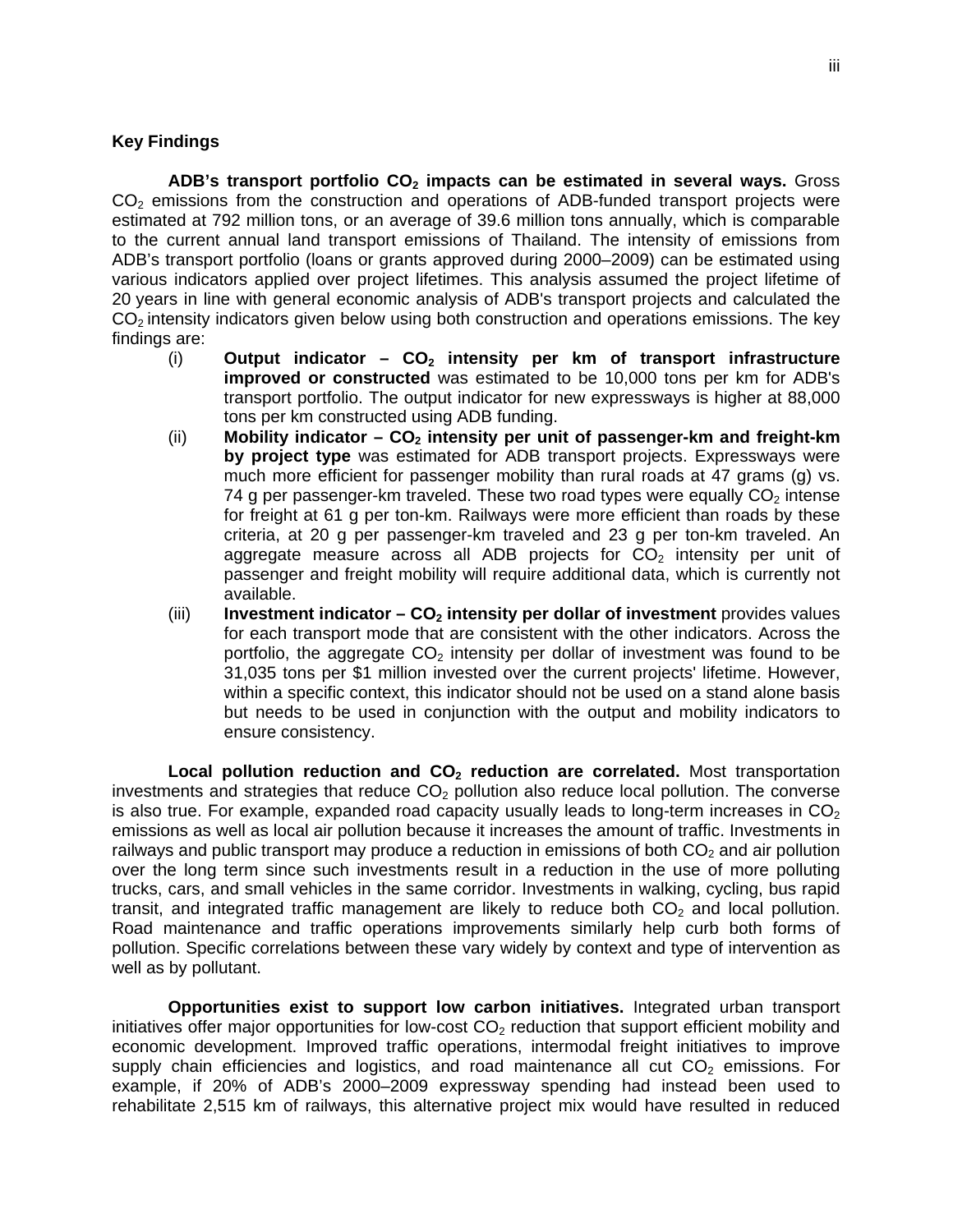## Key Findings

**ADB's transport portfolio $CO_2$ impacts can be estimated in several ways.** Gross $CO_2$ emissions from the construction and operations of ADB-funded transport projects were estimated at 792 million tons, or an average of 39.6 million tons annually, which is comparable to the current annual land transport emissions of Thailand. The intensity of emissions from ADB's transport portfolio (loans or grants approved during 2000–2009) can be estimated using various indicators applied over project lifetimes. This analysis assumed the project lifetime of 20 years in line with general economic analysis of ADB's transport projects and calculated the $CO_2$ intensity indicators given below using both construction and operations emissions. The key findings are:

(i) **Output indicator – $CO_2$ intensity per km of transport infrastructure improved or constructed** was estimated to be 10,000 tons per km for ADB's transport portfolio. The output indicator for new expressways is higher at 88,000 tons per km constructed using ADB funding.

(ii) **Mobility indicator – $CO_2$ intensity per unit of passenger-km and freight-km by project type** was estimated for ADB transport projects. Expressways were much more efficient for passenger mobility than rural roads at 47 grams (g) vs. 74 g per passenger-km traveled. These two road types were equally $CO_2$ intense for freight at 61 g per ton-km. Railways were more efficient than roads by these criteria, at 20 g per passenger-km traveled and 23 g per ton-km traveled. An aggregate measure across all ADB projects for $CO_2$ intensity per unit of passenger and freight mobility will require additional data, which is currently not available.

(iii) **Investment indicator – $CO_2$ intensity per dollar of investment** provides values for each transport mode that are consistent with the other indicators. Across the portfolio, the aggregate $CO_2$ intensity per dollar of investment was found to be 31,035 tons per $1 million invested over the current projects' lifetime. However, within a specific context, this indicator should not be used on a stand alone basis but needs to be used in conjunction with the output and mobility indicators to ensure consistency.

**Local pollution reduction and $CO_2$ reduction are correlated.** Most transportation investments and strategies that reduce $CO_2$ pollution also reduce local pollution. The converse is also true. For example, expanded road capacity usually leads to long-term increases in $CO_2$ emissions as well as local air pollution because it increases the amount of traffic. Investments in railways and public transport may produce a reduction in emissions of both $CO_2$ and air pollution over the long term since such investments result in a reduction in the use of more polluting trucks, cars, and small vehicles in the same corridor. Investments in walking, cycling, bus rapid transit, and integrated traffic management are likely to reduce both $CO_2$ and local pollution. Road maintenance and traffic operations improvements similarly help curb both forms of pollution. Specific correlations between these vary widely by context and type of intervention as well as by pollutant.

**Opportunities exist to support low carbon initiatives.** Integrated urban transport initiatives offer major opportunities for low-cost $CO_2$ reduction that support efficient mobility and economic development. Improved traffic operations, intermodal freight initiatives to improve supply chain efficiencies and logistics, and road maintenance all cut $CO_2$ emissions. For example, if 20% of ADB's 2000–2009 expressway spending had instead been used to rehabilitate 2,515 km of railways, this alternative project mix would have resulted in reduced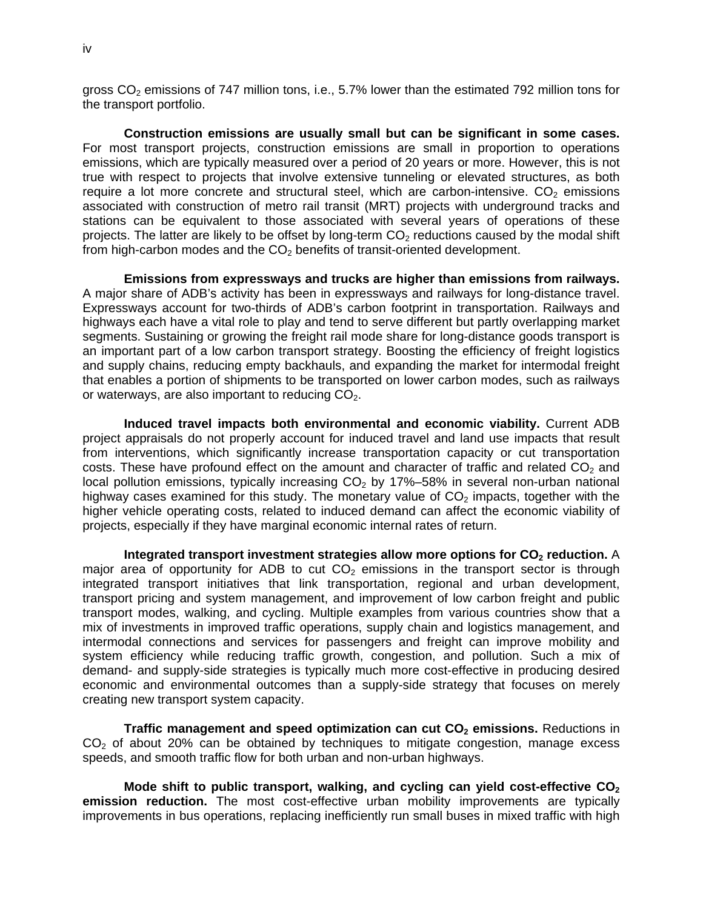gross $CO_2$ emissions of 747 million tons, i.e., 5.7% lower than the estimated 792 million tons for the transport portfolio.

**Construction emissions are usually small but can be significant in some cases.** For most transport projects, construction emissions are small in proportion to operations emissions, which are typically measured over a period of 20 years or more. However, this is not true with respect to projects that involve extensive tunneling or elevated structures, as both require a lot more concrete and structural steel, which are carbon-intensive. $CO_2$ emissions associated with construction of metro rail transit (MRT) projects with underground tracks and stations can be equivalent to those associated with several years of operations of these projects. The latter are likely to be offset by long-term $CO_2$ reductions caused by the modal shift from high-carbon modes and the $CO_2$ benefits of transit-oriented development.

**Emissions from expressways and trucks are higher than emissions from railways.** A major share of ADB's activity has been in expressways and railways for long-distance travel. Expressways account for two-thirds of ADB's carbon footprint in transportation. Railways and highways each have a vital role to play and tend to serve different but partly overlapping market segments. Sustaining or growing the freight rail mode share for long-distance goods transport is an important part of a low carbon transport strategy. Boosting the efficiency of freight logistics and supply chains, reducing empty backhauls, and expanding the market for intermodal freight that enables a portion of shipments to be transported on lower carbon modes, such as railways or waterways, are also important to reducing $CO_2$.

**Induced travel impacts both environmental and economic viability.** Current ADB project appraisals do not properly account for induced travel and land use impacts that result from interventions, which significantly increase transportation capacity or cut transportation costs. These have profound effect on the amount and character of traffic and related $CO_2$ and local pollution emissions, typically increasing $CO_2$ by 17%–58% in several non-urban national highway cases examined for this study. The monetary value of $CO_2$ impacts, together with the higher vehicle operating costs, related to induced demand can affect the economic viability of projects, especially if they have marginal economic internal rates of return.

**Integrated transport investment strategies allow more options for $CO_2$ reduction.** A major area of opportunity for ADB to cut $CO_2$ emissions in the transport sector is through integrated transport initiatives that link transportation, regional and urban development, transport pricing and system management, and improvement of low carbon freight and public transport modes, walking, and cycling. Multiple examples from various countries show that a mix of investments in improved traffic operations, supply chain and logistics management, and intermodal connections and services for passengers and freight can improve mobility and system efficiency while reducing traffic growth, congestion, and pollution. Such a mix of demand- and supply-side strategies is typically much more cost-effective in producing desired economic and environmental outcomes than a supply-side strategy that focuses on merely creating new transport system capacity.

**Traffic management and speed optimization can cut $CO_2$ emissions.** Reductions in $CO_2$ of about 20% can be obtained by techniques to mitigate congestion, manage excess speeds, and smooth traffic flow for both urban and non-urban highways.

**Mode shift to public transport, walking, and cycling can yield cost-effective $CO_2$ emission reduction.** The most cost-effective urban mobility improvements are typically improvements in bus operations, replacing inefficiently run small buses in mixed traffic with high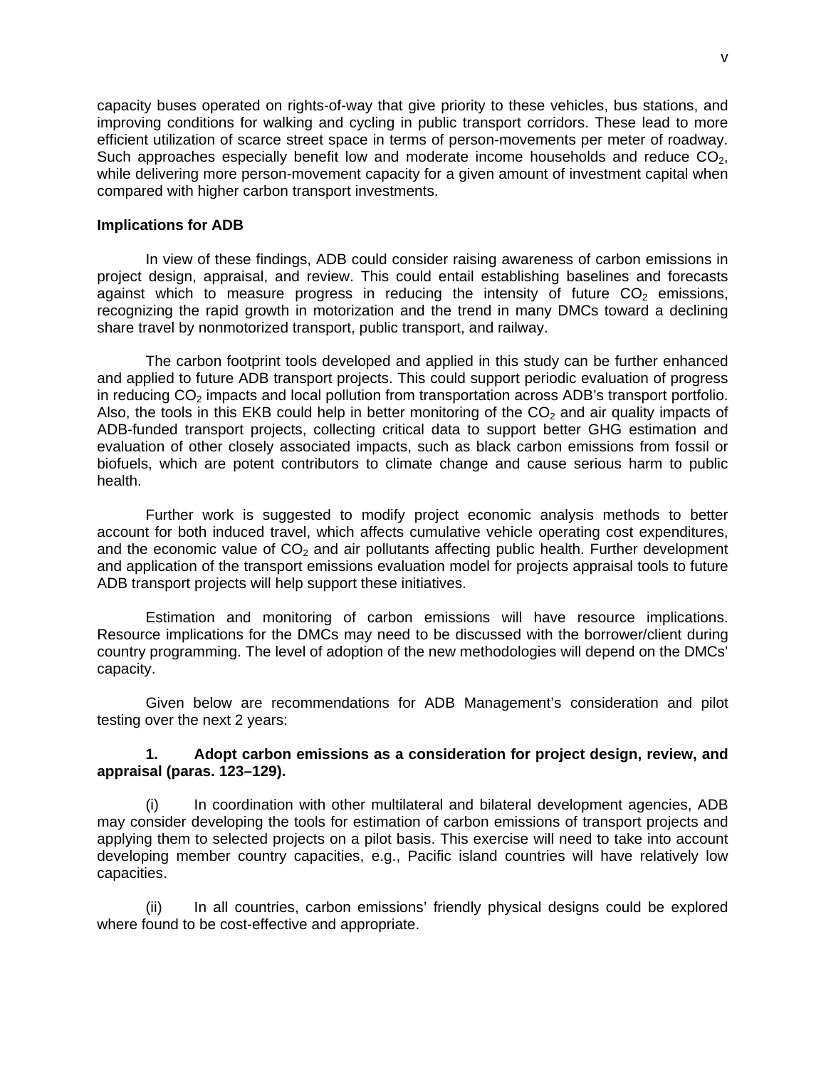capacity buses operated on rights-of-way that give priority to these vehicles, bus stations, and improving conditions for walking and cycling in public transport corridors. These lead to more efficient utilization of scarce street space in terms of person-movements per meter of roadway. Such approaches especially benefit low and moderate income households and reduce $CO_2$, while delivering more person-movement capacity for a given amount of investment capital when compared with higher carbon transport investments.

**Implications for ADB**

In view of these findings, ADB could consider raising awareness of carbon emissions in project design, appraisal, and review. This could entail establishing baselines and forecasts against which to measure progress in reducing the intensity of future $CO_2$ emissions, recognizing the rapid growth in motorization and the trend in many DMCs toward a declining share travel by nonmotorized transport, public transport, and railway.

The carbon footprint tools developed and applied in this study can be further enhanced and applied to future ADB transport projects. This could support periodic evaluation of progress in reducing $CO_2$ impacts and local pollution from transportation across ADB's transport portfolio. Also, the tools in this EKB could help in better monitoring of the $CO_2$ and air quality impacts of ADB-funded transport projects, collecting critical data to support better GHG estimation and evaluation of other closely associated impacts, such as black carbon emissions from fossil or biofuels, which are potent contributors to climate change and cause serious harm to public health.

Further work is suggested to modify project economic analysis methods to better account for both induced travel, which affects cumulative vehicle operating cost expenditures, and the economic value of $CO_2$ and air pollutants affecting public health. Further development and application of the transport emissions evaluation model for projects appraisal tools to future ADB transport projects will help support these initiatives.

Estimation and monitoring of carbon emissions will have resource implications. Resource implications for the DMCs may need to be discussed with the borrower/client during country programming. The level of adoption of the new methodologies will depend on the DMCs' capacity.

Given below are recommendations for ADB Management's consideration and pilot testing over the next 2 years:

**1. Adopt carbon emissions as a consideration for project design, review, and appraisal (paras. 123–129).**

(i) In coordination with other multilateral and bilateral development agencies, ADB may consider developing the tools for estimation of carbon emissions of transport projects and applying them to selected projects on a pilot basis. This exercise will need to take into account developing member country capacities, e.g., Pacific island countries will have relatively low capacities.

(ii) In all countries, carbon emissions' friendly physical designs could be explored where found to be cost-effective and appropriate.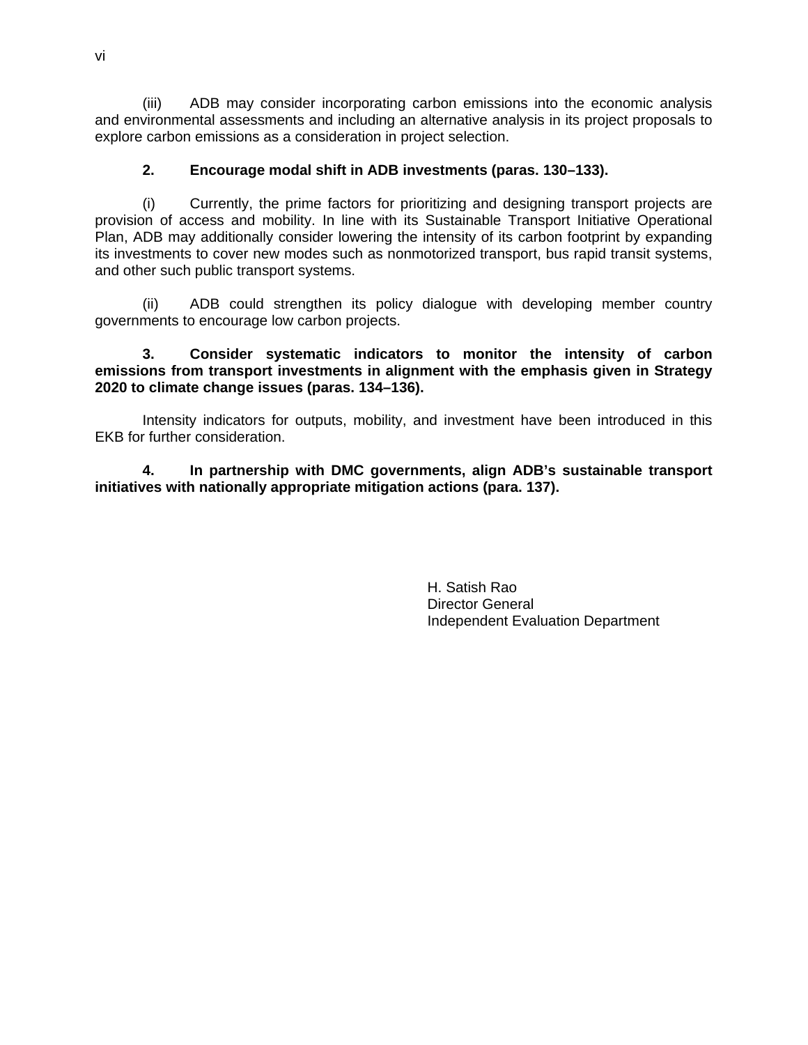(iii) ADB may consider incorporating carbon emissions into the economic analysis and environmental assessments and including an alternative analysis in its project proposals to explore carbon emissions as a consideration in project selection.

**2. Encourage modal shift in ADB investments (paras. 130–133).**

(i) Currently, the prime factors for prioritizing and designing transport projects are provision of access and mobility. In line with its Sustainable Transport Initiative Operational Plan, ADB may additionally consider lowering the intensity of its carbon footprint by expanding its investments to cover new modes such as nonmotorized transport, bus rapid transit systems, and other such public transport systems.

(ii) ADB could strengthen its policy dialogue with developing member country governments to encourage low carbon projects.

**3. Consider systematic indicators to monitor the intensity of carbon emissions from transport investments in alignment with the emphasis given in Strategy 2020 to climate change issues (paras. 134–136).**

Intensity indicators for outputs, mobility, and investment have been introduced in this EKB for further consideration.

**4. In partnership with DMC governments, align ADB's sustainable transport initiatives with nationally appropriate mitigation actions (para. 137).**

H. Satish Rao
Director General
Independent Evaluation Department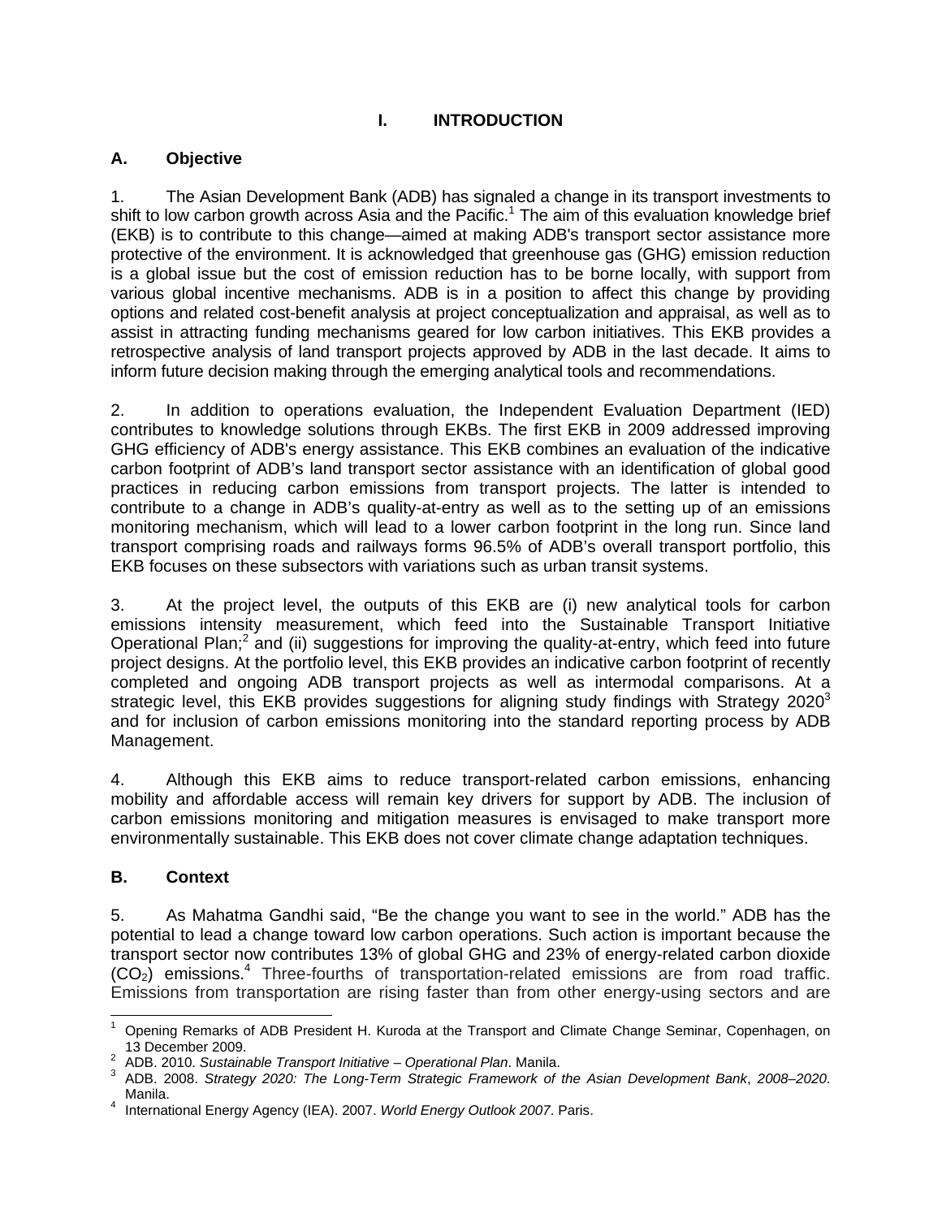# I. INTRODUCTION

## A. Objective

1. The Asian Development Bank (ADB) has signaled a change in its transport investments to shift to low carbon growth across Asia and the Pacific.[1] The aim of this evaluation knowledge brief (EKB) is to contribute to this change—aimed at making ADB's transport sector assistance more protective of the environment. It is acknowledged that greenhouse gas (GHG) emission reduction is a global issue but the cost of emission reduction has to be borne locally, with support from various global incentive mechanisms. ADB is in a position to affect this change by providing options and related cost-benefit analysis at project conceptualization and appraisal, as well as to assist in attracting funding mechanisms geared for low carbon initiatives. This EKB provides a retrospective analysis of land transport projects approved by ADB in the last decade. It aims to inform future decision making through the emerging analytical tools and recommendations.

2. In addition to operations evaluation, the Independent Evaluation Department (IED) contributes to knowledge solutions through EKBs. The first EKB in 2009 addressed improving GHG efficiency of ADB's energy assistance. This EKB combines an evaluation of the indicative carbon footprint of ADB's land transport sector assistance with an identification of global good practices in reducing carbon emissions from transport projects. The latter is intended to contribute to a change in ADB's quality-at-entry as well as to the setting up of an emissions monitoring mechanism, which will lead to a lower carbon footprint in the long run. Since land transport comprising roads and railways forms 96.5% of ADB's overall transport portfolio, this EKB focuses on these subsectors with variations such as urban transit systems.

3. At the project level, the outputs of this EKB are (i) new analytical tools for carbon emissions intensity measurement, which feed into the Sustainable Transport Initiative Operational Plan;[2] and (ii) suggestions for improving the quality-at-entry, which feed into future project designs. At the portfolio level, this EKB provides an indicative carbon footprint of recently completed and ongoing ADB transport projects as well as intermodal comparisons. At a strategic level, this EKB provides suggestions for aligning study findings with Strategy 2020[3] and for inclusion of carbon emissions monitoring into the standard reporting process by ADB Management.

4. Although this EKB aims to reduce transport-related carbon emissions, enhancing mobility and affordable access will remain key drivers for support by ADB. The inclusion of carbon emissions monitoring and mitigation measures is envisaged to make transport more environmentally sustainable. This EKB does not cover climate change adaptation techniques.

## B. Context

5. As Mahatma Gandhi said, "Be the change you want to see in the world." ADB has the potential to lead a change toward low carbon operations. Such action is important because the transport sector now contributes 13% of global GHG and 23% of energy-related carbon dioxide ($CO_2$) emissions.[4] Three-fourths of transportation-related emissions are from road traffic. Emissions from transportation are rising faster than from other energy-using sectors and are

---

[1] Opening Remarks of ADB President H. Kuroda at the Transport and Climate Change Seminar, Copenhagen, on 13 December 2009.

[2] ADB. 2010. *Sustainable Transport Initiative – Operational Plan*. Manila.

[3] ADB. 2008. *Strategy 2020: The Long-Term Strategic Framework of the Asian Development Bank, 2008–2020*. Manila.

[4] International Energy Agency (IEA). 2007. *World Energy Outlook 2007*. Paris.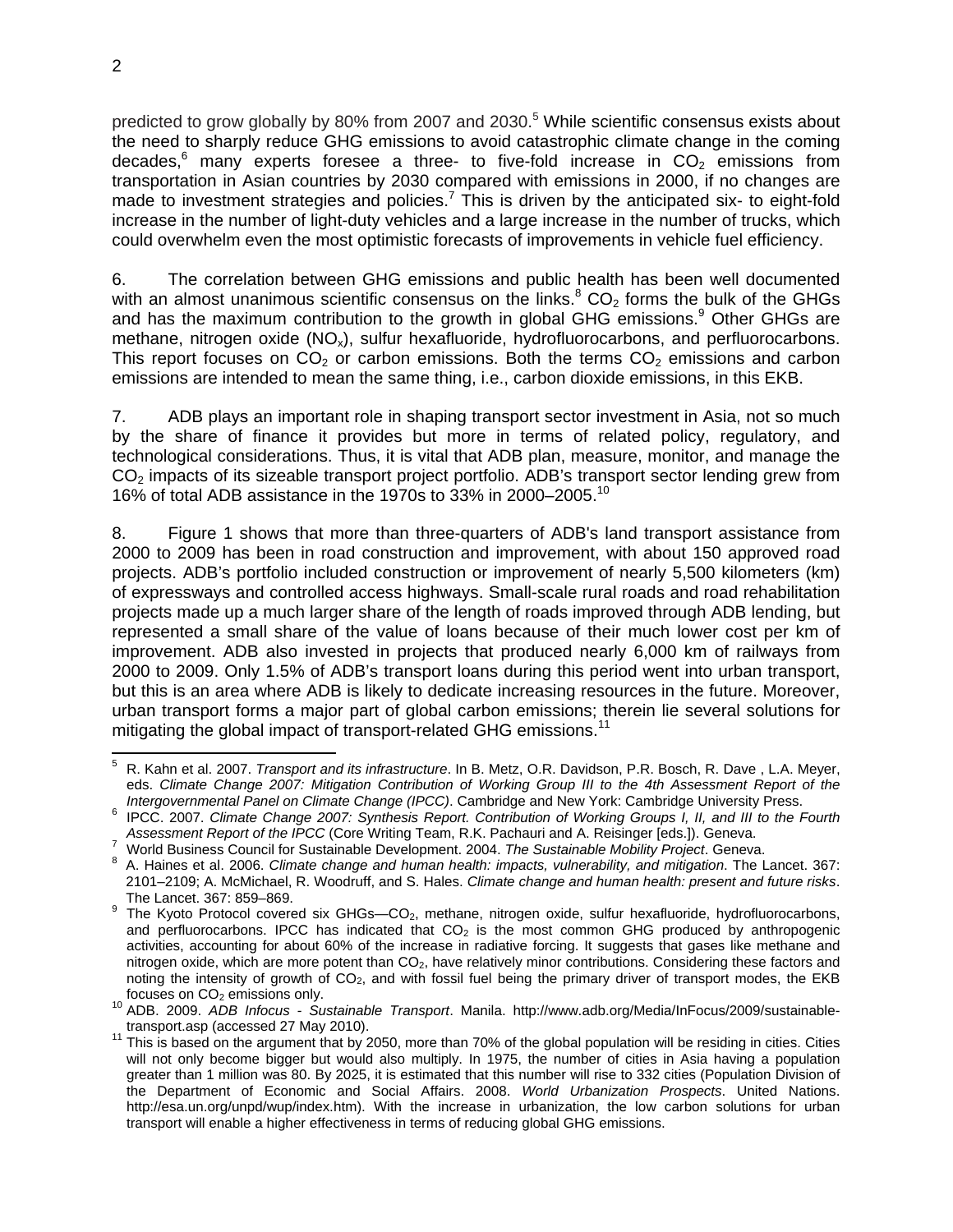predicted to grow globally by 80% from 2007 and 2030.[5] While scientific consensus exists about the need to sharply reduce GHG emissions to avoid catastrophic climate change in the coming decades,[6] many experts foresee a three- to five-fold increase in $CO_2$ emissions from transportation in Asian countries by 2030 compared with emissions in 2000, if no changes are made to investment strategies and policies.[7] This is driven by the anticipated six- to eight-fold increase in the number of light-duty vehicles and a large increase in the number of trucks, which could overwhelm even the most optimistic forecasts of improvements in vehicle fuel efficiency.

6. The correlation between GHG emissions and public health has been well documented with an almost unanimous scientific consensus on the links.[8] $CO_2$ forms the bulk of the GHGs and has the maximum contribution to the growth in global GHG emissions.[9] Other GHGs are methane, nitrogen oxide ($NO_x$), sulfur hexafluoride, hydrofluorocarbons, and perfluorocarbons. This report focuses on $CO_2$ or carbon emissions. Both the terms $CO_2$ emissions and carbon emissions are intended to mean the same thing, i.e., carbon dioxide emissions, in this EKB.

7. ADB plays an important role in shaping transport sector investment in Asia, not so much by the share of finance it provides but more in terms of related policy, regulatory, and technological considerations. Thus, it is vital that ADB plan, measure, monitor, and manage the $CO_2$ impacts of its sizeable transport project portfolio. ADB's transport sector lending grew from 16% of total ADB assistance in the 1970s to 33% in 2000–2005.[10]

8. Figure 1 shows that more than three-quarters of ADB's land transport assistance from 2000 to 2009 has been in road construction and improvement, with about 150 approved road projects. ADB's portfolio included construction or improvement of nearly 5,500 kilometers (km) of expressways and controlled access highways. Small-scale rural roads and road rehabilitation projects made up a much larger share of the length of roads improved through ADB lending, but represented a small share of the value of loans because of their much lower cost per km of improvement. ADB also invested in projects that produced nearly 6,000 km of railways from 2000 to 2009. Only 1.5% of ADB's transport loans during this period went into urban transport, but this is an area where ADB is likely to dedicate increasing resources in the future. Moreover, urban transport forms a major part of global carbon emissions; therein lie several solutions for mitigating the global impact of transport-related GHG emissions.[11]

---

[5] R. Kahn et al. 2007. *Transport and its infrastructure*. In B. Metz, O.R. Davidson, P.R. Bosch, R. Dave , L.A. Meyer, eds. *Climate Change 2007: Mitigation Contribution of Working Group III to the 4th Assessment Report of the Intergovernmental Panel on Climate Change (IPCC)*. Cambridge and New York: Cambridge University Press.

[6] IPCC. 2007. *Climate Change 2007: Synthesis Report. Contribution of Working Groups I, II, and III to the Fourth Assessment Report of the IPCC* (Core Writing Team, R.K. Pachauri and A. Reisinger [eds.]). Geneva.

[7] World Business Council for Sustainable Development. 2004. *The Sustainable Mobility Project*. Geneva.

[8] A. Haines et al. 2006. *Climate change and human health: impacts, vulnerability, and mitigation*. The Lancet. 367: 2101–2109; A. McMichael, R. Woodruff, and S. Hales. *Climate change and human health: present and future risks*. The Lancet. 367: 859–869.

[9] The Kyoto Protocol covered six GHGs—$CO_2$, methane, nitrogen oxide, sulfur hexafluoride, hydrofluorocarbons, and perfluorocarbons. IPCC has indicated that $CO_2$ is the most common GHG produced by anthropogenic activities, accounting for about 60% of the increase in radiative forcing. It suggests that gases like methane and nitrogen oxide, which are more potent than $CO_2$, have relatively minor contributions. Considering these factors and noting the intensity of growth of $CO_2$, and with fossil fuel being the primary driver of transport modes, the EKB focuses on $CO_2$ emissions only.

[10] ADB. 2009. *ADB Infocus - Sustainable Transport*. Manila. http://www.adb.org/Media/InFocus/2009/sustainable-transport.asp (accessed 27 May 2010).

[11] This is based on the argument that by 2050, more than 70% of the global population will be residing in cities. Cities will not only become bigger but would also multiply. In 1975, the number of cities in Asia having a population greater than 1 million was 80. By 2025, it is estimated that this number will rise to 332 cities (Population Division of the Department of Economic and Social Affairs. 2008. *World Urbanization Prospects*. United Nations. http://esa.un.org/unpd/wup/index.htm). With the increase in urbanization, the low carbon solutions for urban transport will enable a higher effectiveness in terms of reducing global GHG emissions.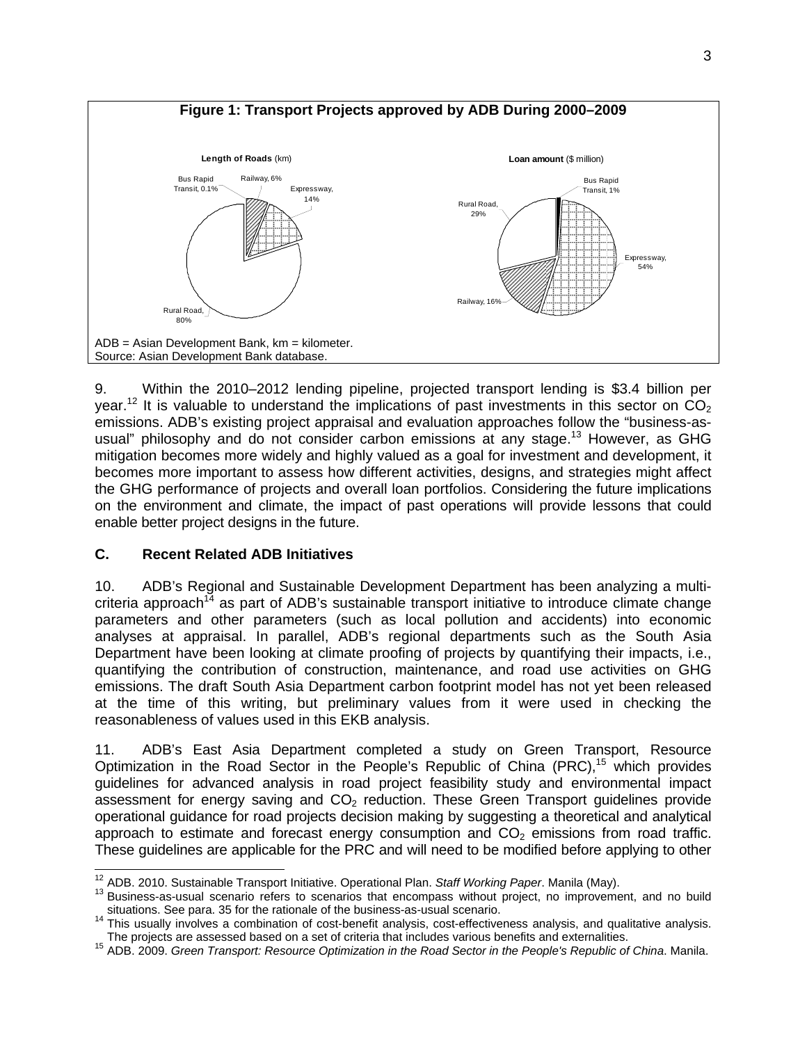**Figure 1: Transport Projects approved by ADB During 2000–2009**

**Length of Roads** (km)

Bus Rapid Transit, 0.1%; Railway, 6%; Expressway, 14%; Rural Road, 80%

**Loan amount** ($ million)

Bus Rapid Transit, 1%; Expressway, 54%; Railway, 16%; Rural Road, 29%

ADB = Asian Development Bank, km = kilometer.
Source: Asian Development Bank database.

9. Within the 2010–2012 lending pipeline, projected transport lending is $3.4 billion per year.[12] It is valuable to understand the implications of past investments in this sector on $CO_2$ emissions. ADB's existing project appraisal and evaluation approaches follow the "business-as-usual" philosophy and do not consider carbon emissions at any stage.[13] However, as GHG mitigation becomes more widely and highly valued as a goal for investment and development, it becomes more important to assess how different activities, designs, and strategies might affect the GHG performance of projects and overall loan portfolios. Considering the future implications on the environment and climate, the impact of past operations will provide lessons that could enable better project designs in the future.

## C. Recent Related ADB Initiatives

10. ADB's Regional and Sustainable Development Department has been analyzing a multi-criteria approach[14] as part of ADB's sustainable transport initiative to introduce climate change parameters and other parameters (such as local pollution and accidents) into economic analyses at appraisal. In parallel, ADB's regional departments such as the South Asia Department have been looking at climate proofing of projects by quantifying their impacts, i.e., quantifying the contribution of construction, maintenance, and road use activities on GHG emissions. The draft South Asia Department carbon footprint model has not yet been released at the time of this writing, but preliminary values from it were used in checking the reasonableness of values used in this EKB analysis.

11. ADB's East Asia Department completed a study on Green Transport, Resource Optimization in the Road Sector in the People's Republic of China (PRC),[15] which provides guidelines for advanced analysis in road project feasibility study and environmental impact assessment for energy saving and $CO_2$ reduction. These Green Transport guidelines provide operational guidance for road projects decision making by suggesting a theoretical and analytical approach to estimate and forecast energy consumption and $CO_2$ emissions from road traffic. These guidelines are applicable for the PRC and will need to be modified before applying to other

---

[12] ADB. 2010. Sustainable Transport Initiative. Operational Plan. *Staff Working Paper*. Manila (May).

[13] Business-as-usual scenario refers to scenarios that encompass without project, no improvement, and no build situations. See para. 35 for the rationale of the business-as-usual scenario.

[14] This usually involves a combination of cost-benefit analysis, cost-effectiveness analysis, and qualitative analysis. The projects are assessed based on a set of criteria that includes various benefits and externalities.

[15] ADB. 2009. *Green Transport: Resource Optimization in the Road Sector in the People's Republic of China*. Manila.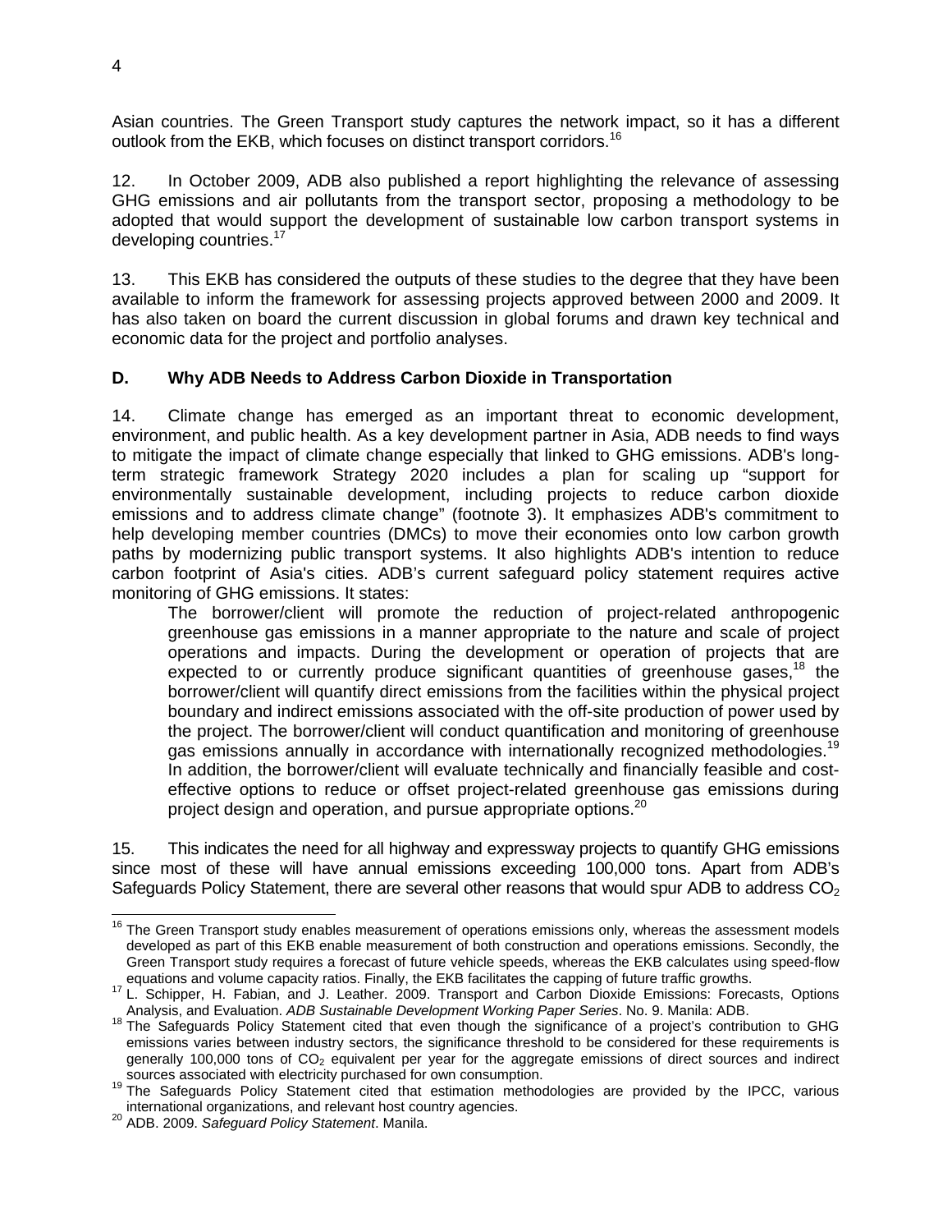Asian countries. The Green Transport study captures the network impact, so it has a different outlook from the EKB, which focuses on distinct transport corridors.[16]

12. In October 2009, ADB also published a report highlighting the relevance of assessing GHG emissions and air pollutants from the transport sector, proposing a methodology to be adopted that would support the development of sustainable low carbon transport systems in developing countries.[17]

13. This EKB has considered the outputs of these studies to the degree that they have been available to inform the framework for assessing projects approved between 2000 and 2009. It has also taken on board the current discussion in global forums and drawn key technical and economic data for the project and portfolio analyses.

### D. Why ADB Needs to Address Carbon Dioxide in Transportation

14. Climate change has emerged as an important threat to economic development, environment, and public health. As a key development partner in Asia, ADB needs to find ways to mitigate the impact of climate change especially that linked to GHG emissions. ADB's long-term strategic framework Strategy 2020 includes a plan for scaling up "support for environmentally sustainable development, including projects to reduce carbon dioxide emissions and to address climate change" (footnote 3). It emphasizes ADB's commitment to help developing member countries (DMCs) to move their economies onto low carbon growth paths by modernizing public transport systems. It also highlights ADB's intention to reduce carbon footprint of Asia's cities. ADB's current safeguard policy statement requires active monitoring of GHG emissions. It states:

> The borrower/client will promote the reduction of project-related anthropogenic greenhouse gas emissions in a manner appropriate to the nature and scale of project operations and impacts. During the development or operation of projects that are expected to or currently produce significant quantities of greenhouse gases,[18] the borrower/client will quantify direct emissions from the facilities within the physical project boundary and indirect emissions associated with the off-site production of power used by the project. The borrower/client will conduct quantification and monitoring of greenhouse gas emissions annually in accordance with internationally recognized methodologies.[19] In addition, the borrower/client will evaluate technically and financially feasible and cost-effective options to reduce or offset project-related greenhouse gas emissions during project design and operation, and pursue appropriate options.[20]

15. This indicates the need for all highway and expressway projects to quantify GHG emissions since most of these will have annual emissions exceeding 100,000 tons. Apart from ADB's Safeguards Policy Statement, there are several other reasons that would spur ADB to address $CO_2$

---

[16] The Green Transport study enables measurement of operations emissions only, whereas the assessment models developed as part of this EKB enable measurement of both construction and operations emissions. Secondly, the Green Transport study requires a forecast of future vehicle speeds, whereas the EKB calculates using speed-flow equations and volume capacity ratios. Finally, the EKB facilitates the capping of future traffic growths.

[17] L. Schipper, H. Fabian, and J. Leather. 2009. Transport and Carbon Dioxide Emissions: Forecasts, Options Analysis, and Evaluation. *ADB Sustainable Development Working Paper Series*. No. 9. Manila: ADB.

[18] The Safeguards Policy Statement cited that even though the significance of a project's contribution to GHG emissions varies between industry sectors, the significance threshold to be considered for these requirements is generally 100,000 tons of $CO_2$ equivalent per year for the aggregate emissions of direct sources and indirect sources associated with electricity purchased for own consumption.

[19] The Safeguards Policy Statement cited that estimation methodologies are provided by the IPCC, various international organizations, and relevant host country agencies.

[20] ADB. 2009. *Safeguard Policy Statement*. Manila.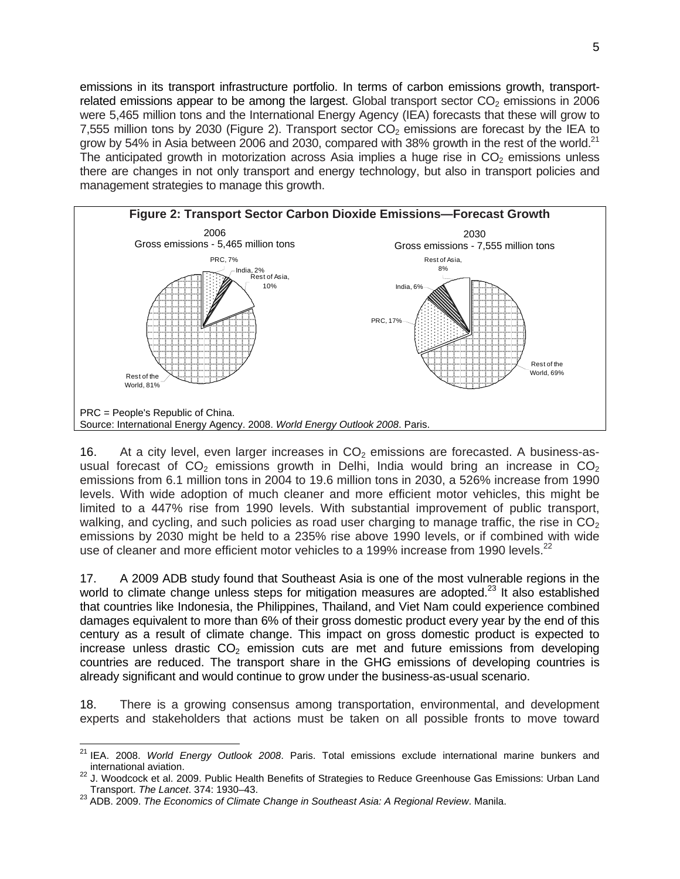emissions in its transport infrastructure portfolio. In terms of carbon emissions growth, transport-related emissions appear to be among the largest. Global transport sector $CO_2$ emissions in 2006 were 5,465 million tons and the International Energy Agency (IEA) forecasts that these will grow to 7,555 million tons by 2030 (Figure 2). Transport sector $CO_2$ emissions are forecast by the IEA to grow by 54% in Asia between 2006 and 2030, compared with 38% growth in the rest of the world.[21] The anticipated growth in motorization across Asia implies a huge rise in $CO_2$ emissions unless there are changes in not only transport and energy technology, but also in transport policies and management strategies to manage this growth.

**Figure 2: Transport Sector Carbon Dioxide Emissions—Forecast Growth**

2006
Gross emissions - 5,465 million tons

PRC, 7%; India, 2%; Rest of Asia, 10%; Rest of the World, 81%

2030
Gross emissions - 7,555 million tons

Rest of Asia, 8%; India, 6%; PRC, 17%; Rest of the World, 69%

PRC = People's Republic of China.
Source: International Energy Agency. 2008. *World Energy Outlook 2008*. Paris.

16. At a city level, even larger increases in $CO_2$ emissions are forecasted. A business-as-usual forecast of $CO_2$ emissions growth in Delhi, India would bring an increase in $CO_2$ emissions from 6.1 million tons in 2004 to 19.6 million tons in 2030, a 526% increase from 1990 levels. With wide adoption of much cleaner and more efficient motor vehicles, this might be limited to a 447% rise from 1990 levels. With substantial improvement of public transport, walking, and cycling, and such policies as road user charging to manage traffic, the rise in $CO_2$ emissions by 2030 might be held to a 235% rise above 1990 levels, or if combined with wide use of cleaner and more efficient motor vehicles to a 199% increase from 1990 levels.[22]

17. A 2009 ADB study found that Southeast Asia is one of the most vulnerable regions in the world to climate change unless steps for mitigation measures are adopted.[23] It also established that countries like Indonesia, the Philippines, Thailand, and Viet Nam could experience combined damages equivalent to more than 6% of their gross domestic product every year by the end of this century as a result of climate change. This impact on gross domestic product is expected to increase unless drastic $CO_2$ emission cuts are met and future emissions from developing countries are reduced. The transport share in the GHG emissions of developing countries is already significant and would continue to grow under the business-as-usual scenario.

18. There is a growing consensus among transportation, environmental, and development experts and stakeholders that actions must be taken on all possible fronts to move toward

---

[21] IEA. 2008. *World Energy Outlook 2008*. Paris. Total emissions exclude international marine bunkers and international aviation.

[22] J. Woodcock et al. 2009. Public Health Benefits of Strategies to Reduce Greenhouse Gas Emissions: Urban Land Transport. *The Lancet*. 374: 1930–43.

[23] ADB. 2009. *The Economics of Climate Change in Southeast Asia: A Regional Review*. Manila.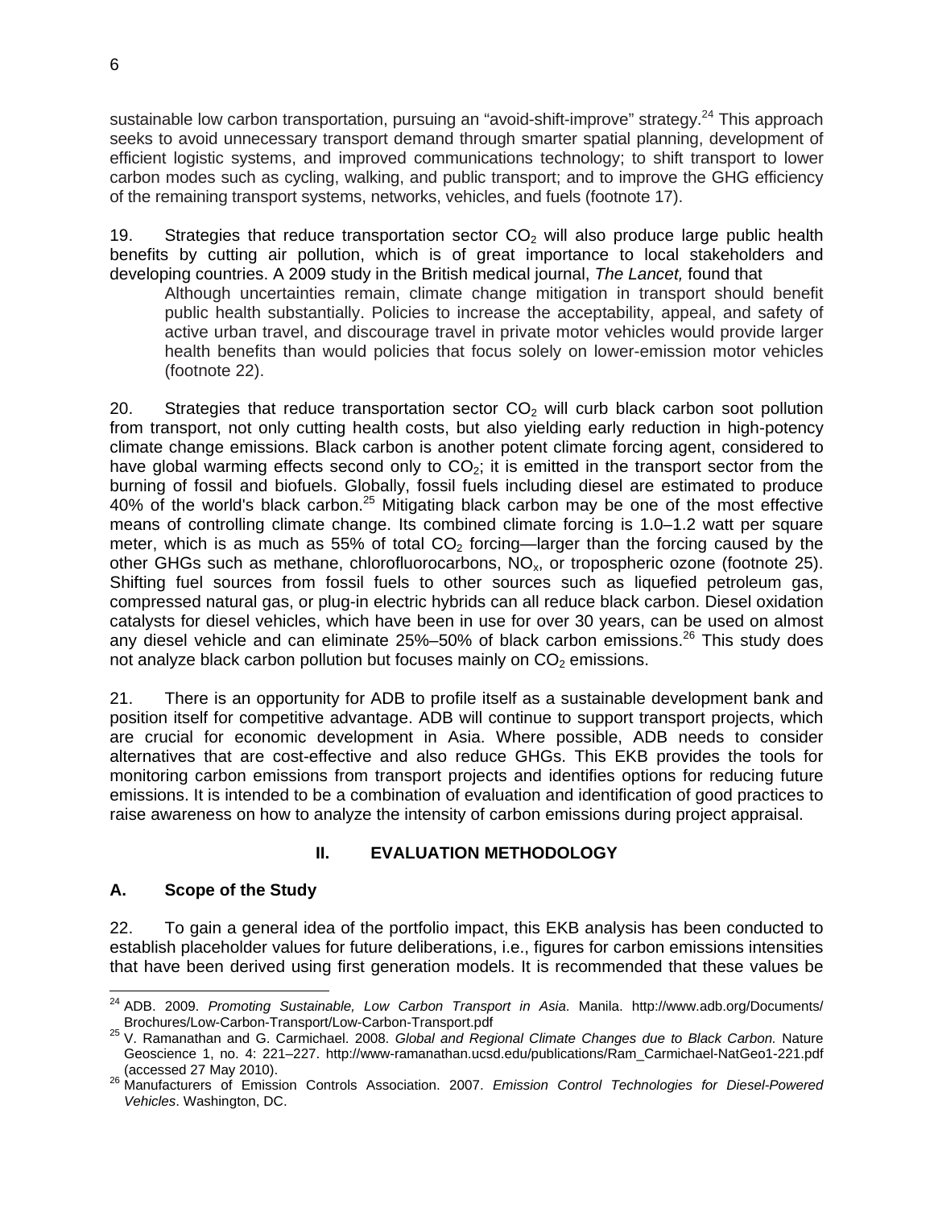sustainable low carbon transportation, pursuing an "avoid-shift-improve" strategy.[24] This approach seeks to avoid unnecessary transport demand through smarter spatial planning, development of efficient logistic systems, and improved communications technology; to shift transport to lower carbon modes such as cycling, walking, and public transport; and to improve the GHG efficiency of the remaining transport systems, networks, vehicles, and fuels (footnote 17).

19. Strategies that reduce transportation sector $CO_2$ will also produce large public health benefits by cutting air pollution, which is of great importance to local stakeholders and developing countries. A 2009 study in the British medical journal, *The Lancet,* found that

> Although uncertainties remain, climate change mitigation in transport should benefit public health substantially. Policies to increase the acceptability, appeal, and safety of active urban travel, and discourage travel in private motor vehicles would provide larger health benefits than would policies that focus solely on lower-emission motor vehicles (footnote 22).

20. Strategies that reduce transportation sector $CO_2$ will curb black carbon soot pollution from transport, not only cutting health costs, but also yielding early reduction in high-potency climate change emissions. Black carbon is another potent climate forcing agent, considered to have global warming effects second only to $CO_2$; it is emitted in the transport sector from the burning of fossil and biofuels. Globally, fossil fuels including diesel are estimated to produce 40% of the world's black carbon.[25] Mitigating black carbon may be one of the most effective means of controlling climate change. Its combined climate forcing is 1.0–1.2 watt per square meter, which is as much as 55% of total $CO_2$ forcing—larger than the forcing caused by the other GHGs such as methane, chlorofluorocarbons, $NO_x$, or tropospheric ozone (footnote 25). Shifting fuel sources from fossil fuels to other sources such as liquefied petroleum gas, compressed natural gas, or plug-in electric hybrids can all reduce black carbon. Diesel oxidation catalysts for diesel vehicles, which have been in use for over 30 years, can be used on almost any diesel vehicle and can eliminate 25%–50% of black carbon emissions.[26] This study does not analyze black carbon pollution but focuses mainly on $CO_2$ emissions.

21. There is an opportunity for ADB to profile itself as a sustainable development bank and position itself for competitive advantage. ADB will continue to support transport projects, which are crucial for economic development in Asia. Where possible, ADB needs to consider alternatives that are cost-effective and also reduce GHGs. This EKB provides the tools for monitoring carbon emissions from transport projects and identifies options for reducing future emissions. It is intended to be a combination of evaluation and identification of good practices to raise awareness on how to analyze the intensity of carbon emissions during project appraisal.

## II. EVALUATION METHODOLOGY

### A. Scope of the Study

22. To gain a general idea of the portfolio impact, this EKB analysis has been conducted to establish placeholder values for future deliberations, i.e., figures for carbon emissions intensities that have been derived using first generation models. It is recommended that these values be

---

[24] ADB. 2009. *Promoting Sustainable, Low Carbon Transport in Asia*. Manila. http://www.adb.org/Documents/Brochures/Low-Carbon-Transport/Low-Carbon-Transport.pdf

[25] V. Ramanathan and G. Carmichael. 2008. *Global and Regional Climate Changes due to Black Carbon.* Nature Geoscience 1, no. 4: 221–227. http://www-ramanathan.ucsd.edu/publications/Ram_Carmichael-NatGeo1-221.pdf (accessed 27 May 2010).

[26] Manufacturers of Emission Controls Association. 2007. *Emission Control Technologies for Diesel-Powered Vehicles*. Washington, DC.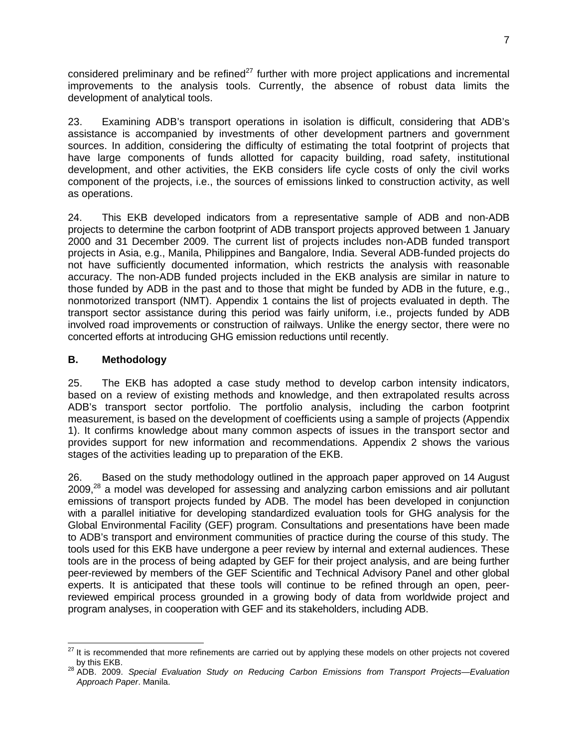considered preliminary and be refined[27] further with more project applications and incremental improvements to the analysis tools. Currently, the absence of robust data limits the development of analytical tools.

23. Examining ADB's transport operations in isolation is difficult, considering that ADB's assistance is accompanied by investments of other development partners and government sources. In addition, considering the difficulty of estimating the total footprint of projects that have large components of funds allotted for capacity building, road safety, institutional development, and other activities, the EKB considers life cycle costs of only the civil works component of the projects, i.e., the sources of emissions linked to construction activity, as well as operations.

24. This EKB developed indicators from a representative sample of ADB and non-ADB projects to determine the carbon footprint of ADB transport projects approved between 1 January 2000 and 31 December 2009. The current list of projects includes non-ADB funded transport projects in Asia, e.g., Manila, Philippines and Bangalore, India. Several ADB-funded projects do not have sufficiently documented information, which restricts the analysis with reasonable accuracy. The non-ADB funded projects included in the EKB analysis are similar in nature to those funded by ADB in the past and to those that might be funded by ADB in the future, e.g., nonmotorized transport (NMT). Appendix 1 contains the list of projects evaluated in depth. The transport sector assistance during this period was fairly uniform, i.e., projects funded by ADB involved road improvements or construction of railways. Unlike the energy sector, there were no concerted efforts at introducing GHG emission reductions until recently.

### B. Methodology

25. The EKB has adopted a case study method to develop carbon intensity indicators, based on a review of existing methods and knowledge, and then extrapolated results across ADB's transport sector portfolio. The portfolio analysis, including the carbon footprint measurement, is based on the development of coefficients using a sample of projects (Appendix 1). It confirms knowledge about many common aspects of issues in the transport sector and provides support for new information and recommendations. Appendix 2 shows the various stages of the activities leading up to preparation of the EKB.

26. Based on the study methodology outlined in the approach paper approved on 14 August 2009,[28] a model was developed for assessing and analyzing carbon emissions and air pollutant emissions of transport projects funded by ADB. The model has been developed in conjunction with a parallel initiative for developing standardized evaluation tools for GHG analysis for the Global Environmental Facility (GEF) program. Consultations and presentations have been made to ADB's transport and environment communities of practice during the course of this study. The tools used for this EKB have undergone a peer review by internal and external audiences. These tools are in the process of being adapted by GEF for their project analysis, and are being further peer-reviewed by members of the GEF Scientific and Technical Advisory Panel and other global experts. It is anticipated that these tools will continue to be refined through an open, peer-reviewed empirical process grounded in a growing body of data from worldwide project and program analyses, in cooperation with GEF and its stakeholders, including ADB.

---

[27] It is recommended that more refinements are carried out by applying these models on other projects not covered by this EKB.

[28] ADB. 2009. *Special Evaluation Study on Reducing Carbon Emissions from Transport Projects—Evaluation Approach Paper*. Manila.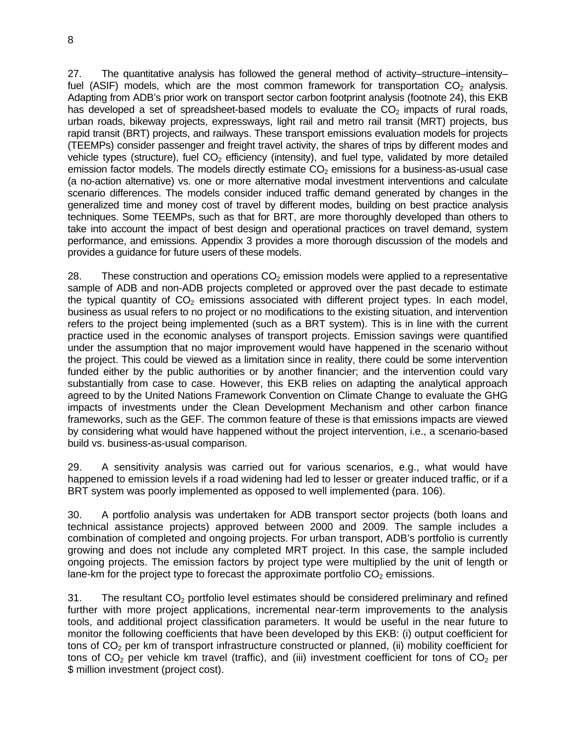27. The quantitative analysis has followed the general method of activity–structure–intensity–fuel (ASIF) models, which are the most common framework for transportation $CO_2$ analysis. Adapting from ADB's prior work on transport sector carbon footprint analysis (footnote 24), this EKB has developed a set of spreadsheet-based models to evaluate the $CO_2$ impacts of rural roads, urban roads, bikeway projects, expressways, light rail and metro rail transit (MRT) projects, bus rapid transit (BRT) projects, and railways. These transport emissions evaluation models for projects (TEEMPs) consider passenger and freight travel activity, the shares of trips by different modes and vehicle types (structure), fuel $CO_2$ efficiency (intensity), and fuel type, validated by more detailed emission factor models. The models directly estimate $CO_2$ emissions for a business-as-usual case (a no-action alternative) vs. one or more alternative modal investment interventions and calculate scenario differences. The models consider induced traffic demand generated by changes in the generalized time and money cost of travel by different modes, building on best practice analysis techniques. Some TEEMPs, such as that for BRT, are more thoroughly developed than others to take into account the impact of best design and operational practices on travel demand, system performance, and emissions. Appendix 3 provides a more thorough discussion of the models and provides a guidance for future users of these models.

28. These construction and operations $CO_2$ emission models were applied to a representative sample of ADB and non-ADB projects completed or approved over the past decade to estimate the typical quantity of $CO_2$ emissions associated with different project types. In each model, business as usual refers to no project or no modifications to the existing situation, and intervention refers to the project being implemented (such as a BRT system). This is in line with the current practice used in the economic analyses of transport projects. Emission savings were quantified under the assumption that no major improvement would have happened in the scenario without the project. This could be viewed as a limitation since in reality, there could be some intervention funded either by the public authorities or by another financier; and the intervention could vary substantially from case to case. However, this EKB relies on adapting the analytical approach agreed to by the United Nations Framework Convention on Climate Change to evaluate the GHG impacts of investments under the Clean Development Mechanism and other carbon finance frameworks, such as the GEF. The common feature of these is that emissions impacts are viewed by considering what would have happened without the project intervention, i.e., a scenario-based build vs. business-as-usual comparison.

29. A sensitivity analysis was carried out for various scenarios, e.g., what would have happened to emission levels if a road widening had led to lesser or greater induced traffic, or if a BRT system was poorly implemented as opposed to well implemented (para. 106).

30. A portfolio analysis was undertaken for ADB transport sector projects (both loans and technical assistance projects) approved between 2000 and 2009. The sample includes a combination of completed and ongoing projects. For urban transport, ADB's portfolio is currently growing and does not include any completed MRT project. In this case, the sample included ongoing projects. The emission factors by project type were multiplied by the unit of length or lane-km for the project type to forecast the approximate portfolio $CO_2$ emissions.

31. The resultant $CO_2$ portfolio level estimates should be considered preliminary and refined further with more project applications, incremental near-term improvements to the analysis tools, and additional project classification parameters. It would be useful in the near future to monitor the following coefficients that have been developed by this EKB: (i) output coefficient for tons of $CO_2$ per km of transport infrastructure constructed or planned, (ii) mobility coefficient for tons of $CO_2$ per vehicle km travel (traffic), and (iii) investment coefficient for tons of $CO_2$ per $ million investment (project cost).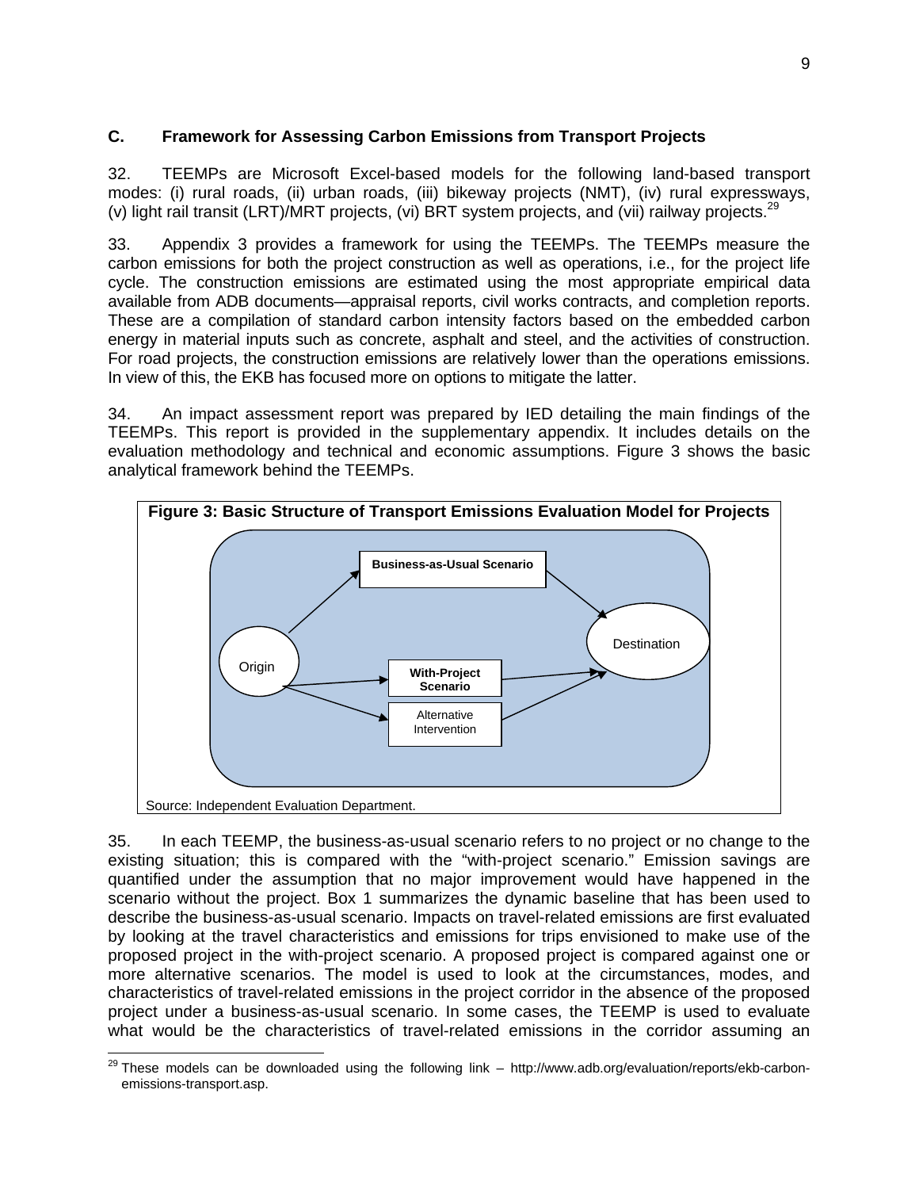### C. Framework for Assessing Carbon Emissions from Transport Projects

32. TEEMPs are Microsoft Excel-based models for the following land-based transport modes: (i) rural roads, (ii) urban roads, (iii) bikeway projects (NMT), (iv) rural expressways, (v) light rail transit (LRT)/MRT projects, (vi) BRT system projects, and (vii) railway projects.[29]

33. Appendix 3 provides a framework for using the TEEMPs. The TEEMPs measure the carbon emissions for both the project construction as well as operations, i.e., for the project life cycle. The construction emissions are estimated using the most appropriate empirical data available from ADB documents—appraisal reports, civil works contracts, and completion reports. These are a compilation of standard carbon intensity factors based on the embedded carbon energy in material inputs such as concrete, asphalt and steel, and the activities of construction. For road projects, the construction emissions are relatively lower than the operations emissions. In view of this, the EKB has focused more on options to mitigate the latter.

34. An impact assessment report was prepared by IED detailing the main findings of the TEEMPs. This report is provided in the supplementary appendix. It includes details on the evaluation methodology and technical and economic assumptions. Figure 3 shows the basic analytical framework behind the TEEMPs.

**Figure 3: Basic Structure of Transport Emissions Evaluation Model for Projects**

Origin → Business-as-Usual Scenario → Destination

Origin → With-Project Scenario → Destination

Origin → Alternative Intervention → Destination

Source: Independent Evaluation Department.

35. In each TEEMP, the business-as-usual scenario refers to no project or no change to the existing situation; this is compared with the "with-project scenario." Emission savings are quantified under the assumption that no major improvement would have happened in the scenario without the project. Box 1 summarizes the dynamic baseline that has been used to describe the business-as-usual scenario. Impacts on travel-related emissions are first evaluated by looking at the travel characteristics and emissions for trips envisioned to make use of the proposed project in the with-project scenario. A proposed project is compared against one or more alternative scenarios. The model is used to look at the circumstances, modes, and characteristics of travel-related emissions in the project corridor in the absence of the proposed project under a business-as-usual scenario. In some cases, the TEEMP is used to evaluate what would be the characteristics of travel-related emissions in the corridor assuming an

---

[29] These models can be downloaded using the following link – http://www.adb.org/evaluation/reports/ekb-carbon-emissions-transport.asp.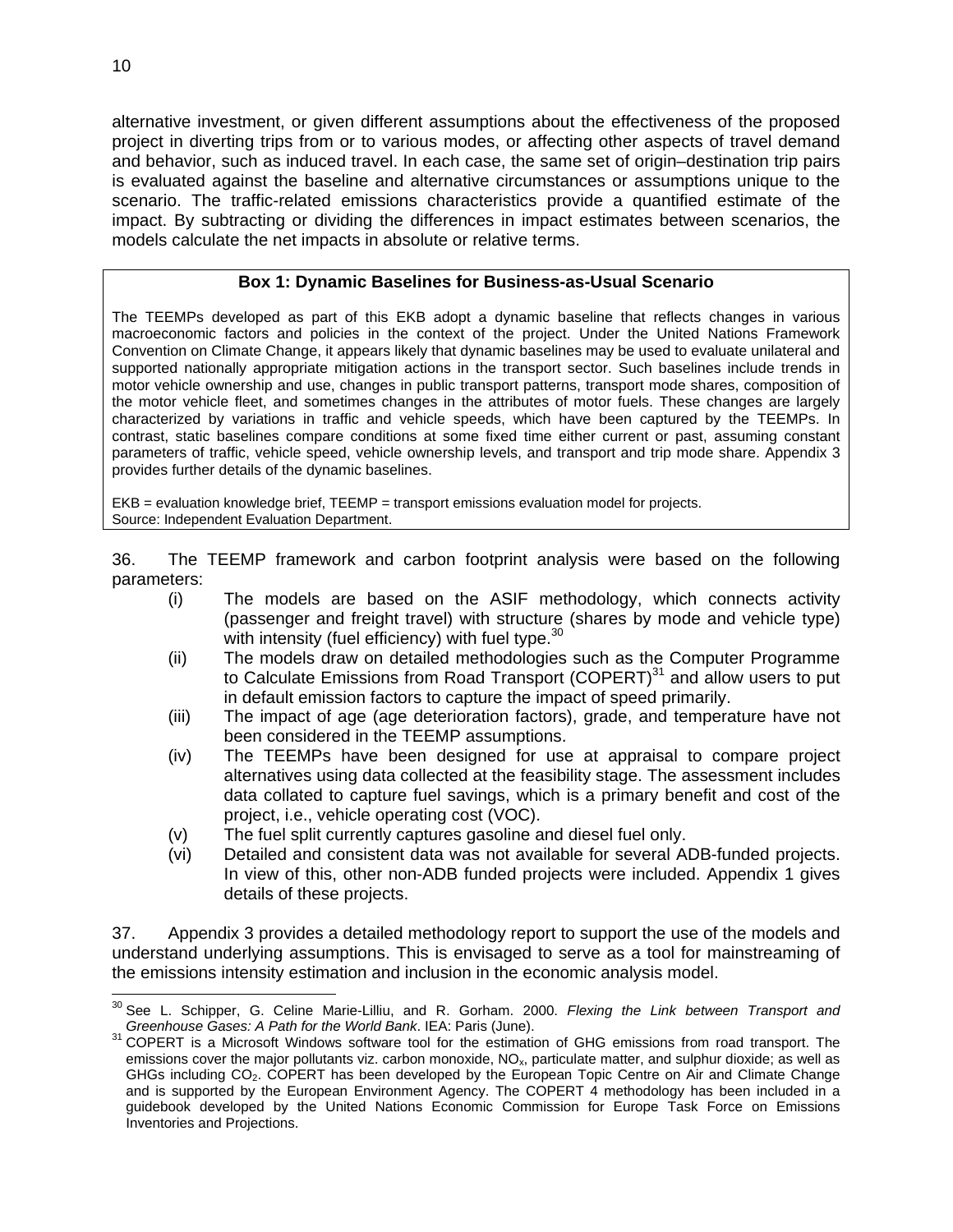alternative investment, or given different assumptions about the effectiveness of the proposed project in diverting trips from or to various modes, or affecting other aspects of travel demand and behavior, such as induced travel. In each case, the same set of origin–destination trip pairs is evaluated against the baseline and alternative circumstances or assumptions unique to the scenario. The traffic-related emissions characteristics provide a quantified estimate of the impact. By subtracting or dividing the differences in impact estimates between scenarios, the models calculate the net impacts in absolute or relative terms.

> **Box 1: Dynamic Baselines for Business-as-Usual Scenario**
>
> The TEEMPs developed as part of this EKB adopt a dynamic baseline that reflects changes in various macroeconomic factors and policies in the context of the project. Under the United Nations Framework Convention on Climate Change, it appears likely that dynamic baselines may be used to evaluate unilateral and supported nationally appropriate mitigation actions in the transport sector. Such baselines include trends in motor vehicle ownership and use, changes in public transport patterns, transport mode shares, composition of the motor vehicle fleet, and sometimes changes in the attributes of motor fuels. These changes are largely characterized by variations in traffic and vehicle speeds, which have been captured by the TEEMPs. In contrast, static baselines compare conditions at some fixed time either current or past, assuming constant parameters of traffic, vehicle speed, vehicle ownership levels, and transport and trip mode share. Appendix 3 provides further details of the dynamic baselines.
>
> EKB = evaluation knowledge brief, TEEMP = transport emissions evaluation model for projects.
> Source: Independent Evaluation Department.

36. The TEEMP framework and carbon footprint analysis were based on the following parameters:

(i) The models are based on the ASIF methodology, which connects activity (passenger and freight travel) with structure (shares by mode and vehicle type) with intensity (fuel efficiency) with fuel type.[30]

(ii) The models draw on detailed methodologies such as the Computer Programme to Calculate Emissions from Road Transport (COPERT)[31] and allow users to put in default emission factors to capture the impact of speed primarily.

(iii) The impact of age (age deterioration factors), grade, and temperature have not been considered in the TEEMP assumptions.

(iv) The TEEMPs have been designed for use at appraisal to compare project alternatives using data collected at the feasibility stage. The assessment includes data collated to capture fuel savings, which is a primary benefit and cost of the project, i.e., vehicle operating cost (VOC).

(v) The fuel split currently captures gasoline and diesel fuel only.

(vi) Detailed and consistent data was not available for several ADB-funded projects. In view of this, other non-ADB funded projects were included. Appendix 1 gives details of these projects.

37. Appendix 3 provides a detailed methodology report to support the use of the models and understand underlying assumptions. This is envisaged to serve as a tool for mainstreaming of the emissions intensity estimation and inclusion in the economic analysis model.

---

[30] See L. Schipper, G. Celine Marie-Lilliu, and R. Gorham. 2000. *Flexing the Link between Transport and Greenhouse Gases: A Path for the World Bank*. IEA: Paris (June).

[31] COPERT is a Microsoft Windows software tool for the estimation of GHG emissions from road transport. The emissions cover the major pollutants viz. carbon monoxide, $NO_x$, particulate matter, and sulphur dioxide; as well as GHGs including $CO_2$. COPERT has been developed by the European Topic Centre on Air and Climate Change and is supported by the European Environment Agency. The COPERT 4 methodology has been included in a guidebook developed by the United Nations Economic Commission for Europe Task Force on Emissions Inventories and Projections.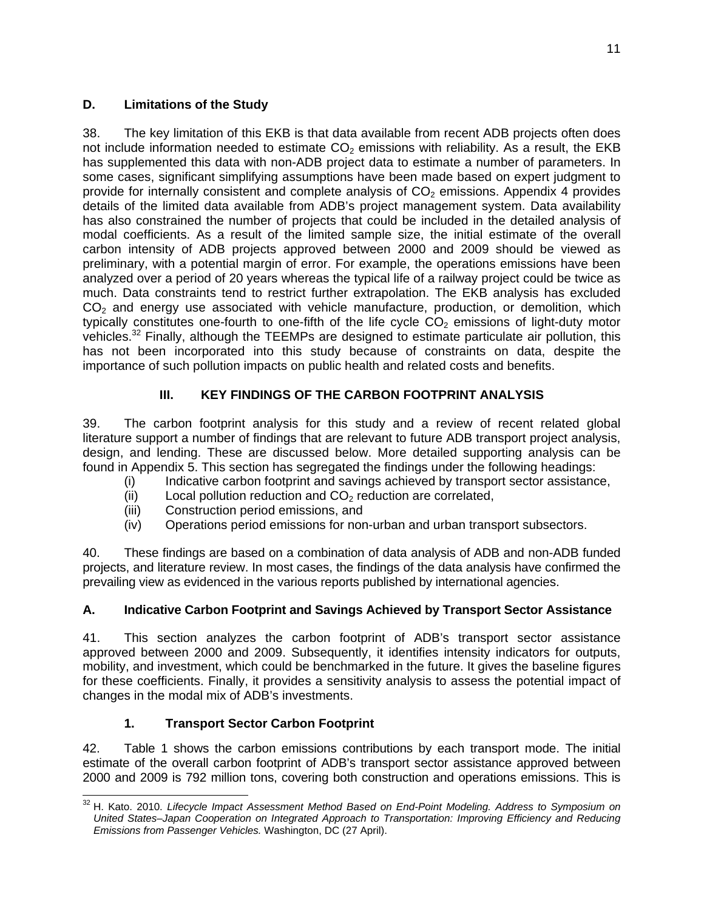### D. Limitations of the Study

38. The key limitation of this EKB is that data available from recent ADB projects often does not include information needed to estimate $CO_2$ emissions with reliability. As a result, the EKB has supplemented this data with non-ADB project data to estimate a number of parameters. In some cases, significant simplifying assumptions have been made based on expert judgment to provide for internally consistent and complete analysis of $CO_2$ emissions. Appendix 4 provides details of the limited data available from ADB's project management system. Data availability has also constrained the number of projects that could be included in the detailed analysis of modal coefficients. As a result of the limited sample size, the initial estimate of the overall carbon intensity of ADB projects approved between 2000 and 2009 should be viewed as preliminary, with a potential margin of error. For example, the operations emissions have been analyzed over a period of 20 years whereas the typical life of a railway project could be twice as much. Data constraints tend to restrict further extrapolation. The EKB analysis has excluded $CO_2$ and energy use associated with vehicle manufacture, production, or demolition, which typically constitutes one-fourth to one-fifth of the life cycle $CO_2$ emissions of light-duty motor vehicles.[32] Finally, although the TEEMPs are designed to estimate particulate air pollution, this has not been incorporated into this study because of constraints on data, despite the importance of such pollution impacts on public health and related costs and benefits.

## III. KEY FINDINGS OF THE CARBON FOOTPRINT ANALYSIS

39. The carbon footprint analysis for this study and a review of recent related global literature support a number of findings that are relevant to future ADB transport project analysis, design, and lending. These are discussed below. More detailed supporting analysis can be found in Appendix 5. This section has segregated the findings under the following headings:

- (i) Indicative carbon footprint and savings achieved by transport sector assistance,
- (ii) Local pollution reduction and $CO_2$ reduction are correlated,
- (iii) Construction period emissions, and
- (iv) Operations period emissions for non-urban and urban transport subsectors.

40. These findings are based on a combination of data analysis of ADB and non-ADB funded projects, and literature review. In most cases, the findings of the data analysis have confirmed the prevailing view as evidenced in the various reports published by international agencies.

### A. Indicative Carbon Footprint and Savings Achieved by Transport Sector Assistance

41. This section analyzes the carbon footprint of ADB's transport sector assistance approved between 2000 and 2009. Subsequently, it identifies intensity indicators for outputs, mobility, and investment, which could be benchmarked in the future. It gives the baseline figures for these coefficients. Finally, it provides a sensitivity analysis to assess the potential impact of changes in the modal mix of ADB's investments.

#### 1. Transport Sector Carbon Footprint

42. Table 1 shows the carbon emissions contributions by each transport mode. The initial estimate of the overall carbon footprint of ADB's transport sector assistance approved between 2000 and 2009 is 792 million tons, covering both construction and operations emissions. This is

[32] H. Kato. 2010. *Lifecycle Impact Assessment Method Based on End-Point Modeling. Address to Symposium on United States–Japan Cooperation on Integrated Approach to Transportation: Improving Efficiency and Reducing Emissions from Passenger Vehicles.* Washington, DC (27 April).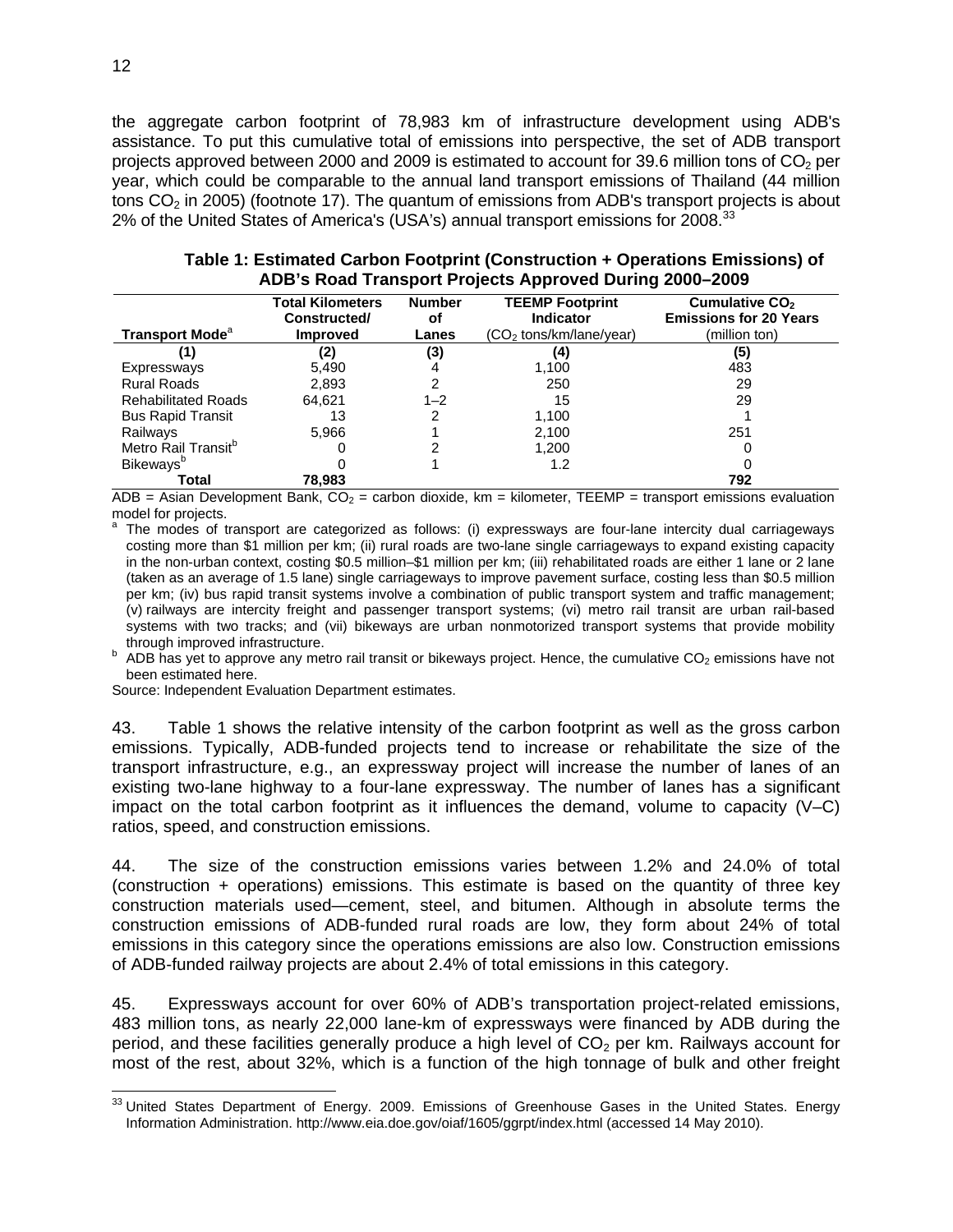the aggregate carbon footprint of 78,983 km of infrastructure development using ADB's assistance. To put this cumulative total of emissions into perspective, the set of ADB transport projects approved between 2000 and 2009 is estimated to account for 39.6 million tons of $CO_2$ per year, which could be comparable to the annual land transport emissions of Thailand (44 million tons $CO_2$ in 2005) (footnote 17). The quantum of emissions from ADB's transport projects is about 2% of the United States of America's (USA's) annual transport emissions for 2008.[33]

**Table 1: Estimated Carbon Footprint (Construction + Operations Emissions) of ADB's Road Transport Projects Approved During 2000–2009**

| Transport Mode[a] | Total Kilometers Constructed/ Improved | Number of Lanes | TEEMP Footprint Indicator ($CO_2$ tons/km/lane/year) | Cumulative $CO_2$ Emissions for 20 Years (million ton) |
|---|---|---|---|---|
| (1) | (2) | (3) | (4) | (5) |
| Expressways | 5,490 | 4 | 1,100 | 483 |
| Rural Roads | 2,893 | 2 | 250 | 29 |
| Rehabilitated Roads | 64,621 | 1–2 | 15 | 29 |
| Bus Rapid Transit | 13 | 2 | 1,100 | 1 |
| Railways | 5,966 | 1 | 2,100 | 251 |
| Metro Rail Transit[b] | 0 | 2 | 1,200 | 0 |
| Bikeways[b] | 0 | 1 | 1.2 | 0 |
| **Total** | **78,983** | | | **792** |

ADB = Asian Development Bank, $CO_2$ = carbon dioxide, km = kilometer, TEEMP = transport emissions evaluation model for projects.

[a] The modes of transport are categorized as follows: (i) expressways are four-lane intercity dual carriageways costing more than $1 million per km; (ii) rural roads are two-lane single carriageways to expand existing capacity in the non-urban context, costing $0.5 million–$1 million per km; (iii) rehabilitated roads are either 1 lane or 2 lane (taken as an average of 1.5 lane) single carriageways to improve pavement surface, costing less than $0.5 million per km; (iv) bus rapid transit systems involve a combination of public transport system and traffic management; (v) railways are intercity freight and passenger transport systems; (vi) metro rail transit are urban rail-based systems with two tracks; and (vii) bikeways are urban nonmotorized transport systems that provide mobility through improved infrastructure.

[b] ADB has yet to approve any metro rail transit or bikeways project. Hence, the cumulative $CO_2$ emissions have not been estimated here.

Source: Independent Evaluation Department estimates.

43. Table 1 shows the relative intensity of the carbon footprint as well as the gross carbon emissions. Typically, ADB-funded projects tend to increase or rehabilitate the size of the transport infrastructure, e.g., an expressway project will increase the number of lanes of an existing two-lane highway to a four-lane expressway. The number of lanes has a significant impact on the total carbon footprint as it influences the demand, volume to capacity (V–C) ratios, speed, and construction emissions.

44. The size of the construction emissions varies between 1.2% and 24.0% of total (construction + operations) emissions. This estimate is based on the quantity of three key construction materials used—cement, steel, and bitumen. Although in absolute terms the construction emissions of ADB-funded rural roads are low, they form about 24% of total emissions in this category since the operations emissions are also low. Construction emissions of ADB-funded railway projects are about 2.4% of total emissions in this category.

45. Expressways account for over 60% of ADB's transportation project-related emissions, 483 million tons, as nearly 22,000 lane-km of expressways were financed by ADB during the period, and these facilities generally produce a high level of $CO_2$ per km. Railways account for most of the rest, about 32%, which is a function of the high tonnage of bulk and other freight

[33] United States Department of Energy. 2009. Emissions of Greenhouse Gases in the United States. Energy Information Administration. http://www.eia.doe.gov/oiaf/1605/ggrpt/index.html (accessed 14 May 2010).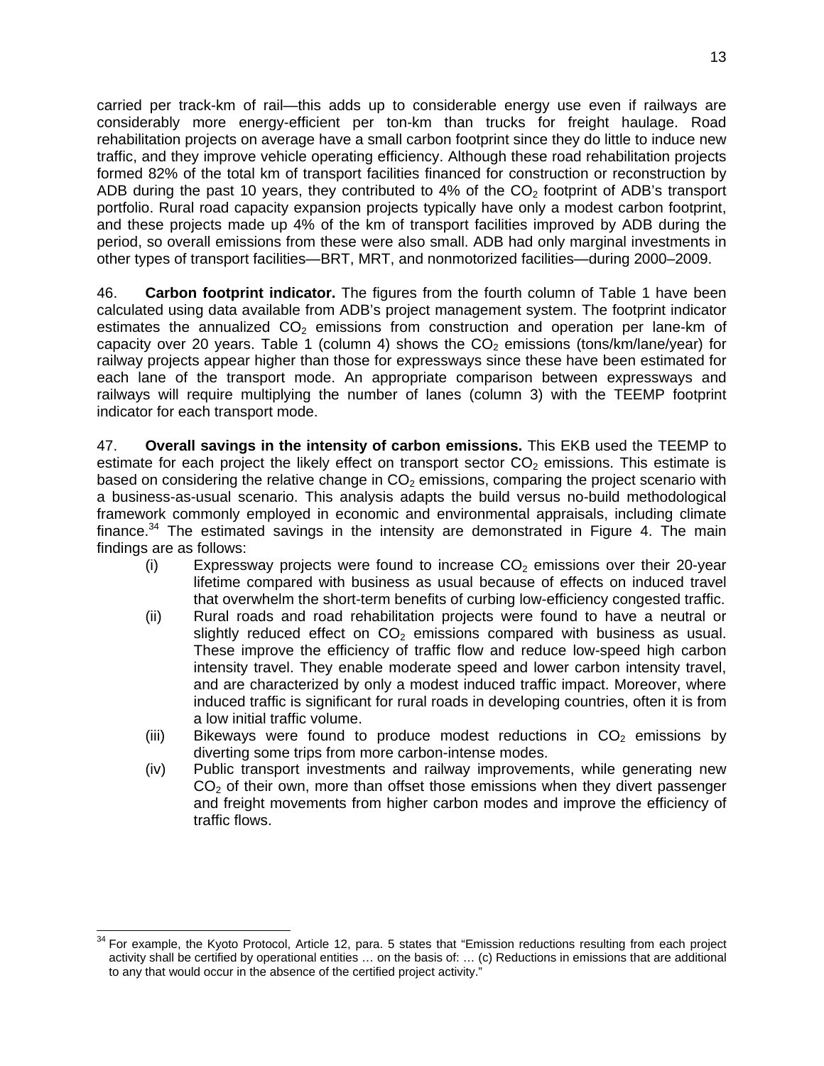carried per track-km of rail—this adds up to considerable energy use even if railways are considerably more energy-efficient per ton-km than trucks for freight haulage. Road rehabilitation projects on average have a small carbon footprint since they do little to induce new traffic, and they improve vehicle operating efficiency. Although these road rehabilitation projects formed 82% of the total km of transport facilities financed for construction or reconstruction by ADB during the past 10 years, they contributed to 4% of the $CO_2$ footprint of ADB's transport portfolio. Rural road capacity expansion projects typically have only a modest carbon footprint, and these projects made up 4% of the km of transport facilities improved by ADB during the period, so overall emissions from these were also small. ADB had only marginal investments in other types of transport facilities—BRT, MRT, and nonmotorized facilities—during 2000–2009.

46. **Carbon footprint indicator.** The figures from the fourth column of Table 1 have been calculated using data available from ADB's project management system. The footprint indicator estimates the annualized $CO_2$ emissions from construction and operation per lane-km of capacity over 20 years. Table 1 (column 4) shows the $CO_2$ emissions (tons/km/lane/year) for railway projects appear higher than those for expressways since these have been estimated for each lane of the transport mode. An appropriate comparison between expressways and railways will require multiplying the number of lanes (column 3) with the TEEMP footprint indicator for each transport mode.

47. **Overall savings in the intensity of carbon emissions.** This EKB used the TEEMP to estimate for each project the likely effect on transport sector $CO_2$ emissions. This estimate is based on considering the relative change in $CO_2$ emissions, comparing the project scenario with a business-as-usual scenario. This analysis adapts the build versus no-build methodological framework commonly employed in economic and environmental appraisals, including climate finance.[34] The estimated savings in the intensity are demonstrated in Figure 4. The main findings are as follows:

- (i) Expressway projects were found to increase $CO_2$ emissions over their 20-year lifetime compared with business as usual because of effects on induced travel that overwhelm the short-term benefits of curbing low-efficiency congested traffic.
- (ii) Rural roads and road rehabilitation projects were found to have a neutral or slightly reduced effect on $CO_2$ emissions compared with business as usual. These improve the efficiency of traffic flow and reduce low-speed high carbon intensity travel. They enable moderate speed and lower carbon intensity travel, and are characterized by only a modest induced traffic impact. Moreover, where induced traffic is significant for rural roads in developing countries, often it is from a low initial traffic volume.
- (iii) Bikeways were found to produce modest reductions in $CO_2$ emissions by diverting some trips from more carbon-intense modes.
- (iv) Public transport investments and railway improvements, while generating new $CO_2$ of their own, more than offset those emissions when they divert passenger and freight movements from higher carbon modes and improve the efficiency of traffic flows.

---

[34] For example, the Kyoto Protocol, Article 12, para. 5 states that "Emission reductions resulting from each project activity shall be certified by operational entities … on the basis of: … (c) Reductions in emissions that are additional to any that would occur in the absence of the certified project activity."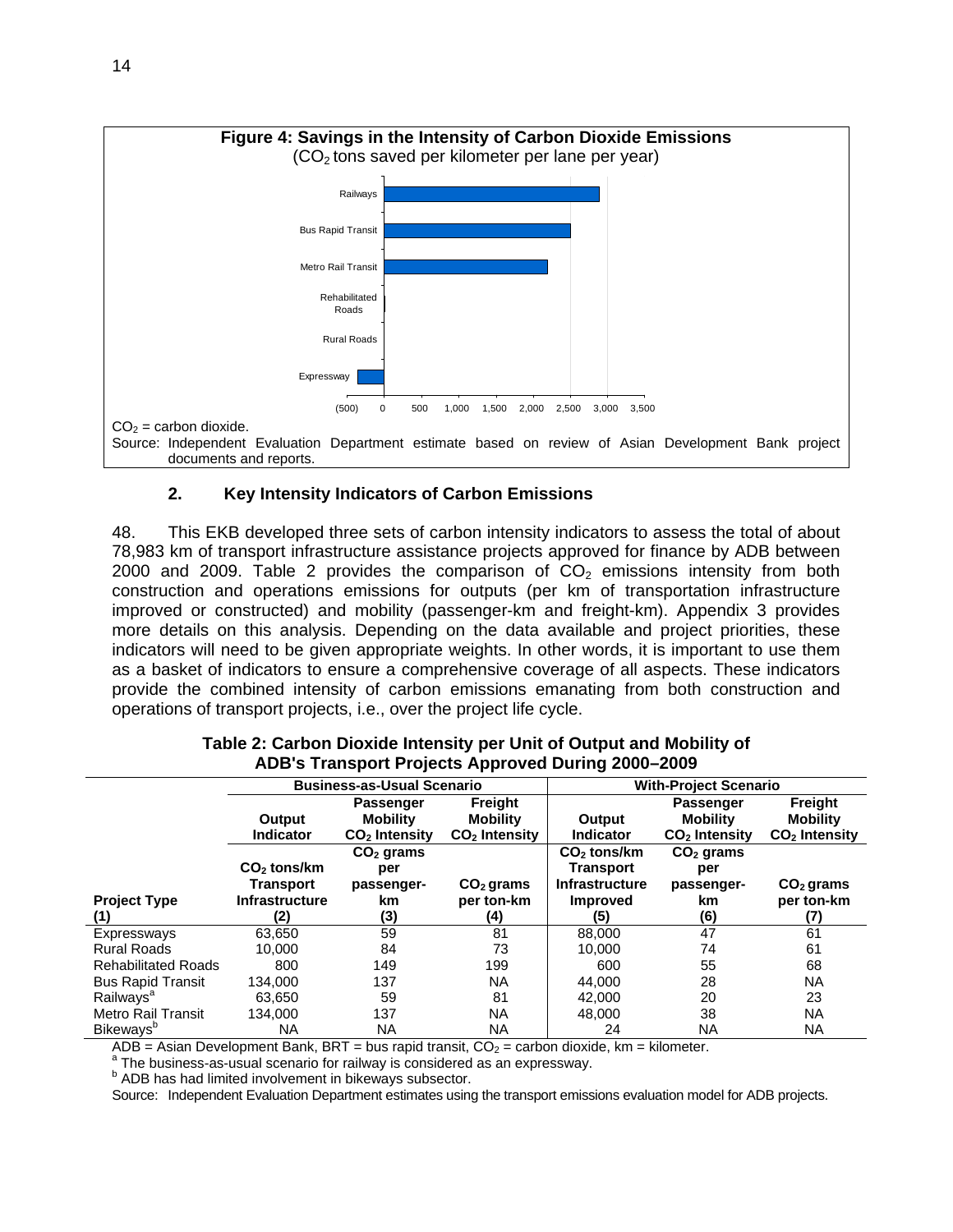**Figure 4: Savings in the Intensity of Carbon Dioxide Emissions**
($CO_2$ tons saved per kilometer per lane per year)

$CO_2$ = carbon dioxide.

Source: Independent Evaluation Department estimate based on review of Asian Development Bank project documents and reports.

### 2. Key Intensity Indicators of Carbon Emissions

48. This EKB developed three sets of carbon intensity indicators to assess the total of about 78,983 km of transport infrastructure assistance projects approved for finance by ADB between 2000 and 2009. Table 2 provides the comparison of $CO_2$ emissions intensity from both construction and operations emissions for outputs (per km of transportation infrastructure improved or constructed) and mobility (passenger-km and freight-km). Appendix 3 provides more details on this analysis. Depending on the data available and project priorities, these indicators will need to be given appropriate weights. In other words, it is important to use them as a basket of indicators to ensure a comprehensive coverage of all aspects. These indicators provide the combined intensity of carbon emissions emanating from both construction and operations of transport projects, i.e., over the project life cycle.

**Table 2: Carbon Dioxide Intensity per Unit of Output and Mobility of ADB's Transport Projects Approved During 2000–2009**

| | Business-as-Usual Scenario | | | With-Project Scenario | | |
|---|---|---|---|---|---|---|
| | Output Indicator | Passenger Mobility $CO_2$ Intensity | Freight Mobility $CO_2$ Intensity | Output Indicator | Passenger Mobility $CO_2$ Intensity | Freight Mobility $CO_2$ Intensity |
| Project Type (1) | $CO_2$ tons/km Transport Infrastructure (2) | $CO_2$ grams per passenger-km (3) | $CO_2$ grams per ton-km (4) | $CO_2$ tons/km Transport Infrastructure Improved (5) | $CO_2$ grams per passenger-km (6) | $CO_2$ grams per ton-km (7) |
| Expressways | 63,650 | 59 | 81 | 88,000 | 47 | 61 |
| Rural Roads | 10,000 | 84 | 73 | 10,000 | 74 | 61 |
| Rehabilitated Roads | 800 | 149 | 199 | 600 | 55 | 68 |
| Bus Rapid Transit | 134,000 | 137 | NA | 44,000 | 28 | NA |
| Railways[a] | 63,650 | 59 | 81 | 42,000 | 20 | 23 |
| Metro Rail Transit | 134,000 | 137 | NA | 48,000 | 38 | NA |
| Bikeways[b] | NA | NA | NA | 24 | NA | NA |

ADB = Asian Development Bank, BRT = bus rapid transit, $CO_2$ = carbon dioxide, km = kilometer.

[a] The business-as-usual scenario for railway is considered as an expressway.

[b] ADB has had limited involvement in bikeways subsector.

Source: Independent Evaluation Department estimates using the transport emissions evaluation model for ADB projects.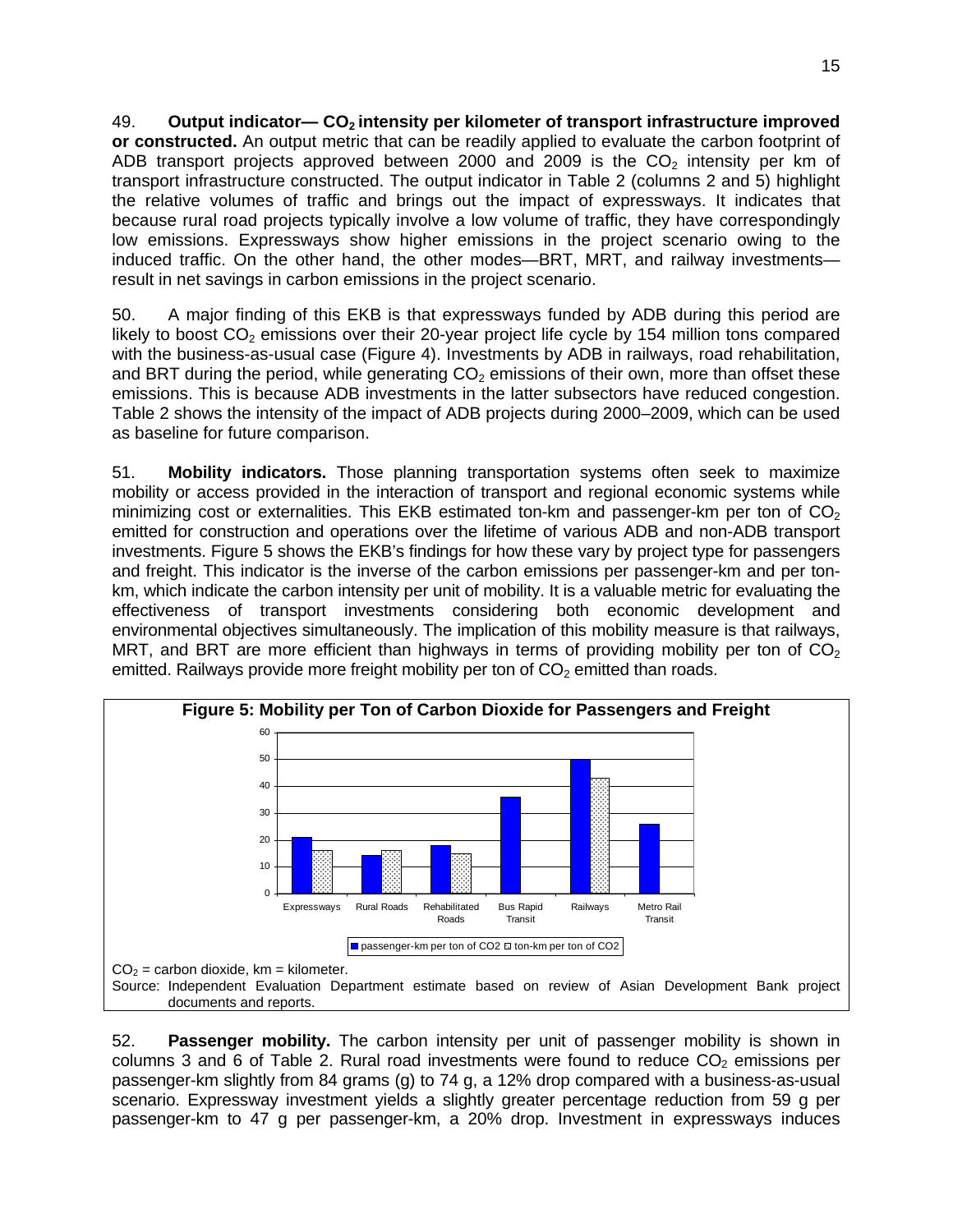49. **Output indicator— $CO_2$ intensity per kilometer of transport infrastructure improved or constructed.** An output metric that can be readily applied to evaluate the carbon footprint of ADB transport projects approved between 2000 and 2009 is the $CO_2$ intensity per km of transport infrastructure constructed. The output indicator in Table 2 (columns 2 and 5) highlight the relative volumes of traffic and brings out the impact of expressways. It indicates that because rural road projects typically involve a low volume of traffic, they have correspondingly low emissions. Expressways show higher emissions in the project scenario owing to the induced traffic. On the other hand, the other modes—BRT, MRT, and railway investments—result in net savings in carbon emissions in the project scenario.

50. A major finding of this EKB is that expressways funded by ADB during this period are likely to boost $CO_2$ emissions over their 20-year project life cycle by 154 million tons compared with the business-as-usual case (Figure 4). Investments by ADB in railways, road rehabilitation, and BRT during the period, while generating $CO_2$ emissions of their own, more than offset these emissions. This is because ADB investments in the latter subsectors have reduced congestion. Table 2 shows the intensity of the impact of ADB projects during 2000–2009, which can be used as baseline for future comparison.

51. **Mobility indicators.** Those planning transportation systems often seek to maximize mobility or access provided in the interaction of transport and regional economic systems while minimizing cost or externalities. This EKB estimated ton-km and passenger-km per ton of $CO_2$ emitted for construction and operations over the lifetime of various ADB and non-ADB transport investments. Figure 5 shows the EKB's findings for how these vary by project type for passengers and freight. This indicator is the inverse of the carbon emissions per passenger-km and per ton-km, which indicate the carbon intensity per unit of mobility. It is a valuable metric for evaluating the effectiveness of transport investments considering both economic development and environmental objectives simultaneously. The implication of this mobility measure is that railways, MRT, and BRT are more efficient than highways in terms of providing mobility per ton of $CO_2$ emitted. Railways provide more freight mobility per ton of $CO_2$ emitted than roads.

**Figure 5: Mobility per Ton of Carbon Dioxide for Passengers and Freight**

$CO_2$ = carbon dioxide, km = kilometer.

Source: Independent Evaluation Department estimate based on review of Asian Development Bank project documents and reports.

52. **Passenger mobility.** The carbon intensity per unit of passenger mobility is shown in columns 3 and 6 of Table 2. Rural road investments were found to reduce $CO_2$ emissions per passenger-km slightly from 84 grams (g) to 74 g, a 12% drop compared with a business-as-usual scenario. Expressway investment yields a slightly greater percentage reduction from 59 g per passenger-km to 47 g per passenger-km, a 20% drop. Investment in expressways induces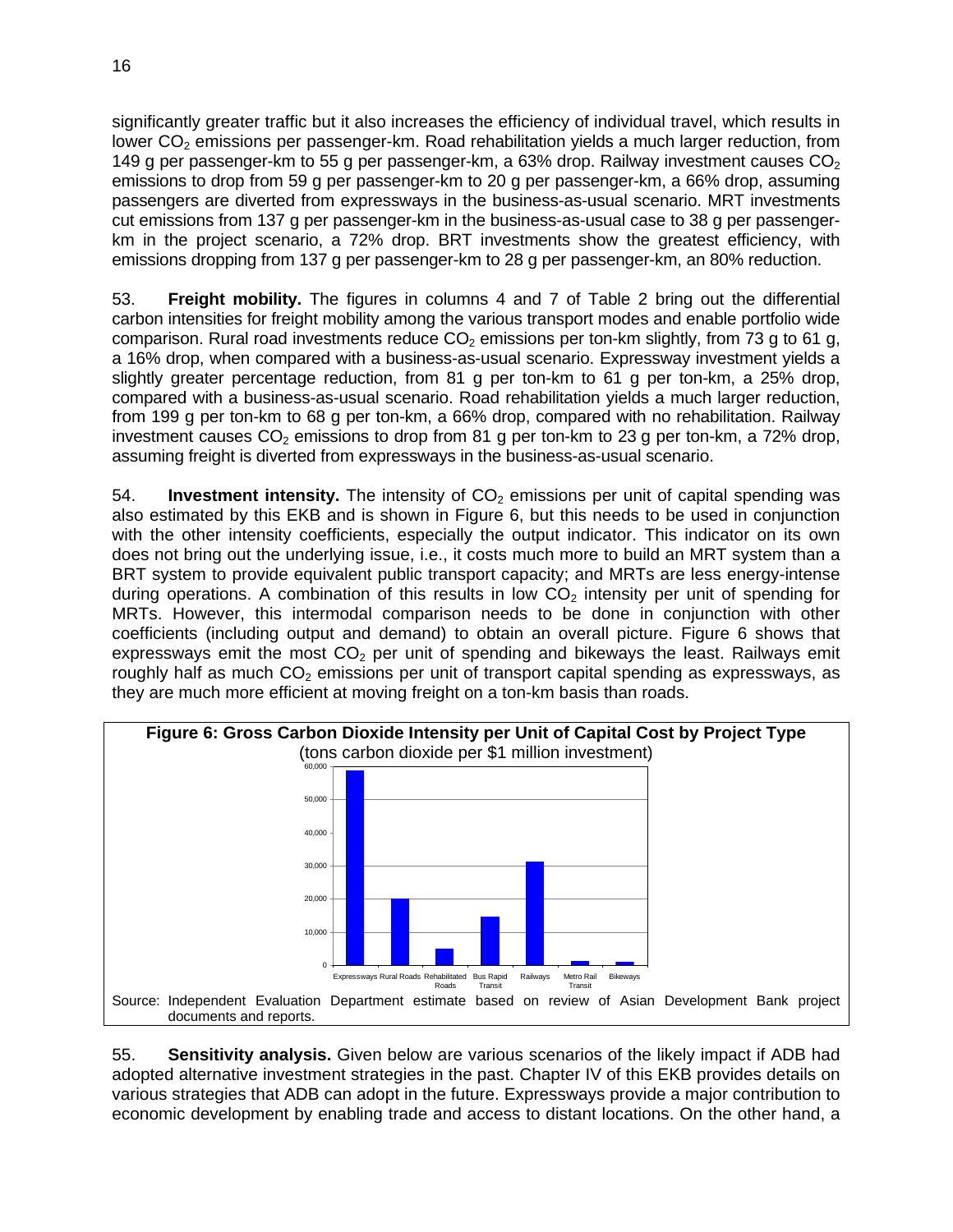significantly greater traffic but it also increases the efficiency of individual travel, which results in lower $CO_2$ emissions per passenger-km. Road rehabilitation yields a much larger reduction, from 149 g per passenger-km to 55 g per passenger-km, a 63% drop. Railway investment causes $CO_2$ emissions to drop from 59 g per passenger-km to 20 g per passenger-km, a 66% drop, assuming passengers are diverted from expressways in the business-as-usual scenario. MRT investments cut emissions from 137 g per passenger-km in the business-as-usual case to 38 g per passenger-km in the project scenario, a 72% drop. BRT investments show the greatest efficiency, with emissions dropping from 137 g per passenger-km to 28 g per passenger-km, an 80% reduction.

53. **Freight mobility.** The figures in columns 4 and 7 of Table 2 bring out the differential carbon intensities for freight mobility among the various transport modes and enable portfolio wide comparison. Rural road investments reduce $CO_2$ emissions per ton-km slightly, from 73 g to 61 g, a 16% drop, when compared with a business-as-usual scenario. Expressway investment yields a slightly greater percentage reduction, from 81 g per ton-km to 61 g per ton-km, a 25% drop, compared with a business-as-usual scenario. Road rehabilitation yields a much larger reduction, from 199 g per ton-km to 68 g per ton-km, a 66% drop, compared with no rehabilitation. Railway investment causes $CO_2$ emissions to drop from 81 g per ton-km to 23 g per ton-km, a 72% drop, assuming freight is diverted from expressways in the business-as-usual scenario.

54. **Investment intensity.** The intensity of $CO_2$ emissions per unit of capital spending was also estimated by this EKB and is shown in Figure 6, but this needs to be used in conjunction with the other intensity coefficients, especially the output indicator. This indicator on its own does not bring out the underlying issue, i.e., it costs much more to build an MRT system than a BRT system to provide equivalent public transport capacity; and MRTs are less energy-intense during operations. A combination of this results in low $CO_2$ intensity per unit of spending for MRTs. However, this intermodal comparison needs to be done in conjunction with other coefficients (including output and demand) to obtain an overall picture. Figure 6 shows that expressways emit the most $CO_2$ per unit of spending and bikeways the least. Railways emit roughly half as much $CO_2$ emissions per unit of transport capital spending as expressways, as they are much more efficient at moving freight on a ton-km basis than roads.

**Figure 6: Gross Carbon Dioxide Intensity per Unit of Capital Cost by Project Type**
(tons carbon dioxide per $1 million investment)

Source: Independent Evaluation Department estimate based on review of Asian Development Bank project documents and reports.

55. **Sensitivity analysis.** Given below are various scenarios of the likely impact if ADB had adopted alternative investment strategies in the past. Chapter IV of this EKB provides details on various strategies that ADB can adopt in the future. Expressways provide a major contribution to economic development by enabling trade and access to distant locations. On the other hand, a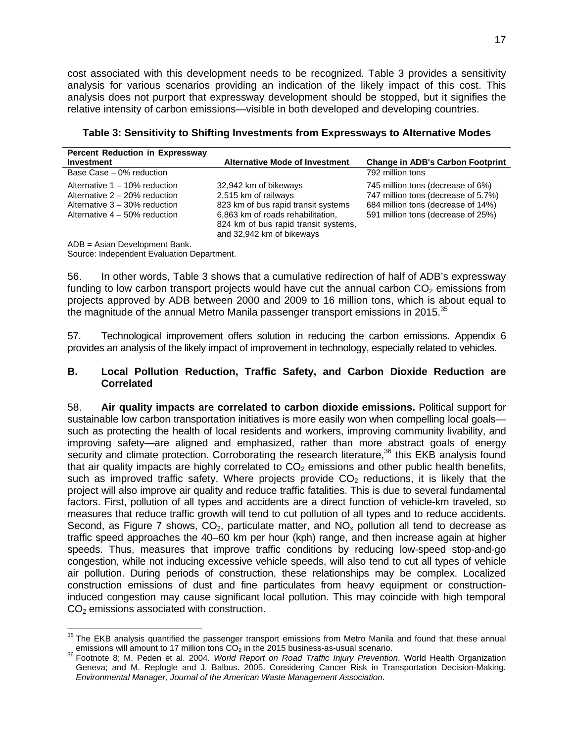cost associated with this development needs to be recognized. Table 3 provides a sensitivity analysis for various scenarios providing an indication of the likely impact of this cost. This analysis does not purport that expressway development should be stopped, but it signifies the relative intensity of carbon emissions—visible in both developed and developing countries.

**Table 3: Sensitivity to Shifting Investments from Expressways to Alternative Modes**

| Percent Reduction in Expressway Investment | Alternative Mode of Investment | Change in ADB's Carbon Footprint |
|---|---|---|
| Base Case – 0% reduction | | 792 million tons |
| Alternative 1 – 10% reduction | 32,942 km of bikeways | 745 million tons (decrease of 6%) |
| Alternative 2 – 20% reduction | 2,515 km of railways | 747 million tons (decrease of 5.7%) |
| Alternative 3 – 30% reduction | 823 km of bus rapid transit systems | 684 million tons (decrease of 14%) |
| Alternative 4 – 50% reduction | 6,863 km of roads rehabilitation, 824 km of bus rapid transit systems, and 32,942 km of bikeways | 591 million tons (decrease of 25%) |

ADB = Asian Development Bank.
Source: Independent Evaluation Department.

56. In other words, Table 3 shows that a cumulative redirection of half of ADB's expressway funding to low carbon transport projects would have cut the annual carbon $CO_2$ emissions from projects approved by ADB between 2000 and 2009 to 16 million tons, which is about equal to the magnitude of the annual Metro Manila passenger transport emissions in 2015.[35]

57. Technological improvement offers solution in reducing the carbon emissions. Appendix 6 provides an analysis of the likely impact of improvement in technology, especially related to vehicles.

## B. Local Pollution Reduction, Traffic Safety, and Carbon Dioxide Reduction are Correlated

58. **Air quality impacts are correlated to carbon dioxide emissions.** Political support for sustainable low carbon transportation initiatives is more easily won when compelling local goals—such as protecting the health of local residents and workers, improving community livability, and improving safety—are aligned and emphasized, rather than more abstract goals of energy security and climate protection. Corroborating the research literature,[36] this EKB analysis found that air quality impacts are highly correlated to $CO_2$ emissions and other public health benefits, such as improved traffic safety. Where projects provide $CO_2$ reductions, it is likely that the project will also improve air quality and reduce traffic fatalities. This is due to several fundamental factors. First, pollution of all types and accidents are a direct function of vehicle-km traveled, so measures that reduce traffic growth will tend to cut pollution of all types and to reduce accidents. Second, as Figure 7 shows, $CO_2$, particulate matter, and $NO_x$ pollution all tend to decrease as traffic speed approaches the 40–60 km per hour (kph) range, and then increase again at higher speeds. Thus, measures that improve traffic conditions by reducing low-speed stop-and-go congestion, while not inducing excessive vehicle speeds, will also tend to cut all types of vehicle air pollution. During periods of construction, these relationships may be complex. Localized construction emissions of dust and fine particulates from heavy equipment or construction-induced congestion may cause significant local pollution. This may coincide with high temporal $CO_2$ emissions associated with construction.

[35] The EKB analysis quantified the passenger transport emissions from Metro Manila and found that these annual emissions will amount to 17 million tons $CO_2$ in the 2015 business-as-usual scenario.

[36] Footnote 8; M. Peden et al. 2004. *World Report on Road Traffic Injury Prevention*. World Health Organization Geneva; and M. Replogle and J. Balbus. 2005. Considering Cancer Risk in Transportation Decision-Making. *Environmental Manager, Journal of the American Waste Management Association*.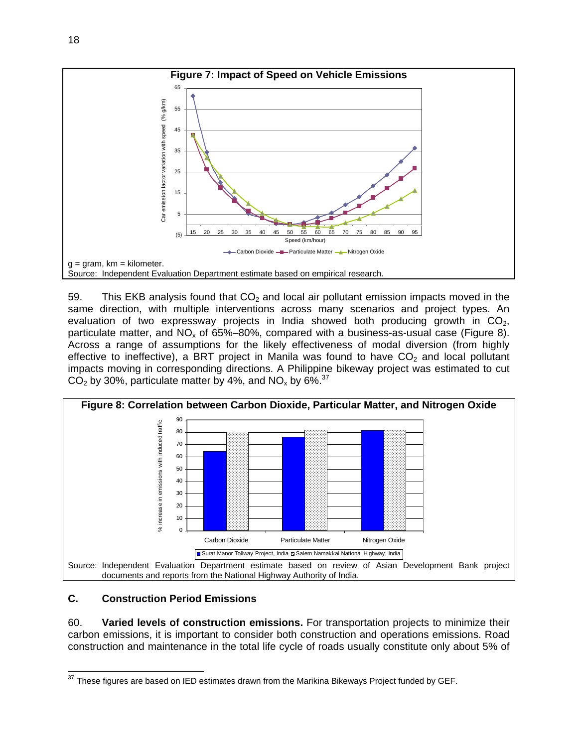**Figure 7: Impact of Speed on Vehicle Emissions**

g = gram, km = kilometer.
Source: Independent Evaluation Department estimate based on empirical research.

59. This EKB analysis found that $CO_2$ and local air pollutant emission impacts moved in the same direction, with multiple interventions across many scenarios and project types. An evaluation of two expressway projects in India showed both producing growth in $CO_2$, particulate matter, and $NO_x$ of 65%–80%, compared with a business-as-usual case (Figure 8). Across a range of assumptions for the likely effectiveness of modal diversion (from highly effective to ineffective), a BRT project in Manila was found to have $CO_2$ and local pollutant impacts moving in corresponding directions. A Philippine bikeway project was estimated to cut $CO_2$ by 30%, particulate matter by 4%, and $NO_x$ by 6%.[37]

**Figure 8: Correlation between Carbon Dioxide, Particular Matter, and Nitrogen Oxide**

Source: Independent Evaluation Department estimate based on review of Asian Development Bank project documents and reports from the National Highway Authority of India.

### C. Construction Period Emissions

60. **Varied levels of construction emissions.** For transportation projects to minimize their carbon emissions, it is important to consider both construction and operations emissions. Road construction and maintenance in the total life cycle of roads usually constitute only about 5% of

[37] These figures are based on IED estimates drawn from the Marikina Bikeways Project funded by GEF.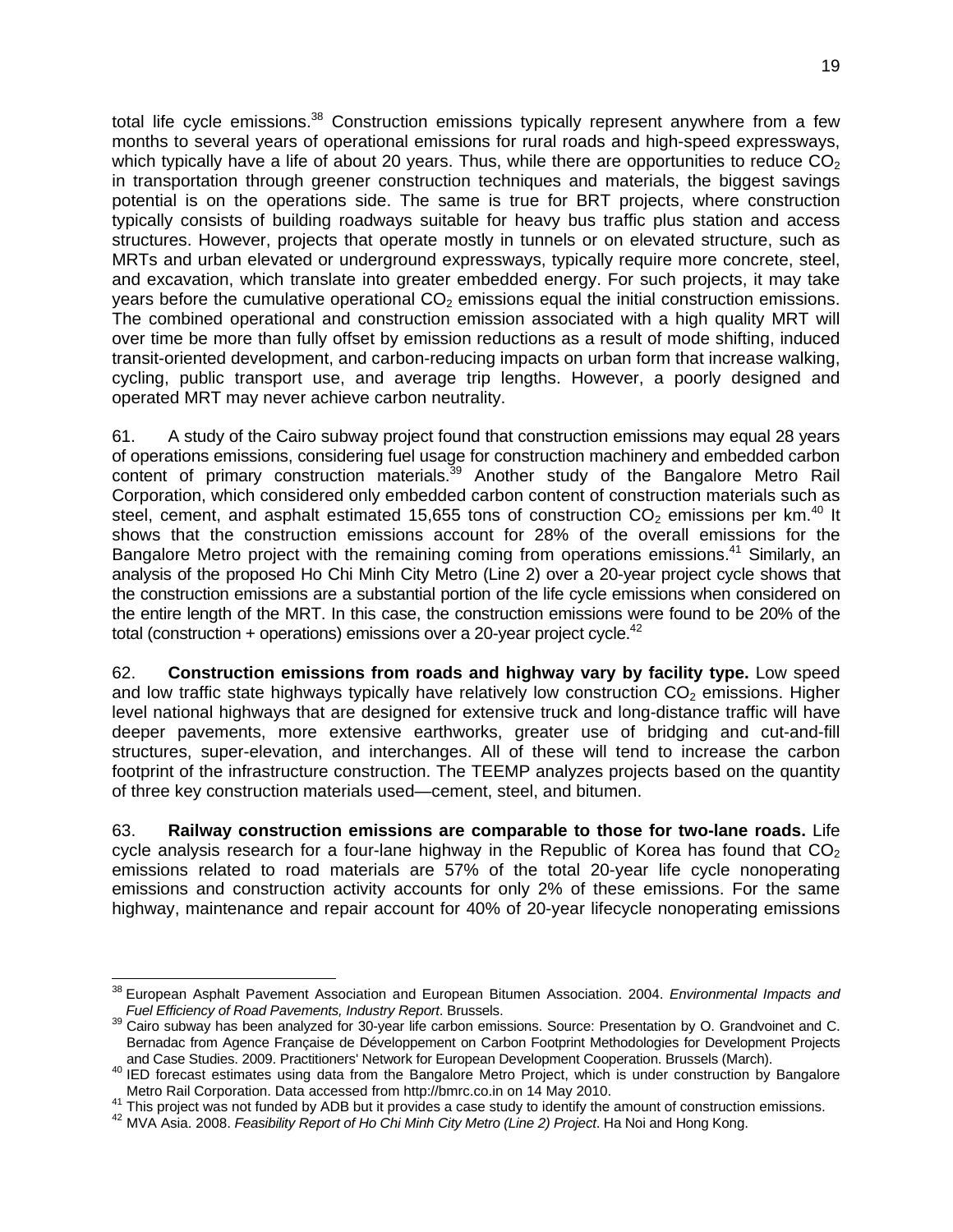total life cycle emissions.[38] Construction emissions typically represent anywhere from a few months to several years of operational emissions for rural roads and high-speed expressways, which typically have a life of about 20 years. Thus, while there are opportunities to reduce $CO_2$ in transportation through greener construction techniques and materials, the biggest savings potential is on the operations side. The same is true for BRT projects, where construction typically consists of building roadways suitable for heavy bus traffic plus station and access structures. However, projects that operate mostly in tunnels or on elevated structure, such as MRTs and urban elevated or underground expressways, typically require more concrete, steel, and excavation, which translate into greater embedded energy. For such projects, it may take years before the cumulative operational $CO_2$ emissions equal the initial construction emissions. The combined operational and construction emission associated with a high quality MRT will over time be more than fully offset by emission reductions as a result of mode shifting, induced transit-oriented development, and carbon-reducing impacts on urban form that increase walking, cycling, public transport use, and average trip lengths. However, a poorly designed and operated MRT may never achieve carbon neutrality.

61. A study of the Cairo subway project found that construction emissions may equal 28 years of operations emissions, considering fuel usage for construction machinery and embedded carbon content of primary construction materials.[39] Another study of the Bangalore Metro Rail Corporation, which considered only embedded carbon content of construction materials such as steel, cement, and asphalt estimated 15,655 tons of construction $CO_2$ emissions per km.[40] It shows that the construction emissions account for 28% of the overall emissions for the Bangalore Metro project with the remaining coming from operations emissions.[41] Similarly, an analysis of the proposed Ho Chi Minh City Metro (Line 2) over a 20-year project cycle shows that the construction emissions are a substantial portion of the life cycle emissions when considered on the entire length of the MRT. In this case, the construction emissions were found to be 20% of the total (construction + operations) emissions over a 20-year project cycle.[42]

62. **Construction emissions from roads and highway vary by facility type.** Low speed and low traffic state highways typically have relatively low construction $CO_2$ emissions. Higher level national highways that are designed for extensive truck and long-distance traffic will have deeper pavements, more extensive earthworks, greater use of bridging and cut-and-fill structures, super-elevation, and interchanges. All of these will tend to increase the carbon footprint of the infrastructure construction. The TEEMP analyzes projects based on the quantity of three key construction materials used—cement, steel, and bitumen.

63. **Railway construction emissions are comparable to those for two-lane roads.** Life cycle analysis research for a four-lane highway in the Republic of Korea has found that $CO_2$ emissions related to road materials are 57% of the total 20-year life cycle nonoperating emissions and construction activity accounts for only 2% of these emissions. For the same highway, maintenance and repair account for 40% of 20-year lifecycle nonoperating emissions

---

[38] European Asphalt Pavement Association and European Bitumen Association. 2004. *Environmental Impacts and Fuel Efficiency of Road Pavements, Industry Report*. Brussels.

[39] Cairo subway has been analyzed for 30-year life carbon emissions. Source: Presentation by O. Grandvoinet and C. Bernadac from Agence Française de Développement on Carbon Footprint Methodologies for Development Projects and Case Studies. 2009. Practitioners' Network for European Development Cooperation. Brussels (March).

[40] IED forecast estimates using data from the Bangalore Metro Project, which is under construction by Bangalore Metro Rail Corporation. Data accessed from http://bmrc.co.in on 14 May 2010.

[41] This project was not funded by ADB but it provides a case study to identify the amount of construction emissions.

[42] MVA Asia. 2008. *Feasibility Report of Ho Chi Minh City Metro (Line 2) Project*. Ha Noi and Hong Kong.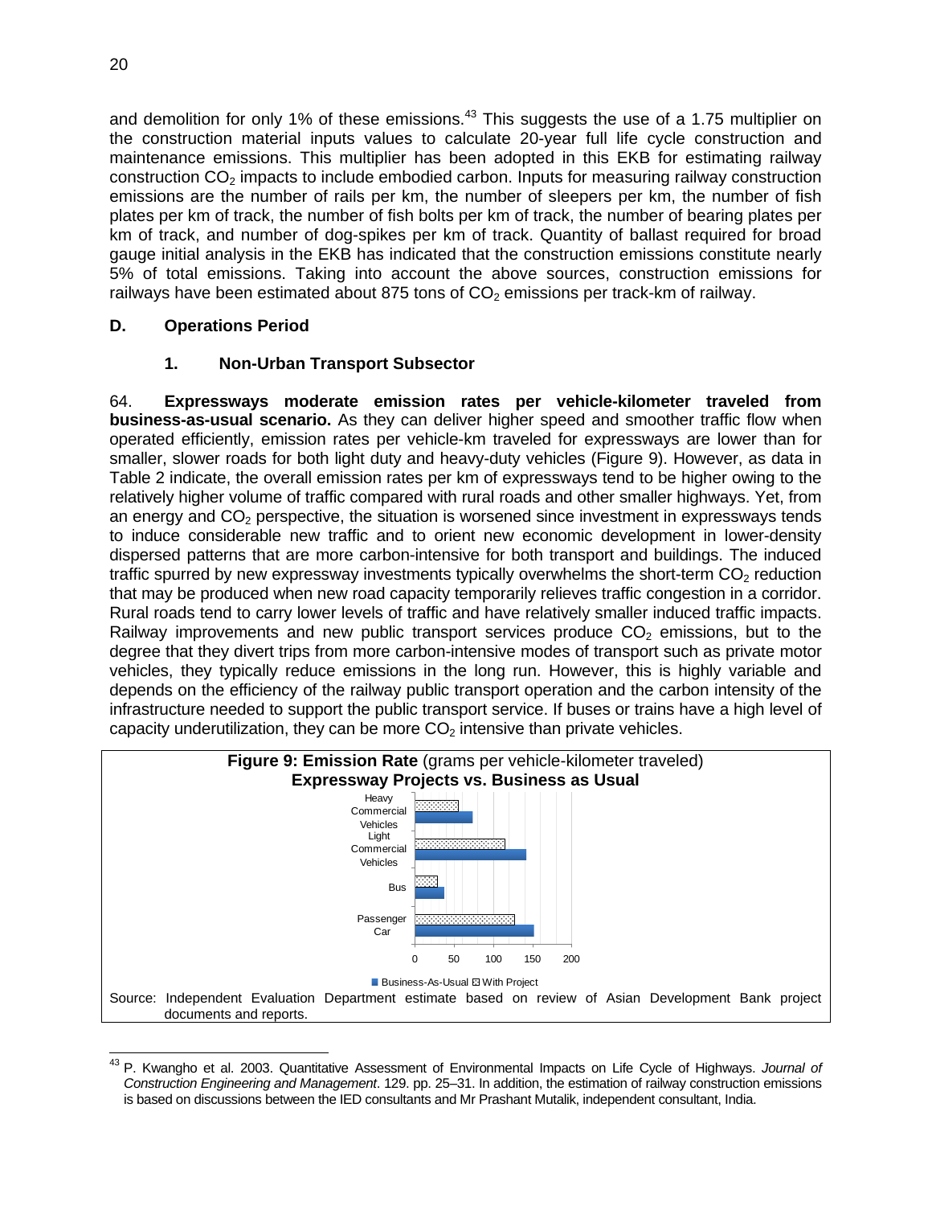and demolition for only 1% of these emissions.[43] This suggests the use of a 1.75 multiplier on the construction material inputs values to calculate 20-year full life cycle construction and maintenance emissions. This multiplier has been adopted in this EKB for estimating railway construction $CO_2$ impacts to include embodied carbon. Inputs for measuring railway construction emissions are the number of rails per km, the number of sleepers per km, the number of fish plates per km of track, the number of fish bolts per km of track, the number of bearing plates per km of track, and number of dog-spikes per km of track. Quantity of ballast required for broad gauge initial analysis in the EKB has indicated that the construction emissions constitute nearly 5% of total emissions. Taking into account the above sources, construction emissions for railways have been estimated about 875 tons of $CO_2$ emissions per track-km of railway.

## D. Operations Period

### 1. Non-Urban Transport Subsector

64. **Expressways moderate emission rates per vehicle-kilometer traveled from business-as-usual scenario.** As they can deliver higher speed and smoother traffic flow when operated efficiently, emission rates per vehicle-km traveled for expressways are lower than for smaller, slower roads for both light duty and heavy-duty vehicles (Figure 9). However, as data in Table 2 indicate, the overall emission rates per km of expressways tend to be higher owing to the relatively higher volume of traffic compared with rural roads and other smaller highways. Yet, from an energy and $CO_2$ perspective, the situation is worsened since investment in expressways tends to induce considerable new traffic and to orient new economic development in lower-density dispersed patterns that are more carbon-intensive for both transport and buildings. The induced traffic spurred by new expressway investments typically overwhelms the short-term $CO_2$ reduction that may be produced when new road capacity temporarily relieves traffic congestion in a corridor. Rural roads tend to carry lower levels of traffic and have relatively smaller induced traffic impacts. Railway improvements and new public transport services produce $CO_2$ emissions, but to the degree that they divert trips from more carbon-intensive modes of transport such as private motor vehicles, they typically reduce emissions in the long run. However, this is highly variable and depends on the efficiency of the railway public transport operation and the carbon intensity of the infrastructure needed to support the public transport service. If buses or trains have a high level of capacity underutilization, they can be more $CO_2$ intensive than private vehicles.

**Figure 9: Emission Rate** (grams per vehicle-kilometer traveled)
**Expressway Projects vs. Business as Usual**

Heavy Commercial Vehicles; Light Commercial Vehicles; Bus; Passenger Car

0 50 100 150 200

Business-As-Usual ▪ With Project

Source: Independent Evaluation Department estimate based on review of Asian Development Bank project documents and reports.

[43] P. Kwangho et al. 2003. Quantitative Assessment of Environmental Impacts on Life Cycle of Highways. *Journal of Construction Engineering and Management*. 129. pp. 25–31. In addition, the estimation of railway construction emissions is based on discussions between the IED consultants and Mr Prashant Mutalik, independent consultant, India.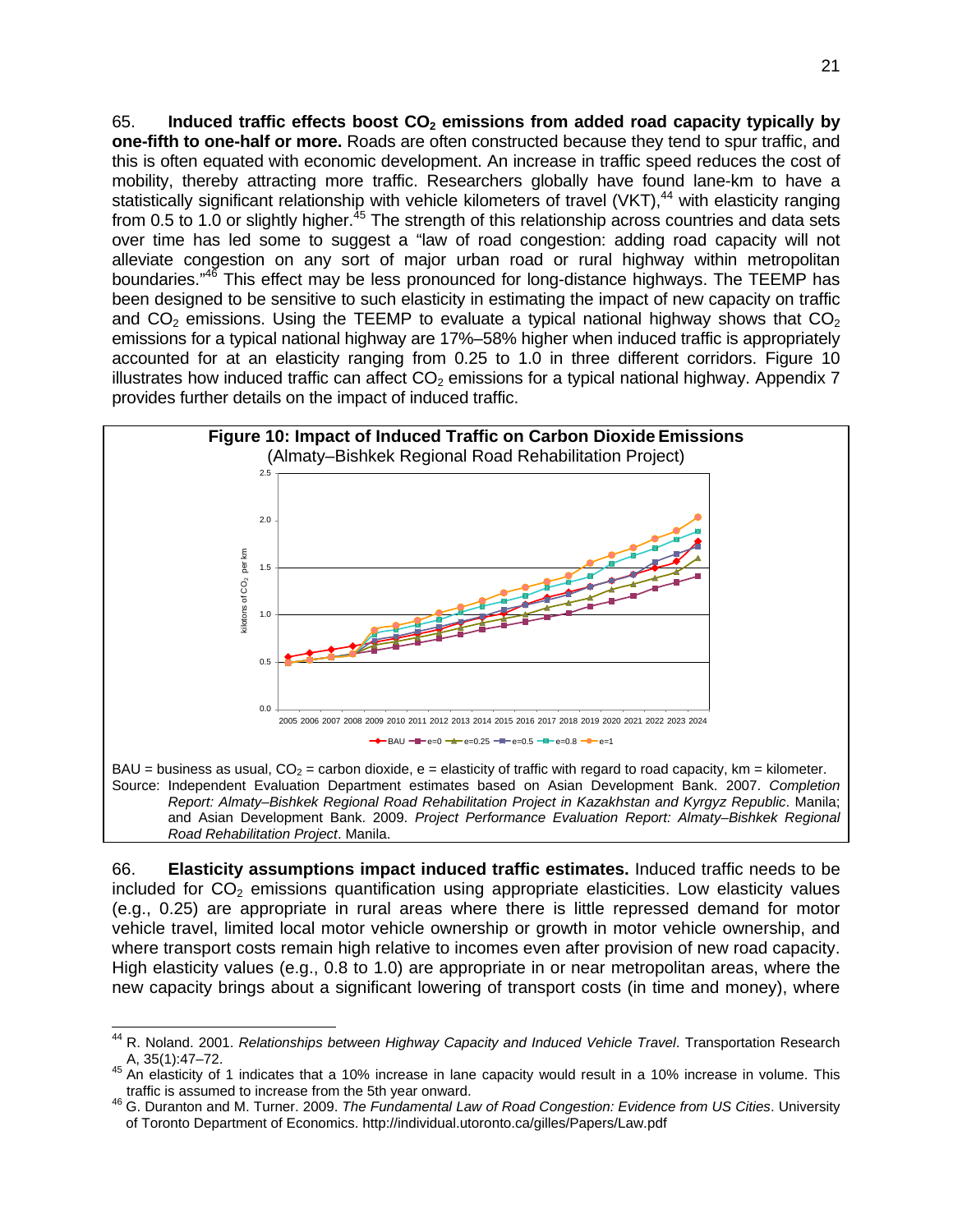65. **Induced traffic effects boost $CO_2$ emissions from added road capacity typically by one-fifth to one-half or more.** Roads are often constructed because they tend to spur traffic, and this is often equated with economic development. An increase in traffic speed reduces the cost of mobility, thereby attracting more traffic. Researchers globally have found lane-km to have a statistically significant relationship with vehicle kilometers of travel (VKT),[44] with elasticity ranging from 0.5 to 1.0 or slightly higher.[45] The strength of this relationship across countries and data sets over time has led some to suggest a "law of road congestion: adding road capacity will not alleviate congestion on any sort of major urban road or rural highway within metropolitan boundaries."[46] This effect may be less pronounced for long-distance highways. The TEEMP has been designed to be sensitive to such elasticity in estimating the impact of new capacity on traffic and $CO_2$ emissions. Using the TEEMP to evaluate a typical national highway shows that $CO_2$ emissions for a typical national highway are 17%–58% higher when induced traffic is appropriately accounted for at an elasticity ranging from 0.25 to 1.0 in three different corridors. Figure 10 illustrates how induced traffic can affect $CO_2$ emissions for a typical national highway. Appendix 7 provides further details on the impact of induced traffic.

**Figure 10: Impact of Induced Traffic on Carbon Dioxide Emissions**
(Almaty–Bishkek Regional Road Rehabilitation Project)

BAU = business as usual, $CO_2$ = carbon dioxide, e = elasticity of traffic with regard to road capacity, km = kilometer.
Source: Independent Evaluation Department estimates based on Asian Development Bank. 2007. *Completion Report: Almaty–Bishkek Regional Road Rehabilitation Project in Kazakhstan and Kyrgyz Republic*. Manila; and Asian Development Bank. 2009. *Project Performance Evaluation Report: Almaty–Bishkek Regional Road Rehabilitation Project*. Manila.

66. **Elasticity assumptions impact induced traffic estimates.** Induced traffic needs to be included for $CO_2$ emissions quantification using appropriate elasticities. Low elasticity values (e.g., 0.25) are appropriate in rural areas where there is little repressed demand for motor vehicle travel, limited local motor vehicle ownership or growth in motor vehicle ownership, and where transport costs remain high relative to incomes even after provision of new road capacity. High elasticity values (e.g., 0.8 to 1.0) are appropriate in or near metropolitan areas, where the new capacity brings about a significant lowering of transport costs (in time and money), where

---

[44] R. Noland. 2001. *Relationships between Highway Capacity and Induced Vehicle Travel*. Transportation Research A, 35(1):47–72.

[45] An elasticity of 1 indicates that a 10% increase in lane capacity would result in a 10% increase in volume. This traffic is assumed to increase from the 5th year onward.

[46] G. Duranton and M. Turner. 2009. *The Fundamental Law of Road Congestion: Evidence from US Cities*. University of Toronto Department of Economics. http://individual.utoronto.ca/gilles/Papers/Law.pdf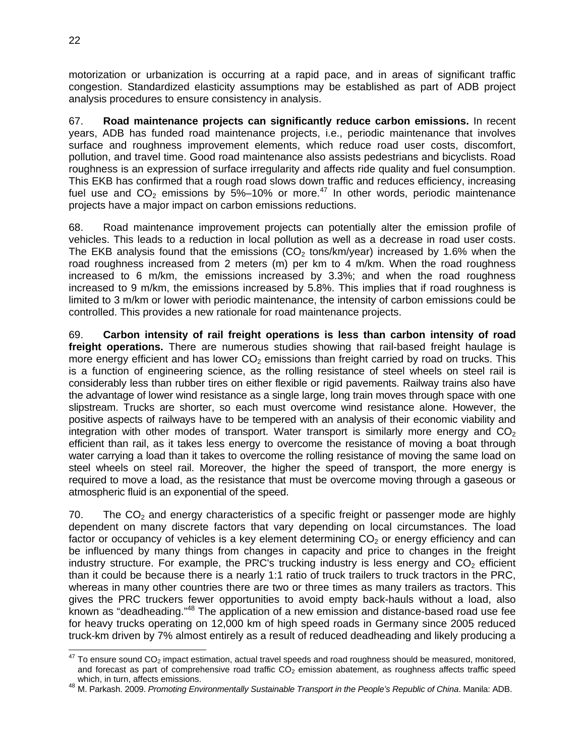motorization or urbanization is occurring at a rapid pace, and in areas of significant traffic congestion. Standardized elasticity assumptions may be established as part of ADB project analysis procedures to ensure consistency in analysis.

67. **Road maintenance projects can significantly reduce carbon emissions.** In recent years, ADB has funded road maintenance projects, i.e., periodic maintenance that involves surface and roughness improvement elements, which reduce road user costs, discomfort, pollution, and travel time. Good road maintenance also assists pedestrians and bicyclists. Road roughness is an expression of surface irregularity and affects ride quality and fuel consumption. This EKB has confirmed that a rough road slows down traffic and reduces efficiency, increasing fuel use and $CO_2$ emissions by 5%–10% or more.[47] In other words, periodic maintenance projects have a major impact on carbon emissions reductions.

68. Road maintenance improvement projects can potentially alter the emission profile of vehicles. This leads to a reduction in local pollution as well as a decrease in road user costs. The EKB analysis found that the emissions ($CO_2$ tons/km/year) increased by 1.6% when the road roughness increased from 2 meters (m) per km to 4 m/km. When the road roughness increased to 6 m/km, the emissions increased by 3.3%; and when the road roughness increased to 9 m/km, the emissions increased by 5.8%. This implies that if road roughness is limited to 3 m/km or lower with periodic maintenance, the intensity of carbon emissions could be controlled. This provides a new rationale for road maintenance projects.

69. **Carbon intensity of rail freight operations is less than carbon intensity of road freight operations.** There are numerous studies showing that rail-based freight haulage is more energy efficient and has lower $CO_2$ emissions than freight carried by road on trucks. This is a function of engineering science, as the rolling resistance of steel wheels on steel rail is considerably less than rubber tires on either flexible or rigid pavements. Railway trains also have the advantage of lower wind resistance as a single large, long train moves through space with one slipstream. Trucks are shorter, so each must overcome wind resistance alone. However, the positive aspects of railways have to be tempered with an analysis of their economic viability and integration with other modes of transport. Water transport is similarly more energy and $CO_2$ efficient than rail, as it takes less energy to overcome the resistance of moving a boat through water carrying a load than it takes to overcome the rolling resistance of moving the same load on steel wheels on steel rail. Moreover, the higher the speed of transport, the more energy is required to move a load, as the resistance that must be overcome moving through a gaseous or atmospheric fluid is an exponential of the speed.

70. The $CO_2$ and energy characteristics of a specific freight or passenger mode are highly dependent on many discrete factors that vary depending on local circumstances. The load factor or occupancy of vehicles is a key element determining $CO_2$ or energy efficiency and can be influenced by many things from changes in capacity and price to changes in the freight industry structure. For example, the PRC's trucking industry is less energy and $CO_2$ efficient than it could be because there is a nearly 1:1 ratio of truck trailers to truck tractors in the PRC, whereas in many other countries there are two or three times as many trailers as tractors. This gives the PRC truckers fewer opportunities to avoid empty back-hauls without a load, also known as "deadheading."[48] The application of a new emission and distance-based road use fee for heavy trucks operating on 12,000 km of high speed roads in Germany since 2005 reduced truck-km driven by 7% almost entirely as a result of reduced deadheading and likely producing a

---

[47] To ensure sound $CO_2$ impact estimation, actual travel speeds and road roughness should be measured, monitored, and forecast as part of comprehensive road traffic $CO_2$ emission abatement, as roughness affects traffic speed which, in turn, affects emissions.

[48] M. Parkash. 2009. *Promoting Environmentally Sustainable Transport in the People's Republic of China*. Manila: ADB.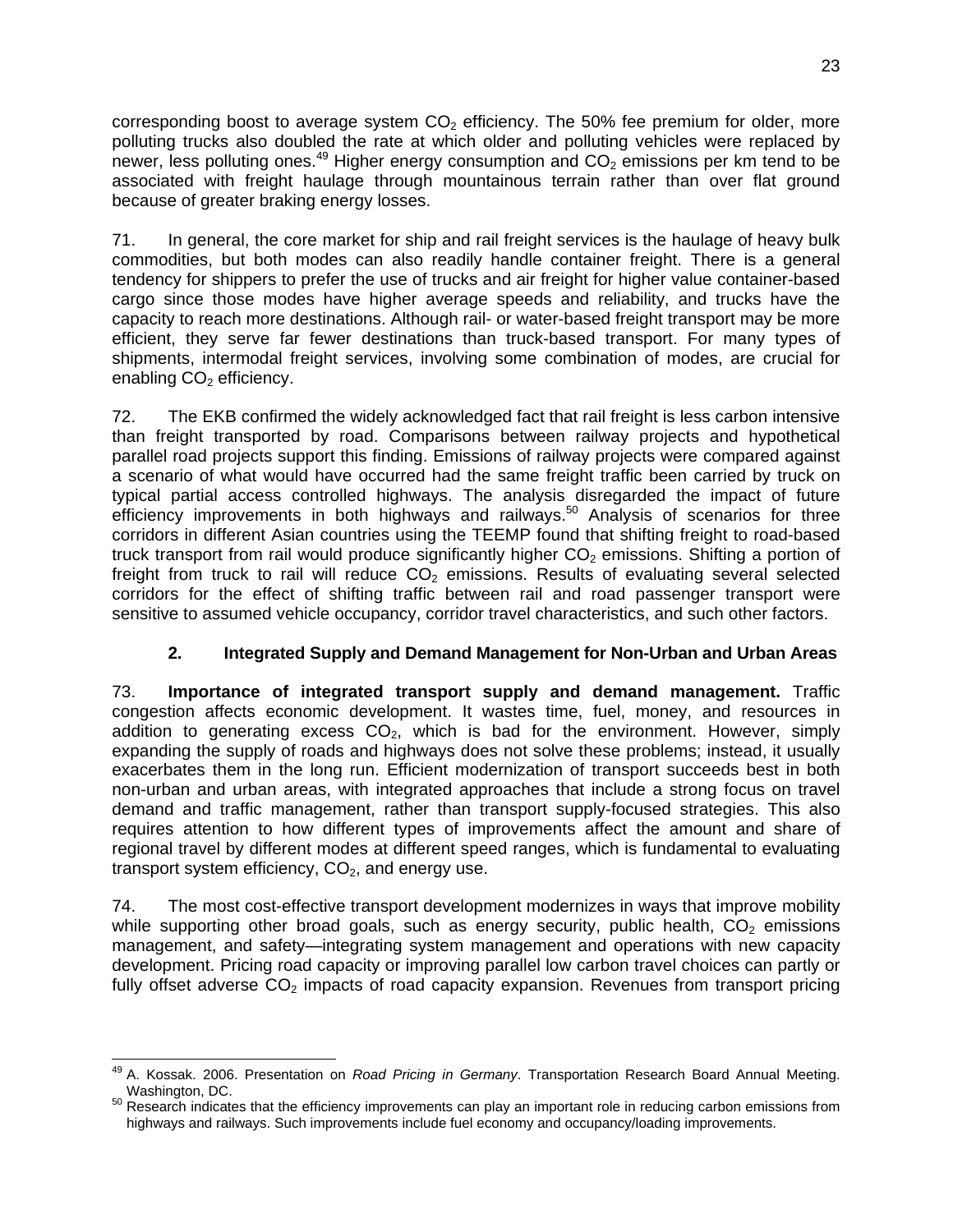corresponding boost to average system $CO_2$ efficiency. The 50% fee premium for older, more polluting trucks also doubled the rate at which older and polluting vehicles were replaced by newer, less polluting ones.[49] Higher energy consumption and $CO_2$ emissions per km tend to be associated with freight haulage through mountainous terrain rather than over flat ground because of greater braking energy losses.

71. In general, the core market for ship and rail freight services is the haulage of heavy bulk commodities, but both modes can also readily handle container freight. There is a general tendency for shippers to prefer the use of trucks and air freight for higher value container-based cargo since those modes have higher average speeds and reliability, and trucks have the capacity to reach more destinations. Although rail- or water-based freight transport may be more efficient, they serve far fewer destinations than truck-based transport. For many types of shipments, intermodal freight services, involving some combination of modes, are crucial for enabling $CO_2$ efficiency.

72. The EKB confirmed the widely acknowledged fact that rail freight is less carbon intensive than freight transported by road. Comparisons between railway projects and hypothetical parallel road projects support this finding. Emissions of railway projects were compared against a scenario of what would have occurred had the same freight traffic been carried by truck on typical partial access controlled highways. The analysis disregarded the impact of future efficiency improvements in both highways and railways.[50] Analysis of scenarios for three corridors in different Asian countries using the TEEMP found that shifting freight to road-based truck transport from rail would produce significantly higher $CO_2$ emissions. Shifting a portion of freight from truck to rail will reduce $CO_2$ emissions. Results of evaluating several selected corridors for the effect of shifting traffic between rail and road passenger transport were sensitive to assumed vehicle occupancy, corridor travel characteristics, and such other factors.

### 2. Integrated Supply and Demand Management for Non-Urban and Urban Areas

73. **Importance of integrated transport supply and demand management.** Traffic congestion affects economic development. It wastes time, fuel, money, and resources in addition to generating excess $CO_2$, which is bad for the environment. However, simply expanding the supply of roads and highways does not solve these problems; instead, it usually exacerbates them in the long run. Efficient modernization of transport succeeds best in both non-urban and urban areas, with integrated approaches that include a strong focus on travel demand and traffic management, rather than transport supply-focused strategies. This also requires attention to how different types of improvements affect the amount and share of regional travel by different modes at different speed ranges, which is fundamental to evaluating transport system efficiency, $CO_2$, and energy use.

74. The most cost-effective transport development modernizes in ways that improve mobility while supporting other broad goals, such as energy security, public health, $CO_2$ emissions management, and safety—integrating system management and operations with new capacity development. Pricing road capacity or improving parallel low carbon travel choices can partly or fully offset adverse $CO_2$ impacts of road capacity expansion. Revenues from transport pricing

---

[49] A. Kossak. 2006. Presentation on *Road Pricing in Germany*. Transportation Research Board Annual Meeting. Washington, DC.

[50] Research indicates that the efficiency improvements can play an important role in reducing carbon emissions from highways and railways. Such improvements include fuel economy and occupancy/loading improvements.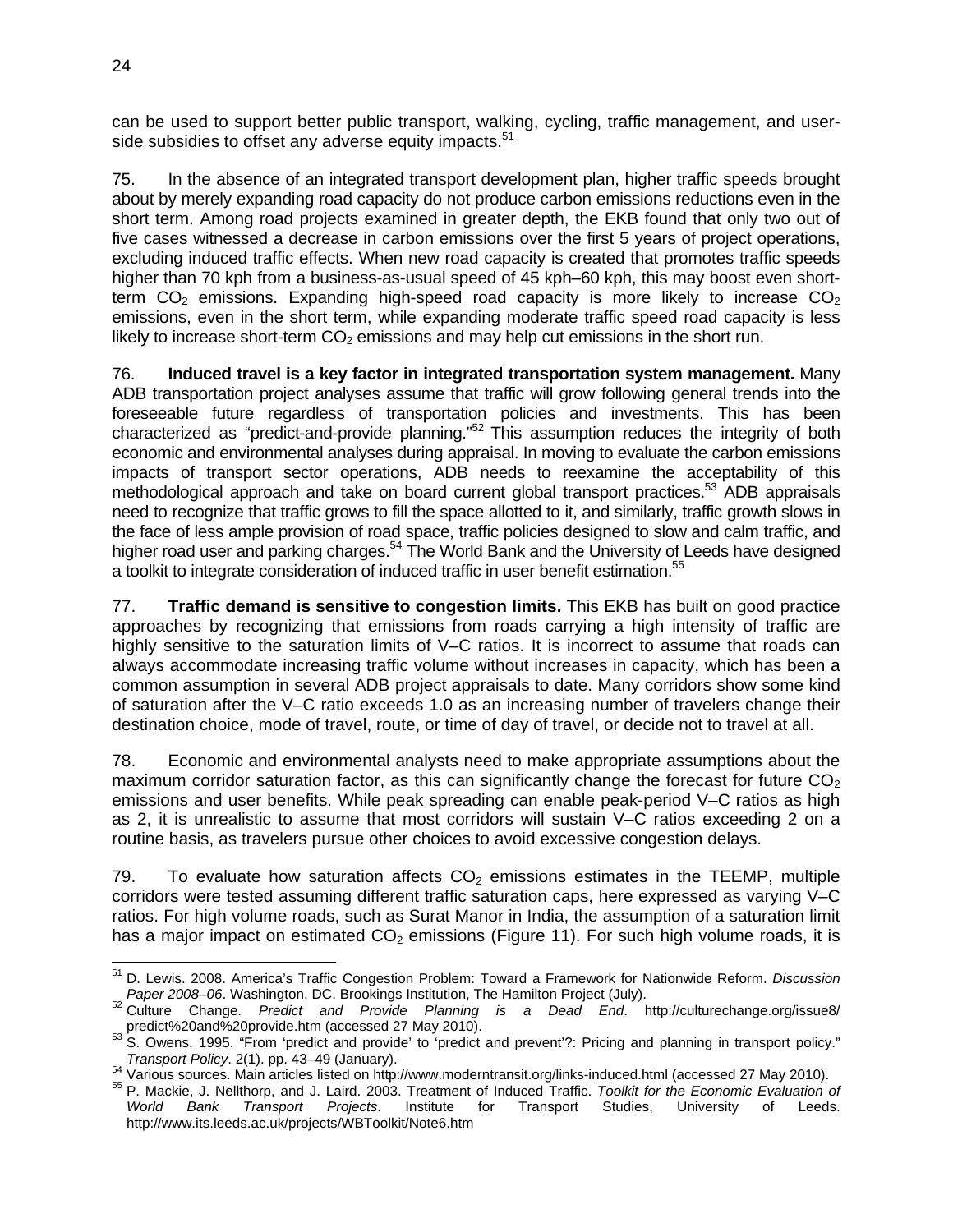can be used to support better public transport, walking, cycling, traffic management, and user-side subsidies to offset any adverse equity impacts.[51]

75. In the absence of an integrated transport development plan, higher traffic speeds brought about by merely expanding road capacity do not produce carbon emissions reductions even in the short term. Among road projects examined in greater depth, the EKB found that only two out of five cases witnessed a decrease in carbon emissions over the first 5 years of project operations, excluding induced traffic effects. When new road capacity is created that promotes traffic speeds higher than 70 kph from a business-as-usual speed of 45 kph–60 kph, this may boost even short-term $CO_2$ emissions. Expanding high-speed road capacity is more likely to increase $CO_2$ emissions, even in the short term, while expanding moderate traffic speed road capacity is less likely to increase short-term $CO_2$ emissions and may help cut emissions in the short run.

76. **Induced travel is a key factor in integrated transportation system management.** Many ADB transportation project analyses assume that traffic will grow following general trends into the foreseeable future regardless of transportation policies and investments. This has been characterized as "predict-and-provide planning."[52] This assumption reduces the integrity of both economic and environmental analyses during appraisal. In moving to evaluate the carbon emissions impacts of transport sector operations, ADB needs to reexamine the acceptability of this methodological approach and take on board current global transport practices.[53] ADB appraisals need to recognize that traffic grows to fill the space allotted to it, and similarly, traffic growth slows in the face of less ample provision of road space, traffic policies designed to slow and calm traffic, and higher road user and parking charges.[54] The World Bank and the University of Leeds have designed a toolkit to integrate consideration of induced traffic in user benefit estimation.[55]

77. **Traffic demand is sensitive to congestion limits.** This EKB has built on good practice approaches by recognizing that emissions from roads carrying a high intensity of traffic are highly sensitive to the saturation limits of V–C ratios. It is incorrect to assume that roads can always accommodate increasing traffic volume without increases in capacity, which has been a common assumption in several ADB project appraisals to date. Many corridors show some kind of saturation after the V–C ratio exceeds 1.0 as an increasing number of travelers change their destination choice, mode of travel, route, or time of day of travel, or decide not to travel at all.

78. Economic and environmental analysts need to make appropriate assumptions about the maximum corridor saturation factor, as this can significantly change the forecast for future $CO_2$ emissions and user benefits. While peak spreading can enable peak-period V–C ratios as high as 2, it is unrealistic to assume that most corridors will sustain V–C ratios exceeding 2 on a routine basis, as travelers pursue other choices to avoid excessive congestion delays.

79. To evaluate how saturation affects $CO_2$ emissions estimates in the TEEMP, multiple corridors were tested assuming different traffic saturation caps, here expressed as varying V–C ratios. For high volume roads, such as Surat Manor in India, the assumption of a saturation limit has a major impact on estimated $CO_2$ emissions (Figure 11). For such high volume roads, it is

---

[51] D. Lewis. 2008. America's Traffic Congestion Problem: Toward a Framework for Nationwide Reform. *Discussion Paper 2008–06*. Washington, DC. Brookings Institution, The Hamilton Project (July).

[52] Culture Change. *Predict and Provide Planning is a Dead End*. http://culturechange.org/issue8/predict%20and%20provide.htm (accessed 27 May 2010).

[53] S. Owens. 1995. "From 'predict and provide' to 'predict and prevent'?: Pricing and planning in transport policy." *Transport Policy*. 2(1). pp. 43–49 (January).

[54] Various sources. Main articles listed on http://www.moderntransit.org/links-induced.html (accessed 27 May 2010).

[55] P. Mackie, J. Nellthorp, and J. Laird. 2003. Treatment of Induced Traffic. *Toolkit for the Economic Evaluation of World Bank Transport Projects*. Institute for Transport Studies, University of Leeds. http://www.its.leeds.ac.uk/projects/WBToolkit/Note6.htm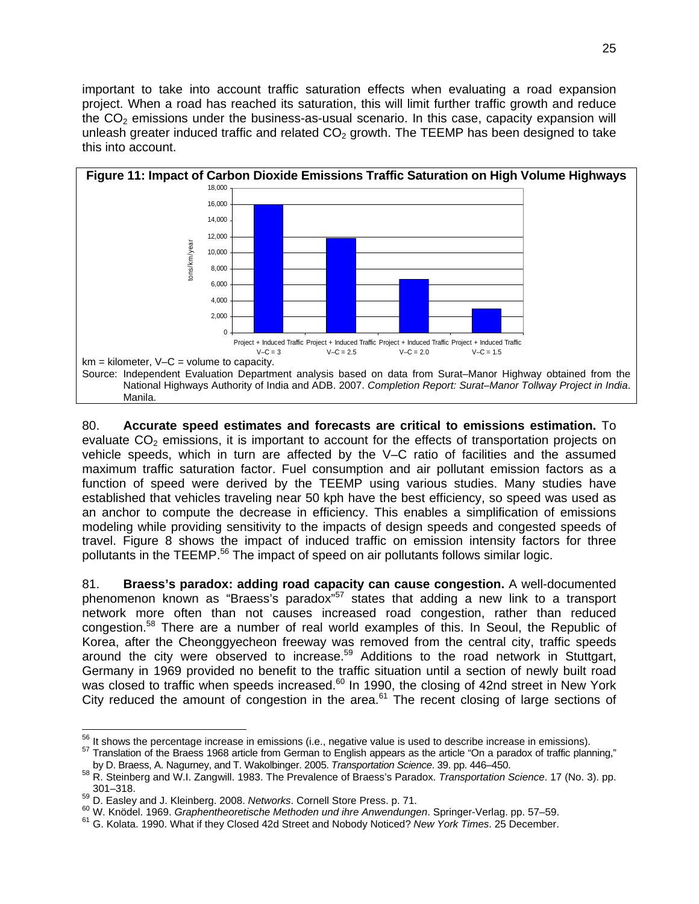important to take into account traffic saturation effects when evaluating a road expansion project. When a road has reached its saturation, this will limit further traffic growth and reduce the $CO_2$ emissions under the business-as-usual scenario. In this case, capacity expansion will unleash greater induced traffic and related $CO_2$ growth. The TEEMP has been designed to take this into account.

**Figure 11: Impact of Carbon Dioxide Emissions Traffic Saturation on High Volume Highways**

| | tons/km/year |
|---|---|
| Project + Induced Traffic V–C = 3 | ~16,000 |
| Project + Induced Traffic V–C = 2.5 | ~11,800 |
| Project + Induced Traffic V–C = 2.0 | ~6,700 |
| Project + Induced Traffic V–C = 1.5 | ~3,000 |

km = kilometer, V–C = volume to capacity.

Source: Independent Evaluation Department analysis based on data from Surat–Manor Highway obtained from the National Highways Authority of India and ADB. 2007. *Completion Report: Surat–Manor Tollway Project in India*. Manila.

80. **Accurate speed estimates and forecasts are critical to emissions estimation.** To evaluate $CO_2$ emissions, it is important to account for the effects of transportation projects on vehicle speeds, which in turn are affected by the V–C ratio of facilities and the assumed maximum traffic saturation factor. Fuel consumption and air pollutant emission factors as a function of speed were derived by the TEEMP using various studies. Many studies have established that vehicles traveling near 50 kph have the best efficiency, so speed was used as an anchor to compute the decrease in efficiency. This enables a simplification of emissions modeling while providing sensitivity to the impacts of design speeds and congested speeds of travel. Figure 8 shows the impact of induced traffic on emission intensity factors for three pollutants in the TEEMP.[56] The impact of speed on air pollutants follows similar logic.

81. **Braess's paradox: adding road capacity can cause congestion.** A well-documented phenomenon known as "Braess's paradox"[57] states that adding a new link to a transport network more often than not causes increased road congestion, rather than reduced congestion.[58] There are a number of real world examples of this. In Seoul, the Republic of Korea, after the Cheonggyecheon freeway was removed from the central city, traffic speeds around the city were observed to increase.[59] Additions to the road network in Stuttgart, Germany in 1969 provided no benefit to the traffic situation until a section of newly built road was closed to traffic when speeds increased.[60] In 1990, the closing of 42nd street in New York City reduced the amount of congestion in the area.[61] The recent closing of large sections of

---

[56] It shows the percentage increase in emissions (i.e., negative value is used to describe increase in emissions).

[57] Translation of the Braess 1968 article from German to English appears as the article "On a paradox of traffic planning," by D. Braess, A. Nagurney, and T. Wakolbinger. 2005. *Transportation Science*. 39. pp. 446–450.

[58] R. Steinberg and W.I. Zangwill. 1983. The Prevalence of Braess's Paradox. *Transportation Science*. 17 (No. 3). pp. 301–318.

[59] D. Easley and J. Kleinberg. 2008. *Networks*. Cornell Store Press. p. 71.

[60] W. Knödel. 1969. *Graphentheoretische Methoden und ihre Anwendungen*. Springer-Verlag. pp. 57–59.

[61] G. Kolata. 1990. What if they Closed 42d Street and Nobody Noticed? *New York Times*. 25 December.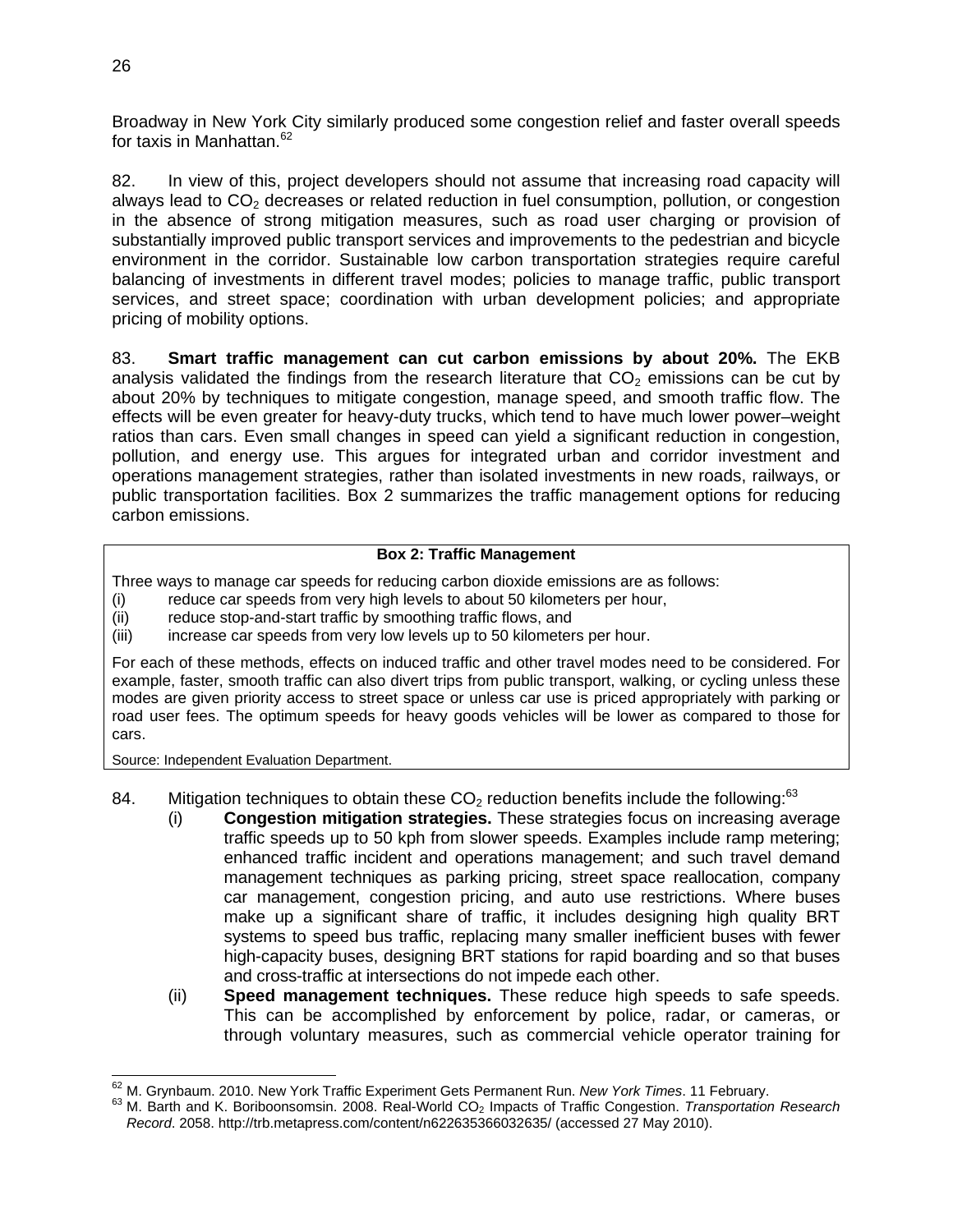Broadway in New York City similarly produced some congestion relief and faster overall speeds for taxis in Manhattan.[62]

82. In view of this, project developers should not assume that increasing road capacity will always lead to $CO_2$ decreases or related reduction in fuel consumption, pollution, or congestion in the absence of strong mitigation measures, such as road user charging or provision of substantially improved public transport services and improvements to the pedestrian and bicycle environment in the corridor. Sustainable low carbon transportation strategies require careful balancing of investments in different travel modes; policies to manage traffic, public transport services, and street space; coordination with urban development policies; and appropriate pricing of mobility options.

83. **Smart traffic management can cut carbon emissions by about 20%.** The EKB analysis validated the findings from the research literature that $CO_2$ emissions can be cut by about 20% by techniques to mitigate congestion, manage speed, and smooth traffic flow. The effects will be even greater for heavy-duty trucks, which tend to have much lower power–weight ratios than cars. Even small changes in speed can yield a significant reduction in congestion, pollution, and energy use. This argues for integrated urban and corridor investment and operations management strategies, rather than isolated investments in new roads, railways, or public transportation facilities. Box 2 summarizes the traffic management options for reducing carbon emissions.

**Box 2: Traffic Management**

Three ways to manage car speeds for reducing carbon dioxide emissions are as follows:

(i) reduce car speeds from very high levels to about 50 kilometers per hour,
(ii) reduce stop-and-start traffic by smoothing traffic flows, and
(iii) increase car speeds from very low levels up to 50 kilometers per hour.

For each of these methods, effects on induced traffic and other travel modes need to be considered. For example, faster, smooth traffic can also divert trips from public transport, walking, or cycling unless these modes are given priority access to street space or unless car use is priced appropriately with parking or road user fees. The optimum speeds for heavy goods vehicles will be lower as compared to those for cars.

Source: Independent Evaluation Department.

84. Mitigation techniques to obtain these $CO_2$ reduction benefits include the following:[63]

(i) **Congestion mitigation strategies.** These strategies focus on increasing average traffic speeds up to 50 kph from slower speeds. Examples include ramp metering; enhanced traffic incident and operations management; and such travel demand management techniques as parking pricing, street space reallocation, company car management, congestion pricing, and auto use restrictions. Where buses make up a significant share of traffic, it includes designing high quality BRT systems to speed bus traffic, replacing many smaller inefficient buses with fewer high-capacity buses, designing BRT stations for rapid boarding and so that buses and cross-traffic at intersections do not impede each other.

(ii) **Speed management techniques.** These reduce high speeds to safe speeds. This can be accomplished by enforcement by police, radar, or cameras, or through voluntary measures, such as commercial vehicle operator training for

---

[62] M. Grynbaum. 2010. New York Traffic Experiment Gets Permanent Run. *New York Times*. 11 February.

[63] M. Barth and K. Boriboonsomsin. 2008. Real-World $CO_2$ Impacts of Traffic Congestion. *Transportation Research Record*. 2058. http://trb.metapress.com/content/n622635366032635/ (accessed 27 May 2010).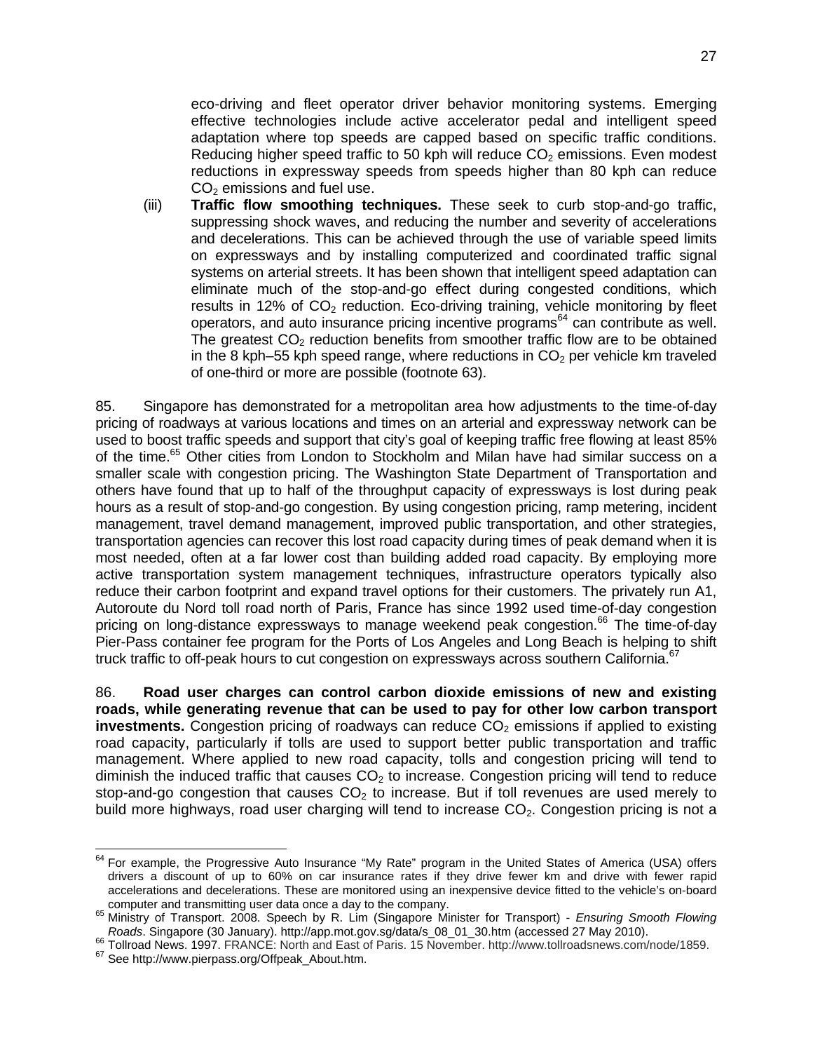eco-driving and fleet operator driver behavior monitoring systems. Emerging effective technologies include active accelerator pedal and intelligent speed adaptation where top speeds are capped based on specific traffic conditions. Reducing higher speed traffic to 50 kph will reduce $CO_2$ emissions. Even modest reductions in expressway speeds from speeds higher than 80 kph can reduce $CO_2$ emissions and fuel use.

(iii) **Traffic flow smoothing techniques.** These seek to curb stop-and-go traffic, suppressing shock waves, and reducing the number and severity of accelerations and decelerations. This can be achieved through the use of variable speed limits on expressways and by installing computerized and coordinated traffic signal systems on arterial streets. It has been shown that intelligent speed adaptation can eliminate much of the stop-and-go effect during congested conditions, which results in 12% of $CO_2$ reduction. Eco-driving training, vehicle monitoring by fleet operators, and auto insurance pricing incentive programs[64] can contribute as well. The greatest $CO_2$ reduction benefits from smoother traffic flow are to be obtained in the 8 kph–55 kph speed range, where reductions in $CO_2$ per vehicle km traveled of one-third or more are possible (footnote 63).

85. Singapore has demonstrated for a metropolitan area how adjustments to the time-of-day pricing of roadways at various locations and times on an arterial and expressway network can be used to boost traffic speeds and support that city's goal of keeping traffic free flowing at least 85% of the time.[65] Other cities from London to Stockholm and Milan have had similar success on a smaller scale with congestion pricing. The Washington State Department of Transportation and others have found that up to half of the throughput capacity of expressways is lost during peak hours as a result of stop-and-go congestion. By using congestion pricing, ramp metering, incident management, travel demand management, improved public transportation, and other strategies, transportation agencies can recover this lost road capacity during times of peak demand when it is most needed, often at a far lower cost than building added road capacity. By employing more active transportation system management techniques, infrastructure operators typically also reduce their carbon footprint and expand travel options for their customers. The privately run A1, Autoroute du Nord toll road north of Paris, France has since 1992 used time-of-day congestion pricing on long-distance expressways to manage weekend peak congestion.[66] The time-of-day Pier-Pass container fee program for the Ports of Los Angeles and Long Beach is helping to shift truck traffic to off-peak hours to cut congestion on expressways across southern California.[67]

86. **Road user charges can control carbon dioxide emissions of new and existing roads, while generating revenue that can be used to pay for other low carbon transport investments.** Congestion pricing of roadways can reduce $CO_2$ emissions if applied to existing road capacity, particularly if tolls are used to support better public transportation and traffic management. Where applied to new road capacity, tolls and congestion pricing will tend to diminish the induced traffic that causes $CO_2$ to increase. Congestion pricing will tend to reduce stop-and-go congestion that causes $CO_2$ to increase. But if toll revenues are used merely to build more highways, road user charging will tend to increase $CO_2$. Congestion pricing is not a

---

[64] For example, the Progressive Auto Insurance "My Rate" program in the United States of America (USA) offers drivers a discount of up to 60% on car insurance rates if they drive fewer km and drive with fewer rapid accelerations and decelerations. These are monitored using an inexpensive device fitted to the vehicle's on-board computer and transmitting user data once a day to the company.

[65] Ministry of Transport. 2008. Speech by R. Lim (Singapore Minister for Transport) - *Ensuring Smooth Flowing Roads*. Singapore (30 January). http://app.mot.gov.sg/data/s_08_01_30.htm (accessed 27 May 2010).

[66] Tollroad News. 1997. FRANCE: North and East of Paris. 15 November. http://www.tollroadsnews.com/node/1859.

[67] See http://www.pierpass.org/Offpeak_About.htm.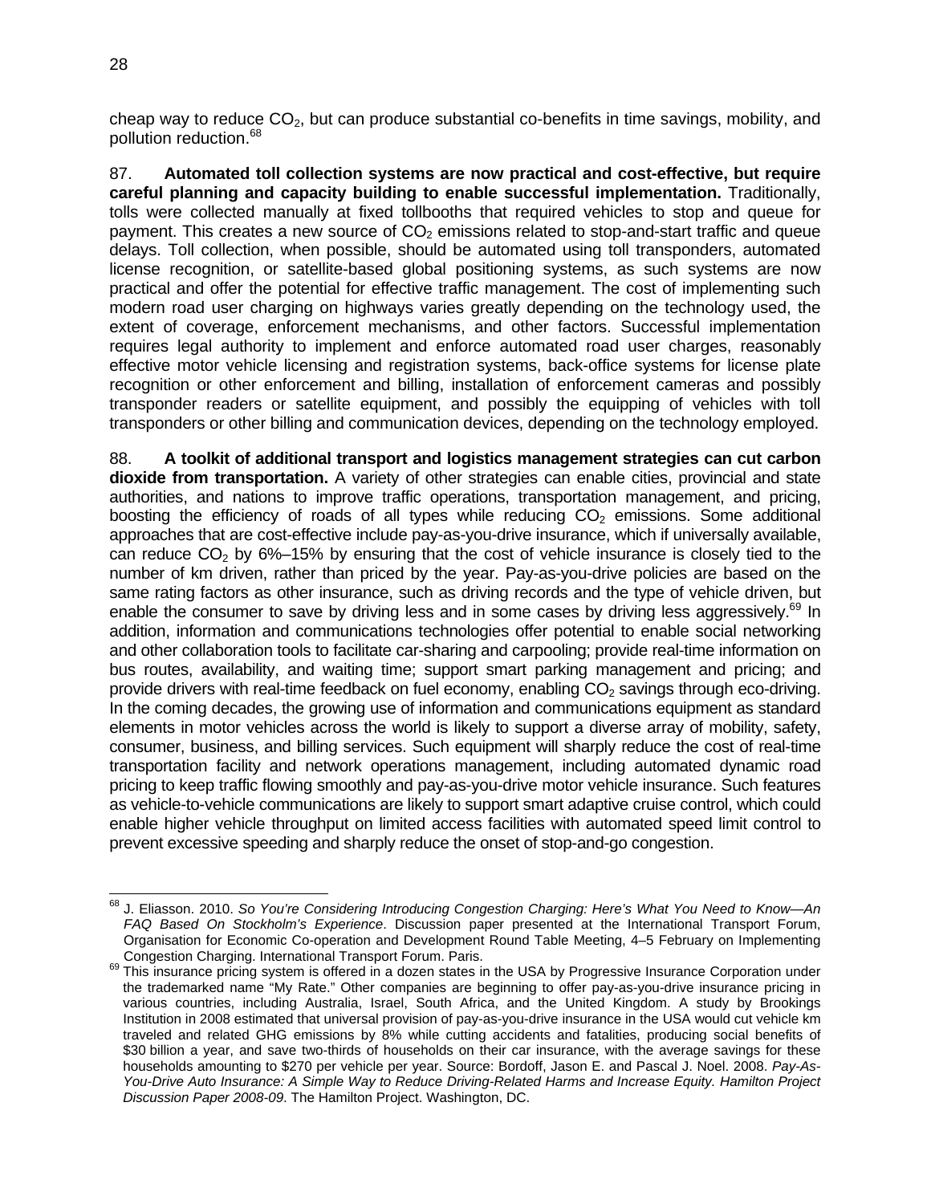cheap way to reduce $CO_2$, but can produce substantial co-benefits in time savings, mobility, and pollution reduction.[68]

87. **Automated toll collection systems are now practical and cost-effective, but require careful planning and capacity building to enable successful implementation.** Traditionally, tolls were collected manually at fixed tollbooths that required vehicles to stop and queue for payment. This creates a new source of $CO_2$ emissions related to stop-and-start traffic and queue delays. Toll collection, when possible, should be automated using toll transponders, automated license recognition, or satellite-based global positioning systems, as such systems are now practical and offer the potential for effective traffic management. The cost of implementing such modern road user charging on highways varies greatly depending on the technology used, the extent of coverage, enforcement mechanisms, and other factors. Successful implementation requires legal authority to implement and enforce automated road user charges, reasonably effective motor vehicle licensing and registration systems, back-office systems for license plate recognition or other enforcement and billing, installation of enforcement cameras and possibly transponder readers or satellite equipment, and possibly the equipping of vehicles with toll transponders or other billing and communication devices, depending on the technology employed.

88. **A toolkit of additional transport and logistics management strategies can cut carbon dioxide from transportation.** A variety of other strategies can enable cities, provincial and state authorities, and nations to improve traffic operations, transportation management, and pricing, boosting the efficiency of roads of all types while reducing $CO_2$ emissions. Some additional approaches that are cost-effective include pay-as-you-drive insurance, which if universally available, can reduce $CO_2$ by 6%–15% by ensuring that the cost of vehicle insurance is closely tied to the number of km driven, rather than priced by the year. Pay-as-you-drive policies are based on the same rating factors as other insurance, such as driving records and the type of vehicle driven, but enable the consumer to save by driving less and in some cases by driving less aggressively.[69] In addition, information and communications technologies offer potential to enable social networking and other collaboration tools to facilitate car-sharing and carpooling; provide real-time information on bus routes, availability, and waiting time; support smart parking management and pricing; and provide drivers with real-time feedback on fuel economy, enabling $CO_2$ savings through eco-driving. In the coming decades, the growing use of information and communications equipment as standard elements in motor vehicles across the world is likely to support a diverse array of mobility, safety, consumer, business, and billing services. Such equipment will sharply reduce the cost of real-time transportation facility and network operations management, including automated dynamic road pricing to keep traffic flowing smoothly and pay-as-you-drive motor vehicle insurance. Such features as vehicle-to-vehicle communications are likely to support smart adaptive cruise control, which could enable higher vehicle throughput on limited access facilities with automated speed limit control to prevent excessive speeding and sharply reduce the onset of stop-and-go congestion.

---

[68] J. Eliasson. 2010. *So You're Considering Introducing Congestion Charging: Here's What You Need to Know—An FAQ Based On Stockholm's Experience*. Discussion paper presented at the International Transport Forum, Organisation for Economic Co-operation and Development Round Table Meeting, 4–5 February on Implementing Congestion Charging. International Transport Forum. Paris.

[69] This insurance pricing system is offered in a dozen states in the USA by Progressive Insurance Corporation under the trademarked name "My Rate." Other companies are beginning to offer pay-as-you-drive insurance pricing in various countries, including Australia, Israel, South Africa, and the United Kingdom. A study by Brookings Institution in 2008 estimated that universal provision of pay-as-you-drive insurance in the USA would cut vehicle km traveled and related GHG emissions by 8% while cutting accidents and fatalities, producing social benefits of $30 billion a year, and save two-thirds of households on their car insurance, with the average savings for these households amounting to $270 per vehicle per year. Source: Bordoff, Jason E. and Pascal J. Noel. 2008. *Pay-As-You-Drive Auto Insurance: A Simple Way to Reduce Driving-Related Harms and Increase Equity. Hamilton Project Discussion Paper 2008-09*. The Hamilton Project. Washington, DC.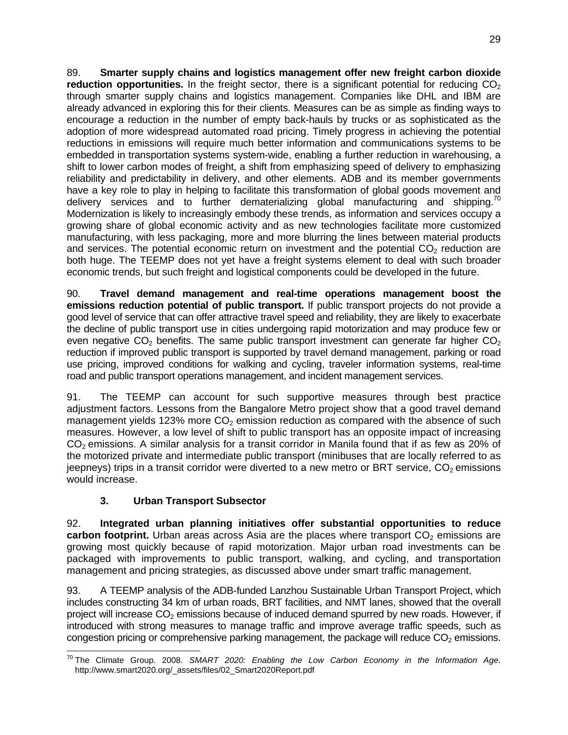89. **Smarter supply chains and logistics management offer new freight carbon dioxide reduction opportunities.** In the freight sector, there is a significant potential for reducing $CO_2$ through smarter supply chains and logistics management. Companies like DHL and IBM are already advanced in exploring this for their clients. Measures can be as simple as finding ways to encourage a reduction in the number of empty back-hauls by trucks or as sophisticated as the adoption of more widespread automated road pricing. Timely progress in achieving the potential reductions in emissions will require much better information and communications systems to be embedded in transportation systems system-wide, enabling a further reduction in warehousing, a shift to lower carbon modes of freight, a shift from emphasizing speed of delivery to emphasizing reliability and predictability in delivery, and other elements. ADB and its member governments have a key role to play in helping to facilitate this transformation of global goods movement and delivery services and to further dematerializing global manufacturing and shipping.[70] Modernization is likely to increasingly embody these trends, as information and services occupy a growing share of global economic activity and as new technologies facilitate more customized manufacturing, with less packaging, more and more blurring the lines between material products and services. The potential economic return on investment and the potential $CO_2$ reduction are both huge. The TEEMP does not yet have a freight systems element to deal with such broader economic trends, but such freight and logistical components could be developed in the future.

90. **Travel demand management and real-time operations management boost the emissions reduction potential of public transport.** If public transport projects do not provide a good level of service that can offer attractive travel speed and reliability, they are likely to exacerbate the decline of public transport use in cities undergoing rapid motorization and may produce few or even negative $CO_2$ benefits. The same public transport investment can generate far higher $CO_2$ reduction if improved public transport is supported by travel demand management, parking or road use pricing, improved conditions for walking and cycling, traveler information systems, real-time road and public transport operations management, and incident management services.

91. The TEEMP can account for such supportive measures through best practice adjustment factors. Lessons from the Bangalore Metro project show that a good travel demand management yields 123% more $CO_2$ emission reduction as compared with the absence of such measures. However, a low level of shift to public transport has an opposite impact of increasing $CO_2$ emissions. A similar analysis for a transit corridor in Manila found that if as few as 20% of the motorized private and intermediate public transport (minibuses that are locally referred to as jeepneys) trips in a transit corridor were diverted to a new metro or BRT service, $CO_2$ emissions would increase.

### 3. Urban Transport Subsector

92. **Integrated urban planning initiatives offer substantial opportunities to reduce carbon footprint.** Urban areas across Asia are the places where transport $CO_2$ emissions are growing most quickly because of rapid motorization. Major urban road investments can be packaged with improvements to public transport, walking, and cycling, and transportation management and pricing strategies, as discussed above under smart traffic management.

93. A TEEMP analysis of the ADB-funded Lanzhou Sustainable Urban Transport Project, which includes constructing 34 km of urban roads, BRT facilities, and NMT lanes, showed that the overall project will increase $CO_2$ emissions because of induced demand spurred by new roads. However, if introduced with strong measures to manage traffic and improve average traffic speeds, such as congestion pricing or comprehensive parking management, the package will reduce $CO_2$ emissions.

---

[70] The Climate Group. 2008. *SMART 2020: Enabling the Low Carbon Economy in the Information Age*. http://www.smart2020.org/_assets/files/02_Smart2020Report.pdf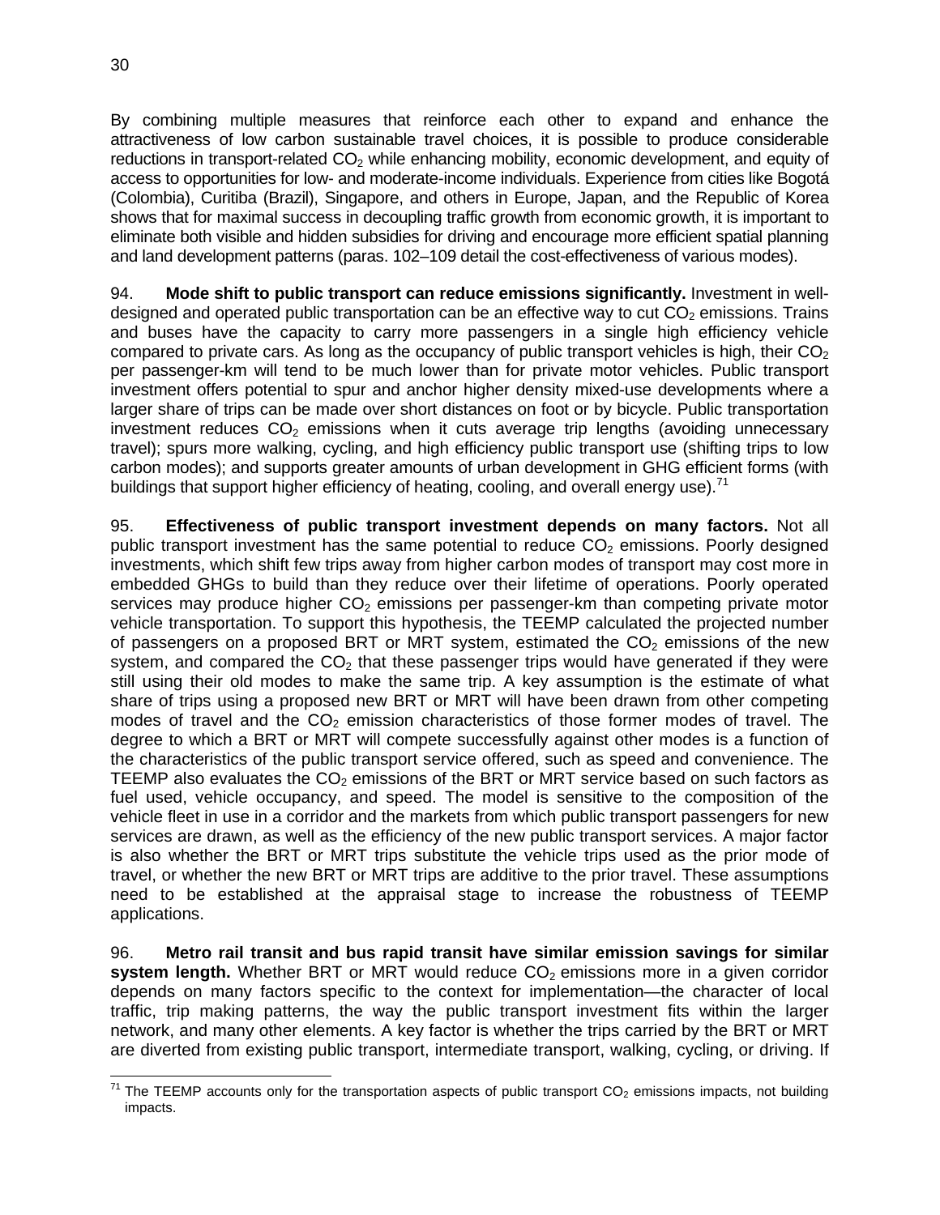By combining multiple measures that reinforce each other to expand and enhance the attractiveness of low carbon sustainable travel choices, it is possible to produce considerable reductions in transport-related $CO_2$ while enhancing mobility, economic development, and equity of access to opportunities for low- and moderate-income individuals. Experience from cities like Bogotá (Colombia), Curitiba (Brazil), Singapore, and others in Europe, Japan, and the Republic of Korea shows that for maximal success in decoupling traffic growth from economic growth, it is important to eliminate both visible and hidden subsidies for driving and encourage more efficient spatial planning and land development patterns (paras. 102–109 detail the cost-effectiveness of various modes).

94. **Mode shift to public transport can reduce emissions significantly.** Investment in well-designed and operated public transportation can be an effective way to cut $CO_2$ emissions. Trains and buses have the capacity to carry more passengers in a single high efficiency vehicle compared to private cars. As long as the occupancy of public transport vehicles is high, their $CO_2$ per passenger-km will tend to be much lower than for private motor vehicles. Public transport investment offers potential to spur and anchor higher density mixed-use developments where a larger share of trips can be made over short distances on foot or by bicycle. Public transportation investment reduces $CO_2$ emissions when it cuts average trip lengths (avoiding unnecessary travel); spurs more walking, cycling, and high efficiency public transport use (shifting trips to low carbon modes); and supports greater amounts of urban development in GHG efficient forms (with buildings that support higher efficiency of heating, cooling, and overall energy use).[71]

95. **Effectiveness of public transport investment depends on many factors.** Not all public transport investment has the same potential to reduce $CO_2$ emissions. Poorly designed investments, which shift few trips away from higher carbon modes of transport may cost more in embedded GHGs to build than they reduce over their lifetime of operations. Poorly operated services may produce higher $CO_2$ emissions per passenger-km than competing private motor vehicle transportation. To support this hypothesis, the TEEMP calculated the projected number of passengers on a proposed BRT or MRT system, estimated the $CO_2$ emissions of the new system, and compared the $CO_2$ that these passenger trips would have generated if they were still using their old modes to make the same trip. A key assumption is the estimate of what share of trips using a proposed new BRT or MRT will have been drawn from other competing modes of travel and the $CO_2$ emission characteristics of those former modes of travel. The degree to which a BRT or MRT will compete successfully against other modes is a function of the characteristics of the public transport service offered, such as speed and convenience. The TEEMP also evaluates the $CO_2$ emissions of the BRT or MRT service based on such factors as fuel used, vehicle occupancy, and speed. The model is sensitive to the composition of the vehicle fleet in use in a corridor and the markets from which public transport passengers for new services are drawn, as well as the efficiency of the new public transport services. A major factor is also whether the BRT or MRT trips substitute the vehicle trips used as the prior mode of travel, or whether the new BRT or MRT trips are additive to the prior travel. These assumptions need to be established at the appraisal stage to increase the robustness of TEEMP applications.

96. **Metro rail transit and bus rapid transit have similar emission savings for similar system length.** Whether BRT or MRT would reduce $CO_2$ emissions more in a given corridor depends on many factors specific to the context for implementation—the character of local traffic, trip making patterns, the way the public transport investment fits within the larger network, and many other elements. A key factor is whether the trips carried by the BRT or MRT are diverted from existing public transport, intermediate transport, walking, cycling, or driving. If

[71] The TEEMP accounts only for the transportation aspects of public transport $CO_2$ emissions impacts, not building impacts.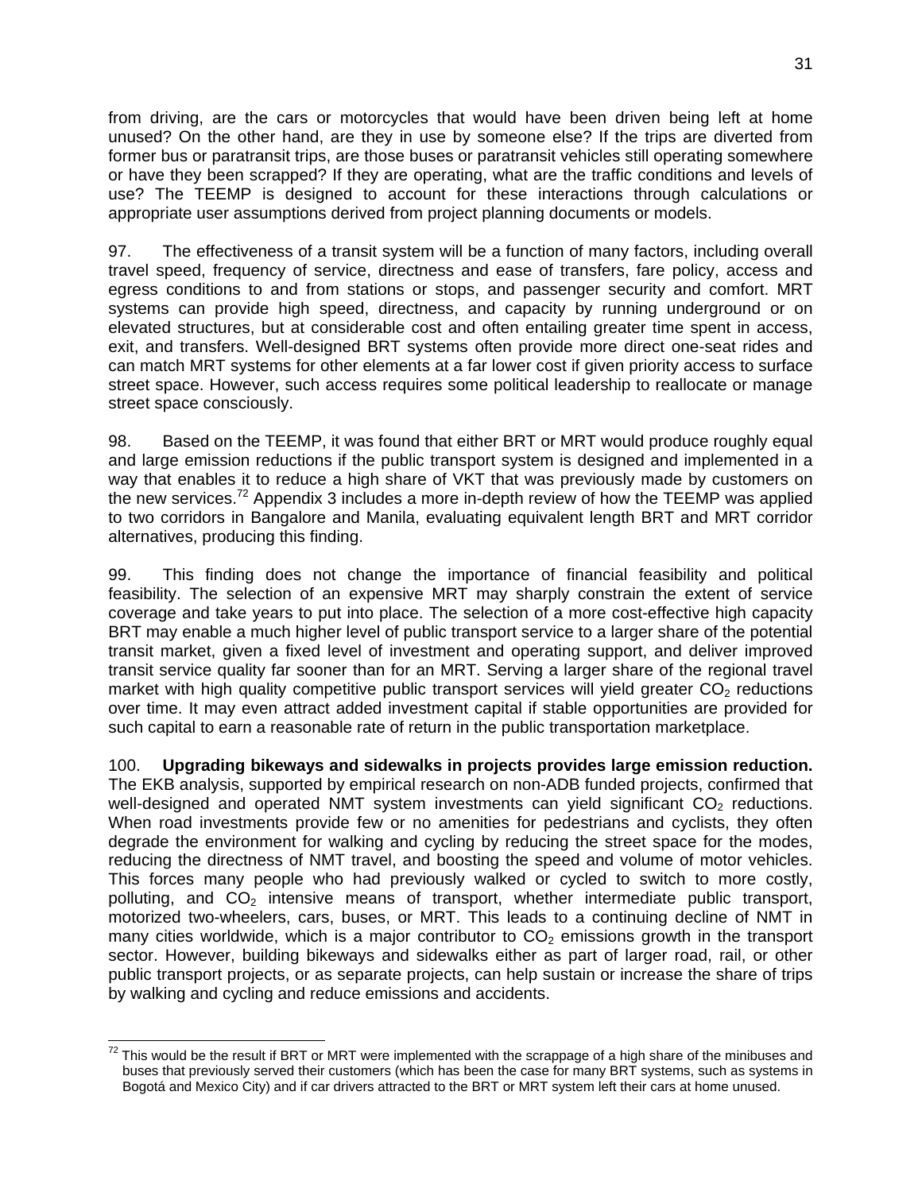from driving, are the cars or motorcycles that would have been driven being left at home unused? On the other hand, are they in use by someone else? If the trips are diverted from former bus or paratransit trips, are those buses or paratransit vehicles still operating somewhere or have they been scrapped? If they are operating, what are the traffic conditions and levels of use? The TEEMP is designed to account for these interactions through calculations or appropriate user assumptions derived from project planning documents or models.

97. The effectiveness of a transit system will be a function of many factors, including overall travel speed, frequency of service, directness and ease of transfers, fare policy, access and egress conditions to and from stations or stops, and passenger security and comfort. MRT systems can provide high speed, directness, and capacity by running underground or on elevated structures, but at considerable cost and often entailing greater time spent in access, exit, and transfers. Well-designed BRT systems often provide more direct one-seat rides and can match MRT systems for other elements at a far lower cost if given priority access to surface street space. However, such access requires some political leadership to reallocate or manage street space consciously.

98. Based on the TEEMP, it was found that either BRT or MRT would produce roughly equal and large emission reductions if the public transport system is designed and implemented in a way that enables it to reduce a high share of VKT that was previously made by customers on the new services.[72] Appendix 3 includes a more in-depth review of how the TEEMP was applied to two corridors in Bangalore and Manila, evaluating equivalent length BRT and MRT corridor alternatives, producing this finding.

99. This finding does not change the importance of financial feasibility and political feasibility. The selection of an expensive MRT may sharply constrain the extent of service coverage and take years to put into place. The selection of a more cost-effective high capacity BRT may enable a much higher level of public transport service to a larger share of the potential transit market, given a fixed level of investment and operating support, and deliver improved transit service quality far sooner than for an MRT. Serving a larger share of the regional travel market with high quality competitive public transport services will yield greater $CO_2$ reductions over time. It may even attract added investment capital if stable opportunities are provided for such capital to earn a reasonable rate of return in the public transportation marketplace.

100. **Upgrading bikeways and sidewalks in projects provides large emission reduction.** The EKB analysis, supported by empirical research on non-ADB funded projects, confirmed that well-designed and operated NMT system investments can yield significant $CO_2$ reductions. When road investments provide few or no amenities for pedestrians and cyclists, they often degrade the environment for walking and cycling by reducing the street space for the modes, reducing the directness of NMT travel, and boosting the speed and volume of motor vehicles. This forces many people who had previously walked or cycled to switch to more costly, polluting, and $CO_2$ intensive means of transport, whether intermediate public transport, motorized two-wheelers, cars, buses, or MRT. This leads to a continuing decline of NMT in many cities worldwide, which is a major contributor to $CO_2$ emissions growth in the transport sector. However, building bikeways and sidewalks either as part of larger road, rail, or other public transport projects, or as separate projects, can help sustain or increase the share of trips by walking and cycling and reduce emissions and accidents.

[72] This would be the result if BRT or MRT were implemented with the scrappage of a high share of the minibuses and buses that previously served their customers (which has been the case for many BRT systems, such as systems in Bogotá and Mexico City) and if car drivers attracted to the BRT or MRT system left their cars at home unused.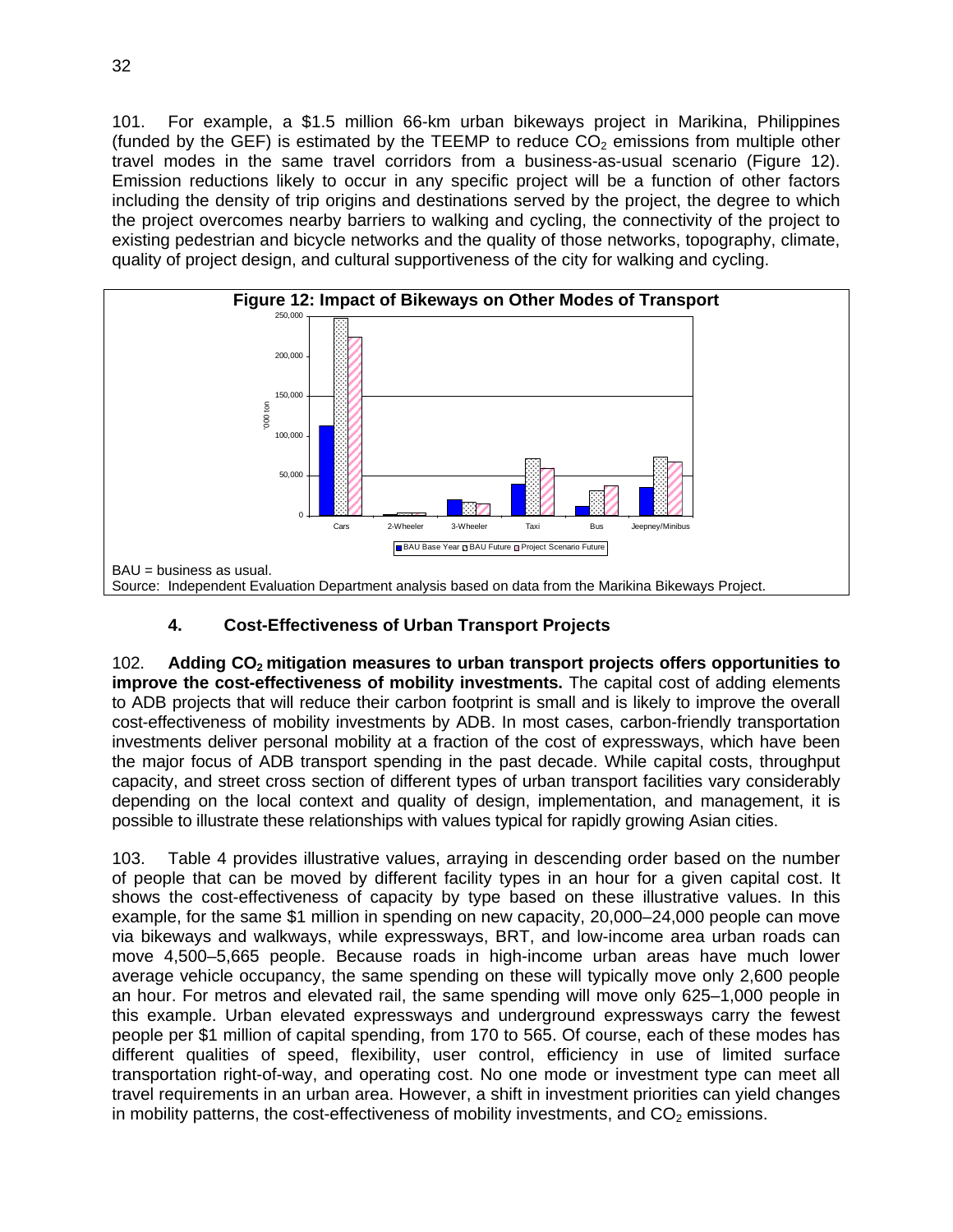101. For example, a \$1.5 million 66-km urban bikeways project in Marikina, Philippines (funded by the GEF) is estimated by the TEEMP to reduce $CO_2$ emissions from multiple other travel modes in the same travel corridors from a business-as-usual scenario (Figure 12). Emission reductions likely to occur in any specific project will be a function of other factors including the density of trip origins and destinations served by the project, the degree to which the project overcomes nearby barriers to walking and cycling, the connectivity of the project to existing pedestrian and bicycle networks and the quality of those networks, topography, climate, quality of project design, and cultural supportiveness of the city for walking and cycling.

**Figure 12: Impact of Bikeways on Other Modes of Transport**

BAU = business as usual.

Source: Independent Evaluation Department analysis based on data from the Marikina Bikeways Project.

### 4. Cost-Effectiveness of Urban Transport Projects

102. **Adding $CO_2$ mitigation measures to urban transport projects offers opportunities to improve the cost-effectiveness of mobility investments.** The capital cost of adding elements to ADB projects that will reduce their carbon footprint is small and is likely to improve the overall cost-effectiveness of mobility investments by ADB. In most cases, carbon-friendly transportation investments deliver personal mobility at a fraction of the cost of expressways, which have been the major focus of ADB transport spending in the past decade. While capital costs, throughput capacity, and street cross section of different types of urban transport facilities vary considerably depending on the local context and quality of design, implementation, and management, it is possible to illustrate these relationships with values typical for rapidly growing Asian cities.

103. Table 4 provides illustrative values, arraying in descending order based on the number of people that can be moved by different facility types in an hour for a given capital cost. It shows the cost-effectiveness of capacity by type based on these illustrative values. In this example, for the same \$1 million in spending on new capacity, 20,000–24,000 people can move via bikeways and walkways, while expressways, BRT, and low-income area urban roads can move 4,500–5,665 people. Because roads in high-income urban areas have much lower average vehicle occupancy, the same spending on these will typically move only 2,600 people an hour. For metros and elevated rail, the same spending will move only 625–1,000 people in this example. Urban elevated expressways and underground expressways carry the fewest people per \$1 million of capital spending, from 170 to 565. Of course, each of these modes has different qualities of speed, flexibility, user control, efficiency in use of limited surface transportation right-of-way, and operating cost. No one mode or investment type can meet all travel requirements in an urban area. However, a shift in investment priorities can yield changes in mobility patterns, the cost-effectiveness of mobility investments, and $CO_2$ emissions.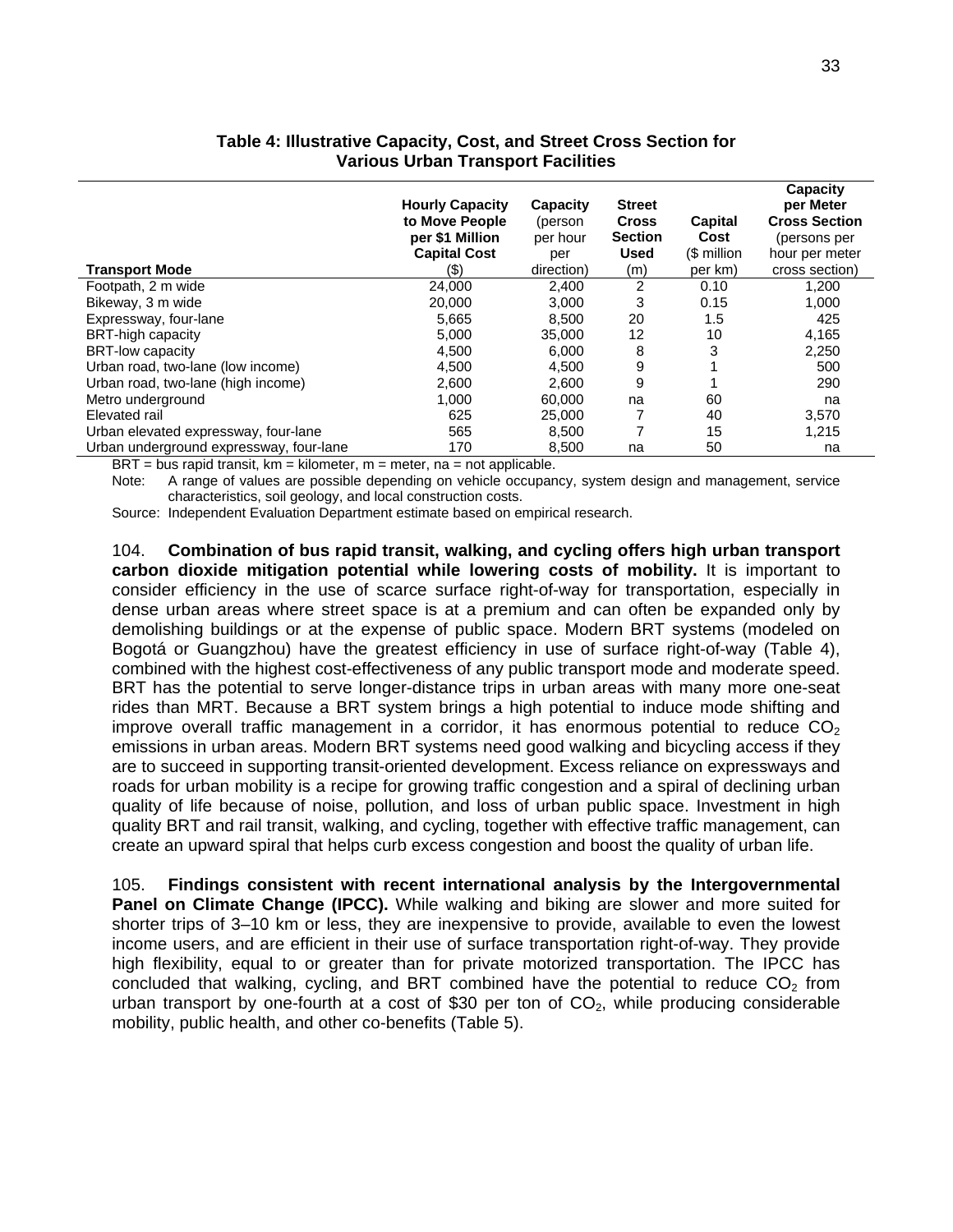**Table 4: Illustrative Capacity, Cost, and Street Cross Section for Various Urban Transport Facilities**

| Transport Mode | Hourly Capacity to Move People per \$1 Million Capital Cost (\$) | Capacity (person per hour per direction) | Street Cross Section Used (m) | Capital Cost (\$ million per km) | Capacity per Meter Cross Section (persons per hour per meter cross section) |
|---|---|---|---|---|---|
| Footpath, 2 m wide | 24,000 | 2,400 | 2 | 0.10 | 1,200 |
| Bikeway, 3 m wide | 20,000 | 3,000 | 3 | 0.15 | 1,000 |
| Expressway, four-lane | 5,665 | 8,500 | 20 | 1.5 | 425 |
| BRT-high capacity | 5,000 | 35,000 | 12 | 10 | 4,165 |
| BRT-low capacity | 4,500 | 6,000 | 8 | 3 | 2,250 |
| Urban road, two-lane (low income) | 4,500 | 4,500 | 9 | 1 | 500 |
| Urban road, two-lane (high income) | 2,600 | 2,600 | 9 | 1 | 290 |
| Metro underground | 1,000 | 60,000 | na | 60 | na |
| Elevated rail | 625 | 25,000 | 7 | 40 | 3,570 |
| Urban elevated expressway, four-lane | 565 | 8,500 | 7 | 15 | 1,215 |
| Urban underground expressway, four-lane | 170 | 8,500 | na | 50 | na |

BRT = bus rapid transit, km = kilometer, m = meter, na = not applicable.

Note: A range of values are possible depending on vehicle occupancy, system design and management, service characteristics, soil geology, and local construction costs.

Source: Independent Evaluation Department estimate based on empirical research.

104. **Combination of bus rapid transit, walking, and cycling offers high urban transport carbon dioxide mitigation potential while lowering costs of mobility.** It is important to consider efficiency in the use of scarce surface right-of-way for transportation, especially in dense urban areas where street space is at a premium and can often be expanded only by demolishing buildings or at the expense of public space. Modern BRT systems (modeled on Bogotá or Guangzhou) have the greatest efficiency in use of surface right-of-way (Table 4), combined with the highest cost-effectiveness of any public transport mode and moderate speed. BRT has the potential to serve longer-distance trips in urban areas with many more one-seat rides than MRT. Because a BRT system brings a high potential to induce mode shifting and improve overall traffic management in a corridor, it has enormous potential to reduce $CO_2$ emissions in urban areas. Modern BRT systems need good walking and bicycling access if they are to succeed in supporting transit-oriented development. Excess reliance on expressways and roads for urban mobility is a recipe for growing traffic congestion and a spiral of declining urban quality of life because of noise, pollution, and loss of urban public space. Investment in high quality BRT and rail transit, walking, and cycling, together with effective traffic management, can create an upward spiral that helps curb excess congestion and boost the quality of urban life.

105. **Findings consistent with recent international analysis by the Intergovernmental Panel on Climate Change (IPCC).** While walking and biking are slower and more suited for shorter trips of 3–10 km or less, they are inexpensive to provide, available to even the lowest income users, and are efficient in their use of surface transportation right-of-way. They provide high flexibility, equal to or greater than for private motorized transportation. The IPCC has concluded that walking, cycling, and BRT combined have the potential to reduce $CO_2$ from urban transport by one-fourth at a cost of \$30 per ton of $CO_2$, while producing considerable mobility, public health, and other co-benefits (Table 5).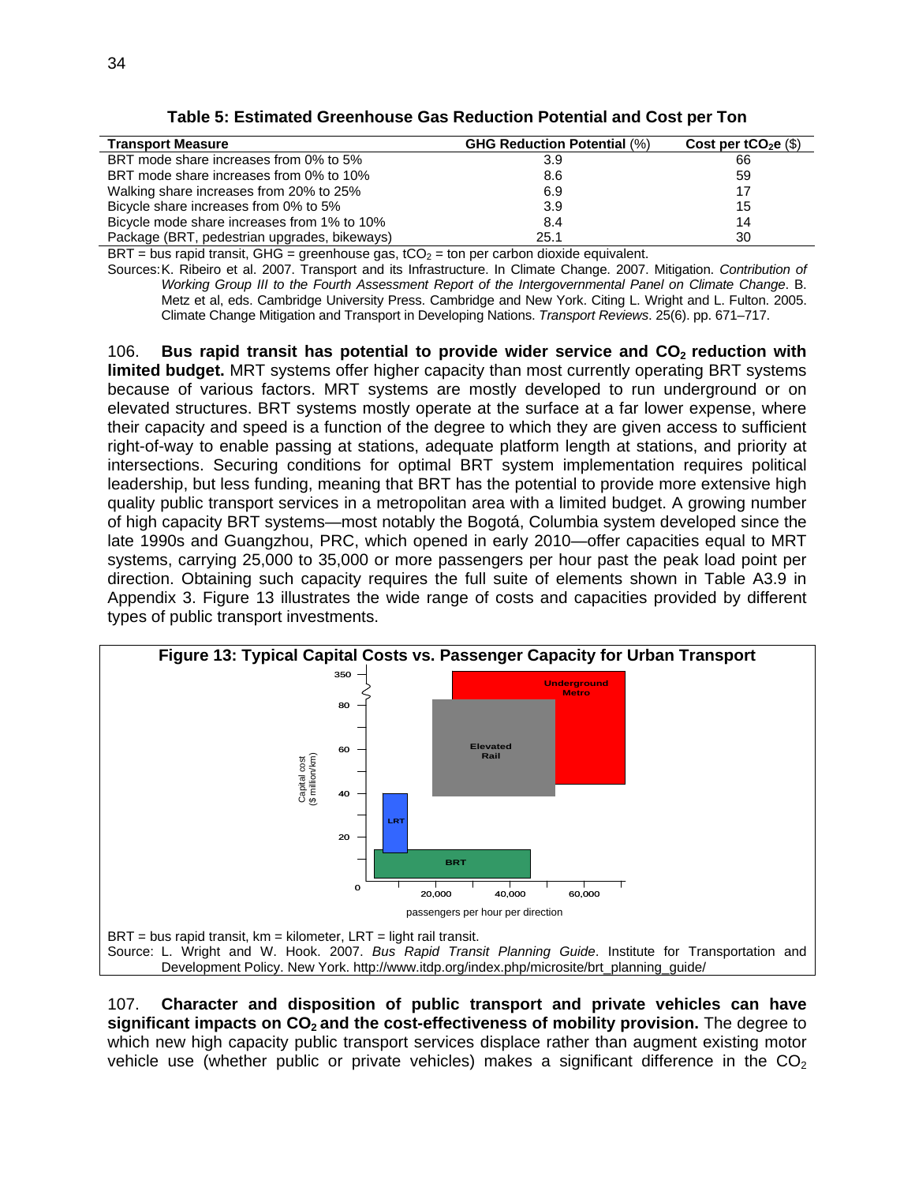**Table 5: Estimated Greenhouse Gas Reduction Potential and Cost per Ton**

| Transport Measure | GHG Reduction Potential (%) | Cost per $tCO_2e$ ($) |
|---|---|---|
| BRT mode share increases from 0% to 5% | 3.9 | 66 |
| BRT mode share increases from 0% to 10% | 8.6 | 59 |
| Walking share increases from 20% to 25% | 6.9 | 17 |
| Bicycle share increases from 0% to 5% | 3.9 | 15 |
| Bicycle mode share increases from 1% to 10% | 8.4 | 14 |
| Package (BRT, pedestrian upgrades, bikeways) | 25.1 | 30 |

BRT = bus rapid transit, GHG = greenhouse gas, $tCO_2$ = ton per carbon dioxide equivalent.

Sources: K. Ribeiro et al. 2007. Transport and its Infrastructure. In Climate Change. 2007. Mitigation. *Contribution of Working Group III to the Fourth Assessment Report of the Intergovernmental Panel on Climate Change*. B. Metz et al, eds. Cambridge University Press. Cambridge and New York. Citing L. Wright and L. Fulton. 2005. Climate Change Mitigation and Transport in Developing Nations. *Transport Reviews*. 25(6). pp. 671–717.

106. **Bus rapid transit has potential to provide wider service and $CO_2$ reduction with limited budget.** MRT systems offer higher capacity than most currently operating BRT systems because of various factors. MRT systems are mostly developed to run underground or on elevated structures. BRT systems mostly operate at the surface at a far lower expense, where their capacity and speed is a function of the degree to which they are given access to sufficient right-of-way to enable passing at stations, adequate platform length at stations, and priority at intersections. Securing conditions for optimal BRT system implementation requires political leadership, but less funding, meaning that BRT has the potential to provide more extensive high quality public transport services in a metropolitan area with a limited budget. A growing number of high capacity BRT systems—most notably the Bogotá, Columbia system developed since the late 1990s and Guangzhou, PRC, which opened in early 2010—offer capacities equal to MRT systems, carrying 25,000 to 35,000 or more passengers per hour past the peak load point per direction. Obtaining such capacity requires the full suite of elements shown in Table A3.9 in Appendix 3. Figure 13 illustrates the wide range of costs and capacities provided by different types of public transport investments.

**Figure 13: Typical Capital Costs vs. Passenger Capacity for Urban Transport**

BRT = bus rapid transit, km = kilometer, LRT = light rail transit.

Source: L. Wright and W. Hook. 2007. *Bus Rapid Transit Planning Guide*. Institute for Transportation and Development Policy. New York. http://www.itdp.org/index.php/microsite/brt_planning_guide/

107. **Character and disposition of public transport and private vehicles can have significant impacts on $CO_2$ and the cost-effectiveness of mobility provision.** The degree to which new high capacity public transport services displace rather than augment existing motor vehicle use (whether public or private vehicles) makes a significant difference in the $CO_2$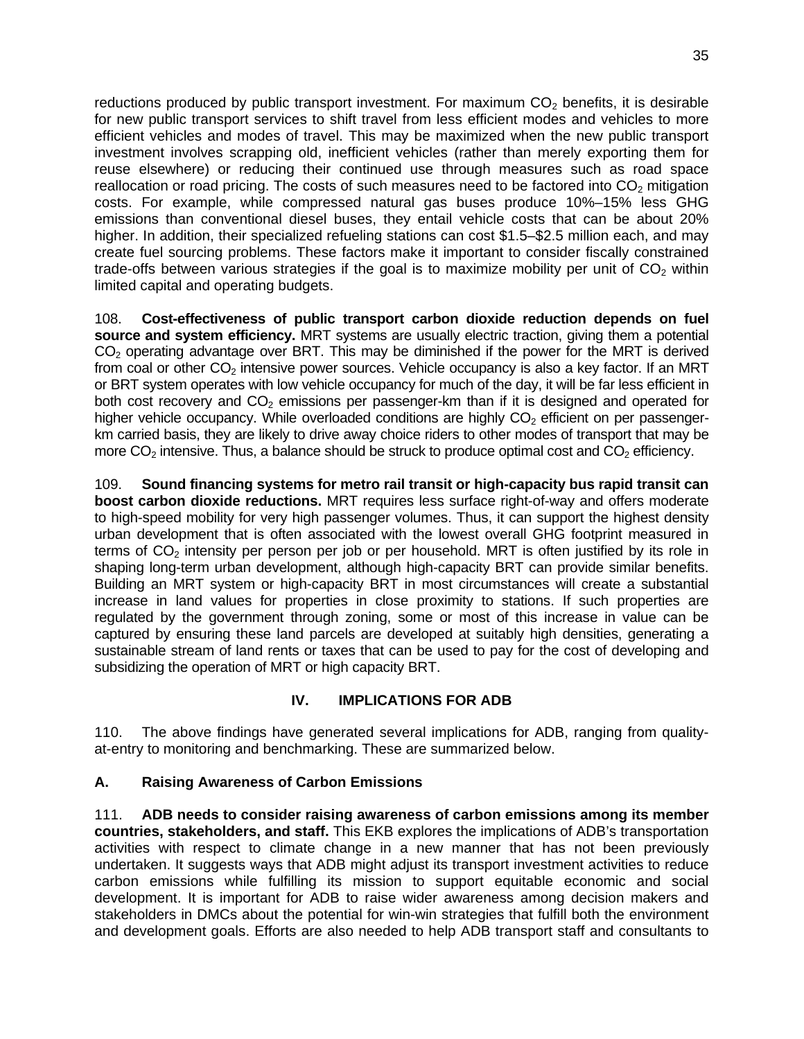reductions produced by public transport investment. For maximum $CO_2$ benefits, it is desirable for new public transport services to shift travel from less efficient modes and vehicles to more efficient vehicles and modes of travel. This may be maximized when the new public transport investment involves scrapping old, inefficient vehicles (rather than merely exporting them for reuse elsewhere) or reducing their continued use through measures such as road space reallocation or road pricing. The costs of such measures need to be factored into $CO_2$ mitigation costs. For example, while compressed natural gas buses produce 10%–15% less GHG emissions than conventional diesel buses, they entail vehicle costs that can be about 20% higher. In addition, their specialized refueling stations can cost $1.5–$2.5 million each, and may create fuel sourcing problems. These factors make it important to consider fiscally constrained trade-offs between various strategies if the goal is to maximize mobility per unit of $CO_2$ within limited capital and operating budgets.

108. **Cost-effectiveness of public transport carbon dioxide reduction depends on fuel source and system efficiency.** MRT systems are usually electric traction, giving them a potential $CO_2$ operating advantage over BRT. This may be diminished if the power for the MRT is derived from coal or other $CO_2$ intensive power sources. Vehicle occupancy is also a key factor. If an MRT or BRT system operates with low vehicle occupancy for much of the day, it will be far less efficient in both cost recovery and $CO_2$ emissions per passenger-km than if it is designed and operated for higher vehicle occupancy. While overloaded conditions are highly $CO_2$ efficient on per passenger-km carried basis, they are likely to drive away choice riders to other modes of transport that may be more $CO_2$ intensive. Thus, a balance should be struck to produce optimal cost and $CO_2$ efficiency.

109. **Sound financing systems for metro rail transit or high-capacity bus rapid transit can boost carbon dioxide reductions.** MRT requires less surface right-of-way and offers moderate to high-speed mobility for very high passenger volumes. Thus, it can support the highest density urban development that is often associated with the lowest overall GHG footprint measured in terms of $CO_2$ intensity per person per job or per household. MRT is often justified by its role in shaping long-term urban development, although high-capacity BRT can provide similar benefits. Building an MRT system or high-capacity BRT in most circumstances will create a substantial increase in land values for properties in close proximity to stations. If such properties are regulated by the government through zoning, some or most of this increase in value can be captured by ensuring these land parcels are developed at suitably high densities, generating a sustainable stream of land rents or taxes that can be used to pay for the cost of developing and subsidizing the operation of MRT or high capacity BRT.

## IV. IMPLICATIONS FOR ADB

110. The above findings have generated several implications for ADB, ranging from quality-at-entry to monitoring and benchmarking. These are summarized below.

### A. Raising Awareness of Carbon Emissions

111. **ADB needs to consider raising awareness of carbon emissions among its member countries, stakeholders, and staff.** This EKB explores the implications of ADB's transportation activities with respect to climate change in a new manner that has not been previously undertaken. It suggests ways that ADB might adjust its transport investment activities to reduce carbon emissions while fulfilling its mission to support equitable economic and social development. It is important for ADB to raise wider awareness among decision makers and stakeholders in DMCs about the potential for win-win strategies that fulfill both the environment and development goals. Efforts are also needed to help ADB transport staff and consultants to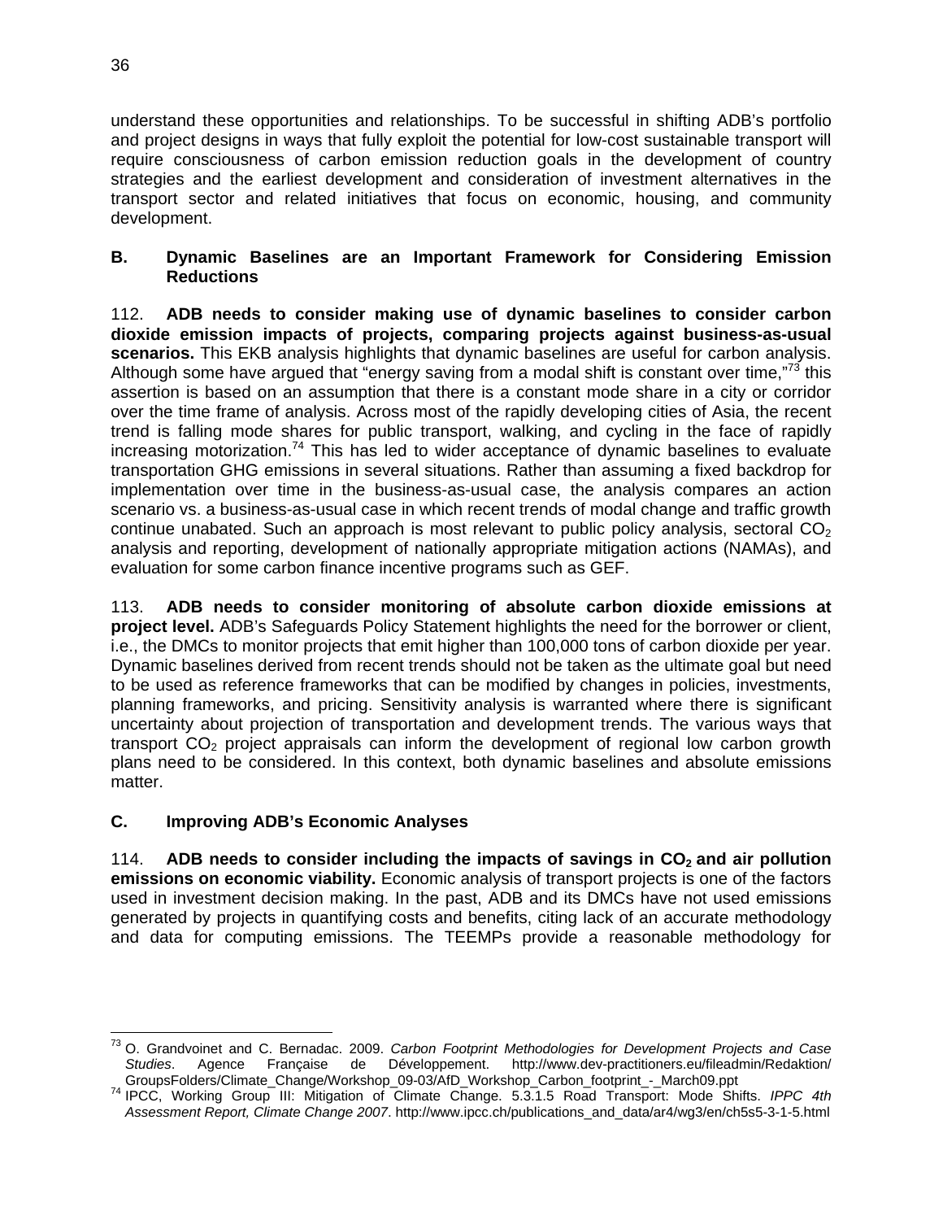understand these opportunities and relationships. To be successful in shifting ADB's portfolio and project designs in ways that fully exploit the potential for low-cost sustainable transport will require consciousness of carbon emission reduction goals in the development of country strategies and the earliest development and consideration of investment alternatives in the transport sector and related initiatives that focus on economic, housing, and community development.

### B. Dynamic Baselines are an Important Framework for Considering Emission Reductions

112. **ADB needs to consider making use of dynamic baselines to consider carbon dioxide emission impacts of projects, comparing projects against business-as-usual scenarios.** This EKB analysis highlights that dynamic baselines are useful for carbon analysis. Although some have argued that "energy saving from a modal shift is constant over time,"[73] this assertion is based on an assumption that there is a constant mode share in a city or corridor over the time frame of analysis. Across most of the rapidly developing cities of Asia, the recent trend is falling mode shares for public transport, walking, and cycling in the face of rapidly increasing motorization.[74] This has led to wider acceptance of dynamic baselines to evaluate transportation GHG emissions in several situations. Rather than assuming a fixed backdrop for implementation over time in the business-as-usual case, the analysis compares an action scenario vs. a business-as-usual case in which recent trends of modal change and traffic growth continue unabated. Such an approach is most relevant to public policy analysis, sectoral $CO_2$ analysis and reporting, development of nationally appropriate mitigation actions (NAMAs), and evaluation for some carbon finance incentive programs such as GEF.

113. **ADB needs to consider monitoring of absolute carbon dioxide emissions at project level.** ADB's Safeguards Policy Statement highlights the need for the borrower or client, i.e., the DMCs to monitor projects that emit higher than 100,000 tons of carbon dioxide per year. Dynamic baselines derived from recent trends should not be taken as the ultimate goal but need to be used as reference frameworks that can be modified by changes in policies, investments, planning frameworks, and pricing. Sensitivity analysis is warranted where there is significant uncertainty about projection of transportation and development trends. The various ways that transport $CO_2$ project appraisals can inform the development of regional low carbon growth plans need to be considered. In this context, both dynamic baselines and absolute emissions matter.

### C. Improving ADB's Economic Analyses

114. **ADB needs to consider including the impacts of savings in $CO_2$ and air pollution emissions on economic viability.** Economic analysis of transport projects is one of the factors used in investment decision making. In the past, ADB and its DMCs have not used emissions generated by projects in quantifying costs and benefits, citing lack of an accurate methodology and data for computing emissions. The TEEMPs provide a reasonable methodology for

---

[73] O. Grandvoinet and C. Bernadac. 2009. *Carbon Footprint Methodologies for Development Projects and Case Studies*. Agence Française de Développement. http://www.dev-practitioners.eu/fileadmin/Redaktion/GroupsFolders/Climate_Change/Workshop_09-03/AfD_Workshop_Carbon_footprint_-_March09.ppt

[74] IPCC, Working Group III: Mitigation of Climate Change. 5.3.1.5 Road Transport: Mode Shifts. *IPPC 4th Assessment Report, Climate Change 2007*. http://www.ipcc.ch/publications_and_data/ar4/wg3/en/ch5s5-3-1-5.html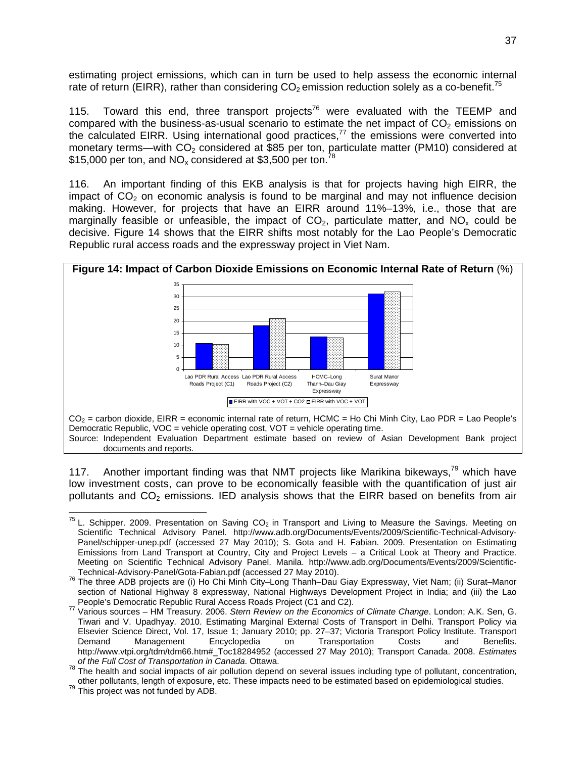estimating project emissions, which can in turn be used to help assess the economic internal rate of return (EIRR), rather than considering $CO_2$ emission reduction solely as a co-benefit.[75]

115. Toward this end, three transport projects[76] were evaluated with the TEEMP and compared with the business-as-usual scenario to estimate the net impact of $CO_2$ emissions on the calculated EIRR. Using international good practices,[77] the emissions were converted into monetary terms—with $CO_2$ considered at $85 per ton, particulate matter (PM10) considered at $15,000 per ton, and $NO_x$ considered at $3,500 per ton.[78]

116. An important finding of this EKB analysis is that for projects having high EIRR, the impact of $CO_2$ on economic analysis is found to be marginal and may not influence decision making. However, for projects that have an EIRR around 11%–13%, i.e., those that are marginally feasible or unfeasible, the impact of $CO_2$, particulate matter, and $NO_x$ could be decisive. Figure 14 shows that the EIRR shifts most notably for the Lao People's Democratic Republic rural access roads and the expressway project in Viet Nam.

**Figure 14: Impact of Carbon Dioxide Emissions on Economic Internal Rate of Return** (%)

Legend: EIRR with VOC + VOT + CO2; EIRR with VOC + VOT

Categories: Lao PDR Rural Access Roads Project (C1); Lao PDR Rural Access Roads Project (C2); HCMC–Long Thanh–Dau Giay Expressway; Surat Manor Expressway

$CO_2$ = carbon dioxide, EIRR = economic internal rate of return, HCMC = Ho Chi Minh City, Lao PDR = Lao People's Democratic Republic, VOC = vehicle operating cost, VOT = vehicle operating time.

Source: Independent Evaluation Department estimate based on review of Asian Development Bank project documents and reports.

117. Another important finding was that NMT projects like Marikina bikeways,[79] which have low investment costs, can prove to be economically feasible with the quantification of just air pollutants and $CO_2$ emissions. IED analysis shows that the EIRR based on benefits from air

---

[75] L. Schipper. 2009. Presentation on Saving $CO_2$ in Transport and Living to Measure the Savings. Meeting on Scientific Technical Advisory Panel. http://www.adb.org/Documents/Events/2009/Scientific-Technical-Advisory-Panel/schipper-unep.pdf (accessed 27 May 2010); S. Gota and H. Fabian. 2009. Presentation on Estimating Emissions from Land Transport at Country, City and Project Levels – a Critical Look at Theory and Practice. Meeting on Scientific Technical Advisory Panel. Manila. http://www.adb.org/Documents/Events/2009/Scientific-Technical-Advisory-Panel/Gota-Fabian.pdf (accessed 27 May 2010).

[76] The three ADB projects are (i) Ho Chi Minh City–Long Thanh–Dau Giay Expressway, Viet Nam; (ii) Surat–Manor section of National Highway 8 expressway, National Highways Development Project in India; and (iii) the Lao People's Democratic Republic Rural Access Roads Project (C1 and C2).

[77] Various sources – HM Treasury. 2006. *Stern Review on the Economics of Climate Change*. London; A.K. Sen, G. Tiwari and V. Upadhyay. 2010. Estimating Marginal External Costs of Transport in Delhi. Transport Policy via Elsevier Science Direct, Vol. 17, Issue 1; January 2010; pp. 27–37; Victoria Transport Policy Institute. Transport Demand Management Encyclopedia on Transportation Costs and Benefits. http://www.vtpi.org/tdm/tdm66.htm#_Toc18284952 (accessed 27 May 2010); Transport Canada. 2008. *Estimates of the Full Cost of Transportation in Canada*. Ottawa.

[78] The health and social impacts of air pollution depend on several issues including type of pollutant, concentration, other pollutants, length of exposure, etc. These impacts need to be estimated based on epidemiological studies.

[79] This project was not funded by ADB.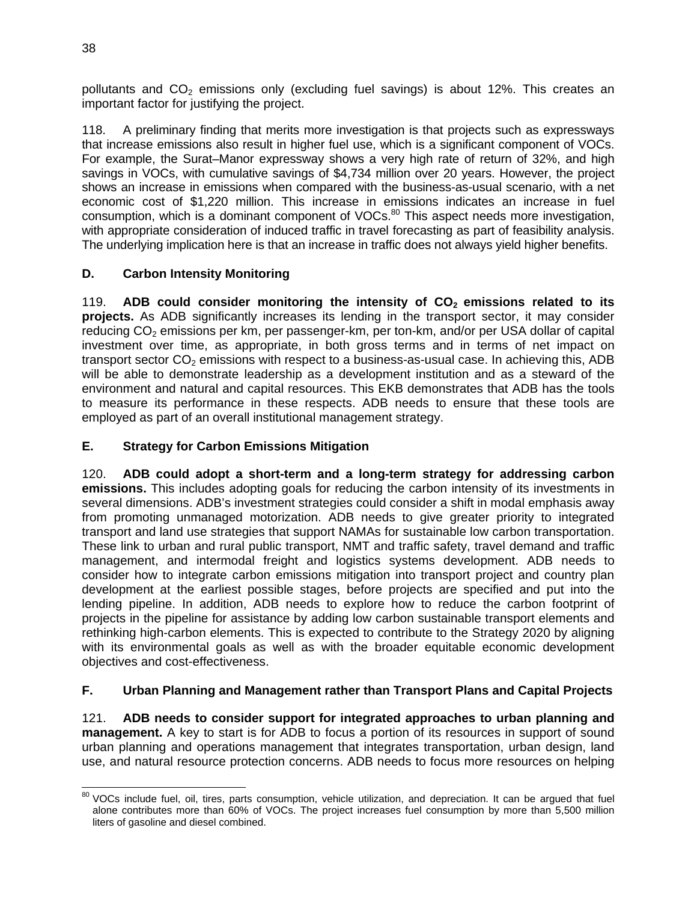pollutants and $CO_2$ emissions only (excluding fuel savings) is about 12%. This creates an important factor for justifying the project.

118. A preliminary finding that merits more investigation is that projects such as expressways that increase emissions also result in higher fuel use, which is a significant component of VOCs. For example, the Surat–Manor expressway shows a very high rate of return of 32%, and high savings in VOCs, with cumulative savings of $4,734 million over 20 years. However, the project shows an increase in emissions when compared with the business-as-usual scenario, with a net economic cost of $1,220 million. This increase in emissions indicates an increase in fuel consumption, which is a dominant component of VOCs.[80] This aspect needs more investigation, with appropriate consideration of induced traffic in travel forecasting as part of feasibility analysis. The underlying implication here is that an increase in traffic does not always yield higher benefits.

## D. Carbon Intensity Monitoring

119. **ADB could consider monitoring the intensity of $CO_2$ emissions related to its projects.** As ADB significantly increases its lending in the transport sector, it may consider reducing $CO_2$ emissions per km, per passenger-km, per ton-km, and/or per USA dollar of capital investment over time, as appropriate, in both gross terms and in terms of net impact on transport sector $CO_2$ emissions with respect to a business-as-usual case. In achieving this, ADB will be able to demonstrate leadership as a development institution and as a steward of the environment and natural and capital resources. This EKB demonstrates that ADB has the tools to measure its performance in these respects. ADB needs to ensure that these tools are employed as part of an overall institutional management strategy.

## E. Strategy for Carbon Emissions Mitigation

120. **ADB could adopt a short-term and a long-term strategy for addressing carbon emissions.** This includes adopting goals for reducing the carbon intensity of its investments in several dimensions. ADB's investment strategies could consider a shift in modal emphasis away from promoting unmanaged motorization. ADB needs to give greater priority to integrated transport and land use strategies that support NAMAs for sustainable low carbon transportation. These link to urban and rural public transport, NMT and traffic safety, travel demand and traffic management, and intermodal freight and logistics systems development. ADB needs to consider how to integrate carbon emissions mitigation into transport project and country plan development at the earliest possible stages, before projects are specified and put into the lending pipeline. In addition, ADB needs to explore how to reduce the carbon footprint of projects in the pipeline for assistance by adding low carbon sustainable transport elements and rethinking high-carbon elements. This is expected to contribute to the Strategy 2020 by aligning with its environmental goals as well as with the broader equitable economic development objectives and cost-effectiveness.

## F. Urban Planning and Management rather than Transport Plans and Capital Projects

121. **ADB needs to consider support for integrated approaches to urban planning and management.** A key to start is for ADB to focus a portion of its resources in support of sound urban planning and operations management that integrates transportation, urban design, land use, and natural resource protection concerns. ADB needs to focus more resources on helping

---

[80] VOCs include fuel, oil, tires, parts consumption, vehicle utilization, and depreciation. It can be argued that fuel alone contributes more than 60% of VOCs. The project increases fuel consumption by more than 5,500 million liters of gasoline and diesel combined.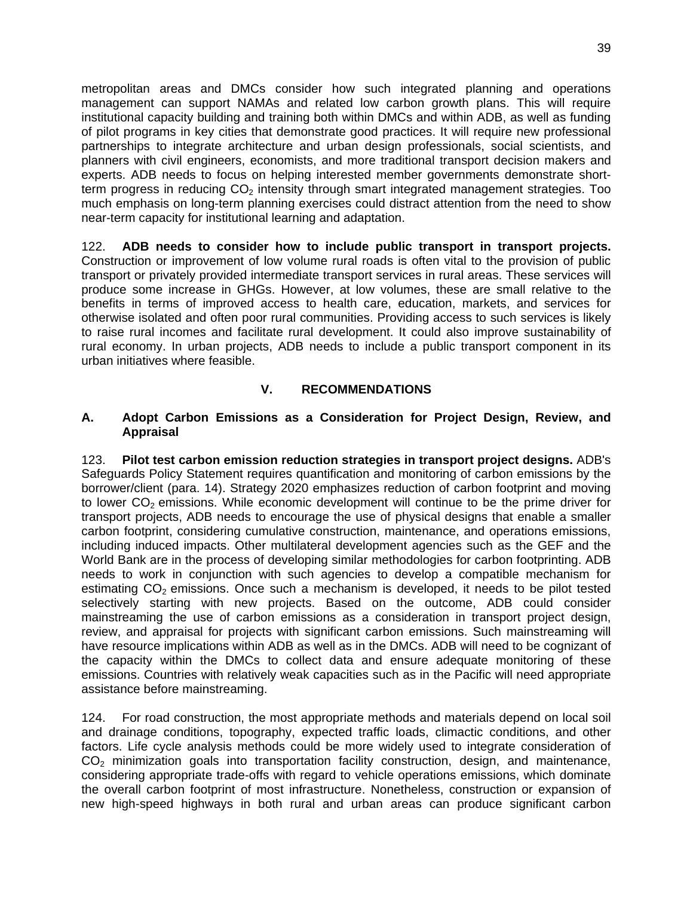metropolitan areas and DMCs consider how such integrated planning and operations management can support NAMAs and related low carbon growth plans. This will require institutional capacity building and training both within DMCs and within ADB, as well as funding of pilot programs in key cities that demonstrate good practices. It will require new professional partnerships to integrate architecture and urban design professionals, social scientists, and planners with civil engineers, economists, and more traditional transport decision makers and experts. ADB needs to focus on helping interested member governments demonstrate short-term progress in reducing $CO_2$ intensity through smart integrated management strategies. Too much emphasis on long-term planning exercises could distract attention from the need to show near-term capacity for institutional learning and adaptation.

122. **ADB needs to consider how to include public transport in transport projects.** Construction or improvement of low volume rural roads is often vital to the provision of public transport or privately provided intermediate transport services in rural areas. These services will produce some increase in GHGs. However, at low volumes, these are small relative to the benefits in terms of improved access to health care, education, markets, and services for otherwise isolated and often poor rural communities. Providing access to such services is likely to raise rural incomes and facilitate rural development. It could also improve sustainability of rural economy. In urban projects, ADB needs to include a public transport component in its urban initiatives where feasible.

## V. RECOMMENDATIONS

### A. Adopt Carbon Emissions as a Consideration for Project Design, Review, and Appraisal

123. **Pilot test carbon emission reduction strategies in transport project designs.** ADB's Safeguards Policy Statement requires quantification and monitoring of carbon emissions by the borrower/client (para. 14). Strategy 2020 emphasizes reduction of carbon footprint and moving to lower $CO_2$ emissions. While economic development will continue to be the prime driver for transport projects, ADB needs to encourage the use of physical designs that enable a smaller carbon footprint, considering cumulative construction, maintenance, and operations emissions, including induced impacts. Other multilateral development agencies such as the GEF and the World Bank are in the process of developing similar methodologies for carbon footprinting. ADB needs to work in conjunction with such agencies to develop a compatible mechanism for estimating $CO_2$ emissions. Once such a mechanism is developed, it needs to be pilot tested selectively starting with new projects. Based on the outcome, ADB could consider mainstreaming the use of carbon emissions as a consideration in transport project design, review, and appraisal for projects with significant carbon emissions. Such mainstreaming will have resource implications within ADB as well as in the DMCs. ADB will need to be cognizant of the capacity within the DMCs to collect data and ensure adequate monitoring of these emissions. Countries with relatively weak capacities such as in the Pacific will need appropriate assistance before mainstreaming.

124. For road construction, the most appropriate methods and materials depend on local soil and drainage conditions, topography, expected traffic loads, climactic conditions, and other factors. Life cycle analysis methods could be more widely used to integrate consideration of $CO_2$ minimization goals into transportation facility construction, design, and maintenance, considering appropriate trade-offs with regard to vehicle operations emissions, which dominate the overall carbon footprint of most infrastructure. Nonetheless, construction or expansion of new high-speed highways in both rural and urban areas can produce significant carbon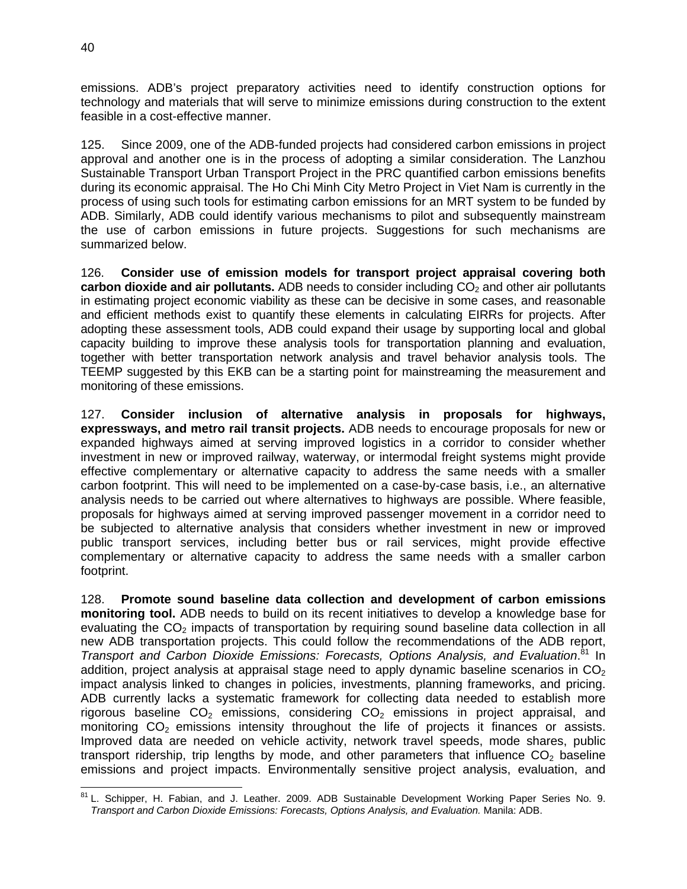emissions. ADB's project preparatory activities need to identify construction options for technology and materials that will serve to minimize emissions during construction to the extent feasible in a cost-effective manner.

125. Since 2009, one of the ADB-funded projects had considered carbon emissions in project approval and another one is in the process of adopting a similar consideration. The Lanzhou Sustainable Transport Urban Transport Project in the PRC quantified carbon emissions benefits during its economic appraisal. The Ho Chi Minh City Metro Project in Viet Nam is currently in the process of using such tools for estimating carbon emissions for an MRT system to be funded by ADB. Similarly, ADB could identify various mechanisms to pilot and subsequently mainstream the use of carbon emissions in future projects. Suggestions for such mechanisms are summarized below.

126. **Consider use of emission models for transport project appraisal covering both carbon dioxide and air pollutants.** ADB needs to consider including $CO_2$ and other air pollutants in estimating project economic viability as these can be decisive in some cases, and reasonable and efficient methods exist to quantify these elements in calculating EIRRs for projects. After adopting these assessment tools, ADB could expand their usage by supporting local and global capacity building to improve these analysis tools for transportation planning and evaluation, together with better transportation network analysis and travel behavior analysis tools. The TEEMP suggested by this EKB can be a starting point for mainstreaming the measurement and monitoring of these emissions.

127. **Consider inclusion of alternative analysis in proposals for highways, expressways, and metro rail transit projects.** ADB needs to encourage proposals for new or expanded highways aimed at serving improved logistics in a corridor to consider whether investment in new or improved railway, waterway, or intermodal freight systems might provide effective complementary or alternative capacity to address the same needs with a smaller carbon footprint. This will need to be implemented on a case-by-case basis, i.e., an alternative analysis needs to be carried out where alternatives to highways are possible. Where feasible, proposals for highways aimed at serving improved passenger movement in a corridor need to be subjected to alternative analysis that considers whether investment in new or improved public transport services, including better bus or rail services, might provide effective complementary or alternative capacity to address the same needs with a smaller carbon footprint.

128. **Promote sound baseline data collection and development of carbon emissions monitoring tool.** ADB needs to build on its recent initiatives to develop a knowledge base for evaluating the $CO_2$ impacts of transportation by requiring sound baseline data collection in all new ADB transportation projects. This could follow the recommendations of the ADB report, *Transport and Carbon Dioxide Emissions: Forecasts, Options Analysis, and Evaluation*.[81] In addition, project analysis at appraisal stage need to apply dynamic baseline scenarios in $CO_2$ impact analysis linked to changes in policies, investments, planning frameworks, and pricing. ADB currently lacks a systematic framework for collecting data needed to establish more rigorous baseline $CO_2$ emissions, considering $CO_2$ emissions in project appraisal, and monitoring $CO_2$ emissions intensity throughout the life of projects it finances or assists. Improved data are needed on vehicle activity, network travel speeds, mode shares, public transport ridership, trip lengths by mode, and other parameters that influence $CO_2$ baseline emissions and project impacts. Environmentally sensitive project analysis, evaluation, and

[81] L. Schipper, H. Fabian, and J. Leather. 2009. ADB Sustainable Development Working Paper Series No. 9. *Transport and Carbon Dioxide Emissions: Forecasts, Options Analysis, and Evaluation.* Manila: ADB.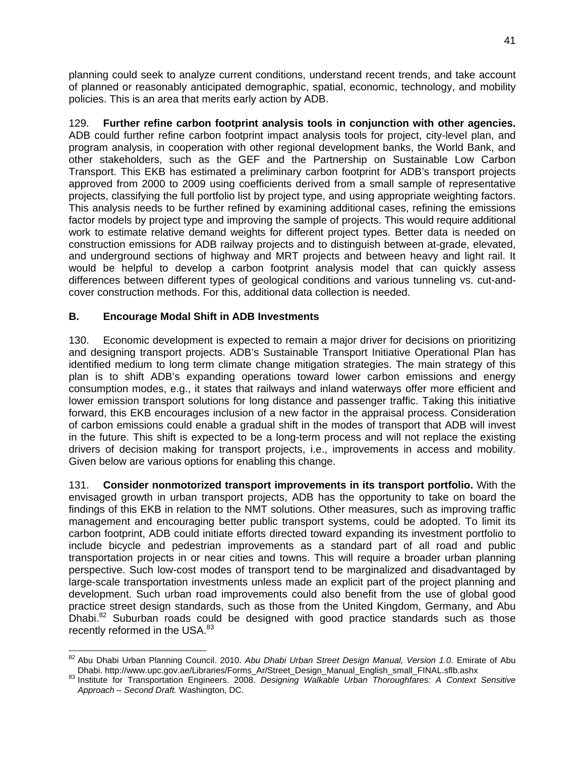planning could seek to analyze current conditions, understand recent trends, and take account of planned or reasonably anticipated demographic, spatial, economic, technology, and mobility policies. This is an area that merits early action by ADB.

129. **Further refine carbon footprint analysis tools in conjunction with other agencies.** ADB could further refine carbon footprint impact analysis tools for project, city-level plan, and program analysis, in cooperation with other regional development banks, the World Bank, and other stakeholders, such as the GEF and the Partnership on Sustainable Low Carbon Transport. This EKB has estimated a preliminary carbon footprint for ADB's transport projects approved from 2000 to 2009 using coefficients derived from a small sample of representative projects, classifying the full portfolio list by project type, and using appropriate weighting factors. This analysis needs to be further refined by examining additional cases, refining the emissions factor models by project type and improving the sample of projects. This would require additional work to estimate relative demand weights for different project types. Better data is needed on construction emissions for ADB railway projects and to distinguish between at-grade, elevated, and underground sections of highway and MRT projects and between heavy and light rail. It would be helpful to develop a carbon footprint analysis model that can quickly assess differences between different types of geological conditions and various tunneling vs. cut-and-cover construction methods. For this, additional data collection is needed.

## B. Encourage Modal Shift in ADB Investments

130. Economic development is expected to remain a major driver for decisions on prioritizing and designing transport projects. ADB's Sustainable Transport Initiative Operational Plan has identified medium to long term climate change mitigation strategies. The main strategy of this plan is to shift ADB's expanding operations toward lower carbon emissions and energy consumption modes, e.g., it states that railways and inland waterways offer more efficient and lower emission transport solutions for long distance and passenger traffic. Taking this initiative forward, this EKB encourages inclusion of a new factor in the appraisal process. Consideration of carbon emissions could enable a gradual shift in the modes of transport that ADB will invest in the future. This shift is expected to be a long-term process and will not replace the existing drivers of decision making for transport projects, i.e., improvements in access and mobility. Given below are various options for enabling this change.

131. **Consider nonmotorized transport improvements in its transport portfolio.** With the envisaged growth in urban transport projects, ADB has the opportunity to take on board the findings of this EKB in relation to the NMT solutions. Other measures, such as improving traffic management and encouraging better public transport systems, could be adopted. To limit its carbon footprint, ADB could initiate efforts directed toward expanding its investment portfolio to include bicycle and pedestrian improvements as a standard part of all road and public transportation projects in or near cities and towns. This will require a broader urban planning perspective. Such low-cost modes of transport tend to be marginalized and disadvantaged by large-scale transportation investments unless made an explicit part of the project planning and development. Such urban road improvements could also benefit from the use of global good practice street design standards, such as those from the United Kingdom, Germany, and Abu Dhabi.[82] Suburban roads could be designed with good practice standards such as those recently reformed in the USA.[83]

---

[82] Abu Dhabi Urban Planning Council. 2010. *Abu Dhabi Urban Street Design Manual, Version 1.0*. Emirate of Abu Dhabi. http://www.upc.gov.ae/Libraries/Forms_Ar/Street_Design_Manual_English_small_FINAL.sflb.ashx

[83] Institute for Transportation Engineers. 2008. *Designing Walkable Urban Thoroughfares: A Context Sensitive Approach – Second Draft.* Washington, DC.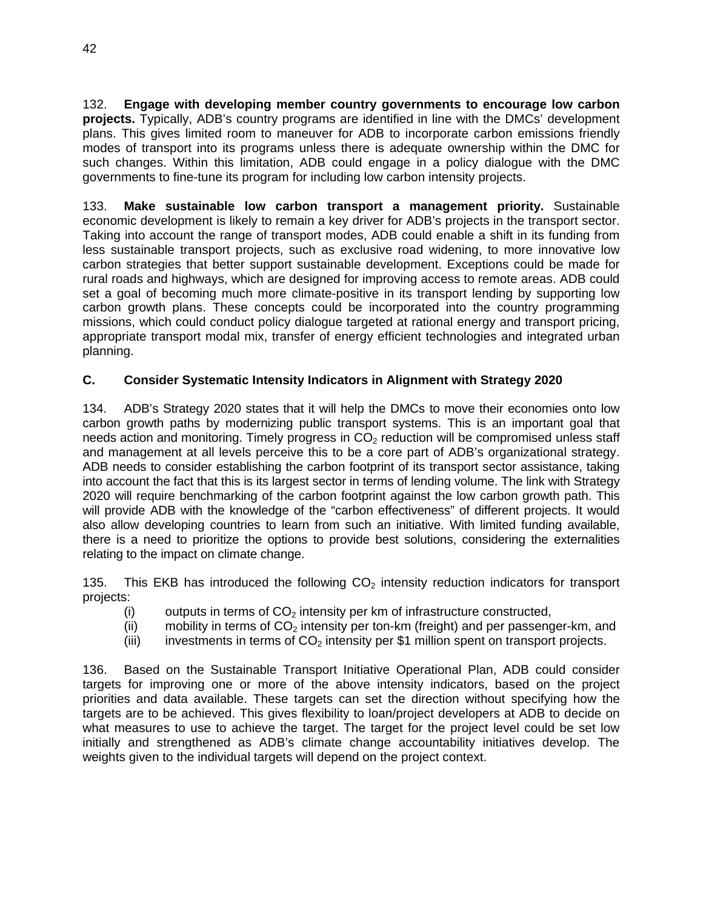132. **Engage with developing member country governments to encourage low carbon projects.** Typically, ADB's country programs are identified in line with the DMCs' development plans. This gives limited room to maneuver for ADB to incorporate carbon emissions friendly modes of transport into its programs unless there is adequate ownership within the DMC for such changes. Within this limitation, ADB could engage in a policy dialogue with the DMC governments to fine-tune its program for including low carbon intensity projects.

133. **Make sustainable low carbon transport a management priority.** Sustainable economic development is likely to remain a key driver for ADB's projects in the transport sector. Taking into account the range of transport modes, ADB could enable a shift in its funding from less sustainable transport projects, such as exclusive road widening, to more innovative low carbon strategies that better support sustainable development. Exceptions could be made for rural roads and highways, which are designed for improving access to remote areas. ADB could set a goal of becoming much more climate-positive in its transport lending by supporting low carbon growth plans. These concepts could be incorporated into the country programming missions, which could conduct policy dialogue targeted at rational energy and transport pricing, appropriate transport modal mix, transfer of energy efficient technologies and integrated urban planning.

### C. Consider Systematic Intensity Indicators in Alignment with Strategy 2020

134. ADB's Strategy 2020 states that it will help the DMCs to move their economies onto low carbon growth paths by modernizing public transport systems. This is an important goal that needs action and monitoring. Timely progress in $CO_2$ reduction will be compromised unless staff and management at all levels perceive this to be a core part of ADB's organizational strategy. ADB needs to consider establishing the carbon footprint of its transport sector assistance, taking into account the fact that this is its largest sector in terms of lending volume. The link with Strategy 2020 will require benchmarking of the carbon footprint against the low carbon growth path. This will provide ADB with the knowledge of the "carbon effectiveness" of different projects. It would also allow developing countries to learn from such an initiative. With limited funding available, there is a need to prioritize the options to provide best solutions, considering the externalities relating to the impact on climate change.

135. This EKB has introduced the following $CO_2$ intensity reduction indicators for transport projects:

(i) outputs in terms of $CO_2$ intensity per km of infrastructure constructed,
(ii) mobility in terms of $CO_2$ intensity per ton-km (freight) and per passenger-km, and
(iii) investments in terms of $CO_2$ intensity per $1 million spent on transport projects.

136. Based on the Sustainable Transport Initiative Operational Plan, ADB could consider targets for improving one or more of the above intensity indicators, based on the project priorities and data available. These targets can set the direction without specifying how the targets are to be achieved. This gives flexibility to loan/project developers at ADB to decide on what measures to use to achieve the target. The target for the project level could be set low initially and strengthened as ADB's climate change accountability initiatives develop. The weights given to the individual targets will depend on the project context.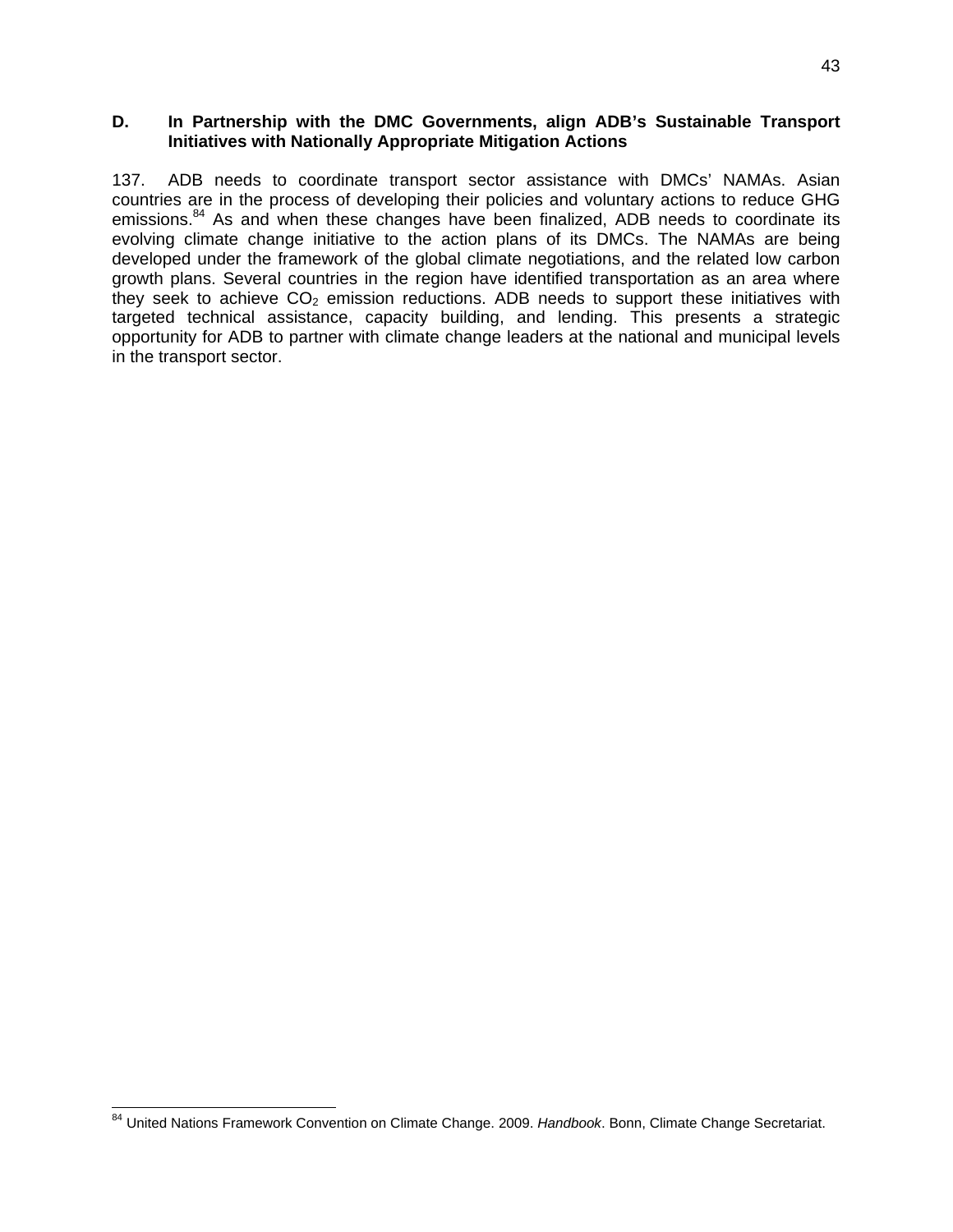## D. In Partnership with the DMC Governments, align ADB's Sustainable Transport Initiatives with Nationally Appropriate Mitigation Actions

137. ADB needs to coordinate transport sector assistance with DMCs' NAMAs. Asian countries are in the process of developing their policies and voluntary actions to reduce GHG emissions.[84] As and when these changes have been finalized, ADB needs to coordinate its evolving climate change initiative to the action plans of its DMCs. The NAMAs are being developed under the framework of the global climate negotiations, and the related low carbon growth plans. Several countries in the region have identified transportation as an area where they seek to achieve $CO_2$ emission reductions. ADB needs to support these initiatives with targeted technical assistance, capacity building, and lending. This presents a strategic opportunity for ADB to partner with climate change leaders at the national and municipal levels in the transport sector.

---

[84] United Nations Framework Convention on Climate Change. 2009. *Handbook*. Bonn, Climate Change Secretariat.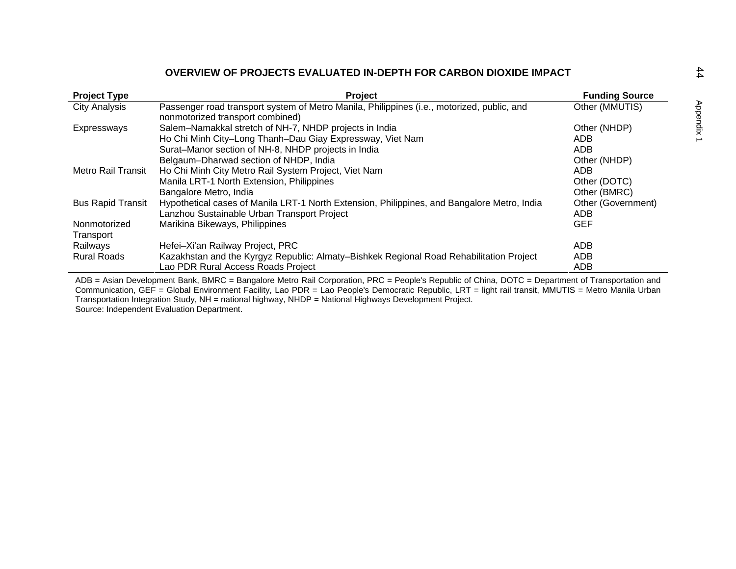## OVERVIEW OF PROJECTS EVALUATED IN-DEPTH FOR CARBON DIOXIDE IMPACT

| Project Type | Project | Funding Source |
|---|---|---|
| City Analysis | Passenger road transport system of Metro Manila, Philippines (i.e., motorized, public, and nonmotorized transport combined) | Other (MMUTIS) |
| Expressways | Salem–Namakkal stretch of NH-7, NHDP projects in India | Other (NHDP) |
| | Ho Chi Minh City–Long Thanh–Dau Giay Expressway, Viet Nam | ADB |
| | Surat–Manor section of NH-8, NHDP projects in India | ADB |
| | Belgaum–Dharwad section of NHDP, India | Other (NHDP) |
| Metro Rail Transit | Ho Chi Minh City Metro Rail System Project, Viet Nam | ADB |
| | Manila LRT-1 North Extension, Philippines | Other (DOTC) |
| | Bangalore Metro, India | Other (BMRC) |
| Bus Rapid Transit | Hypothetical cases of Manila LRT-1 North Extension, Philippines, and Bangalore Metro, India | Other (Government) |
| | Lanzhou Sustainable Urban Transport Project | ADB |
| Nonmotorized Transport | Marikina Bikeways, Philippines | GEF |
| Railways | Hefei–Xi'an Railway Project, PRC | ADB |
| Rural Roads | Kazakhstan and the Kyrgyz Republic: Almaty–Bishkek Regional Road Rehabilitation Project | ADB |
| | Lao PDR Rural Access Roads Project | ADB |

ADB = Asian Development Bank, BMRC = Bangalore Metro Rail Corporation, PRC = People's Republic of China, DOTC = Department of Transportation and Communication, GEF = Global Environment Facility, Lao PDR = Lao People's Democratic Republic, LRT = light rail transit, MMUTIS = Metro Manila Urban Transportation Integration Study, NH = national highway, NHDP = National Highways Development Project.

Source: Independent Evaluation Department.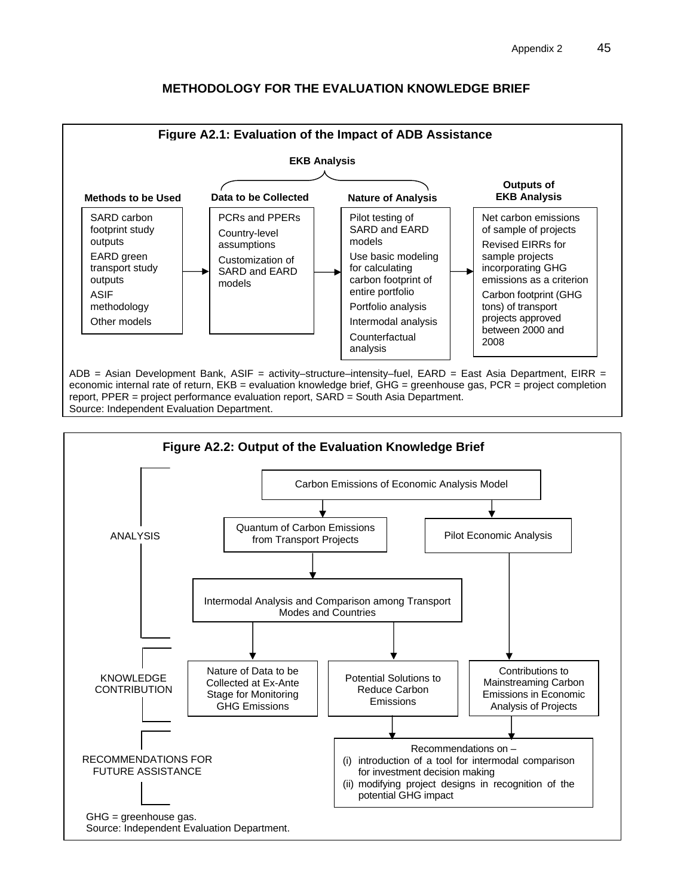# METHODOLOGY FOR THE EVALUATION KNOWLEDGE BRIEF

**Figure A2.1: Evaluation of the Impact of ADB Assistance**

**EKB Analysis**

| Methods to be Used | Data to be Collected | Nature of Analysis | Outputs of EKB Analysis |
|---|---|---|---|
| SARD carbon footprint study outputs | PCRs and PPERs | Pilot testing of SARD and EARD models | Net carbon emissions of sample of projects |
| EARD green transport study outputs | Country-level assumptions | Use basic modeling for calculating carbon footprint of entire portfolio | Revised EIRRs for sample projects incorporating GHG emissions as a criterion |
| ASIF methodology | Customization of SARD and EARD models | Portfolio analysis | Carbon footprint (GHG tons) of transport projects approved between 2000 and 2008 |
| Other models | | Intermodal analysis | |
| | | Counterfactual analysis | |

ADB = Asian Development Bank, ASIF = activity–structure–intensity–fuel, EARD = East Asia Department, EIRR = economic internal rate of return, EKB = evaluation knowledge brief, GHG = greenhouse gas, PCR = project completion report, PPER = project performance evaluation report, SARD = South Asia Department.
Source: Independent Evaluation Department.

**Figure A2.2: Output of the Evaluation Knowledge Brief**

**ANALYSIS**

- Carbon Emissions of Economic Analysis Model
  - → Quantum of Carbon Emissions from Transport Projects
    - → Intermodal Analysis and Comparison among Transport Modes and Countries
  - → Pilot Economic Analysis

**KNOWLEDGE CONTRIBUTION**

- Nature of Data to be Collected at Ex-Ante Stage for Monitoring GHG Emissions (from Intermodal Analysis)
- Potential Solutions to Reduce Carbon Emissions (from Intermodal Analysis)
- Contributions to Mainstreaming Carbon Emissions in Economic Analysis of Projects (from Pilot Economic Analysis)

**RECOMMENDATIONS FOR FUTURE ASSISTANCE**

Recommendations on –
(i) introduction of a tool for intermodal comparison for investment decision making
(ii) modifying project designs in recognition of the potential GHG impact

GHG = greenhouse gas.
Source: Independent Evaluation Department.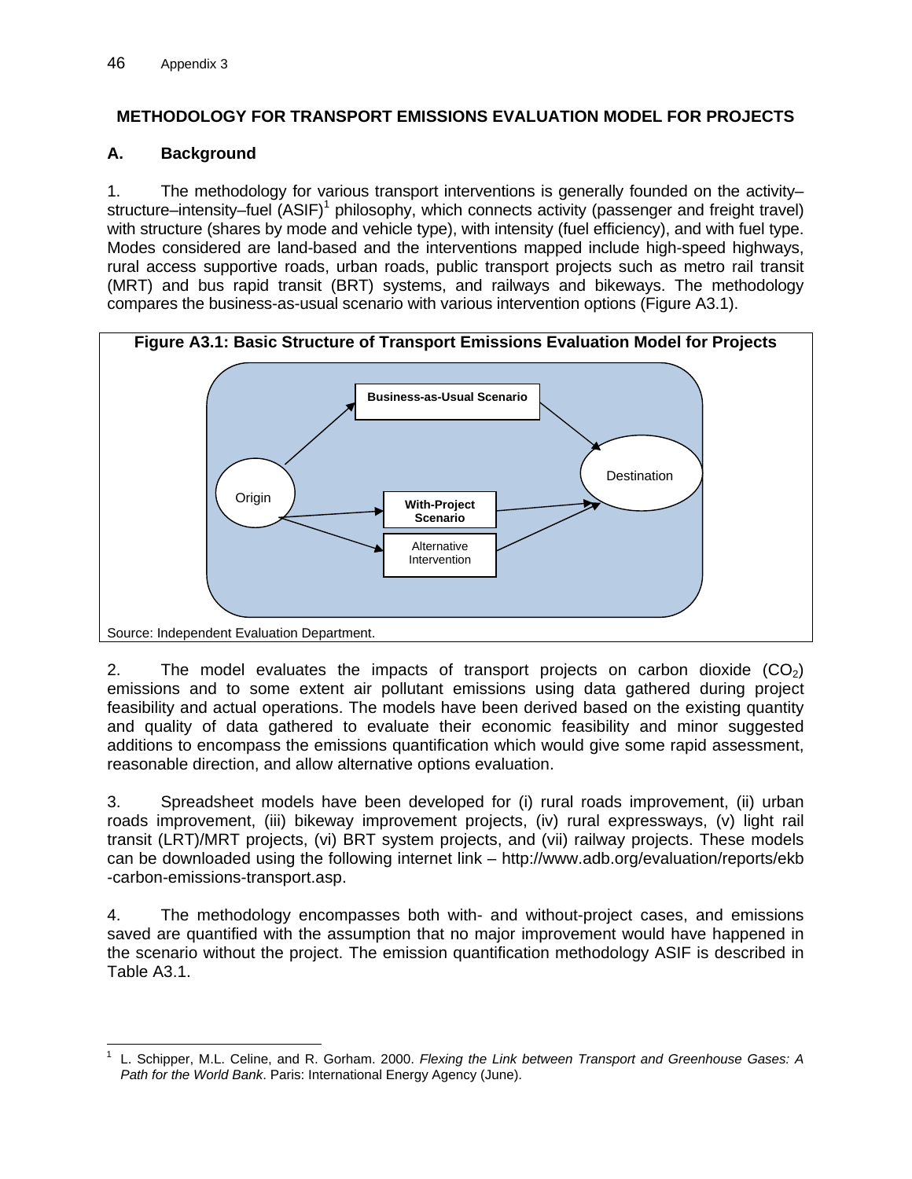## METHODOLOGY FOR TRANSPORT EMISSIONS EVALUATION MODEL FOR PROJECTS

### A. Background

1. The methodology for various transport interventions is generally founded on the activity–structure–intensity–fuel (ASIF)[1] philosophy, which connects activity (passenger and freight travel) with structure (shares by mode and vehicle type), with intensity (fuel efficiency), and with fuel type. Modes considered are land-based and the interventions mapped include high-speed highways, rural access supportive roads, urban roads, public transport projects such as metro rail transit (MRT) and bus rapid transit (BRT) systems, and railways and bikeways. The methodology compares the business-as-usual scenario with various intervention options (Figure A3.1).

**Figure A3.1: Basic Structure of Transport Emissions Evaluation Model for Projects**

Origin → **Business-as-Usual Scenario** → Destination

Origin → **With-Project Scenario** → Destination

Origin → Alternative Intervention → Destination

Source: Independent Evaluation Department.

2. The model evaluates the impacts of transport projects on carbon dioxide ($CO_2$) emissions and to some extent air pollutant emissions using data gathered during project feasibility and actual operations. The models have been derived based on the existing quantity and quality of data gathered to evaluate their economic feasibility and minor suggested additions to encompass the emissions quantification which would give some rapid assessment, reasonable direction, and allow alternative options evaluation.

3. Spreadsheet models have been developed for (i) rural roads improvement, (ii) urban roads improvement, (iii) bikeway improvement projects, (iv) rural expressways, (v) light rail transit (LRT)/MRT projects, (vi) BRT system projects, and (vii) railway projects. These models can be downloaded using the following internet link – http://www.adb.org/evaluation/reports/ekb-carbon-emissions-transport.asp.

4. The methodology encompasses both with- and without-project cases, and emissions saved are quantified with the assumption that no major improvement would have happened in the scenario without the project. The emission quantification methodology ASIF is described in Table A3.1.

---

[1] L. Schipper, M.L. Celine, and R. Gorham. 2000. *Flexing the Link between Transport and Greenhouse Gases: A Path for the World Bank*. Paris: International Energy Agency (June).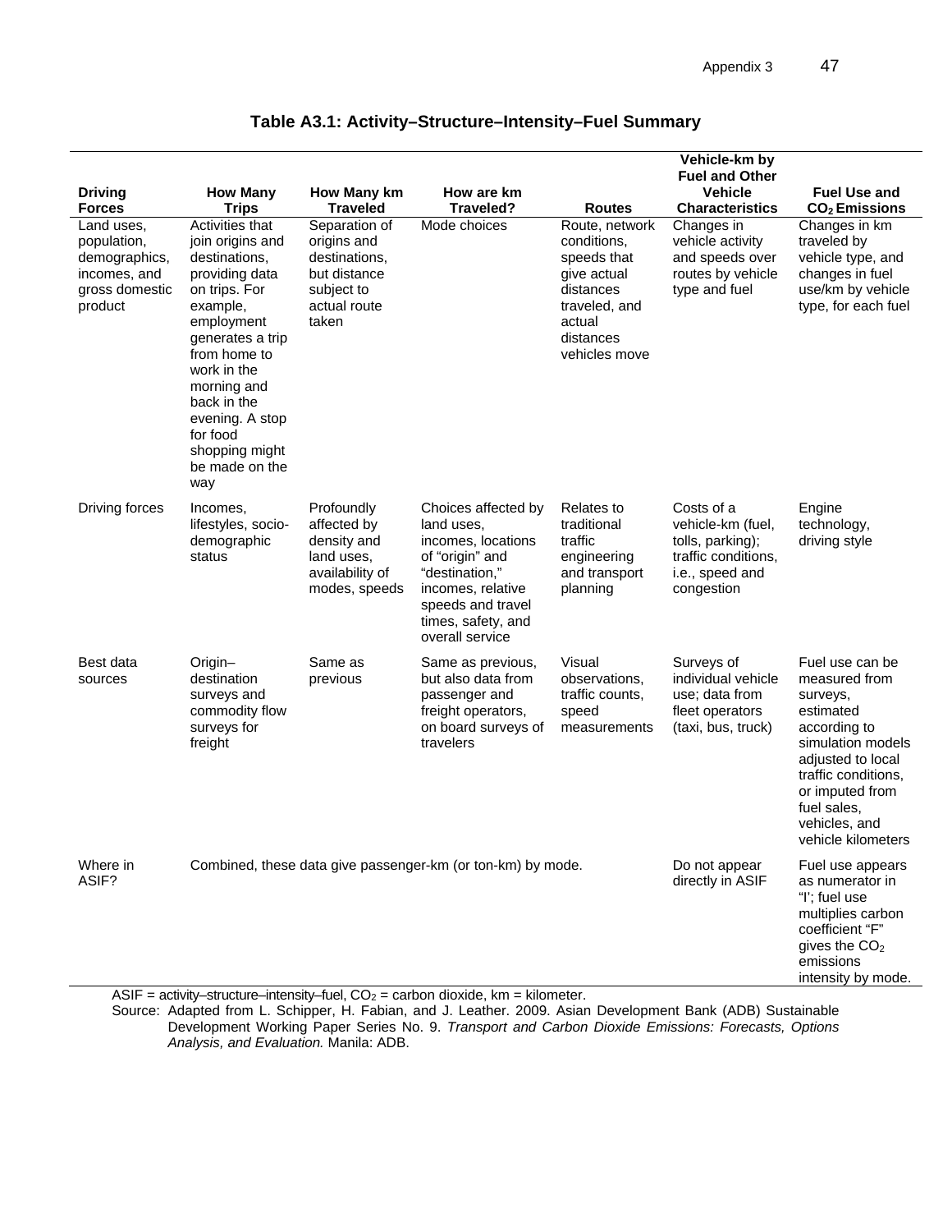**Table A3.1: Activity–Structure–Intensity–Fuel Summary**

| Driving Forces | How Many Trips | How Many km Traveled | How are km Traveled? | Routes | Vehicle-km by Fuel and Other Vehicle Characteristics | Fuel Use and $CO_2$ Emissions |
|---|---|---|---|---|---|---|
| Land uses, population, demographics, incomes, and gross domestic product | Activities that join origins and destinations, providing data on trips. For example, employment generates a trip from home to work in the morning and back in the evening. A stop for food shopping might be made on the way | Separation of origins and destinations, but distance subject to actual route taken | Mode choices | Route, network conditions, speeds that give actual distances traveled, and actual distances vehicles move | Changes in vehicle activity and speeds over routes by vehicle type and fuel | Changes in km traveled by vehicle type, and changes in fuel use/km by vehicle type, for each fuel |
| Driving forces | Incomes, lifestyles, socio-demographic status | Profoundly affected by density and land uses, availability of modes, speeds | Choices affected by land uses, incomes, locations of "origin" and "destination," incomes, relative speeds and travel times, safety, and overall service | Relates to traditional traffic engineering and transport planning | Costs of a vehicle-km (fuel, tolls, parking); traffic conditions, i.e., speed and congestion | Engine technology, driving style |
| Best data sources | Origin–destination surveys and commodity flow surveys for freight | Same as previous | Same as previous, but also data from passenger and freight operators, on board surveys of travelers | Visual observations, traffic counts, speed measurements | Surveys of individual vehicle use; data from fleet operators (taxi, bus, truck) | Fuel use can be measured from surveys, estimated according to simulation models adjusted to local traffic conditions, or imputed from fuel sales, vehicles, and vehicle kilometers |
| Where in ASIF? | Combined, these data give passenger-km (or ton-km) by mode. | | | | Do not appear directly in ASIF | Fuel use appears as numerator in "I"; fuel use multiplies carbon coefficient "F" gives the $CO_2$ emissions intensity by mode. |

ASIF = activity–structure–intensity–fuel, $CO_2$ = carbon dioxide, km = kilometer.

Source: Adapted from L. Schipper, H. Fabian, and J. Leather. 2009. Asian Development Bank (ADB) Sustainable Development Working Paper Series No. 9. *Transport and Carbon Dioxide Emissions: Forecasts, Options Analysis, and Evaluation.* Manila: ADB.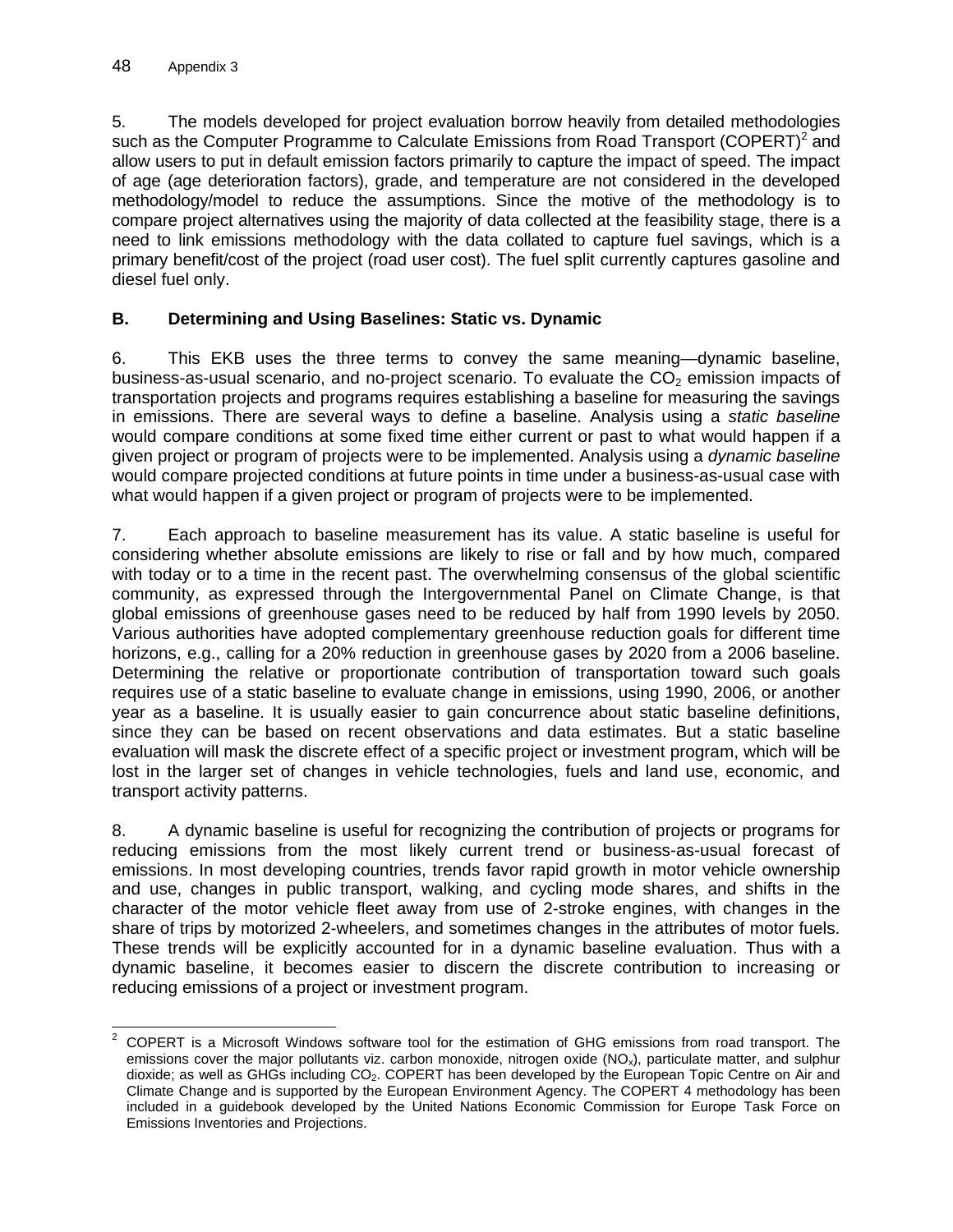5. The models developed for project evaluation borrow heavily from detailed methodologies such as the Computer Programme to Calculate Emissions from Road Transport (COPERT)[2] and allow users to put in default emission factors primarily to capture the impact of speed. The impact of age (age deterioration factors), grade, and temperature are not considered in the developed methodology/model to reduce the assumptions. Since the motive of the methodology is to compare project alternatives using the majority of data collected at the feasibility stage, there is a need to link emissions methodology with the data collated to capture fuel savings, which is a primary benefit/cost of the project (road user cost). The fuel split currently captures gasoline and diesel fuel only.

## B. Determining and Using Baselines: Static vs. Dynamic

6. This EKB uses the three terms to convey the same meaning—dynamic baseline, business-as-usual scenario, and no-project scenario. To evaluate the $CO_2$ emission impacts of transportation projects and programs requires establishing a baseline for measuring the savings in emissions. There are several ways to define a baseline. Analysis using a *static baseline* would compare conditions at some fixed time either current or past to what would happen if a given project or program of projects were to be implemented. Analysis using a *dynamic baseline* would compare projected conditions at future points in time under a business-as-usual case with what would happen if a given project or program of projects were to be implemented.

7. Each approach to baseline measurement has its value. A static baseline is useful for considering whether absolute emissions are likely to rise or fall and by how much, compared with today or to a time in the recent past. The overwhelming consensus of the global scientific community, as expressed through the Intergovernmental Panel on Climate Change, is that global emissions of greenhouse gases need to be reduced by half from 1990 levels by 2050. Various authorities have adopted complementary greenhouse reduction goals for different time horizons, e.g., calling for a 20% reduction in greenhouse gases by 2020 from a 2006 baseline. Determining the relative or proportionate contribution of transportation toward such goals requires use of a static baseline to evaluate change in emissions, using 1990, 2006, or another year as a baseline. It is usually easier to gain concurrence about static baseline definitions, since they can be based on recent observations and data estimates. But a static baseline evaluation will mask the discrete effect of a specific project or investment program, which will be lost in the larger set of changes in vehicle technologies, fuels and land use, economic, and transport activity patterns.

8. A dynamic baseline is useful for recognizing the contribution of projects or programs for reducing emissions from the most likely current trend or business-as-usual forecast of emissions. In most developing countries, trends favor rapid growth in motor vehicle ownership and use, changes in public transport, walking, and cycling mode shares, and shifts in the character of the motor vehicle fleet away from use of 2-stroke engines, with changes in the share of trips by motorized 2-wheelers, and sometimes changes in the attributes of motor fuels. These trends will be explicitly accounted for in a dynamic baseline evaluation. Thus with a dynamic baseline, it becomes easier to discern the discrete contribution to increasing or reducing emissions of a project or investment program.

---

[2] COPERT is a Microsoft Windows software tool for the estimation of GHG emissions from road transport. The emissions cover the major pollutants viz. carbon monoxide, nitrogen oxide ($NO_x$), particulate matter, and sulphur dioxide; as well as GHGs including $CO_2$. COPERT has been developed by the European Topic Centre on Air and Climate Change and is supported by the European Environment Agency. The COPERT 4 methodology has been included in a guidebook developed by the United Nations Economic Commission for Europe Task Force on Emissions Inventories and Projections.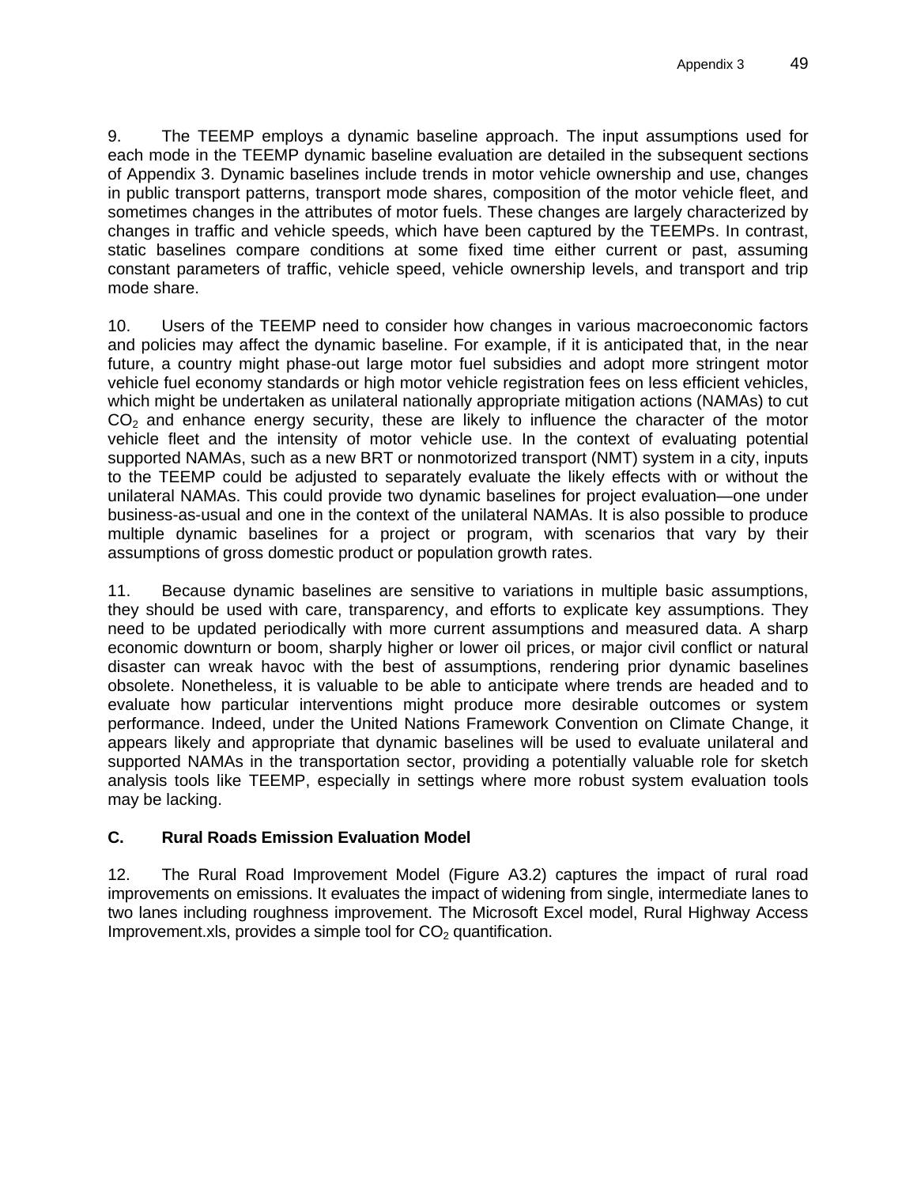9. The TEEMP employs a dynamic baseline approach. The input assumptions used for each mode in the TEEMP dynamic baseline evaluation are detailed in the subsequent sections of Appendix 3. Dynamic baselines include trends in motor vehicle ownership and use, changes in public transport patterns, transport mode shares, composition of the motor vehicle fleet, and sometimes changes in the attributes of motor fuels. These changes are largely characterized by changes in traffic and vehicle speeds, which have been captured by the TEEMPs. In contrast, static baselines compare conditions at some fixed time either current or past, assuming constant parameters of traffic, vehicle speed, vehicle ownership levels, and transport and trip mode share.

10. Users of the TEEMP need to consider how changes in various macroeconomic factors and policies may affect the dynamic baseline. For example, if it is anticipated that, in the near future, a country might phase-out large motor fuel subsidies and adopt more stringent motor vehicle fuel economy standards or high motor vehicle registration fees on less efficient vehicles, which might be undertaken as unilateral nationally appropriate mitigation actions (NAMAs) to cut $CO_2$ and enhance energy security, these are likely to influence the character of the motor vehicle fleet and the intensity of motor vehicle use. In the context of evaluating potential supported NAMAs, such as a new BRT or nonmotorized transport (NMT) system in a city, inputs to the TEEMP could be adjusted to separately evaluate the likely effects with or without the unilateral NAMAs. This could provide two dynamic baselines for project evaluation—one under business-as-usual and one in the context of the unilateral NAMAs. It is also possible to produce multiple dynamic baselines for a project or program, with scenarios that vary by their assumptions of gross domestic product or population growth rates.

11. Because dynamic baselines are sensitive to variations in multiple basic assumptions, they should be used with care, transparency, and efforts to explicate key assumptions. They need to be updated periodically with more current assumptions and measured data. A sharp economic downturn or boom, sharply higher or lower oil prices, or major civil conflict or natural disaster can wreak havoc with the best of assumptions, rendering prior dynamic baselines obsolete. Nonetheless, it is valuable to be able to anticipate where trends are headed and to evaluate how particular interventions might produce more desirable outcomes or system performance. Indeed, under the United Nations Framework Convention on Climate Change, it appears likely and appropriate that dynamic baselines will be used to evaluate unilateral and supported NAMAs in the transportation sector, providing a potentially valuable role for sketch analysis tools like TEEMP, especially in settings where more robust system evaluation tools may be lacking.

### C. Rural Roads Emission Evaluation Model

12. The Rural Road Improvement Model (Figure A3.2) captures the impact of rural road improvements on emissions. It evaluates the impact of widening from single, intermediate lanes to two lanes including roughness improvement. The Microsoft Excel model, Rural Highway Access Improvement.xls, provides a simple tool for $CO_2$ quantification.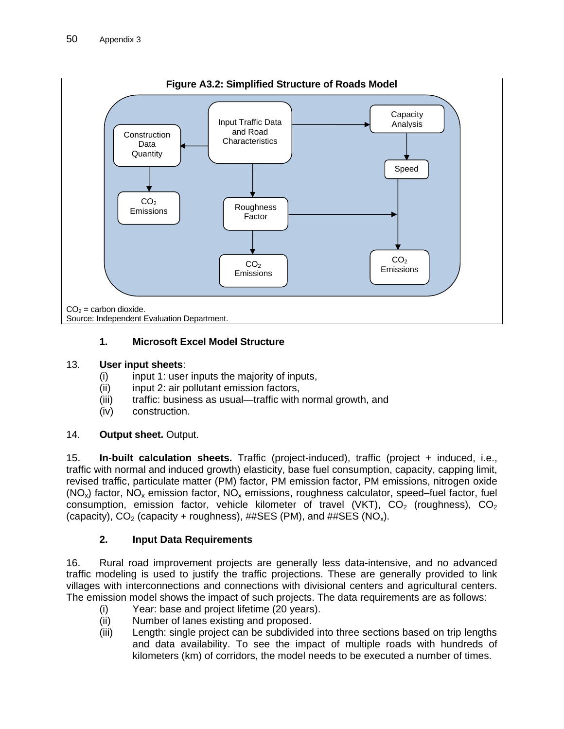**Figure A3.2: Simplified Structure of Roads Model**

Input Traffic Data and Road Characteristics

Construction Data Quantity

Capacity Analysis

Speed

$CO_2$ Emissions

Roughness Factor

$CO_2$ Emissions

$CO_2$ Emissions

$CO_2$ = carbon dioxide.
Source: Independent Evaluation Department.

### 1. Microsoft Excel Model Structure

13. **User input sheets**:
    - (i) input 1: user inputs the majority of inputs,
    - (ii) input 2: air pollutant emission factors,
    - (iii) traffic: business as usual—traffic with normal growth, and
    - (iv) construction.

14. **Output sheet.** Output.

15. **In-built calculation sheets.** Traffic (project-induced), traffic (project + induced, i.e., traffic with normal and induced growth) elasticity, base fuel consumption, capacity, capping limit, revised traffic, particulate matter (PM) factor, PM emission factor, PM emissions, nitrogen oxide ($NO_x$) factor, $NO_x$ emission factor, $NO_x$ emissions, roughness calculator, speed–fuel factor, fuel consumption, emission factor, vehicle kilometer of travel (VKT), $CO_2$ (roughness), $CO_2$ (capacity), $CO_2$ (capacity + roughness), ##SES (PM), and ##SES ($NO_x$).

### 2. Input Data Requirements

16. Rural road improvement projects are generally less data-intensive, and no advanced traffic modeling is used to justify the traffic projections. These are generally provided to link villages with interconnections and connections with divisional centers and agricultural centers. The emission model shows the impact of such projects. The data requirements are as follows:
    - (i) Year: base and project lifetime (20 years).
    - (ii) Number of lanes existing and proposed.
    - (iii) Length: single project can be subdivided into three sections based on trip lengths and data availability. To see the impact of multiple roads with hundreds of kilometers (km) of corridors, the model needs to be executed a number of times.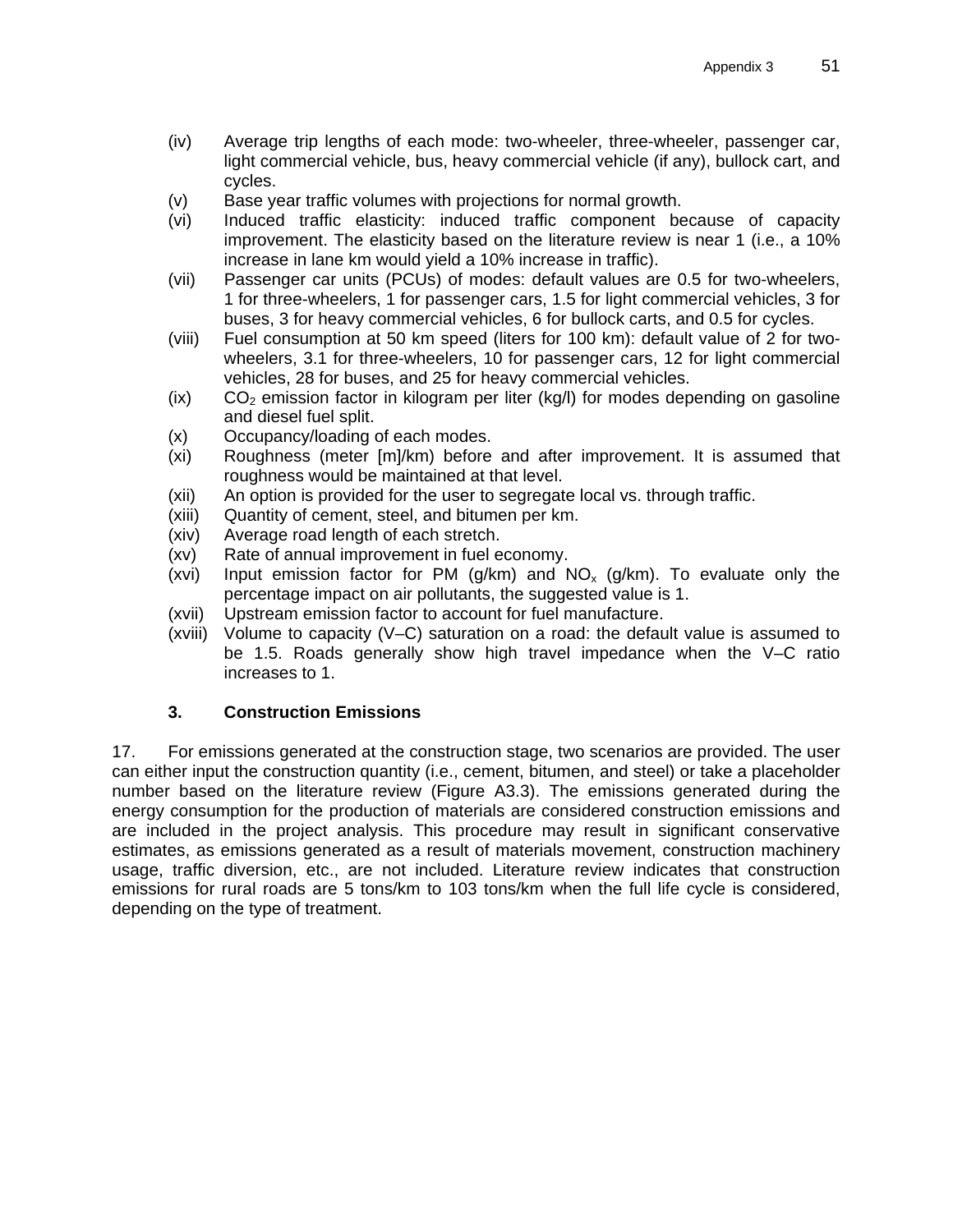(iv) Average trip lengths of each mode: two-wheeler, three-wheeler, passenger car, light commercial vehicle, bus, heavy commercial vehicle (if any), bullock cart, and cycles.

(v) Base year traffic volumes with projections for normal growth.

(vi) Induced traffic elasticity: induced traffic component because of capacity improvement. The elasticity based on the literature review is near 1 (i.e., a 10% increase in lane km would yield a 10% increase in traffic).

(vii) Passenger car units (PCUs) of modes: default values are 0.5 for two-wheelers, 1 for three-wheelers, 1 for passenger cars, 1.5 for light commercial vehicles, 3 for buses, 3 for heavy commercial vehicles, 6 for bullock carts, and 0.5 for cycles.

(viii) Fuel consumption at 50 km speed (liters for 100 km): default value of 2 for two-wheelers, 3.1 for three-wheelers, 10 for passenger cars, 12 for light commercial vehicles, 28 for buses, and 25 for heavy commercial vehicles.

(ix) $CO_2$ emission factor in kilogram per liter (kg/l) for modes depending on gasoline and diesel fuel split.

(x) Occupancy/loading of each modes.

(xi) Roughness (meter [m]/km) before and after improvement. It is assumed that roughness would be maintained at that level.

(xii) An option is provided for the user to segregate local vs. through traffic.

(xiii) Quantity of cement, steel, and bitumen per km.

(xiv) Average road length of each stretch.

(xv) Rate of annual improvement in fuel economy.

(xvi) Input emission factor for PM (g/km) and $NO_x$ (g/km). To evaluate only the percentage impact on air pollutants, the suggested value is 1.

(xvii) Upstream emission factor to account for fuel manufacture.

(xviii) Volume to capacity (V–C) saturation on a road: the default value is assumed to be 1.5. Roads generally show high travel impedance when the V–C ratio increases to 1.

### 3. Construction Emissions

17. For emissions generated at the construction stage, two scenarios are provided. The user can either input the construction quantity (i.e., cement, bitumen, and steel) or take a placeholder number based on the literature review (Figure A3.3). The emissions generated during the energy consumption for the production of materials are considered construction emissions and are included in the project analysis. This procedure may result in significant conservative estimates, as emissions generated as a result of materials movement, construction machinery usage, traffic diversion, etc., are not included. Literature review indicates that construction emissions for rural roads are 5 tons/km to 103 tons/km when the full life cycle is considered, depending on the type of treatment.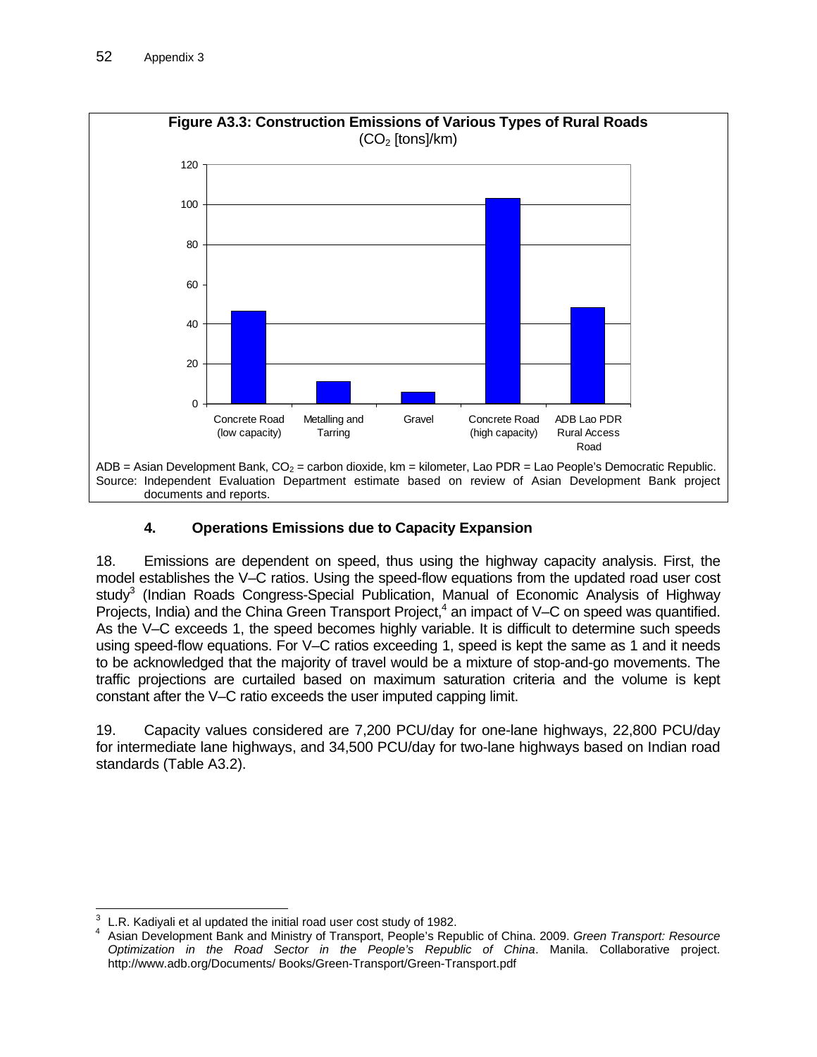**Figure A3.3: Construction Emissions of Various Types of Rural Roads**
($CO_2$ [tons]/km)

ADB = Asian Development Bank, $CO_2$ = carbon dioxide, km = kilometer, Lao PDR = Lao People's Democratic Republic.
Source: Independent Evaluation Department estimate based on review of Asian Development Bank project documents and reports.

### 4. Operations Emissions due to Capacity Expansion

18. Emissions are dependent on speed, thus using the highway capacity analysis. First, the model establishes the V–C ratios. Using the speed-flow equations from the updated road user cost study[3] (Indian Roads Congress-Special Publication, Manual of Economic Analysis of Highway Projects, India) and the China Green Transport Project,[4] an impact of V–C on speed was quantified. As the V–C exceeds 1, the speed becomes highly variable. It is difficult to determine such speeds using speed-flow equations. For V–C ratios exceeding 1, speed is kept the same as 1 and it needs to be acknowledged that the majority of travel would be a mixture of stop-and-go movements. The traffic projections are curtailed based on maximum saturation criteria and the volume is kept constant after the V–C ratio exceeds the user imputed capping limit.

19. Capacity values considered are 7,200 PCU/day for one-lane highways, 22,800 PCU/day for intermediate lane highways, and 34,500 PCU/day for two-lane highways based on Indian road standards (Table A3.2).

[3] L.R. Kadiyali et al updated the initial road user cost study of 1982.

[4] Asian Development Bank and Ministry of Transport, People's Republic of China. 2009. *Green Transport: Resource Optimization in the Road Sector in the People's Republic of China*. Manila. Collaborative project. http://www.adb.org/Documents/ Books/Green-Transport/Green-Transport.pdf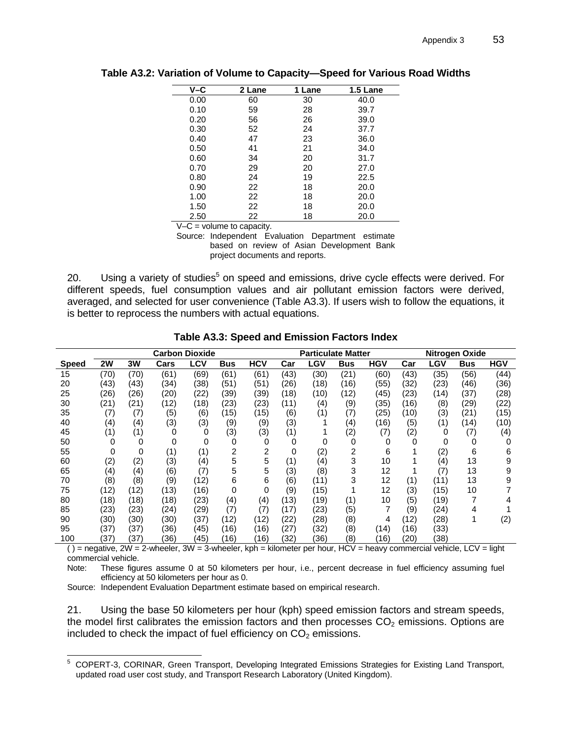**Table A3.2: Variation of Volume to Capacity—Speed for Various Road Widths**

| V–C | 2 Lane | 1 Lane | 1.5 Lane |
|---|---|---|---|
| 0.00 | 60 | 30 | 40.0 |
| 0.10 | 59 | 28 | 39.7 |
| 0.20 | 56 | 26 | 39.0 |
| 0.30 | 52 | 24 | 37.7 |
| 0.40 | 47 | 23 | 36.0 |
| 0.50 | 41 | 21 | 34.0 |
| 0.60 | 34 | 20 | 31.7 |
| 0.70 | 29 | 20 | 27.0 |
| 0.80 | 24 | 19 | 22.5 |
| 0.90 | 22 | 18 | 20.0 |
| 1.00 | 22 | 18 | 20.0 |
| 1.50 | 22 | 18 | 20.0 |
| 2.50 | 22 | 18 | 20.0 |

V–C = volume to capacity.

Source: Independent Evaluation Department estimate based on review of Asian Development Bank project documents and reports.

20. Using a variety of studies[5] on speed and emissions, drive cycle effects were derived. For different speeds, fuel consumption values and air pollutant emission factors were derived, averaged, and selected for user convenience (Table A3.3). If users wish to follow the equations, it is better to reprocess the numbers with actual equations.

**Table A3.3: Speed and Emission Factors Index**

| | Carbon Dioxide | | | | | | Particulate Matter | | | | Nitrogen Oxide | | | |
|---|---|---|---|---|---|---|---|---|---|---|---|---|---|---|
| **Speed** | **2W** | **3W** | **Cars** | **LCV** | **Bus** | **HCV** | **Car** | **LGV** | **Bus** | **HGV** | **Car** | **LGV** | **Bus** | **HGV** |
| 15 | (70) | (70) | (61) | (69) | (61) | (61) | (43) | (30) | (21) | (60) | (43) | (35) | (56) | (44) |
| 20 | (43) | (43) | (34) | (38) | (51) | (51) | (26) | (18) | (16) | (55) | (32) | (23) | (46) | (36) |
| 25 | (26) | (26) | (20) | (22) | (39) | (39) | (18) | (10) | (12) | (45) | (23) | (14) | (37) | (28) |
| 30 | (21) | (21) | (12) | (18) | (23) | (23) | (11) | (4) | (9) | (35) | (16) | (8) | (29) | (22) |
| 35 | (7) | (7) | (5) | (6) | (15) | (15) | (6) | (1) | (7) | (25) | (10) | (3) | (21) | (15) |
| 40 | (4) | (4) | (3) | (3) | (9) | (9) | (3) | 1 | (4) | (16) | (5) | (1) | (14) | (10) |
| 45 | (1) | (1) | 0 | 0 | (3) | (3) | (1) | 1 | (2) | (7) | (2) | 0 | (7) | (4) |
| 50 | 0 | 0 | 0 | 0 | 0 | 0 | 0 | 0 | 0 | 0 | 0 | 0 | 0 | 0 |
| 55 | 0 | 0 | (1) | (1) | 2 | 2 | 0 | (2) | 2 | 6 | 1 | (2) | 6 | 6 |
| 60 | (2) | (2) | (3) | (4) | 5 | 5 | (1) | (4) | 3 | 10 | 1 | (4) | 13 | 9 |
| 65 | (4) | (4) | (6) | (7) | 5 | 5 | (3) | (8) | 3 | 12 | 1 | (7) | 13 | 9 |
| 70 | (8) | (8) | (9) | (12) | 6 | 6 | (6) | (11) | 3 | 12 | (1) | (11) | 13 | 9 |
| 75 | (12) | (12) | (13) | (16) | 0 | 0 | (9) | (15) | 1 | 12 | (3) | (15) | 10 | 7 |
| 80 | (18) | (18) | (18) | (23) | (4) | (4) | (13) | (19) | (1) | 10 | (5) | (19) | 7 | 4 |
| 85 | (23) | (23) | (24) | (29) | (7) | (7) | (17) | (23) | (5) | 7 | (9) | (24) | 4 | 1 |
| 90 | (30) | (30) | (30) | (37) | (12) | (12) | (22) | (28) | (8) | 4 | (12) | (28) | 1 | (2) |
| 95 | (37) | (37) | (36) | (45) | (16) | (16) | (27) | (32) | (8) | (14) | (16) | (33) | | |
| 100 | (37) | (37) | (36) | (45) | (16) | (16) | (32) | (36) | (8) | (16) | (20) | (38) | | |

( ) = negative, 2W = 2-wheeler, 3W = 3-wheeler, kph = kilometer per hour, HCV = heavy commercial vehicle, LCV = light commercial vehicle.

Note: These figures assume 0 at 50 kilometers per hour, i.e., percent decrease in fuel efficiency assuming fuel efficiency at 50 kilometers per hour as 0.

Source: Independent Evaluation Department estimate based on empirical research.

21. Using the base 50 kilometers per hour (kph) speed emission factors and stream speeds, the model first calibrates the emission factors and then processes $CO_2$ emissions. Options are included to check the impact of fuel efficiency on $CO_2$ emissions.

[5] COPERT-3, CORINAR, Green Transport, Developing Integrated Emissions Strategies for Existing Land Transport, updated road user cost study, and Transport Research Laboratory (United Kingdom).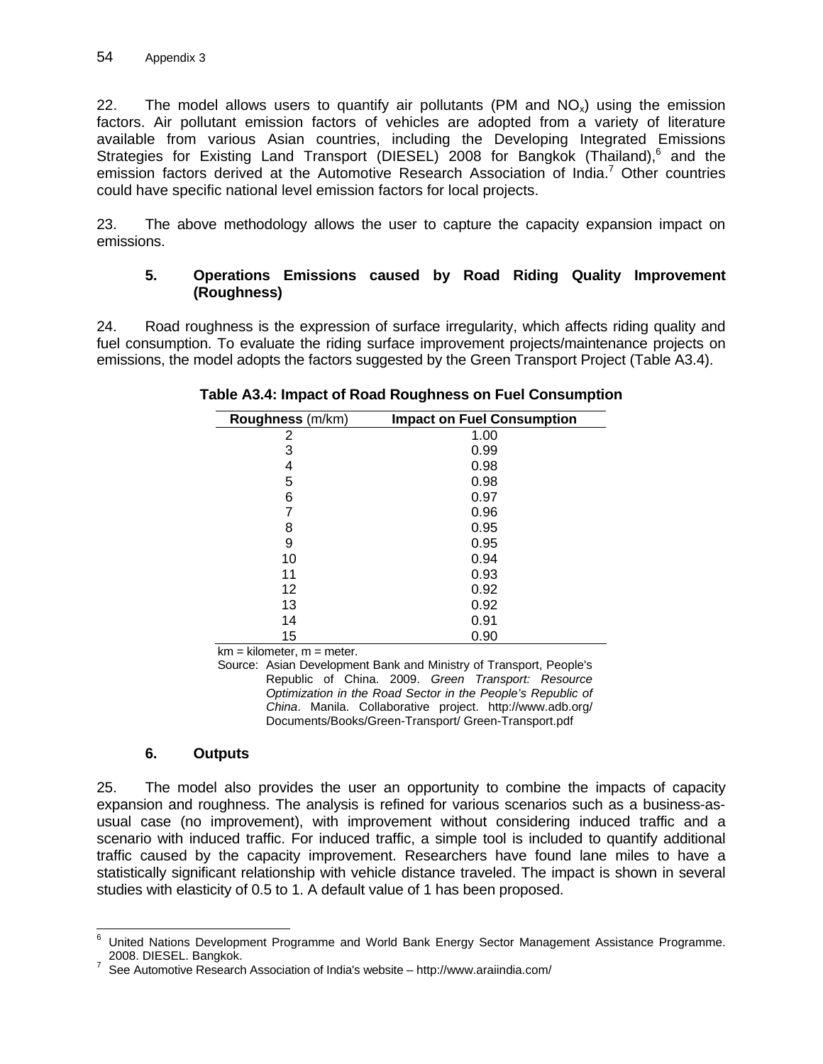22. The model allows users to quantify air pollutants (PM and $NO_x$) using the emission factors. Air pollutant emission factors of vehicles are adopted from a variety of literature available from various Asian countries, including the Developing Integrated Emissions Strategies for Existing Land Transport (DIESEL) 2008 for Bangkok (Thailand),[6] and the emission factors derived at the Automotive Research Association of India.[7] Other countries could have specific national level emission factors for local projects.

23. The above methodology allows the user to capture the capacity expansion impact on emissions.

### 5. Operations Emissions caused by Road Riding Quality Improvement (Roughness)

24. Road roughness is the expression of surface irregularity, which affects riding quality and fuel consumption. To evaluate the riding surface improvement projects/maintenance projects on emissions, the model adopts the factors suggested by the Green Transport Project (Table A3.4).

**Table A3.4: Impact of Road Roughness on Fuel Consumption**

| **Roughness** (m/km) | **Impact on Fuel Consumption** |
|---|---|
| 2 | 1.00 |
| 3 | 0.99 |
| 4 | 0.98 |
| 5 | 0.98 |
| 6 | 0.97 |
| 7 | 0.96 |
| 8 | 0.95 |
| 9 | 0.95 |
| 10 | 0.94 |
| 11 | 0.93 |
| 12 | 0.92 |
| 13 | 0.92 |
| 14 | 0.91 |
| 15 | 0.90 |

km = kilometer, m = meter.

Source: Asian Development Bank and Ministry of Transport, People's Republic of China. 2009. *Green Transport: Resource Optimization in the Road Sector in the People's Republic of China*. Manila. Collaborative project. http://www.adb.org/Documents/Books/Green-Transport/ Green-Transport.pdf

### 6. Outputs

25. The model also provides the user an opportunity to combine the impacts of capacity expansion and roughness. The analysis is refined for various scenarios such as a business-as-usual case (no improvement), with improvement without considering induced traffic and a scenario with induced traffic. For induced traffic, a simple tool is included to quantify additional traffic caused by the capacity improvement. Researchers have found lane miles to have a statistically significant relationship with vehicle distance traveled. The impact is shown in several studies with elasticity of 0.5 to 1. A default value of 1 has been proposed.

---

[6] United Nations Development Programme and World Bank Energy Sector Management Assistance Programme. 2008. DIESEL. Bangkok.

[7] See Automotive Research Association of India's website – http://www.araiindia.com/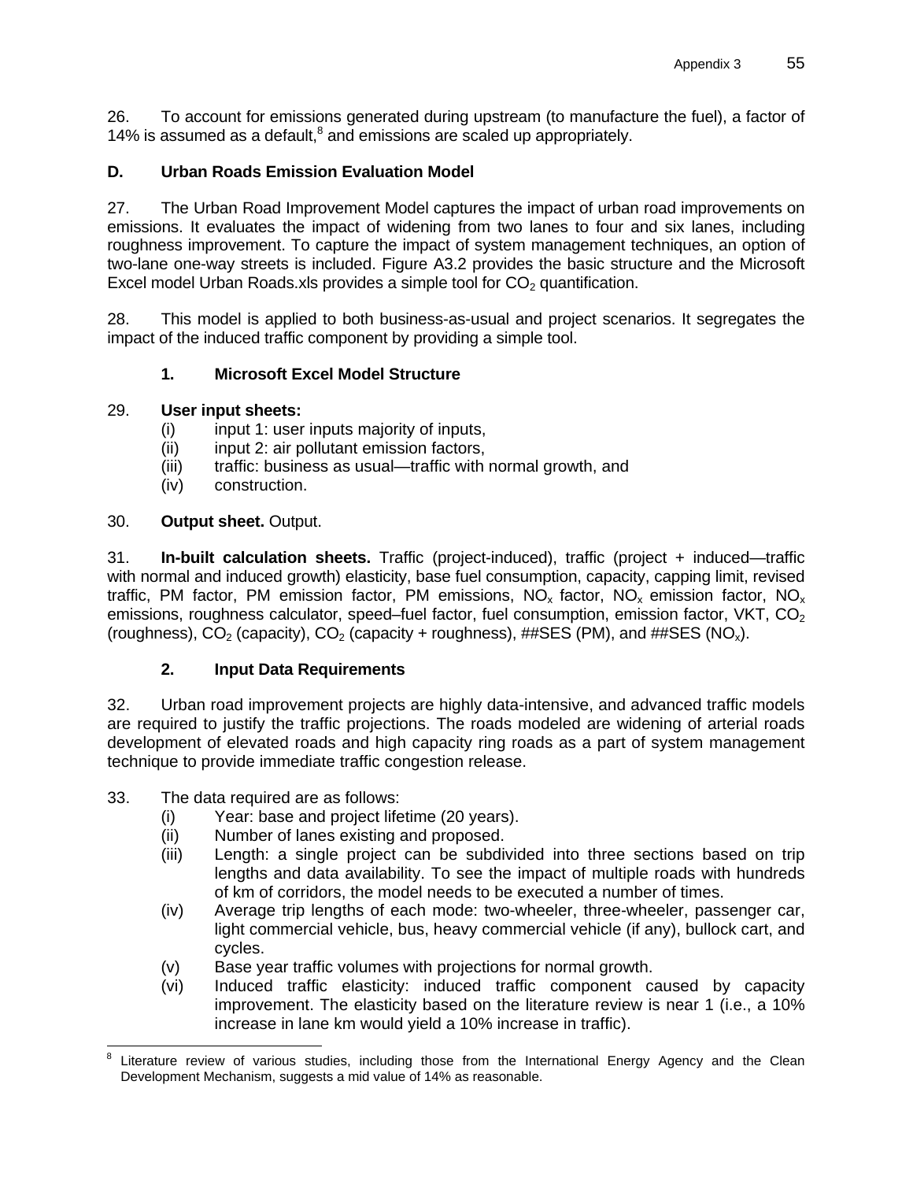26. To account for emissions generated during upstream (to manufacture the fuel), a factor of 14% is assumed as a default,[8] and emissions are scaled up appropriately.

## D. Urban Roads Emission Evaluation Model

27. The Urban Road Improvement Model captures the impact of urban road improvements on emissions. It evaluates the impact of widening from two lanes to four and six lanes, including roughness improvement. To capture the impact of system management techniques, an option of two-lane one-way streets is included. Figure A3.2 provides the basic structure and the Microsoft Excel model Urban Roads.xls provides a simple tool for $CO_2$ quantification.

28. This model is applied to both business-as-usual and project scenarios. It segregates the impact of the induced traffic component by providing a simple tool.

### 1. Microsoft Excel Model Structure

29. **User input sheets:**
- (i) input 1: user inputs majority of inputs,
- (ii) input 2: air pollutant emission factors,
- (iii) traffic: business as usual—traffic with normal growth, and
- (iv) construction.

30. **Output sheet.** Output.

31. **In-built calculation sheets.** Traffic (project-induced), traffic (project + induced—traffic with normal and induced growth) elasticity, base fuel consumption, capacity, capping limit, revised traffic, PM factor, PM emission factor, PM emissions, $NO_x$ factor, $NO_x$ emission factor, $NO_x$ emissions, roughness calculator, speed–fuel factor, fuel consumption, emission factor, VKT, $CO_2$ (roughness), $CO_2$ (capacity), $CO_2$ (capacity + roughness), ##SES (PM), and ##SES ($NO_x$).

### 2. Input Data Requirements

32. Urban road improvement projects are highly data-intensive, and advanced traffic models are required to justify the traffic projections. The roads modeled are widening of arterial roads development of elevated roads and high capacity ring roads as a part of system management technique to provide immediate traffic congestion release.

33. The data required are as follows:
- (i) Year: base and project lifetime (20 years).
- (ii) Number of lanes existing and proposed.
- (iii) Length: a single project can be subdivided into three sections based on trip lengths and data availability. To see the impact of multiple roads with hundreds of km of corridors, the model needs to be executed a number of times.
- (iv) Average trip lengths of each mode: two-wheeler, three-wheeler, passenger car, light commercial vehicle, bus, heavy commercial vehicle (if any), bullock cart, and cycles.
- (v) Base year traffic volumes with projections for normal growth.
- (vi) Induced traffic elasticity: induced traffic component caused by capacity improvement. The elasticity based on the literature review is near 1 (i.e., a 10% increase in lane km would yield a 10% increase in traffic).

---

[8] Literature review of various studies, including those from the International Energy Agency and the Clean Development Mechanism, suggests a mid value of 14% as reasonable.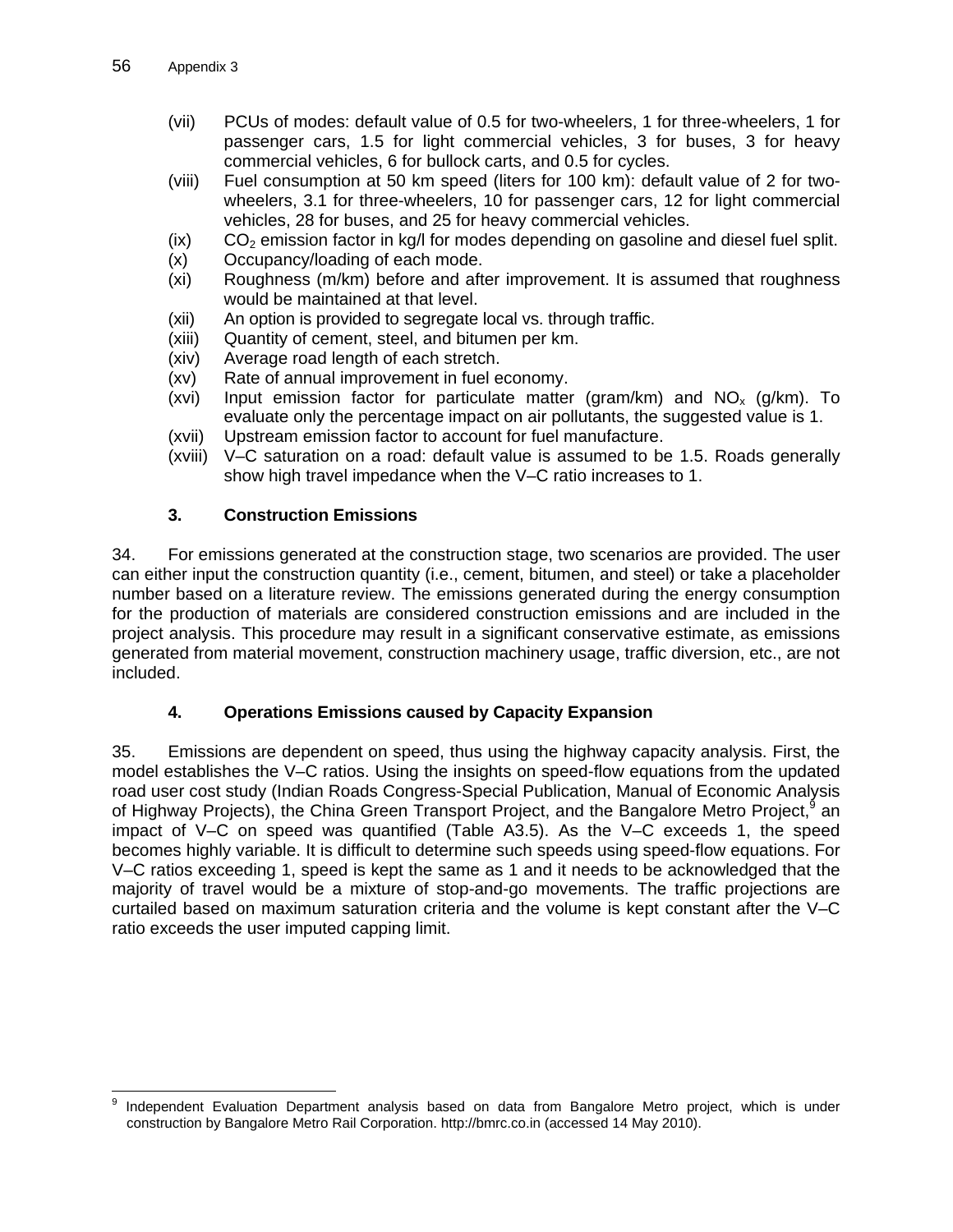(vii) PCUs of modes: default value of 0.5 for two-wheelers, 1 for three-wheelers, 1 for passenger cars, 1.5 for light commercial vehicles, 3 for buses, 3 for heavy commercial vehicles, 6 for bullock carts, and 0.5 for cycles.

(viii) Fuel consumption at 50 km speed (liters for 100 km): default value of 2 for two-wheelers, 3.1 for three-wheelers, 10 for passenger cars, 12 for light commercial vehicles, 28 for buses, and 25 for heavy commercial vehicles.

(ix) $CO_2$ emission factor in kg/l for modes depending on gasoline and diesel fuel split.

(x) Occupancy/loading of each mode.

(xi) Roughness (m/km) before and after improvement. It is assumed that roughness would be maintained at that level.

(xii) An option is provided to segregate local vs. through traffic.

(xiii) Quantity of cement, steel, and bitumen per km.

(xiv) Average road length of each stretch.

(xv) Rate of annual improvement in fuel economy.

(xvi) Input emission factor for particulate matter (gram/km) and $NO_x$ (g/km). To evaluate only the percentage impact on air pollutants, the suggested value is 1.

(xvii) Upstream emission factor to account for fuel manufacture.

(xviii) V–C saturation on a road: default value is assumed to be 1.5. Roads generally show high travel impedance when the V–C ratio increases to 1.

### 3. Construction Emissions

34. For emissions generated at the construction stage, two scenarios are provided. The user can either input the construction quantity (i.e., cement, bitumen, and steel) or take a placeholder number based on a literature review. The emissions generated during the energy consumption for the production of materials are considered construction emissions and are included in the project analysis. This procedure may result in a significant conservative estimate, as emissions generated from material movement, construction machinery usage, traffic diversion, etc., are not included.

### 4. Operations Emissions caused by Capacity Expansion

35. Emissions are dependent on speed, thus using the highway capacity analysis. First, the model establishes the V–C ratios. Using the insights on speed-flow equations from the updated road user cost study (Indian Roads Congress-Special Publication, Manual of Economic Analysis of Highway Projects), the China Green Transport Project, and the Bangalore Metro Project,[9] an impact of V–C on speed was quantified (Table A3.5). As the V–C exceeds 1, the speed becomes highly variable. It is difficult to determine such speeds using speed-flow equations. For V–C ratios exceeding 1, speed is kept the same as 1 and it needs to be acknowledged that the majority of travel would be a mixture of stop-and-go movements. The traffic projections are curtailed based on maximum saturation criteria and the volume is kept constant after the V–C ratio exceeds the user imputed capping limit.

---

[9] Independent Evaluation Department analysis based on data from Bangalore Metro project, which is under construction by Bangalore Metro Rail Corporation. http://bmrc.co.in (accessed 14 May 2010).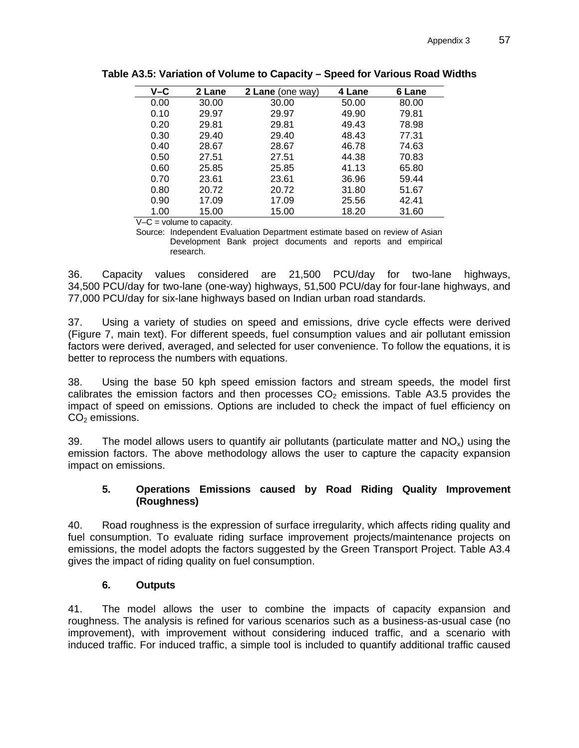**Table A3.5: Variation of Volume to Capacity – Speed for Various Road Widths**

| V–C | 2 Lane | 2 Lane (one way) | 4 Lane | 6 Lane |
|---|---|---|---|---|
| 0.00 | 30.00 | 30.00 | 50.00 | 80.00 |
| 0.10 | 29.97 | 29.97 | 49.90 | 79.81 |
| 0.20 | 29.81 | 29.81 | 49.43 | 78.98 |
| 0.30 | 29.40 | 29.40 | 48.43 | 77.31 |
| 0.40 | 28.67 | 28.67 | 46.78 | 74.63 |
| 0.50 | 27.51 | 27.51 | 44.38 | 70.83 |
| 0.60 | 25.85 | 25.85 | 41.13 | 65.80 |
| 0.70 | 23.61 | 23.61 | 36.96 | 59.44 |
| 0.80 | 20.72 | 20.72 | 31.80 | 51.67 |
| 0.90 | 17.09 | 17.09 | 25.56 | 42.41 |
| 1.00 | 15.00 | 15.00 | 18.20 | 31.60 |

V–C = volume to capacity.

Source: Independent Evaluation Department estimate based on review of Asian Development Bank project documents and reports and empirical research.

36. Capacity values considered are 21,500 PCU/day for two-lane highways, 34,500 PCU/day for two-lane (one-way) highways, 51,500 PCU/day for four-lane highways, and 77,000 PCU/day for six-lane highways based on Indian urban road standards.

37. Using a variety of studies on speed and emissions, drive cycle effects were derived (Figure 7, main text). For different speeds, fuel consumption values and air pollutant emission factors were derived, averaged, and selected for user convenience. To follow the equations, it is better to reprocess the numbers with equations.

38. Using the base 50 kph speed emission factors and stream speeds, the model first calibrates the emission factors and then processes $CO_2$ emissions. Table A3.5 provides the impact of speed on emissions. Options are included to check the impact of fuel efficiency on $CO_2$ emissions.

39. The model allows users to quantify air pollutants (particulate matter and $NO_x$) using the emission factors. The above methodology allows the user to capture the capacity expansion impact on emissions.

### 5. Operations Emissions caused by Road Riding Quality Improvement (Roughness)

40. Road roughness is the expression of surface irregularity, which affects riding quality and fuel consumption. To evaluate riding surface improvement projects/maintenance projects on emissions, the model adopts the factors suggested by the Green Transport Project. Table A3.4 gives the impact of riding quality on fuel consumption.

### 6. Outputs

41. The model allows the user to combine the impacts of capacity expansion and roughness. The analysis is refined for various scenarios such as a business-as-usual case (no improvement), with improvement without considering induced traffic, and a scenario with induced traffic. For induced traffic, a simple tool is included to quantify additional traffic caused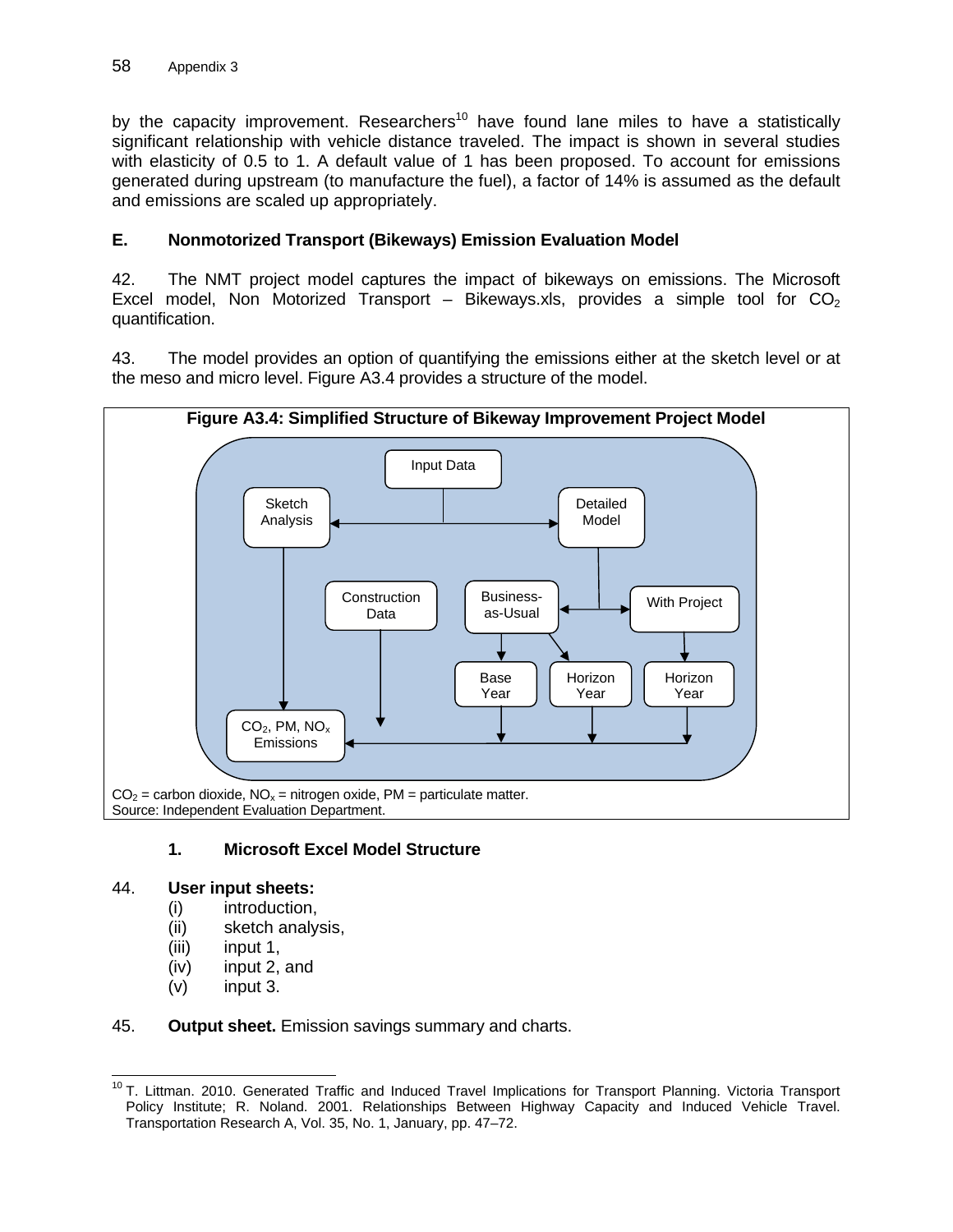by the capacity improvement. Researchers[10] have found lane miles to have a statistically significant relationship with vehicle distance traveled. The impact is shown in several studies with elasticity of 0.5 to 1. A default value of 1 has been proposed. To account for emissions generated during upstream (to manufacture the fuel), a factor of 14% is assumed as the default and emissions are scaled up appropriately.

## E. Nonmotorized Transport (Bikeways) Emission Evaluation Model

42. The NMT project model captures the impact of bikeways on emissions. The Microsoft Excel model, Non Motorized Transport – Bikeways.xls, provides a simple tool for $CO_2$ quantification.

43. The model provides an option of quantifying the emissions either at the sketch level or at the meso and micro level. Figure A3.4 provides a structure of the model.

**Figure A3.4: Simplified Structure of Bikeway Improvement Project Model**

Input Data → Sketch Analysis; Detailed Model

Sketch Analysis → $CO_2$, PM, $NO_x$ Emissions

Detailed Model → Business-as-Usual; With Project

Business-as-Usual → Base Year; Horizon Year

With Project → Horizon Year

Construction Data; Base Year; Horizon Year; Horizon Year → $CO_2$, PM, $NO_x$ Emissions

$CO_2$ = carbon dioxide, $NO_x$ = nitrogen oxide, PM = particulate matter.
Source: Independent Evaluation Department.

### 1. Microsoft Excel Model Structure

44. **User input sheets:**
- (i) introduction,
- (ii) sketch analysis,
- (iii) input 1,
- (iv) input 2, and
- (v) input 3.

45. **Output sheet.** Emission savings summary and charts.

[10] T. Littman. 2010. Generated Traffic and Induced Travel Implications for Transport Planning. Victoria Transport Policy Institute; R. Noland. 2001. Relationships Between Highway Capacity and Induced Vehicle Travel. Transportation Research A, Vol. 35, No. 1, January, pp. 47–72.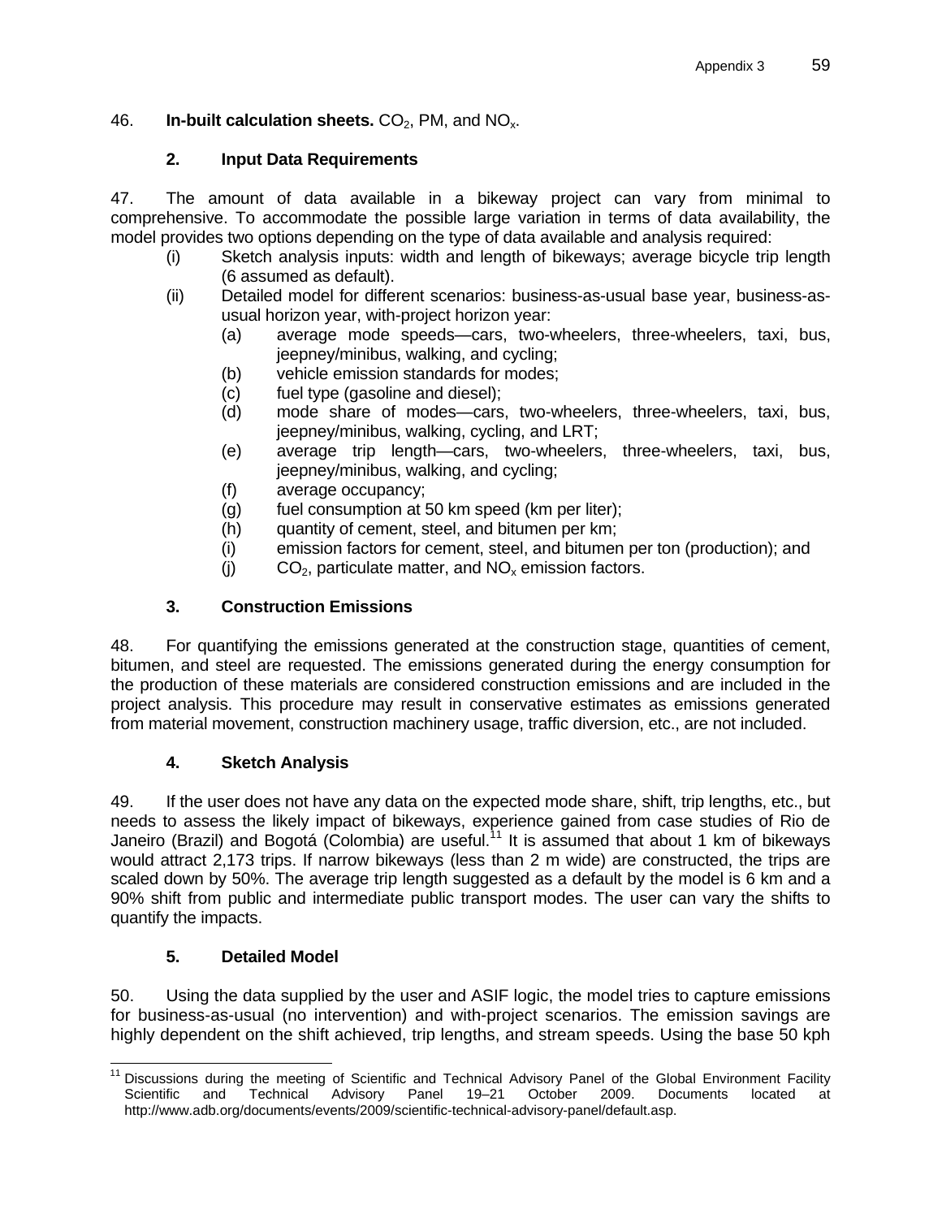46. **In-built calculation sheets.** $CO_2$, PM, and $NO_x$.

### 2. Input Data Requirements

47. The amount of data available in a bikeway project can vary from minimal to comprehensive. To accommodate the possible large variation in terms of data availability, the model provides two options depending on the type of data available and analysis required:

- (i) Sketch analysis inputs: width and length of bikeways; average bicycle trip length (6 assumed as default).
- (ii) Detailed model for different scenarios: business-as-usual base year, business-as-usual horizon year, with-project horizon year:
  - (a) average mode speeds—cars, two-wheelers, three-wheelers, taxi, bus, jeepney/minibus, walking, and cycling;
  - (b) vehicle emission standards for modes;
  - (c) fuel type (gasoline and diesel);
  - (d) mode share of modes—cars, two-wheelers, three-wheelers, taxi, bus, jeepney/minibus, walking, cycling, and LRT;
  - (e) average trip length—cars, two-wheelers, three-wheelers, taxi, bus, jeepney/minibus, walking, and cycling;
  - (f) average occupancy;
  - (g) fuel consumption at 50 km speed (km per liter);
  - (h) quantity of cement, steel, and bitumen per km;
  - (i) emission factors for cement, steel, and bitumen per ton (production); and
  - (j) $CO_2$, particulate matter, and $NO_x$ emission factors.

### 3. Construction Emissions

48. For quantifying the emissions generated at the construction stage, quantities of cement, bitumen, and steel are requested. The emissions generated during the energy consumption for the production of these materials are considered construction emissions and are included in the project analysis. This procedure may result in conservative estimates as emissions generated from material movement, construction machinery usage, traffic diversion, etc., are not included.

### 4. Sketch Analysis

49. If the user does not have any data on the expected mode share, shift, trip lengths, etc., but needs to assess the likely impact of bikeways, experience gained from case studies of Rio de Janeiro (Brazil) and Bogotá (Colombia) are useful.[11] It is assumed that about 1 km of bikeways would attract 2,173 trips. If narrow bikeways (less than 2 m wide) are constructed, the trips are scaled down by 50%. The average trip length suggested as a default by the model is 6 km and a 90% shift from public and intermediate public transport modes. The user can vary the shifts to quantify the impacts.

### 5. Detailed Model

50. Using the data supplied by the user and ASIF logic, the model tries to capture emissions for business-as-usual (no intervention) and with-project scenarios. The emission savings are highly dependent on the shift achieved, trip lengths, and stream speeds. Using the base 50 kph

[11] Discussions during the meeting of Scientific and Technical Advisory Panel of the Global Environment Facility Scientific and Technical Advisory Panel 19–21 October 2009. Documents located at http://www.adb.org/documents/events/2009/scientific-technical-advisory-panel/default.asp.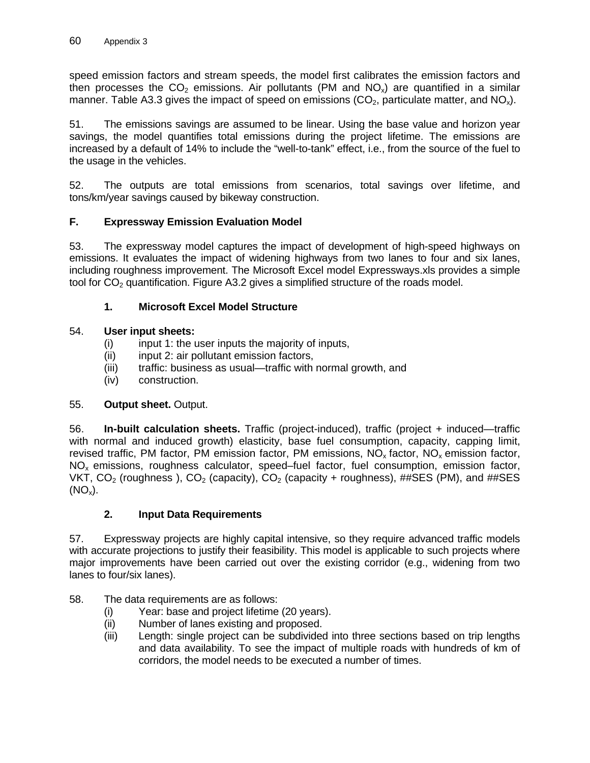speed emission factors and stream speeds, the model first calibrates the emission factors and then processes the $CO_2$ emissions. Air pollutants (PM and $NO_x$) are quantified in a similar manner. Table A3.3 gives the impact of speed on emissions ($CO_2$, particulate matter, and $NO_x$).

51. The emissions savings are assumed to be linear. Using the base value and horizon year savings, the model quantifies total emissions during the project lifetime. The emissions are increased by a default of 14% to include the "well-to-tank" effect, i.e., from the source of the fuel to the usage in the vehicles.

52. The outputs are total emissions from scenarios, total savings over lifetime, and tons/km/year savings caused by bikeway construction.

## F. Expressway Emission Evaluation Model

53. The expressway model captures the impact of development of high-speed highways on emissions. It evaluates the impact of widening highways from two lanes to four and six lanes, including roughness improvement. The Microsoft Excel model Expressways.xls provides a simple tool for $CO_2$ quantification. Figure A3.2 gives a simplified structure of the roads model.

### 1. Microsoft Excel Model Structure

54. **User input sheets:**

(i) input 1: the user inputs the majority of inputs,
(ii) input 2: air pollutant emission factors,
(iii) traffic: business as usual—traffic with normal growth, and
(iv) construction.

55. **Output sheet.** Output.

56. **In-built calculation sheets.** Traffic (project-induced), traffic (project + induced—traffic with normal and induced growth) elasticity, base fuel consumption, capacity, capping limit, revised traffic, PM factor, PM emission factor, PM emissions, $NO_x$ factor, $NO_x$ emission factor, $NO_x$ emissions, roughness calculator, speed–fuel factor, fuel consumption, emission factor, VKT, $CO_2$ (roughness ), $CO_2$ (capacity), $CO_2$ (capacity + roughness), ##SES (PM), and ##SES ($NO_x$).

### 2. Input Data Requirements

57. Expressway projects are highly capital intensive, so they require advanced traffic models with accurate projections to justify their feasibility. This model is applicable to such projects where major improvements have been carried out over the existing corridor (e.g., widening from two lanes to four/six lanes).

58. The data requirements are as follows:

(i) Year: base and project lifetime (20 years).
(ii) Number of lanes existing and proposed.
(iii) Length: single project can be subdivided into three sections based on trip lengths and data availability. To see the impact of multiple roads with hundreds of km of corridors, the model needs to be executed a number of times.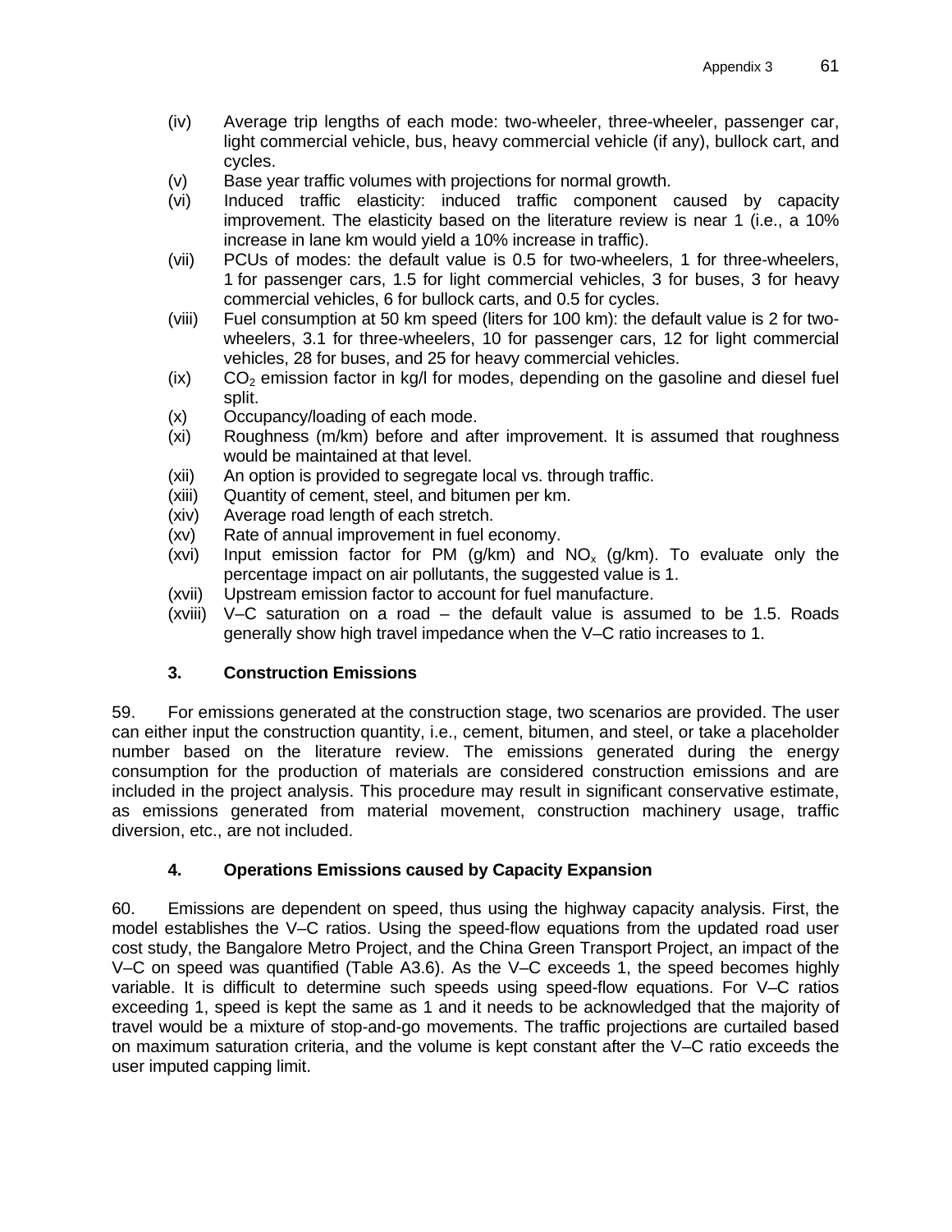(iv) Average trip lengths of each mode: two-wheeler, three-wheeler, passenger car, light commercial vehicle, bus, heavy commercial vehicle (if any), bullock cart, and cycles.

(v) Base year traffic volumes with projections for normal growth.

(vi) Induced traffic elasticity: induced traffic component caused by capacity improvement. The elasticity based on the literature review is near 1 (i.e., a 10% increase in lane km would yield a 10% increase in traffic).

(vii) PCUs of modes: the default value is 0.5 for two-wheelers, 1 for three-wheelers, 1 for passenger cars, 1.5 for light commercial vehicles, 3 for buses, 3 for heavy commercial vehicles, 6 for bullock carts, and 0.5 for cycles.

(viii) Fuel consumption at 50 km speed (liters for 100 km): the default value is 2 for two-wheelers, 3.1 for three-wheelers, 10 for passenger cars, 12 for light commercial vehicles, 28 for buses, and 25 for heavy commercial vehicles.

(ix) $CO_2$ emission factor in kg/l for modes, depending on the gasoline and diesel fuel split.

(x) Occupancy/loading of each mode.

(xi) Roughness (m/km) before and after improvement. It is assumed that roughness would be maintained at that level.

(xii) An option is provided to segregate local vs. through traffic.

(xiii) Quantity of cement, steel, and bitumen per km.

(xiv) Average road length of each stretch.

(xv) Rate of annual improvement in fuel economy.

(xvi) Input emission factor for PM (g/km) and $NO_x$ (g/km). To evaluate only the percentage impact on air pollutants, the suggested value is 1.

(xvii) Upstream emission factor to account for fuel manufacture.

(xviii) V–C saturation on a road – the default value is assumed to be 1.5. Roads generally show high travel impedance when the V–C ratio increases to 1.

### 3. Construction Emissions

59. For emissions generated at the construction stage, two scenarios are provided. The user can either input the construction quantity, i.e., cement, bitumen, and steel, or take a placeholder number based on the literature review. The emissions generated during the energy consumption for the production of materials are considered construction emissions and are included in the project analysis. This procedure may result in significant conservative estimate, as emissions generated from material movement, construction machinery usage, traffic diversion, etc., are not included.

### 4. Operations Emissions caused by Capacity Expansion

60. Emissions are dependent on speed, thus using the highway capacity analysis. First, the model establishes the V–C ratios. Using the speed-flow equations from the updated road user cost study, the Bangalore Metro Project, and the China Green Transport Project, an impact of the V–C on speed was quantified (Table A3.6). As the V–C exceeds 1, the speed becomes highly variable. It is difficult to determine such speeds using speed-flow equations. For V–C ratios exceeding 1, speed is kept the same as 1 and it needs to be acknowledged that the majority of travel would be a mixture of stop-and-go movements. The traffic projections are curtailed based on maximum saturation criteria, and the volume is kept constant after the V–C ratio exceeds the user imputed capping limit.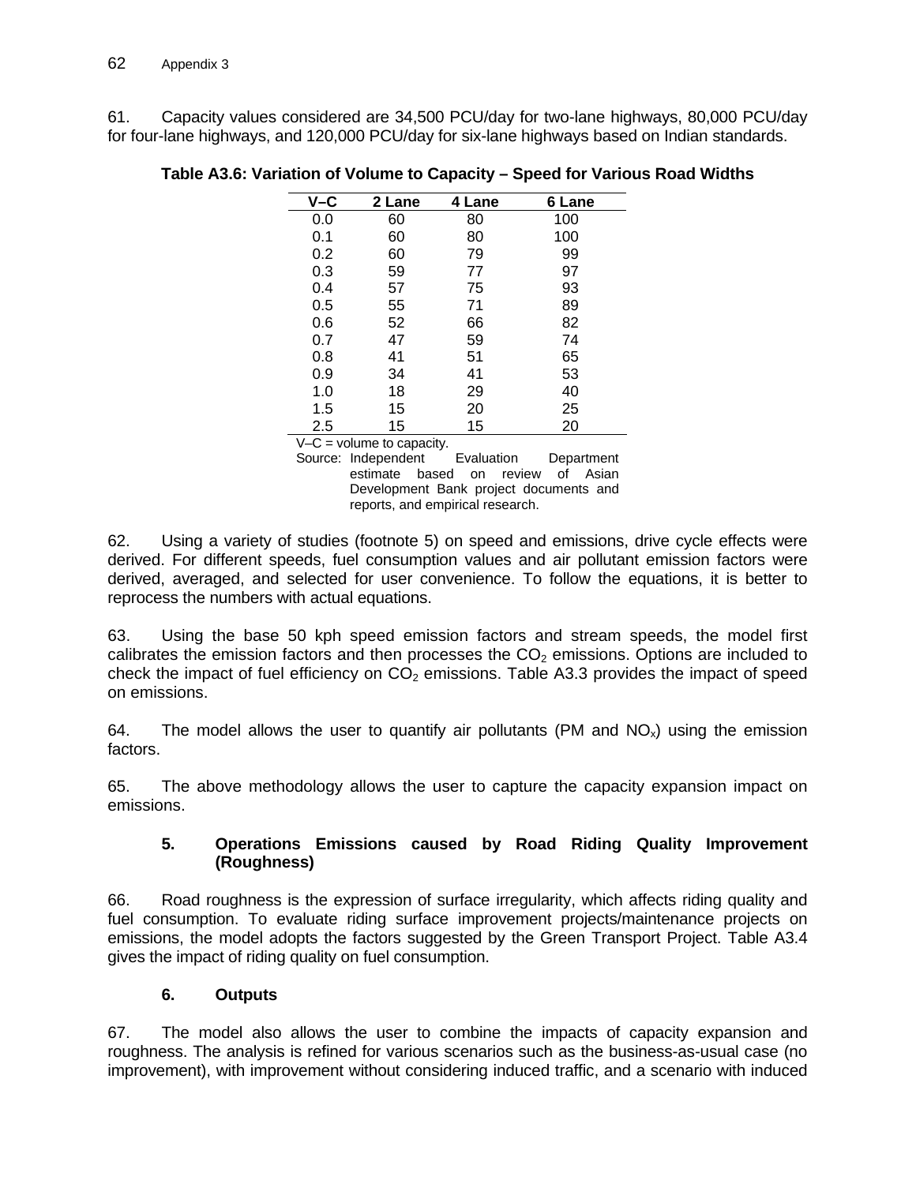61. Capacity values considered are 34,500 PCU/day for two-lane highways, 80,000 PCU/day for four-lane highways, and 120,000 PCU/day for six-lane highways based on Indian standards.

**Table A3.6: Variation of Volume to Capacity – Speed for Various Road Widths**

| V–C | 2 Lane | 4 Lane | 6 Lane |
|---|---|---|---|
| 0.0 | 60 | 80 | 100 |
| 0.1 | 60 | 80 | 100 |
| 0.2 | 60 | 79 | 99 |
| 0.3 | 59 | 77 | 97 |
| 0.4 | 57 | 75 | 93 |
| 0.5 | 55 | 71 | 89 |
| 0.6 | 52 | 66 | 82 |
| 0.7 | 47 | 59 | 74 |
| 0.8 | 41 | 51 | 65 |
| 0.9 | 34 | 41 | 53 |
| 1.0 | 18 | 29 | 40 |
| 1.5 | 15 | 20 | 25 |
| 2.5 | 15 | 15 | 20 |

V–C = volume to capacity.
Source: Independent Evaluation Department estimate based on review of Asian Development Bank project documents and reports, and empirical research.

62. Using a variety of studies (footnote 5) on speed and emissions, drive cycle effects were derived. For different speeds, fuel consumption values and air pollutant emission factors were derived, averaged, and selected for user convenience. To follow the equations, it is better to reprocess the numbers with actual equations.

63. Using the base 50 kph speed emission factors and stream speeds, the model first calibrates the emission factors and then processes the $CO_2$ emissions. Options are included to check the impact of fuel efficiency on $CO_2$ emissions. Table A3.3 provides the impact of speed on emissions.

64. The model allows the user to quantify air pollutants (PM and $NO_x$) using the emission factors.

65. The above methodology allows the user to capture the capacity expansion impact on emissions.

### 5. Operations Emissions caused by Road Riding Quality Improvement (Roughness)

66. Road roughness is the expression of surface irregularity, which affects riding quality and fuel consumption. To evaluate riding surface improvement projects/maintenance projects on emissions, the model adopts the factors suggested by the Green Transport Project. Table A3.4 gives the impact of riding quality on fuel consumption.

### 6. Outputs

67. The model also allows the user to combine the impacts of capacity expansion and roughness. The analysis is refined for various scenarios such as the business-as-usual case (no improvement), with improvement without considering induced traffic, and a scenario with induced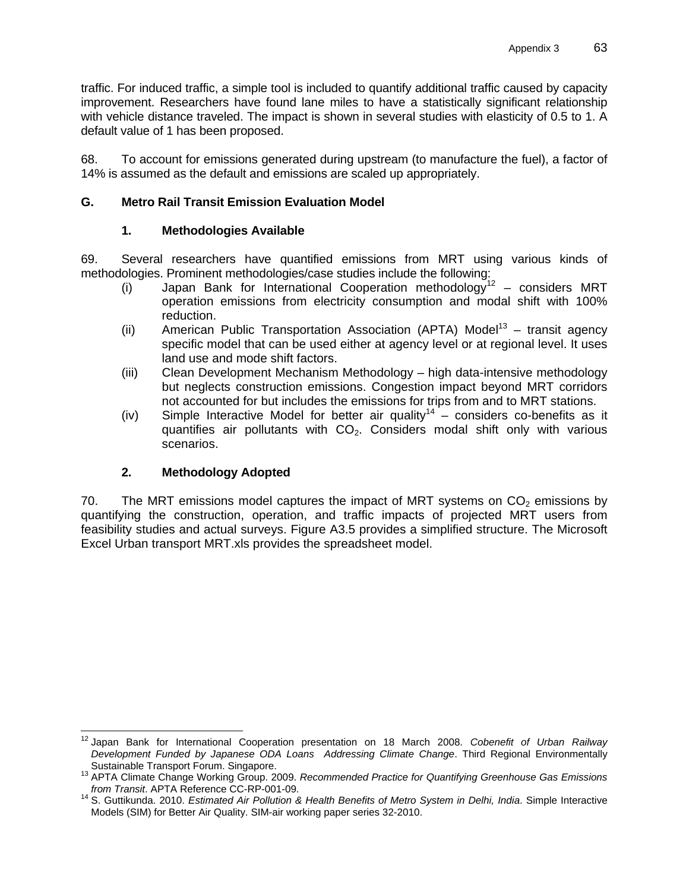traffic. For induced traffic, a simple tool is included to quantify additional traffic caused by capacity improvement. Researchers have found lane miles to have a statistically significant relationship with vehicle distance traveled. The impact is shown in several studies with elasticity of 0.5 to 1. A default value of 1 has been proposed.

68. To account for emissions generated during upstream (to manufacture the fuel), a factor of 14% is assumed as the default and emissions are scaled up appropriately.

## G. Metro Rail Transit Emission Evaluation Model

### 1. Methodologies Available

69. Several researchers have quantified emissions from MRT using various kinds of methodologies. Prominent methodologies/case studies include the following:

(i) Japan Bank for International Cooperation methodology[12] – considers MRT operation emissions from electricity consumption and modal shift with 100% reduction.

(ii) American Public Transportation Association (APTA) Model[13] – transit agency specific model that can be used either at agency level or at regional level. It uses land use and mode shift factors.

(iii) Clean Development Mechanism Methodology – high data-intensive methodology but neglects construction emissions. Congestion impact beyond MRT corridors not accounted for but includes the emissions for trips from and to MRT stations.

(iv) Simple Interactive Model for better air quality[14] – considers co-benefits as it quantifies air pollutants with $CO_2$. Considers modal shift only with various scenarios.

### 2. Methodology Adopted

70. The MRT emissions model captures the impact of MRT systems on $CO_2$ emissions by quantifying the construction, operation, and traffic impacts of projected MRT users from feasibility studies and actual surveys. Figure A3.5 provides a simplified structure. The Microsoft Excel Urban transport MRT.xls provides the spreadsheet model.

---

[12] Japan Bank for International Cooperation presentation on 18 March 2008. *Cobenefit of Urban Railway Development Funded by Japanese ODA Loans Addressing Climate Change*. Third Regional Environmentally Sustainable Transport Forum. Singapore.

[13] APTA Climate Change Working Group. 2009. *Recommended Practice for Quantifying Greenhouse Gas Emissions from Transit*. APTA Reference CC-RP-001-09.

[14] S. Guttikunda. 2010. *Estimated Air Pollution & Health Benefits of Metro System in Delhi, India*. Simple Interactive Models (SIM) for Better Air Quality. SIM-air working paper series 32-2010.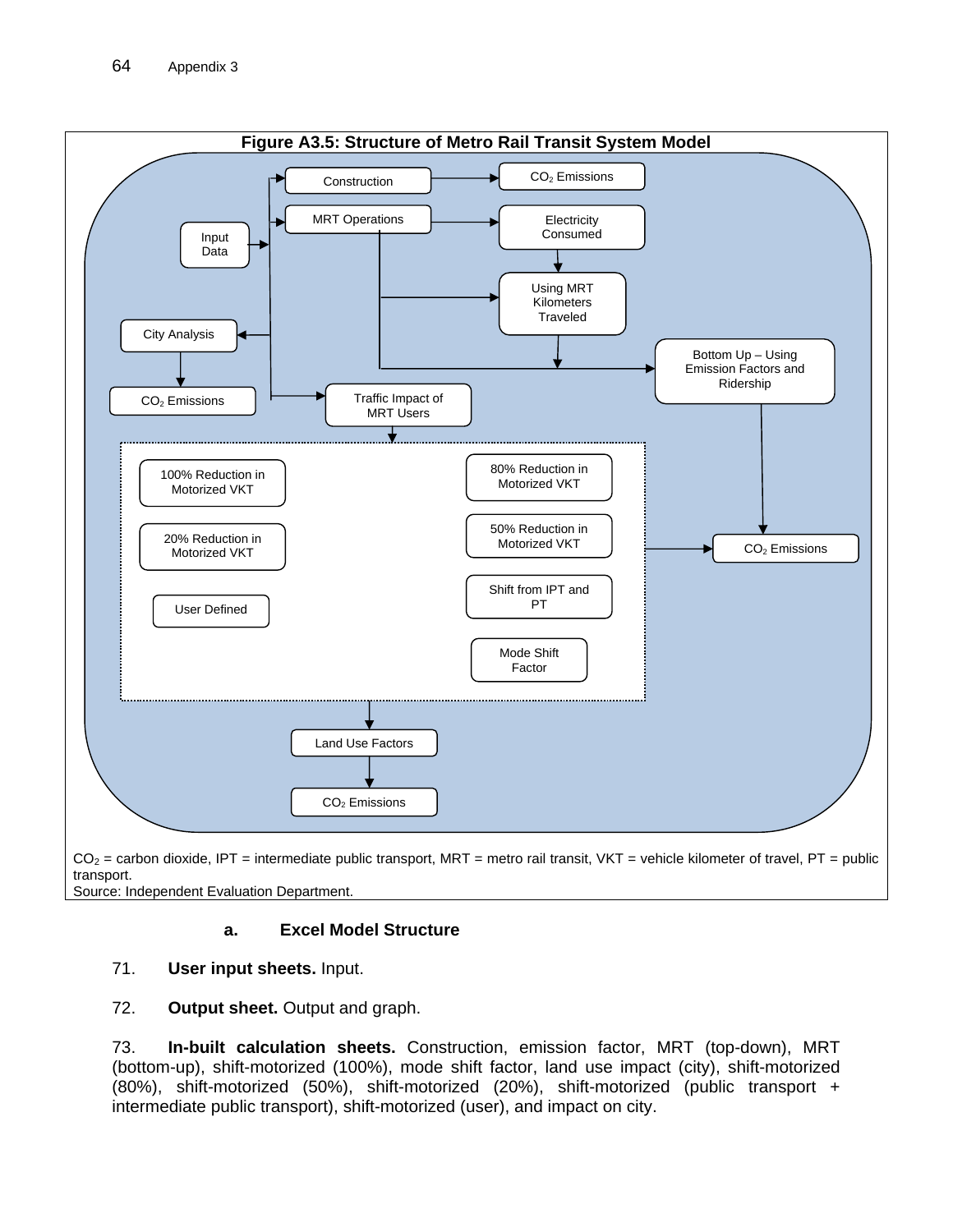**Figure A3.5: Structure of Metro Rail Transit System Model**

Input Data → Construction → $CO_2$ Emissions

Input Data → MRT Operations → Electricity Consumed → Using MRT Kilometers Traveled

MRT Operations → Using MRT Kilometers Traveled

MRT Operations → Bottom Up – Using Emission Factors and Ridership → $CO_2$ Emissions

Input Data → City Analysis → $CO_2$ Emissions

Input Data → Traffic Impact of MRT Users →

- 100% Reduction in Motorized VKT
- 20% Reduction in Motorized VKT
- User Defined
- 80% Reduction in Motorized VKT
- 50% Reduction in Motorized VKT
- Shift from IPT and PT
- Mode Shift Factor

→ $CO_2$ Emissions

→ Land Use Factors → $CO_2$ Emissions

$CO_2$ = carbon dioxide, IPT = intermediate public transport, MRT = metro rail transit, VKT = vehicle kilometer of travel, PT = public transport.

Source: Independent Evaluation Department.

### a. Excel Model Structure

71. **User input sheets.** Input.

72. **Output sheet.** Output and graph.

73. **In-built calculation sheets.** Construction, emission factor, MRT (top-down), MRT (bottom-up), shift-motorized (100%), mode shift factor, land use impact (city), shift-motorized (80%), shift-motorized (50%), shift-motorized (20%), shift-motorized (public transport + intermediate public transport), shift-motorized (user), and impact on city.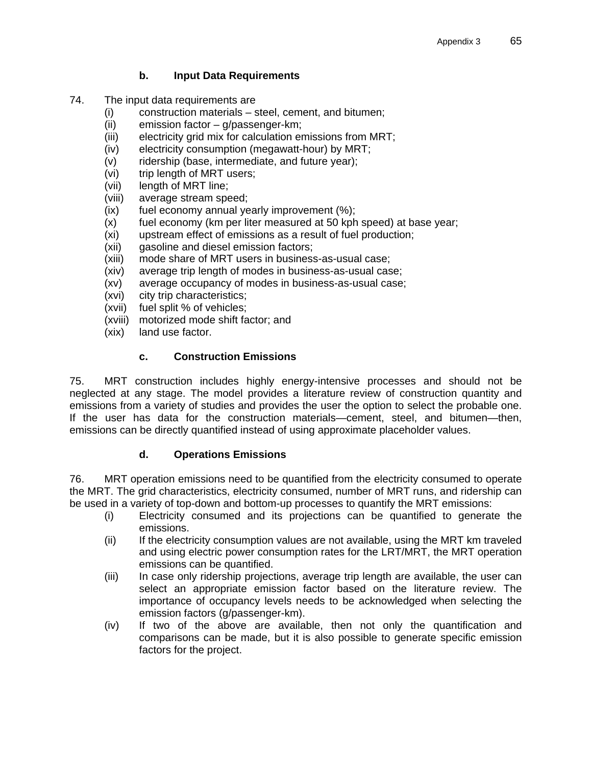### b. Input Data Requirements

74. The input data requirements are
   (i) construction materials – steel, cement, and bitumen;
   (ii) emission factor – g/passenger-km;
   (iii) electricity grid mix for calculation emissions from MRT;
   (iv) electricity consumption (megawatt-hour) by MRT;
   (v) ridership (base, intermediate, and future year);
   (vi) trip length of MRT users;
   (vii) length of MRT line;
   (viii) average stream speed;
   (ix) fuel economy annual yearly improvement (%);
   (x) fuel economy (km per liter measured at 50 kph speed) at base year;
   (xi) upstream effect of emissions as a result of fuel production;
   (xii) gasoline and diesel emission factors;
   (xiii) mode share of MRT users in business-as-usual case;
   (xiv) average trip length of modes in business-as-usual case;
   (xv) average occupancy of modes in business-as-usual case;
   (xvi) city trip characteristics;
   (xvii) fuel split % of vehicles;
   (xviii) motorized mode shift factor; and
   (xix) land use factor.

### c. Construction Emissions

75. MRT construction includes highly energy-intensive processes and should not be neglected at any stage. The model provides a literature review of construction quantity and emissions from a variety of studies and provides the user the option to select the probable one. If the user has data for the construction materials—cement, steel, and bitumen—then, emissions can be directly quantified instead of using approximate placeholder values.

### d. Operations Emissions

76. MRT operation emissions need to be quantified from the electricity consumed to operate the MRT. The grid characteristics, electricity consumed, number of MRT runs, and ridership can be used in a variety of top-down and bottom-up processes to quantify the MRT emissions:
   (i) Electricity consumed and its projections can be quantified to generate the emissions.
   (ii) If the electricity consumption values are not available, using the MRT km traveled and using electric power consumption rates for the LRT/MRT, the MRT operation emissions can be quantified.
   (iii) In case only ridership projections, average trip length are available, the user can select an appropriate emission factor based on the literature review. The importance of occupancy levels needs to be acknowledged when selecting the emission factors (g/passenger-km).
   (iv) If two of the above are available, then not only the quantification and comparisons can be made, but it is also possible to generate specific emission factors for the project.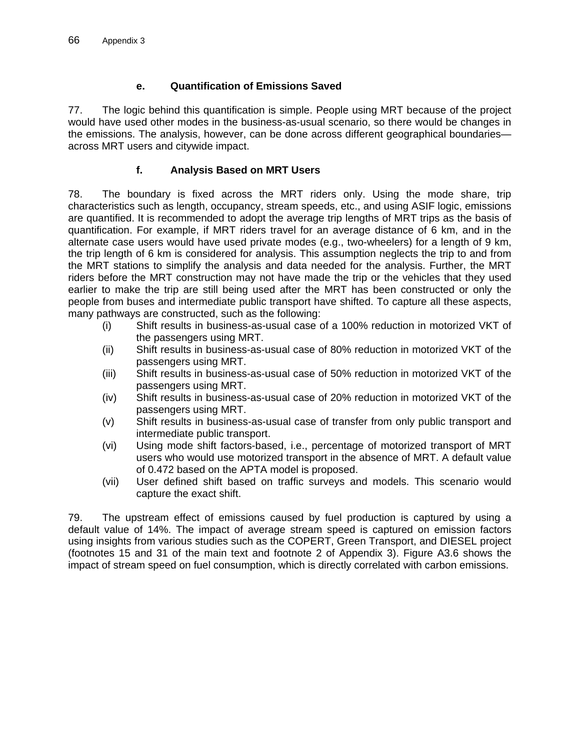### e. Quantification of Emissions Saved

77. The logic behind this quantification is simple. People using MRT because of the project would have used other modes in the business-as-usual scenario, so there would be changes in the emissions. The analysis, however, can be done across different geographical boundaries—across MRT users and citywide impact.

### f. Analysis Based on MRT Users

78. The boundary is fixed across the MRT riders only. Using the mode share, trip characteristics such as length, occupancy, stream speeds, etc., and using ASIF logic, emissions are quantified. It is recommended to adopt the average trip lengths of MRT trips as the basis of quantification. For example, if MRT riders travel for an average distance of 6 km, and in the alternate case users would have used private modes (e.g., two-wheelers) for a length of 9 km, the trip length of 6 km is considered for analysis. This assumption neglects the trip to and from the MRT stations to simplify the analysis and data needed for the analysis. Further, the MRT riders before the MRT construction may not have made the trip or the vehicles that they used earlier to make the trip are still being used after the MRT has been constructed or only the people from buses and intermediate public transport have shifted. To capture all these aspects, many pathways are constructed, such as the following:

(i) Shift results in business-as-usual case of a 100% reduction in motorized VKT of the passengers using MRT.
(ii) Shift results in business-as-usual case of 80% reduction in motorized VKT of the passengers using MRT.
(iii) Shift results in business-as-usual case of 50% reduction in motorized VKT of the passengers using MRT.
(iv) Shift results in business-as-usual case of 20% reduction in motorized VKT of the passengers using MRT.
(v) Shift results in business-as-usual case of transfer from only public transport and intermediate public transport.
(vi) Using mode shift factors-based, i.e., percentage of motorized transport of MRT users who would use motorized transport in the absence of MRT. A default value of 0.472 based on the APTA model is proposed.
(vii) User defined shift based on traffic surveys and models. This scenario would capture the exact shift.

79. The upstream effect of emissions caused by fuel production is captured by using a default value of 14%. The impact of average stream speed is captured on emission factors using insights from various studies such as the COPERT, Green Transport, and DIESEL project (footnotes 15 and 31 of the main text and footnote 2 of Appendix 3). Figure A3.6 shows the impact of stream speed on fuel consumption, which is directly correlated with carbon emissions.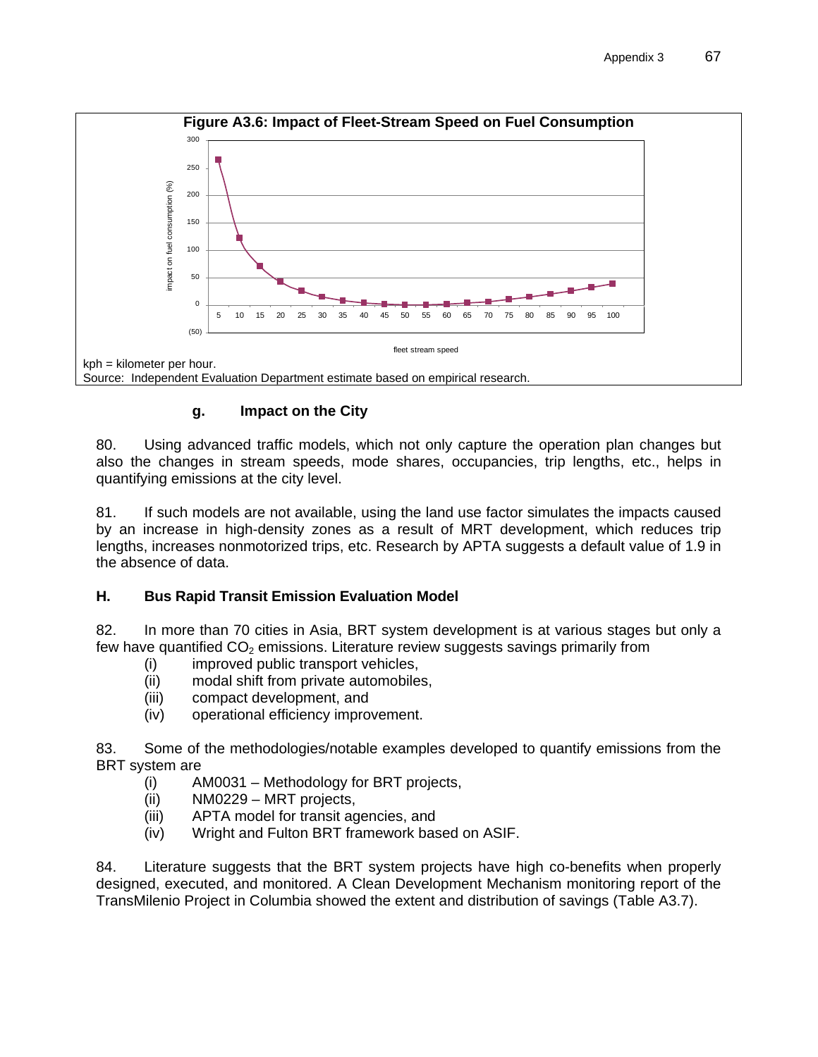**Figure A3.6: Impact of Fleet-Stream Speed on Fuel Consumption**

kph = kilometer per hour.
Source: Independent Evaluation Department estimate based on empirical research.

### g. Impact on the City

80. Using advanced traffic models, which not only capture the operation plan changes but also the changes in stream speeds, mode shares, occupancies, trip lengths, etc., helps in quantifying emissions at the city level.

81. If such models are not available, using the land use factor simulates the impacts caused by an increase in high-density zones as a result of MRT development, which reduces trip lengths, increases nonmotorized trips, etc. Research by APTA suggests a default value of 1.9 in the absence of data.

## H. Bus Rapid Transit Emission Evaluation Model

82. In more than 70 cities in Asia, BRT system development is at various stages but only a few have quantified $CO_2$ emissions. Literature review suggests savings primarily from

(i) improved public transport vehicles,
(ii) modal shift from private automobiles,
(iii) compact development, and
(iv) operational efficiency improvement.

83. Some of the methodologies/notable examples developed to quantify emissions from the BRT system are

(i) AM0031 – Methodology for BRT projects,
(ii) NM0229 – MRT projects,
(iii) APTA model for transit agencies, and
(iv) Wright and Fulton BRT framework based on ASIF.

84. Literature suggests that the BRT system projects have high co-benefits when properly designed, executed, and monitored. A Clean Development Mechanism monitoring report of the TransMilenio Project in Columbia showed the extent and distribution of savings (Table A3.7).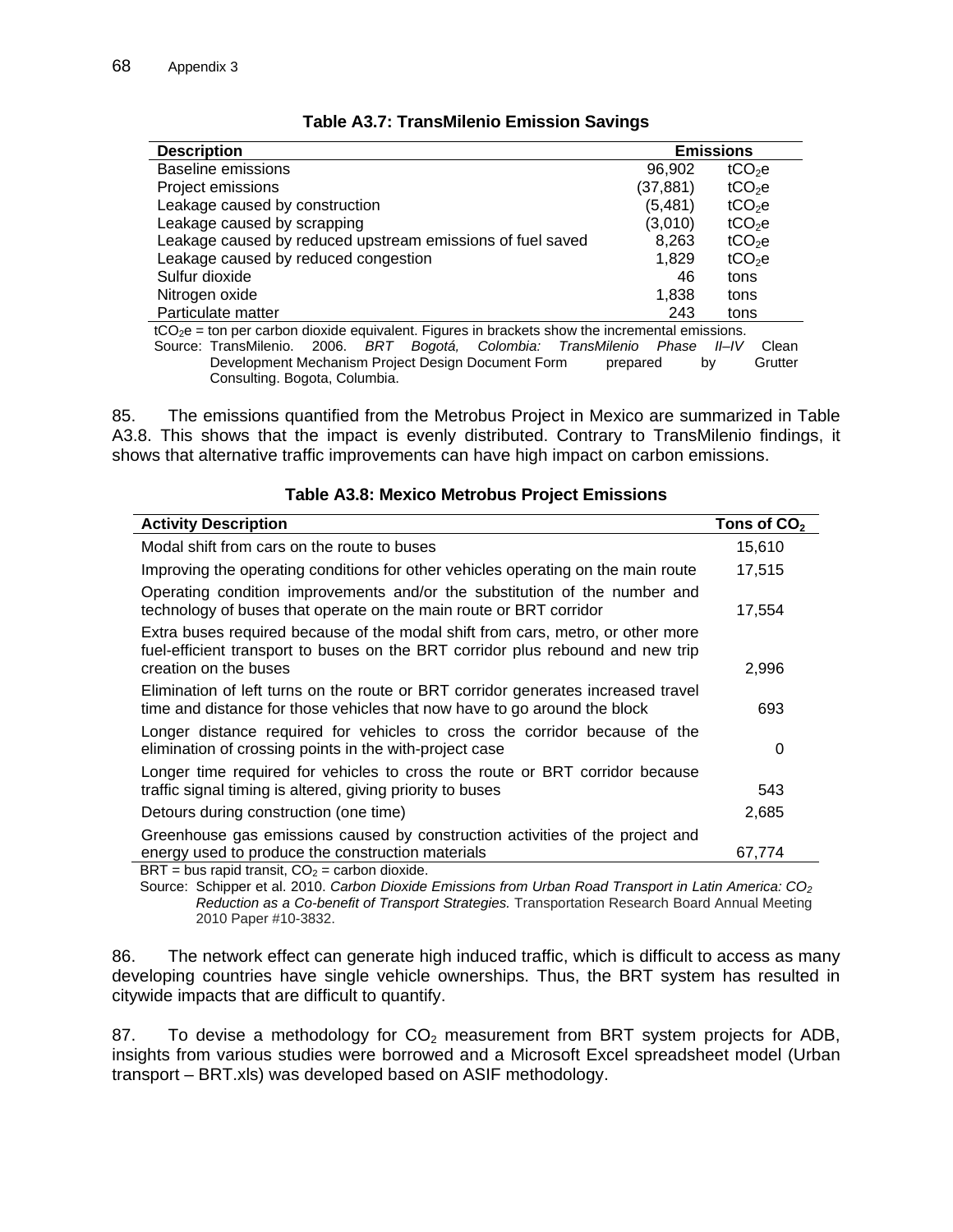**Table A3.7: TransMilenio Emission Savings**

| Description | Emissions | |
|---|---|---|
| Baseline emissions | 96,902 | $tCO_2e$ |
| Project emissions | (37,881) | $tCO_2e$ |
| Leakage caused by construction | (5,481) | $tCO_2e$ |
| Leakage caused by scrapping | (3,010) | $tCO_2e$ |
| Leakage caused by reduced upstream emissions of fuel saved | 8,263 | $tCO_2e$ |
| Leakage caused by reduced congestion | 1,829 | $tCO_2e$ |
| Sulfur dioxide | 46 | tons |
| Nitrogen oxide | 1,838 | tons |
| Particulate matter | 243 | tons |

$tCO_2e$ = ton per carbon dioxide equivalent. Figures in brackets show the incremental emissions.
Source: TransMilenio. 2006. *BRT Bogotá, Colombia: TransMilenio Phase II–IV* Clean Development Mechanism Project Design Document Form prepared by Grutter Consulting. Bogota, Columbia.

85. The emissions quantified from the Metrobus Project in Mexico are summarized in Table A3.8. This shows that the impact is evenly distributed. Contrary to TransMilenio findings, it shows that alternative traffic improvements can have high impact on carbon emissions.

**Table A3.8: Mexico Metrobus Project Emissions**

| Activity Description | Tons of $CO_2$ |
|---|---|
| Modal shift from cars on the route to buses | 15,610 |
| Improving the operating conditions for other vehicles operating on the main route | 17,515 |
| Operating condition improvements and/or the substitution of the number and technology of buses that operate on the main route or BRT corridor | 17,554 |
| Extra buses required because of the modal shift from cars, metro, or other more fuel-efficient transport to buses on the BRT corridor plus rebound and new trip creation on the buses | 2,996 |
| Elimination of left turns on the route or BRT corridor generates increased travel time and distance for those vehicles that now have to go around the block | 693 |
| Longer distance required for vehicles to cross the corridor because of the elimination of crossing points in the with-project case | 0 |
| Longer time required for vehicles to cross the route or BRT corridor because traffic signal timing is altered, giving priority to buses | 543 |
| Detours during construction (one time) | 2,685 |
| Greenhouse gas emissions caused by construction activities of the project and energy used to produce the construction materials | 67,774 |

BRT = bus rapid transit, $CO_2$ = carbon dioxide.
Source: Schipper et al. 2010. *Carbon Dioxide Emissions from Urban Road Transport in Latin America: $CO_2$ Reduction as a Co-benefit of Transport Strategies.* Transportation Research Board Annual Meeting 2010 Paper #10-3832.

86. The network effect can generate high induced traffic, which is difficult to access as many developing countries have single vehicle ownerships. Thus, the BRT system has resulted in citywide impacts that are difficult to quantify.

87. To devise a methodology for $CO_2$ measurement from BRT system projects for ADB, insights from various studies were borrowed and a Microsoft Excel spreadsheet model (Urban transport – BRT.xls) was developed based on ASIF methodology.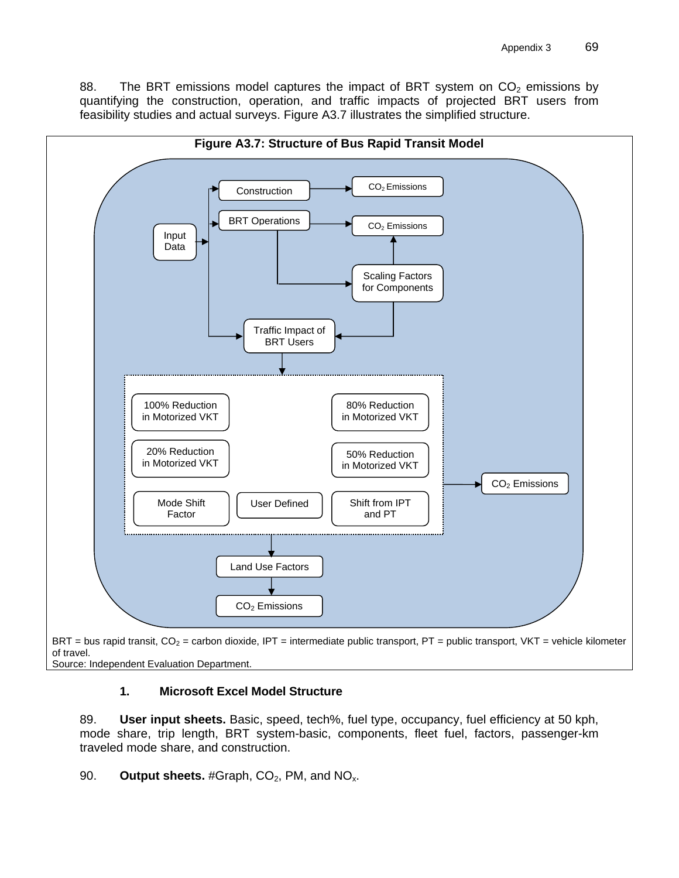88. The BRT emissions model captures the impact of BRT system on $CO_2$ emissions by quantifying the construction, operation, and traffic impacts of projected BRT users from feasibility studies and actual surveys. Figure A3.7 illustrates the simplified structure.

**Figure A3.7: Structure of Bus Rapid Transit Model**

Input Data → Construction → $CO_2$ Emissions

Input Data → BRT Operations → $CO_2$ Emissions

BRT Operations → Scaling Factors for Components → $CO_2$ Emissions

Scaling Factors for Components → Traffic Impact of BRT Users

Input Data → Traffic Impact of BRT Users

Traffic Impact of BRT Users → 100% Reduction in Motorized VKT; 80% Reduction in Motorized VKT; 20% Reduction in Motorized VKT; 50% Reduction in Motorized VKT; Mode Shift Factor; User Defined; Shift from IPT and PT → $CO_2$ Emissions

→ Land Use Factors → $CO_2$ Emissions

BRT = bus rapid transit, $CO_2$ = carbon dioxide, IPT = intermediate public transport, PT = public transport, VKT = vehicle kilometer of travel.
Source: Independent Evaluation Department.

### 1. Microsoft Excel Model Structure

89. **User input sheets.** Basic, speed, tech%, fuel type, occupancy, fuel efficiency at 50 kph, mode share, trip length, BRT system-basic, components, fleet fuel, factors, passenger-km traveled mode share, and construction.

90. **Output sheets.** #Graph, $CO_2$, PM, and $NO_x$.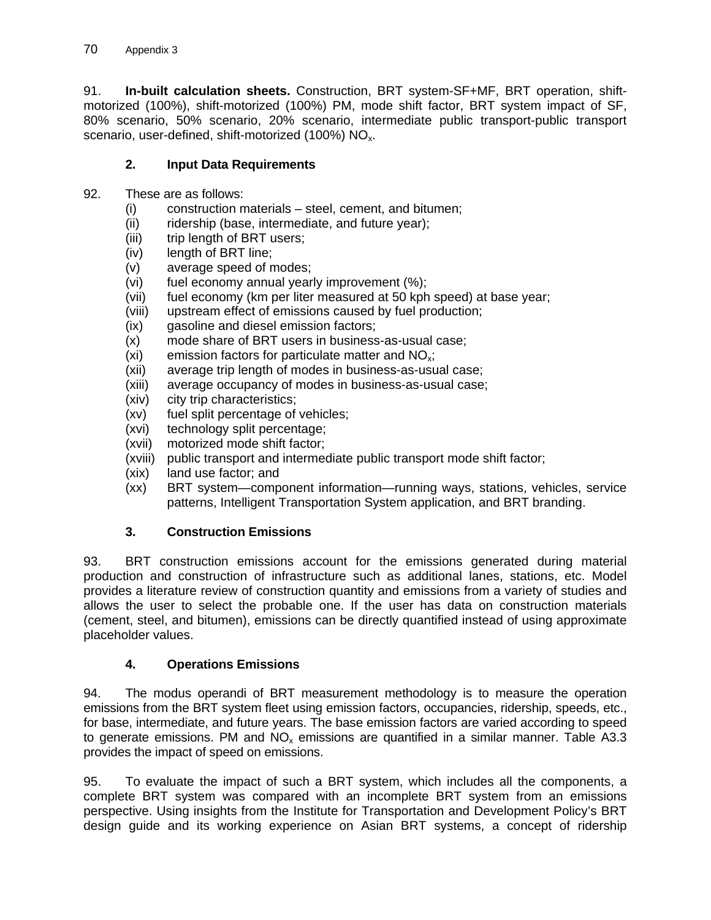91. **In-built calculation sheets.** Construction, BRT system-SF+MF, BRT operation, shift-motorized (100%), shift-motorized (100%) PM, mode shift factor, BRT system impact of SF, 80% scenario, 50% scenario, 20% scenario, intermediate public transport-public transport scenario, user-defined, shift-motorized (100%) $NO_x$.

### 2. Input Data Requirements

92. These are as follows:

(i) construction materials – steel, cement, and bitumen;
(ii) ridership (base, intermediate, and future year);
(iii) trip length of BRT users;
(iv) length of BRT line;
(v) average speed of modes;
(vi) fuel economy annual yearly improvement (%);
(vii) fuel economy (km per liter measured at 50 kph speed) at base year;
(viii) upstream effect of emissions caused by fuel production;
(ix) gasoline and diesel emission factors;
(x) mode share of BRT users in business-as-usual case;
(xi) emission factors for particulate matter and $NO_x$;
(xii) average trip length of modes in business-as-usual case;
(xiii) average occupancy of modes in business-as-usual case;
(xiv) city trip characteristics;
(xv) fuel split percentage of vehicles;
(xvi) technology split percentage;
(xvii) motorized mode shift factor;
(xviii) public transport and intermediate public transport mode shift factor;
(xix) land use factor; and
(xx) BRT system—component information—running ways, stations, vehicles, service patterns, Intelligent Transportation System application, and BRT branding.

### 3. Construction Emissions

93. BRT construction emissions account for the emissions generated during material production and construction of infrastructure such as additional lanes, stations, etc. Model provides a literature review of construction quantity and emissions from a variety of studies and allows the user to select the probable one. If the user has data on construction materials (cement, steel, and bitumen), emissions can be directly quantified instead of using approximate placeholder values.

### 4. Operations Emissions

94. The modus operandi of BRT measurement methodology is to measure the operation emissions from the BRT system fleet using emission factors, occupancies, ridership, speeds, etc., for base, intermediate, and future years. The base emission factors are varied according to speed to generate emissions. PM and $NO_x$ emissions are quantified in a similar manner. Table A3.3 provides the impact of speed on emissions.

95. To evaluate the impact of such a BRT system, which includes all the components, a complete BRT system was compared with an incomplete BRT system from an emissions perspective. Using insights from the Institute for Transportation and Development Policy's BRT design guide and its working experience on Asian BRT systems, a concept of ridership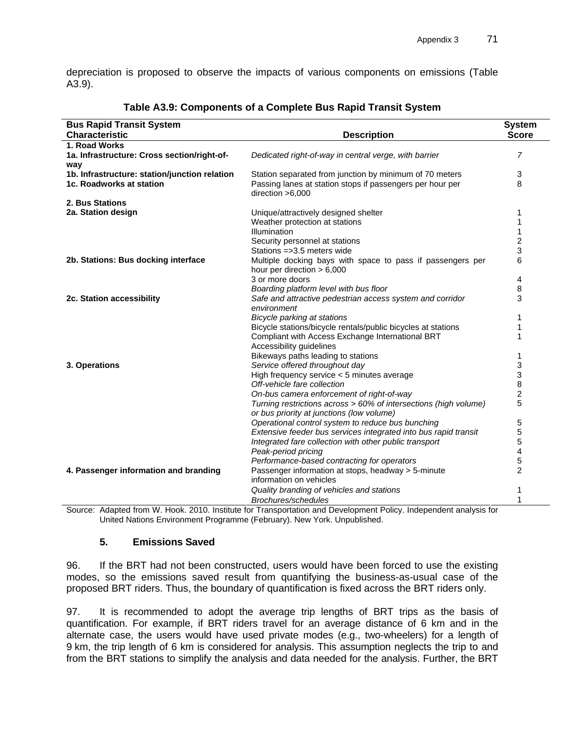depreciation is proposed to observe the impacts of various components on emissions (Table A3.9).

**Table A3.9: Components of a Complete Bus Rapid Transit System**

| Bus Rapid Transit System Characteristic | Description | System Score |
|---|---|---|
| **1. Road Works** | | |
| **1a. Infrastructure: Cross section/right-of-way** | *Dedicated right-of-way in central verge, with barrier* | *7* |
| **1b. Infrastructure: station/junction relation** | Station separated from junction by minimum of 70 meters | 3 |
| **1c. Roadworks at station** | Passing lanes at station stops if passengers per hour per direction >6,000 | 8 |
| **2. Bus Stations** | | |
| **2a. Station design** | Unique/attractively designed shelter | 1 |
| | Weather protection at stations | 1 |
| | Illumination | 1 |
| | Security personnel at stations | 2 |
| | Stations =>3.5 meters wide | 3 |
| **2b. Stations: Bus docking interface** | Multiple docking bays with space to pass if passengers per hour per direction > 6,000 | 6 |
| | 3 or more doors | 4 |
| | *Boarding platform level with bus floor* | 8 |
| **2c. Station accessibility** | *Safe and attractive pedestrian access system and corridor environment* | 3 |
| | *Bicycle parking at stations* | 1 |
| | Bicycle stations/bicycle rentals/public bicycles at stations | 1 |
| | Compliant with Access Exchange International BRT Accessibility guidelines | 1 |
| | Bikeways paths leading to stations | 1 |
| **3. Operations** | *Service offered throughout day* | 3 |
| | High frequency service < 5 minutes average | 3 |
| | *Off-vehicle fare collection* | 8 |
| | *On-bus camera enforcement of right-of-way* | 2 |
| | *Turning restrictions across > 60% of intersections (high volume) or bus priority at junctions (low volume)* | 5 |
| | *Operational control system to reduce bus bunching* | 5 |
| | *Extensive feeder bus services integrated into bus rapid transit* | 5 |
| | *Integrated fare collection with other public transport* | 5 |
| | *Peak-period pricing* | 4 |
| | *Performance-based contracting for operators* | 5 |
| **4. Passenger information and branding** | Passenger information at stops, headway > 5-minute information on vehicles | 2 |
| | *Quality branding of vehicles and stations* | 1 |
| | *Brochures/schedules* | 1 |

Source: Adapted from W. Hook. 2010. Institute for Transportation and Development Policy. Independent analysis for United Nations Environment Programme (February). New York. Unpublished.

### 5. Emissions Saved

96. If the BRT had not been constructed, users would have been forced to use the existing modes, so the emissions saved result from quantifying the business-as-usual case of the proposed BRT riders. Thus, the boundary of quantification is fixed across the BRT riders only.

97. It is recommended to adopt the average trip lengths of BRT trips as the basis of quantification. For example, if BRT riders travel for an average distance of 6 km and in the alternate case, the users would have used private modes (e.g., two-wheelers) for a length of 9 km, the trip length of 6 km is considered for analysis. This assumption neglects the trip to and from the BRT stations to simplify the analysis and data needed for the analysis. Further, the BRT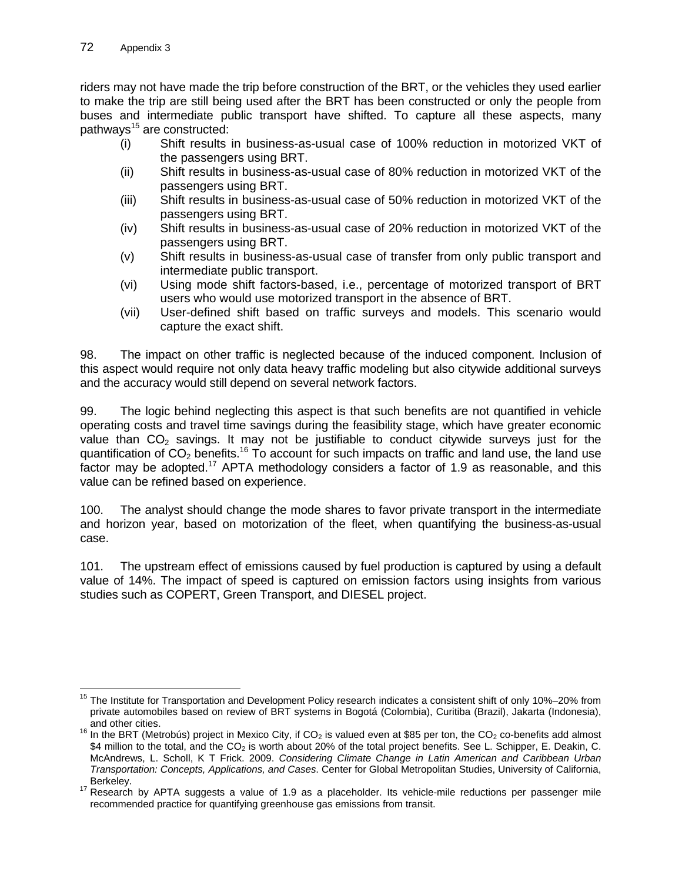riders may not have made the trip before construction of the BRT, or the vehicles they used earlier to make the trip are still being used after the BRT has been constructed or only the people from buses and intermediate public transport have shifted. To capture all these aspects, many pathways[15] are constructed:

(i) Shift results in business-as-usual case of 100% reduction in motorized VKT of the passengers using BRT.

(ii) Shift results in business-as-usual case of 80% reduction in motorized VKT of the passengers using BRT.

(iii) Shift results in business-as-usual case of 50% reduction in motorized VKT of the passengers using BRT.

(iv) Shift results in business-as-usual case of 20% reduction in motorized VKT of the passengers using BRT.

(v) Shift results in business-as-usual case of transfer from only public transport and intermediate public transport.

(vi) Using mode shift factors-based, i.e., percentage of motorized transport of BRT users who would use motorized transport in the absence of BRT.

(vii) User-defined shift based on traffic surveys and models. This scenario would capture the exact shift.

98. The impact on other traffic is neglected because of the induced component. Inclusion of this aspect would require not only data heavy traffic modeling but also citywide additional surveys and the accuracy would still depend on several network factors.

99. The logic behind neglecting this aspect is that such benefits are not quantified in vehicle operating costs and travel time savings during the feasibility stage, which have greater economic value than $CO_2$ savings. It may not be justifiable to conduct citywide surveys just for the quantification of $CO_2$ benefits.[16] To account for such impacts on traffic and land use, the land use factor may be adopted.[17] APTA methodology considers a factor of 1.9 as reasonable, and this value can be refined based on experience.

100. The analyst should change the mode shares to favor private transport in the intermediate and horizon year, based on motorization of the fleet, when quantifying the business-as-usual case.

101. The upstream effect of emissions caused by fuel production is captured by using a default value of 14%. The impact of speed is captured on emission factors using insights from various studies such as COPERT, Green Transport, and DIESEL project.

---

[15] The Institute for Transportation and Development Policy research indicates a consistent shift of only 10%–20% from private automobiles based on review of BRT systems in Bogotá (Colombia), Curitiba (Brazil), Jakarta (Indonesia), and other cities.

[16] In the BRT (Metrobús) project in Mexico City, if $CO_2$ is valued even at \$85 per ton, the $CO_2$ co-benefits add almost \$4 million to the total, and the $CO_2$ is worth about 20% of the total project benefits. See L. Schipper, E. Deakin, C. McAndrews, L. Scholl, K T Frick. 2009. *Considering Climate Change in Latin American and Caribbean Urban Transportation: Concepts, Applications, and Cases*. Center for Global Metropolitan Studies, University of California, Berkeley.

[17] Research by APTA suggests a value of 1.9 as a placeholder. Its vehicle-mile reductions per passenger mile recommended practice for quantifying greenhouse gas emissions from transit.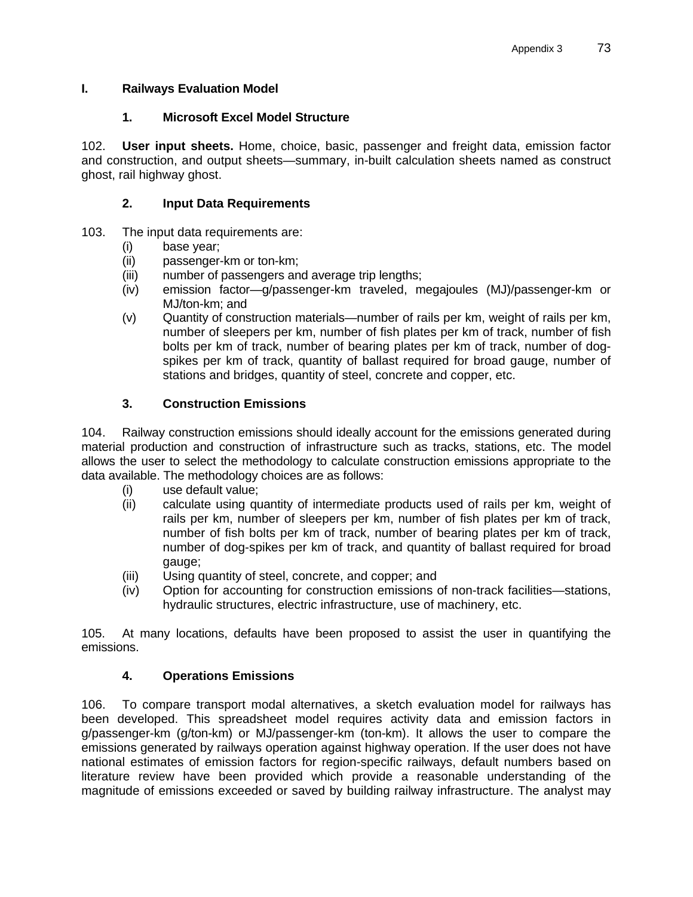## I. Railways Evaluation Model

### 1. Microsoft Excel Model Structure

102. **User input sheets.** Home, choice, basic, passenger and freight data, emission factor and construction, and output sheets—summary, in-built calculation sheets named as construct ghost, rail highway ghost.

### 2. Input Data Requirements

103. The input data requirements are:

- (i) base year;
- (ii) passenger-km or ton-km;
- (iii) number of passengers and average trip lengths;
- (iv) emission factor—g/passenger-km traveled, megajoules (MJ)/passenger-km or MJ/ton-km; and
- (v) Quantity of construction materials—number of rails per km, weight of rails per km, number of sleepers per km, number of fish plates per km of track, number of fish bolts per km of track, number of bearing plates per km of track, number of dog-spikes per km of track, quantity of ballast required for broad gauge, number of stations and bridges, quantity of steel, concrete and copper, etc.

### 3. Construction Emissions

104. Railway construction emissions should ideally account for the emissions generated during material production and construction of infrastructure such as tracks, stations, etc. The model allows the user to select the methodology to calculate construction emissions appropriate to the data available. The methodology choices are as follows:

- (i) use default value;
- (ii) calculate using quantity of intermediate products used of rails per km, weight of rails per km, number of sleepers per km, number of fish plates per km of track, number of fish bolts per km of track, number of bearing plates per km of track, number of dog-spikes per km of track, and quantity of ballast required for broad gauge;
- (iii) Using quantity of steel, concrete, and copper; and
- (iv) Option for accounting for construction emissions of non-track facilities—stations, hydraulic structures, electric infrastructure, use of machinery, etc.

105. At many locations, defaults have been proposed to assist the user in quantifying the emissions.

### 4. Operations Emissions

106. To compare transport modal alternatives, a sketch evaluation model for railways has been developed. This spreadsheet model requires activity data and emission factors in g/passenger-km (g/ton-km) or MJ/passenger-km (ton-km). It allows the user to compare the emissions generated by railways operation against highway operation. If the user does not have national estimates of emission factors for region-specific railways, default numbers based on literature review have been provided which provide a reasonable understanding of the magnitude of emissions exceeded or saved by building railway infrastructure. The analyst may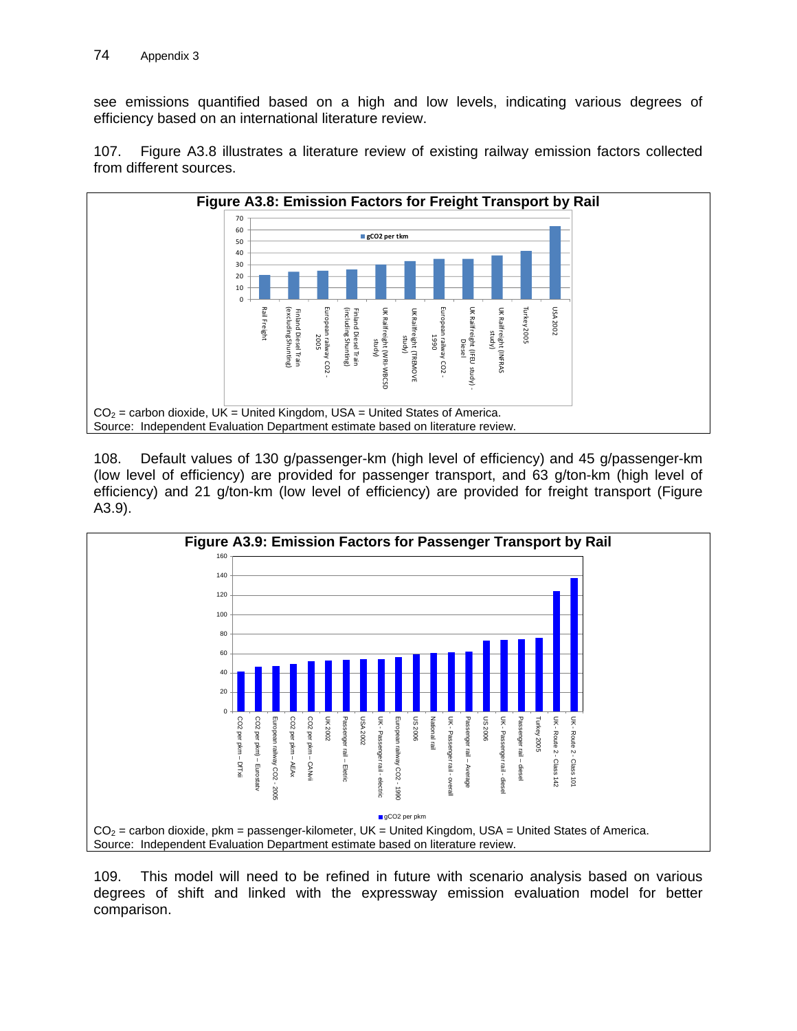see emissions quantified based on a high and low levels, indicating various degrees of efficiency based on an international literature review.

107. Figure A3.8 illustrates a literature review of existing railway emission factors collected from different sources.

**Figure A3.8: Emission Factors for Freight Transport by Rail**

| Source | gCO2 per tkm |
|---|---|
| Rail Freight | 21 |
| Finland Diesel Train (excluding Shunting) | 24 |
| European railway CO2 - 2005 | 25 |
| Finland Diesel Train (including Shunting) | 26 |
| UK Railfreight (WRI-WBCSD study) | 30 |
| UK Railfreight (TREMOVE study) | 33 |
| European railway CO2 - 1990 | 35 |
| UK Railfreight (IFEU study) - Diesel | 35 |
| UK Railfreight (INFRAS study) | 38 |
| Turkey 2005 | 42 |
| USA 2002 | 63 |

$CO_2$ = carbon dioxide, UK = United Kingdom, USA = United States of America.
Source: Independent Evaluation Department estimate based on literature review.

108. Default values of 130 g/passenger-km (high level of efficiency) and 45 g/passenger-km (low level of efficiency) are provided for passenger transport, and 63 g/ton-km (high level of efficiency) and 21 g/ton-km (low level of efficiency) are provided for freight transport (Figure A3.9).

**Figure A3.9: Emission Factors for Passenger Transport by Rail**

| Source | gCO2 per pkm |
|---|---|
| CO2 per pkm – DfTxii | 41 |
| CO2 per pkm) – Eurostatv | 46 |
| European railway CO2 - 2005 | 47 |
| CO2 per pkm – AEAx | 49 |
| CO2 per pkm – CANvii | 52 |
| UK 2002 | 53 |
| Passenger rail – Eletric | 53 |
| USA 2002 | 54 |
| UK - Passenger rail - electric | 54 |
| European railway CO2 - 1990 | 56 |
| US 2006 | 59 |
| National rail | 60 |
| UK - Passenger rail - overall | 61 |
| Passenger rail – Average | 62 |
| US 2006 | 73 |
| UK - Passenger rail - diesel | 74 |
| Passenger rail – diesel | 75 |
| Turkey 2005 | 76 |
| UK - Route 2 - Class 142 | 124 |
| UK - Route 2 - Class 101 | 137 |

$CO_2$ = carbon dioxide, pkm = passenger-kilometer, UK = United Kingdom, USA = United States of America.
Source: Independent Evaluation Department estimate based on literature review.

109. This model will need to be refined in future with scenario analysis based on various degrees of shift and linked with the expressway emission evaluation model for better comparison.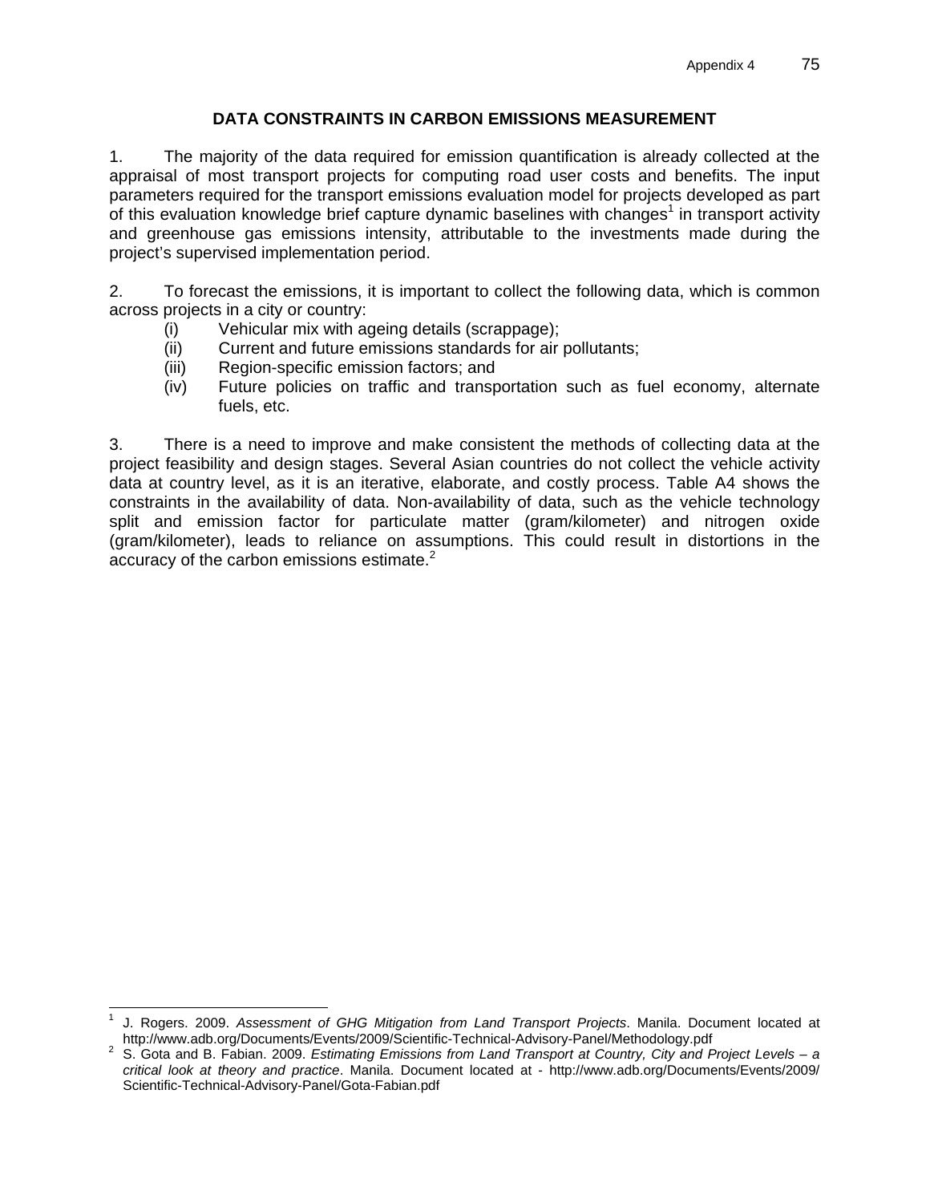## DATA CONSTRAINTS IN CARBON EMISSIONS MEASUREMENT

1. The majority of the data required for emission quantification is already collected at the appraisal of most transport projects for computing road user costs and benefits. The input parameters required for the transport emissions evaluation model for projects developed as part of this evaluation knowledge brief capture dynamic baselines with changes[1] in transport activity and greenhouse gas emissions intensity, attributable to the investments made during the project's supervised implementation period.

2. To forecast the emissions, it is important to collect the following data, which is common across projects in a city or country:

   (i) Vehicular mix with ageing details (scrappage);
   (ii) Current and future emissions standards for air pollutants;
   (iii) Region-specific emission factors; and
   (iv) Future policies on traffic and transportation such as fuel economy, alternate fuels, etc.

3. There is a need to improve and make consistent the methods of collecting data at the project feasibility and design stages. Several Asian countries do not collect the vehicle activity data at country level, as it is an iterative, elaborate, and costly process. Table A4 shows the constraints in the availability of data. Non-availability of data, such as the vehicle technology split and emission factor for particulate matter (gram/kilometer) and nitrogen oxide (gram/kilometer), leads to reliance on assumptions. This could result in distortions in the accuracy of the carbon emissions estimate.[2]

---

[1] J. Rogers. 2009. *Assessment of GHG Mitigation from Land Transport Projects*. Manila. Document located at http://www.adb.org/Documents/Events/2009/Scientific-Technical-Advisory-Panel/Methodology.pdf

[2] S. Gota and B. Fabian. 2009. *Estimating Emissions from Land Transport at Country, City and Project Levels – a critical look at theory and practice*. Manila. Document located at - http://www.adb.org/Documents/Events/2009/Scientific-Technical-Advisory-Panel/Gota-Fabian.pdf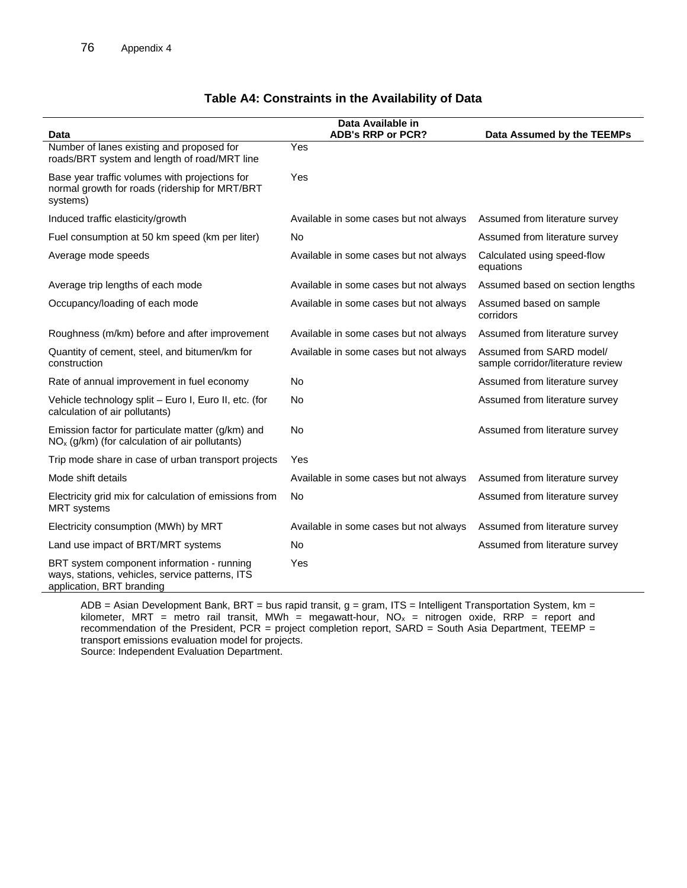### Table A4: Constraints in the Availability of Data

| Data | Data Available in ADB's RRP or PCR? | Data Assumed by the TEEMPs |
|---|---|---|
| Number of lanes existing and proposed for roads/BRT system and length of road/MRT line | Yes | |
| Base year traffic volumes with projections for normal growth for roads (ridership for MRT/BRT systems) | Yes | |
| Induced traffic elasticity/growth | Available in some cases but not always | Assumed from literature survey |
| Fuel consumption at 50 km speed (km per liter) | No | Assumed from literature survey |
| Average mode speeds | Available in some cases but not always | Calculated using speed-flow equations |
| Average trip lengths of each mode | Available in some cases but not always | Assumed based on section lengths |
| Occupancy/loading of each mode | Available in some cases but not always | Assumed based on sample corridors |
| Roughness (m/km) before and after improvement | Available in some cases but not always | Assumed from literature survey |
| Quantity of cement, steel, and bitumen/km for construction | Available in some cases but not always | Assumed from SARD model/ sample corridor/literature review |
| Rate of annual improvement in fuel economy | No | Assumed from literature survey |
| Vehicle technology split – Euro I, Euro II, etc. (for calculation of air pollutants) | No | Assumed from literature survey |
| Emission factor for particulate matter (g/km) and $NO_x$ (g/km) (for calculation of air pollutants) | No | Assumed from literature survey |
| Trip mode share in case of urban transport projects | Yes | |
| Mode shift details | Available in some cases but not always | Assumed from literature survey |
| Electricity grid mix for calculation of emissions from MRT systems | No | Assumed from literature survey |
| Electricity consumption (MWh) by MRT | Available in some cases but not always | Assumed from literature survey |
| Land use impact of BRT/MRT systems | No | Assumed from literature survey |
| BRT system component information - running ways, stations, vehicles, service patterns, ITS application, BRT branding | Yes | |

ADB = Asian Development Bank, BRT = bus rapid transit, g = gram, ITS = Intelligent Transportation System, km = kilometer, MRT = metro rail transit, MWh = megawatt-hour, $NO_x$ = nitrogen oxide, RRP = report and recommendation of the President, PCR = project completion report, SARD = South Asia Department, TEEMP = transport emissions evaluation model for projects.
Source: Independent Evaluation Department.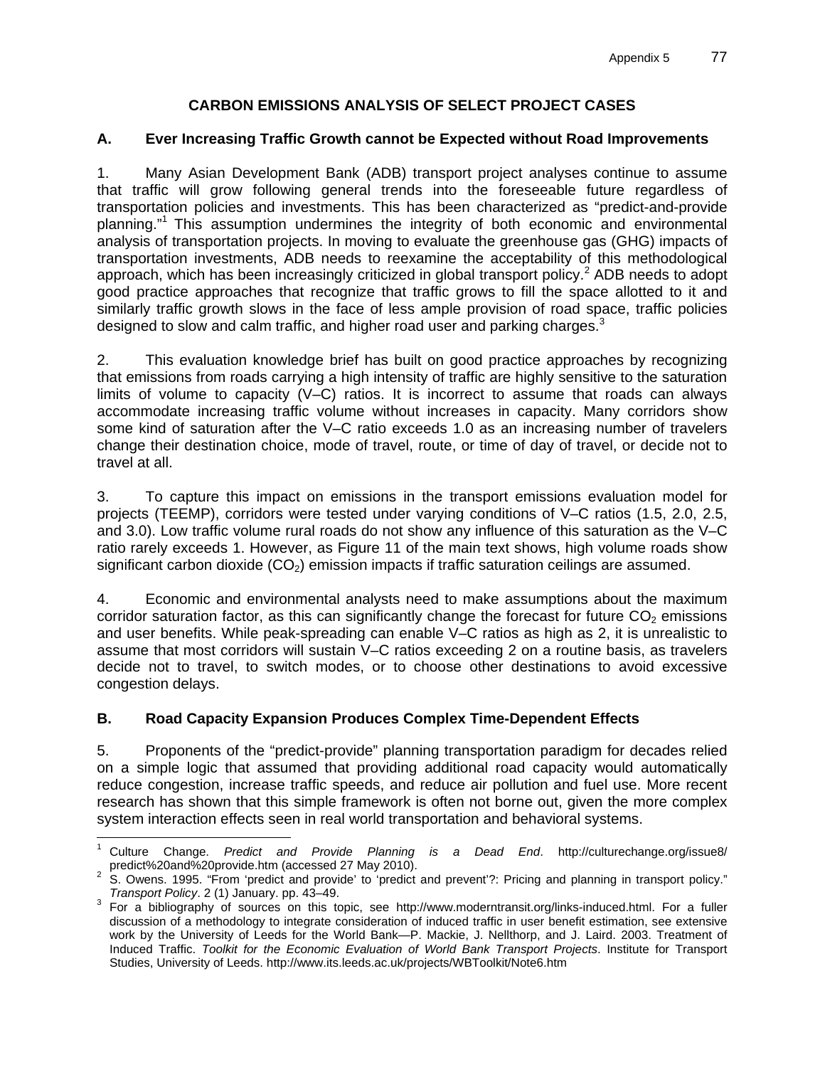## CARBON EMISSIONS ANALYSIS OF SELECT PROJECT CASES

### A. Ever Increasing Traffic Growth cannot be Expected without Road Improvements

1. Many Asian Development Bank (ADB) transport project analyses continue to assume that traffic will grow following general trends into the foreseeable future regardless of transportation policies and investments. This has been characterized as "predict-and-provide planning."[1] This assumption undermines the integrity of both economic and environmental analysis of transportation projects. In moving to evaluate the greenhouse gas (GHG) impacts of transportation investments, ADB needs to reexamine the acceptability of this methodological approach, which has been increasingly criticized in global transport policy.[2] ADB needs to adopt good practice approaches that recognize that traffic grows to fill the space allotted to it and similarly traffic growth slows in the face of less ample provision of road space, traffic policies designed to slow and calm traffic, and higher road user and parking charges.[3]

2. This evaluation knowledge brief has built on good practice approaches by recognizing that emissions from roads carrying a high intensity of traffic are highly sensitive to the saturation limits of volume to capacity (V–C) ratios. It is incorrect to assume that roads can always accommodate increasing traffic volume without increases in capacity. Many corridors show some kind of saturation after the V–C ratio exceeds 1.0 as an increasing number of travelers change their destination choice, mode of travel, route, or time of day of travel, or decide not to travel at all.

3. To capture this impact on emissions in the transport emissions evaluation model for projects (TEEMP), corridors were tested under varying conditions of V–C ratios (1.5, 2.0, 2.5, and 3.0). Low traffic volume rural roads do not show any influence of this saturation as the V–C ratio rarely exceeds 1. However, as Figure 11 of the main text shows, high volume roads show significant carbon dioxide ($CO_2$) emission impacts if traffic saturation ceilings are assumed.

4. Economic and environmental analysts need to make assumptions about the maximum corridor saturation factor, as this can significantly change the forecast for future $CO_2$ emissions and user benefits. While peak-spreading can enable V–C ratios as high as 2, it is unrealistic to assume that most corridors will sustain V–C ratios exceeding 2 on a routine basis, as travelers decide not to travel, to switch modes, or to choose other destinations to avoid excessive congestion delays.

### B. Road Capacity Expansion Produces Complex Time-Dependent Effects

5. Proponents of the "predict-provide" planning transportation paradigm for decades relied on a simple logic that assumed that providing additional road capacity would automatically reduce congestion, increase traffic speeds, and reduce air pollution and fuel use. More recent research has shown that this simple framework is often not borne out, given the more complex system interaction effects seen in real world transportation and behavioral systems.

---

[1] Culture Change. *Predict and Provide Planning is a Dead End*. http://culturechange.org/issue8/predict%20and%20provide.htm (accessed 27 May 2010).

[2] S. Owens. 1995. "From 'predict and provide' to 'predict and prevent'?: Pricing and planning in transport policy." *Transport Policy*. 2 (1) January. pp. 43–49.

[3] For a bibliography of sources on this topic, see http://www.moderntransit.org/links-induced.html. For a fuller discussion of a methodology to integrate consideration of induced traffic in user benefit estimation, see extensive work by the University of Leeds for the World Bank—P. Mackie, J. Nellthorp, and J. Laird. 2003. Treatment of Induced Traffic. *Toolkit for the Economic Evaluation of World Bank Transport Projects*. Institute for Transport Studies, University of Leeds. http://www.its.leeds.ac.uk/projects/WBToolkit/Note6.htm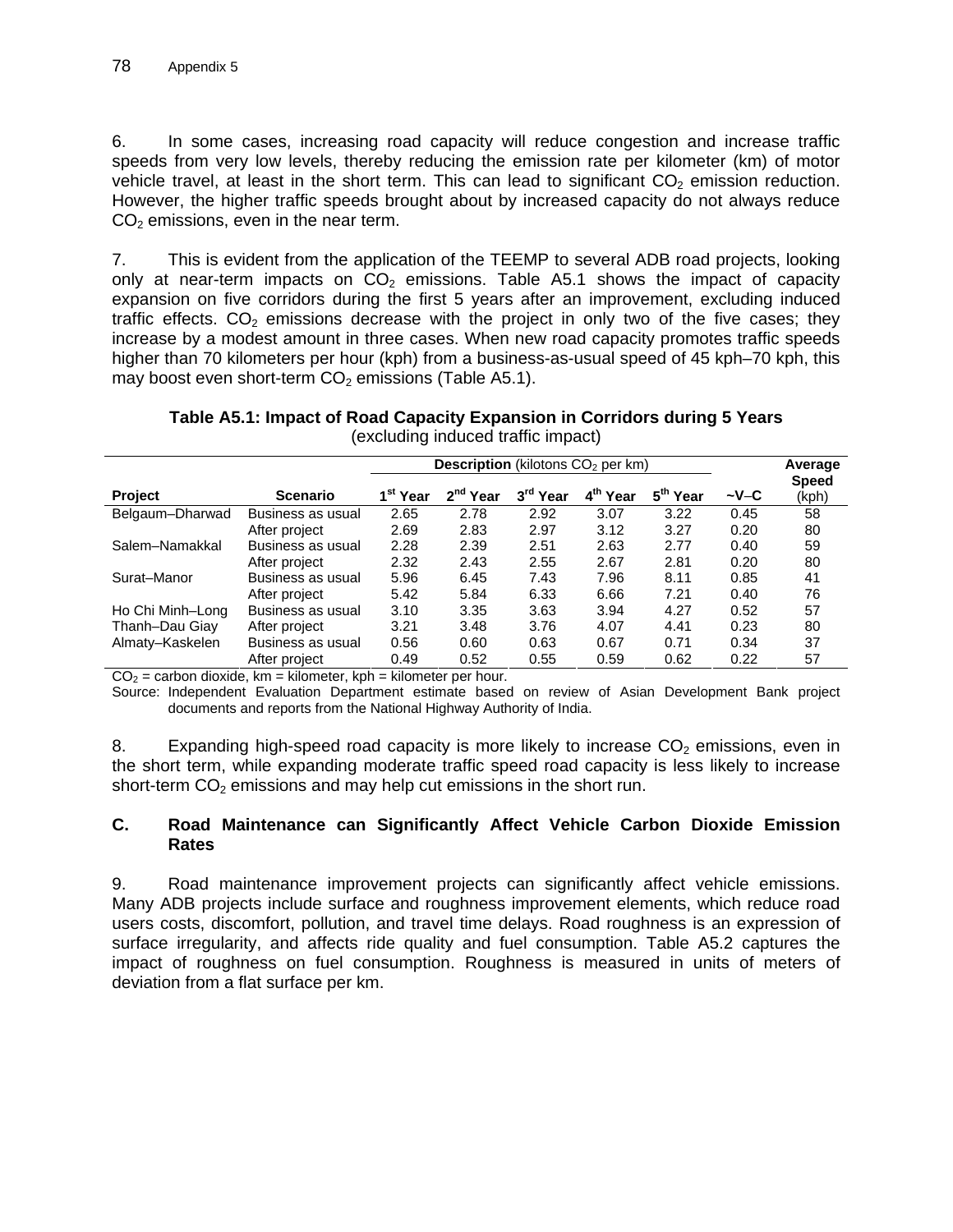6. In some cases, increasing road capacity will reduce congestion and increase traffic speeds from very low levels, thereby reducing the emission rate per kilometer (km) of motor vehicle travel, at least in the short term. This can lead to significant $CO_2$ emission reduction. However, the higher traffic speeds brought about by increased capacity do not always reduce $CO_2$ emissions, even in the near term.

7. This is evident from the application of the TEEMP to several ADB road projects, looking only at near-term impacts on $CO_2$ emissions. Table A5.1 shows the impact of capacity expansion on five corridors during the first 5 years after an improvement, excluding induced traffic effects. $CO_2$ emissions decrease with the project in only two of the five cases; they increase by a modest amount in three cases. When new road capacity promotes traffic speeds higher than 70 kilometers per hour (kph) from a business-as-usual speed of 45 kph–70 kph, this may boost even short-term $CO_2$ emissions (Table A5.1).

**Table A5.1: Impact of Road Capacity Expansion in Corridors during 5 Years**
(excluding induced traffic impact)

| Project | Scenario | **Description** (kilotons $CO_2$ per km) | | | | | | Average Speed (kph) |
|---|---|---|---|---|---|---|---|---|
| | | 1st Year | 2nd Year | 3rd Year | 4th Year | 5th Year | ~V–C | |
| Belgaum–Dharwad | Business as usual | 2.65 | 2.78 | 2.92 | 3.07 | 3.22 | 0.45 | 58 |
| | After project | 2.69 | 2.83 | 2.97 | 3.12 | 3.27 | 0.20 | 80 |
| Salem–Namakkal | Business as usual | 2.28 | 2.39 | 2.51 | 2.63 | 2.77 | 0.40 | 59 |
| | After project | 2.32 | 2.43 | 2.55 | 2.67 | 2.81 | 0.20 | 80 |
| Surat–Manor | Business as usual | 5.96 | 6.45 | 7.43 | 7.96 | 8.11 | 0.85 | 41 |
| | After project | 5.42 | 5.84 | 6.33 | 6.66 | 7.21 | 0.40 | 76 |
| Ho Chi Minh–Long | Business as usual | 3.10 | 3.35 | 3.63 | 3.94 | 4.27 | 0.52 | 57 |
| Thanh–Dau Giay | After project | 3.21 | 3.48 | 3.76 | 4.07 | 4.41 | 0.23 | 80 |
| Almaty–Kaskelen | Business as usual | 0.56 | 0.60 | 0.63 | 0.67 | 0.71 | 0.34 | 37 |
| | After project | 0.49 | 0.52 | 0.55 | 0.59 | 0.62 | 0.22 | 57 |

$CO_2$ = carbon dioxide, km = kilometer, kph = kilometer per hour.

Source: Independent Evaluation Department estimate based on review of Asian Development Bank project documents and reports from the National Highway Authority of India.

8. Expanding high-speed road capacity is more likely to increase $CO_2$ emissions, even in the short term, while expanding moderate traffic speed road capacity is less likely to increase short-term $CO_2$ emissions and may help cut emissions in the short run.

### C. Road Maintenance can Significantly Affect Vehicle Carbon Dioxide Emission Rates

9. Road maintenance improvement projects can significantly affect vehicle emissions. Many ADB projects include surface and roughness improvement elements, which reduce road users costs, discomfort, pollution, and travel time delays. Road roughness is an expression of surface irregularity, and affects ride quality and fuel consumption. Table A5.2 captures the impact of roughness on fuel consumption. Roughness is measured in units of meters of deviation from a flat surface per km.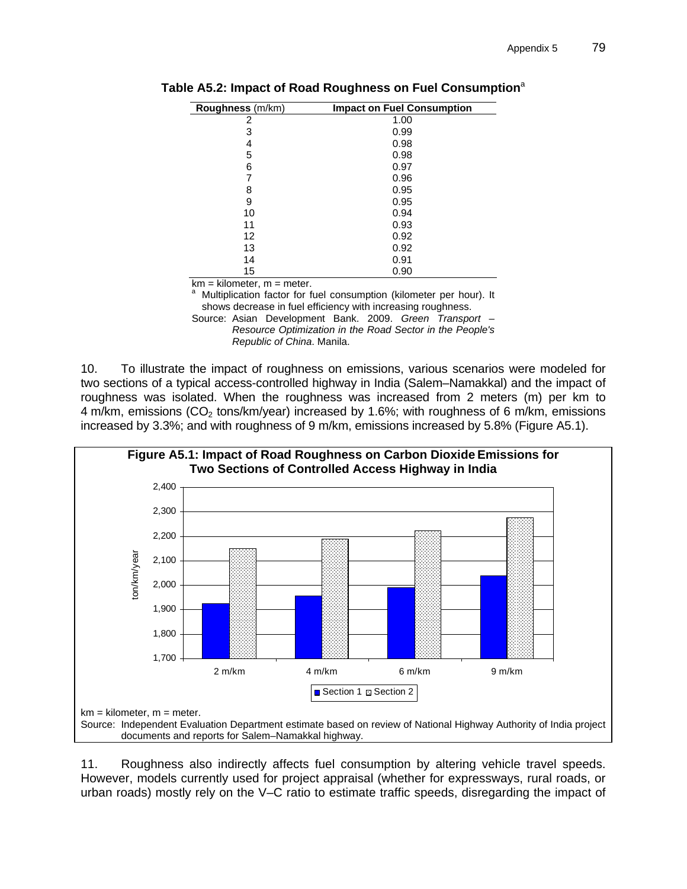**Table A5.2: Impact of Road Roughness on Fuel Consumption**[a]

| **Roughness** (m/km) | **Impact on Fuel Consumption** |
|---|---|
| 2 | 1.00 |
| 3 | 0.99 |
| 4 | 0.98 |
| 5 | 0.98 |
| 6 | 0.97 |
| 7 | 0.96 |
| 8 | 0.95 |
| 9 | 0.95 |
| 10 | 0.94 |
| 11 | 0.93 |
| 12 | 0.92 |
| 13 | 0.92 |
| 14 | 0.91 |
| 15 | 0.90 |

km = kilometer, m = meter.

[a] Multiplication factor for fuel consumption (kilometer per hour). It shows decrease in fuel efficiency with increasing roughness.

Source: Asian Development Bank. 2009. *Green Transport – Resource Optimization in the Road Sector in the People's Republic of China*. Manila.

10. To illustrate the impact of roughness on emissions, various scenarios were modeled for two sections of a typical access-controlled highway in India (Salem–Namakkal) and the impact of roughness was isolated. When the roughness was increased from 2 meters (m) per km to 4 m/km, emissions ($CO_2$ tons/km/year) increased by 1.6%; with roughness of 6 m/km, emissions increased by 3.3%; and with roughness of 9 m/km, emissions increased by 5.8% (Figure A5.1).

**Figure A5.1: Impact of Road Roughness on Carbon Dioxide Emissions for Two Sections of Controlled Access Highway in India**

km = kilometer, m = meter.

Source: Independent Evaluation Department estimate based on review of National Highway Authority of India project documents and reports for Salem–Namakkal highway.

11. Roughness also indirectly affects fuel consumption by altering vehicle travel speeds. However, models currently used for project appraisal (whether for expressways, rural roads, or urban roads) mostly rely on the V–C ratio to estimate traffic speeds, disregarding the impact of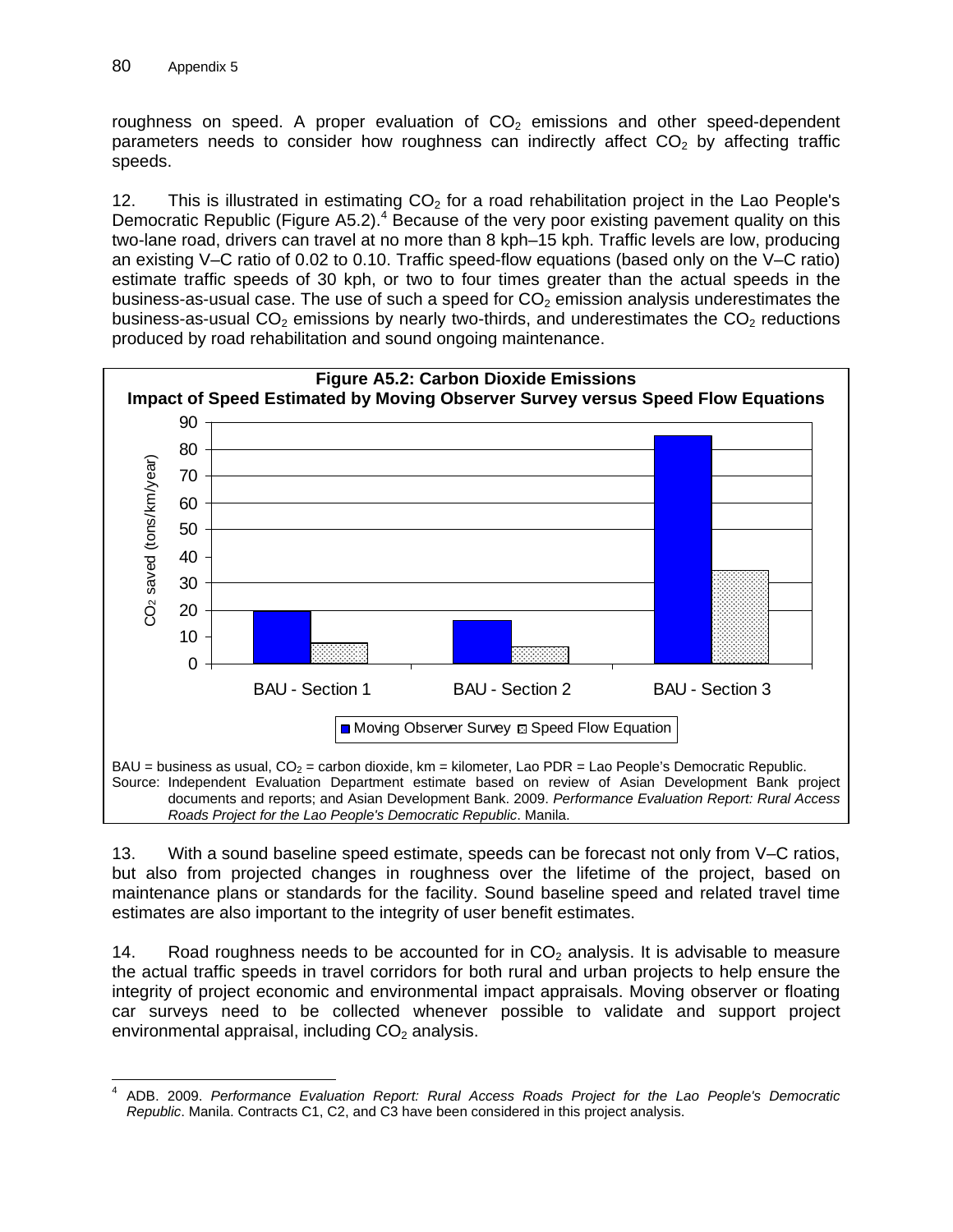roughness on speed. A proper evaluation of $CO_2$ emissions and other speed-dependent parameters needs to consider how roughness can indirectly affect $CO_2$ by affecting traffic speeds.

12. This is illustrated in estimating $CO_2$ for a road rehabilitation project in the Lao People's Democratic Republic (Figure A5.2).[4] Because of the very poor existing pavement quality on this two-lane road, drivers can travel at no more than 8 kph–15 kph. Traffic levels are low, producing an existing V–C ratio of 0.02 to 0.10. Traffic speed-flow equations (based only on the V–C ratio) estimate traffic speeds of 30 kph, or two to four times greater than the actual speeds in the business-as-usual case. The use of such a speed for $CO_2$ emission analysis underestimates the business-as-usual $CO_2$ emissions by nearly two-thirds, and underestimates the $CO_2$ reductions produced by road rehabilitation and sound ongoing maintenance.

**Figure A5.2: Carbon Dioxide Emissions**
**Impact of Speed Estimated by Moving Observer Survey versus Speed Flow Equations**

BAU = business as usual, $CO_2$ = carbon dioxide, km = kilometer, Lao PDR = Lao People's Democratic Republic.
Source: Independent Evaluation Department estimate based on review of Asian Development Bank project documents and reports; and Asian Development Bank. 2009. *Performance Evaluation Report: Rural Access Roads Project for the Lao People's Democratic Republic*. Manila.

13. With a sound baseline speed estimate, speeds can be forecast not only from V–C ratios, but also from projected changes in roughness over the lifetime of the project, based on maintenance plans or standards for the facility. Sound baseline speed and related travel time estimates are also important to the integrity of user benefit estimates.

14. Road roughness needs to be accounted for in $CO_2$ analysis. It is advisable to measure the actual traffic speeds in travel corridors for both rural and urban projects to help ensure the integrity of project economic and environmental impact appraisals. Moving observer or floating car surveys need to be collected whenever possible to validate and support project environmental appraisal, including $CO_2$ analysis.

---

[4] ADB. 2009. *Performance Evaluation Report: Rural Access Roads Project for the Lao People's Democratic Republic*. Manila. Contracts C1, C2, and C3 have been considered in this project analysis.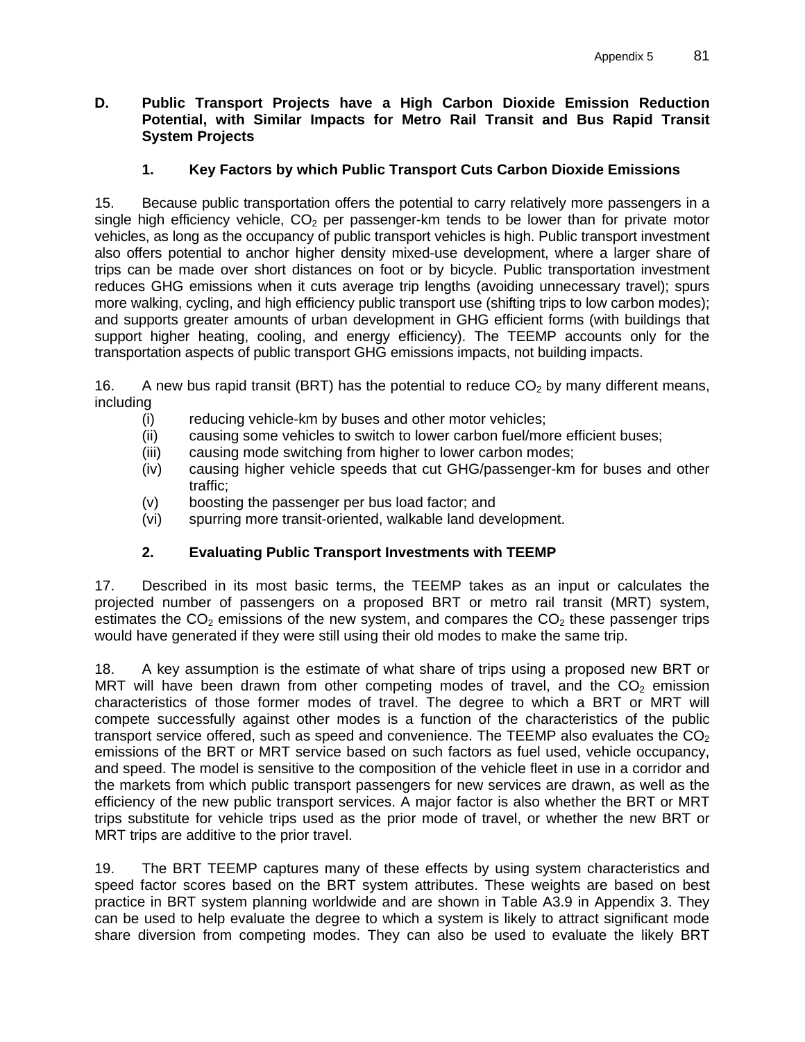## D. Public Transport Projects have a High Carbon Dioxide Emission Reduction Potential, with Similar Impacts for Metro Rail Transit and Bus Rapid Transit System Projects

### 1. Key Factors by which Public Transport Cuts Carbon Dioxide Emissions

15. Because public transportation offers the potential to carry relatively more passengers in a single high efficiency vehicle, $CO_2$ per passenger-km tends to be lower than for private motor vehicles, as long as the occupancy of public transport vehicles is high. Public transport investment also offers potential to anchor higher density mixed-use development, where a larger share of trips can be made over short distances on foot or by bicycle. Public transportation investment reduces GHG emissions when it cuts average trip lengths (avoiding unnecessary travel); spurs more walking, cycling, and high efficiency public transport use (shifting trips to low carbon modes); and supports greater amounts of urban development in GHG efficient forms (with buildings that support higher heating, cooling, and energy efficiency). The TEEMP accounts only for the transportation aspects of public transport GHG emissions impacts, not building impacts.

16. A new bus rapid transit (BRT) has the potential to reduce $CO_2$ by many different means, including

(i) reducing vehicle-km by buses and other motor vehicles;
(ii) causing some vehicles to switch to lower carbon fuel/more efficient buses;
(iii) causing mode switching from higher to lower carbon modes;
(iv) causing higher vehicle speeds that cut GHG/passenger-km for buses and other traffic;
(v) boosting the passenger per bus load factor; and
(vi) spurring more transit-oriented, walkable land development.

### 2. Evaluating Public Transport Investments with TEEMP

17. Described in its most basic terms, the TEEMP takes as an input or calculates the projected number of passengers on a proposed BRT or metro rail transit (MRT) system, estimates the $CO_2$ emissions of the new system, and compares the $CO_2$ these passenger trips would have generated if they were still using their old modes to make the same trip.

18. A key assumption is the estimate of what share of trips using a proposed new BRT or MRT will have been drawn from other competing modes of travel, and the $CO_2$ emission characteristics of those former modes of travel. The degree to which a BRT or MRT will compete successfully against other modes is a function of the characteristics of the public transport service offered, such as speed and convenience. The TEEMP also evaluates the $CO_2$ emissions of the BRT or MRT service based on such factors as fuel used, vehicle occupancy, and speed. The model is sensitive to the composition of the vehicle fleet in use in a corridor and the markets from which public transport passengers for new services are drawn, as well as the efficiency of the new public transport services. A major factor is also whether the BRT or MRT trips substitute for vehicle trips used as the prior mode of travel, or whether the new BRT or MRT trips are additive to the prior travel.

19. The BRT TEEMP captures many of these effects by using system characteristics and speed factor scores based on the BRT system attributes. These weights are based on best practice in BRT system planning worldwide and are shown in Table A3.9 in Appendix 3. They can be used to help evaluate the degree to which a system is likely to attract significant mode share diversion from competing modes. They can also be used to evaluate the likely BRT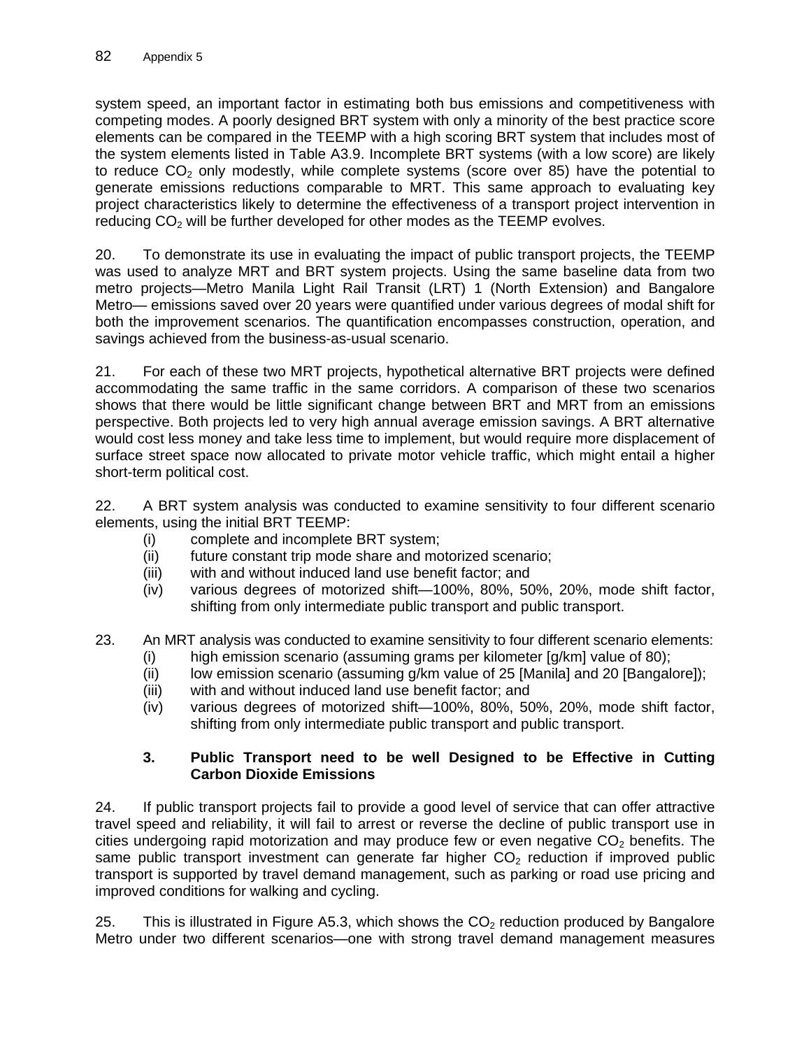system speed, an important factor in estimating both bus emissions and competitiveness with competing modes. A poorly designed BRT system with only a minority of the best practice score elements can be compared in the TEEMP with a high scoring BRT system that includes most of the system elements listed in Table A3.9. Incomplete BRT systems (with a low score) are likely to reduce $CO_2$ only modestly, while complete systems (score over 85) have the potential to generate emissions reductions comparable to MRT. This same approach to evaluating key project characteristics likely to determine the effectiveness of a transport project intervention in reducing $CO_2$ will be further developed for other modes as the TEEMP evolves.

20. To demonstrate its use in evaluating the impact of public transport projects, the TEEMP was used to analyze MRT and BRT system projects. Using the same baseline data from two metro projects—Metro Manila Light Rail Transit (LRT) 1 (North Extension) and Bangalore Metro— emissions saved over 20 years were quantified under various degrees of modal shift for both the improvement scenarios. The quantification encompasses construction, operation, and savings achieved from the business-as-usual scenario.

21. For each of these two MRT projects, hypothetical alternative BRT projects were defined accommodating the same traffic in the same corridors. A comparison of these two scenarios shows that there would be little significant change between BRT and MRT from an emissions perspective. Both projects led to very high annual average emission savings. A BRT alternative would cost less money and take less time to implement, but would require more displacement of surface street space now allocated to private motor vehicle traffic, which might entail a higher short-term political cost.

22. A BRT system analysis was conducted to examine sensitivity to four different scenario elements, using the initial BRT TEEMP:

(i) complete and incomplete BRT system;
(ii) future constant trip mode share and motorized scenario;
(iii) with and without induced land use benefit factor; and
(iv) various degrees of motorized shift—100%, 80%, 50%, 20%, mode shift factor, shifting from only intermediate public transport and public transport.

23. An MRT analysis was conducted to examine sensitivity to four different scenario elements:

(i) high emission scenario (assuming grams per kilometer [g/km] value of 80);
(ii) low emission scenario (assuming g/km value of 25 [Manila] and 20 [Bangalore]);
(iii) with and without induced land use benefit factor; and
(iv) various degrees of motorized shift—100%, 80%, 50%, 20%, mode shift factor, shifting from only intermediate public transport and public transport.

### 3. Public Transport need to be well Designed to be Effective in Cutting Carbon Dioxide Emissions

24. If public transport projects fail to provide a good level of service that can offer attractive travel speed and reliability, it will fail to arrest or reverse the decline of public transport use in cities undergoing rapid motorization and may produce few or even negative $CO_2$ benefits. The same public transport investment can generate far higher $CO_2$ reduction if improved public transport is supported by travel demand management, such as parking or road use pricing and improved conditions for walking and cycling.

25. This is illustrated in Figure A5.3, which shows the $CO_2$ reduction produced by Bangalore Metro under two different scenarios—one with strong travel demand management measures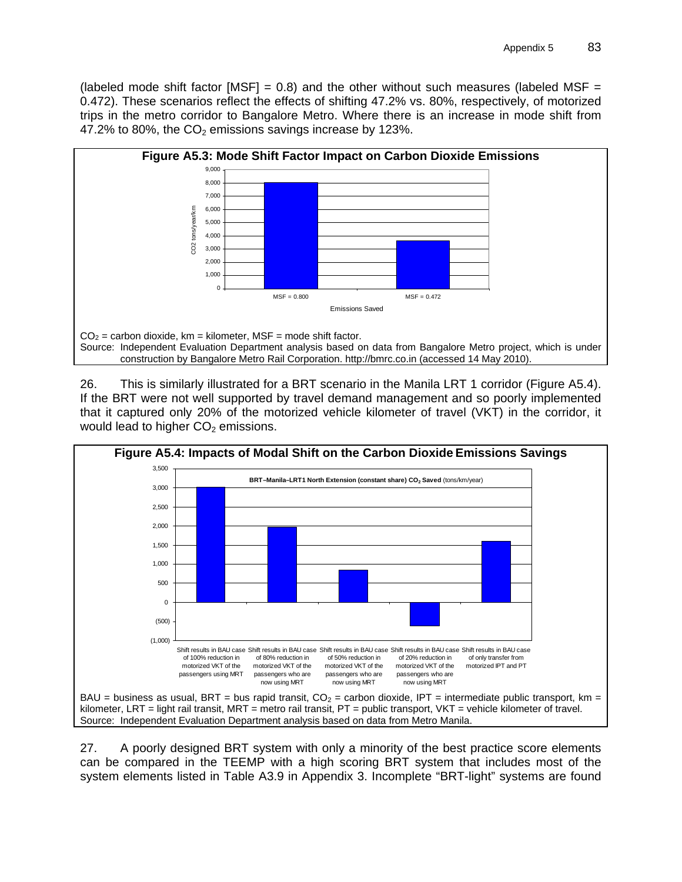(labeled mode shift factor [MSF] = 0.8) and the other without such measures (labeled MSF = 0.472). These scenarios reflect the effects of shifting 47.2% vs. 80%, respectively, of motorized trips in the metro corridor to Bangalore Metro. Where there is an increase in mode shift from 47.2% to 80%, the $CO_2$ emissions savings increase by 123%.

**Figure A5.3: Mode Shift Factor Impact on Carbon Dioxide Emissions**

$CO_2$ = carbon dioxide, km = kilometer, MSF = mode shift factor.
Source: Independent Evaluation Department analysis based on data from Bangalore Metro project, which is under construction by Bangalore Metro Rail Corporation. http://bmrc.co.in (accessed 14 May 2010).

26. This is similarly illustrated for a BRT scenario in the Manila LRT 1 corridor (Figure A5.4). If the BRT were not well supported by travel demand management and so poorly implemented that it captured only 20% of the motorized vehicle kilometer of travel (VKT) in the corridor, it would lead to higher $CO_2$ emissions.

**Figure A5.4: Impacts of Modal Shift on the Carbon Dioxide Emissions Savings**

BAU = business as usual, BRT = bus rapid transit, $CO_2$ = carbon dioxide, IPT = intermediate public transport, km = kilometer, LRT = light rail transit, MRT = metro rail transit, PT = public transport, VKT = vehicle kilometer of travel.
Source: Independent Evaluation Department analysis based on data from Metro Manila.

27. A poorly designed BRT system with only a minority of the best practice score elements can be compared in the TEEMP with a high scoring BRT system that includes most of the system elements listed in Table A3.9 in Appendix 3. Incomplete "BRT-light" systems are found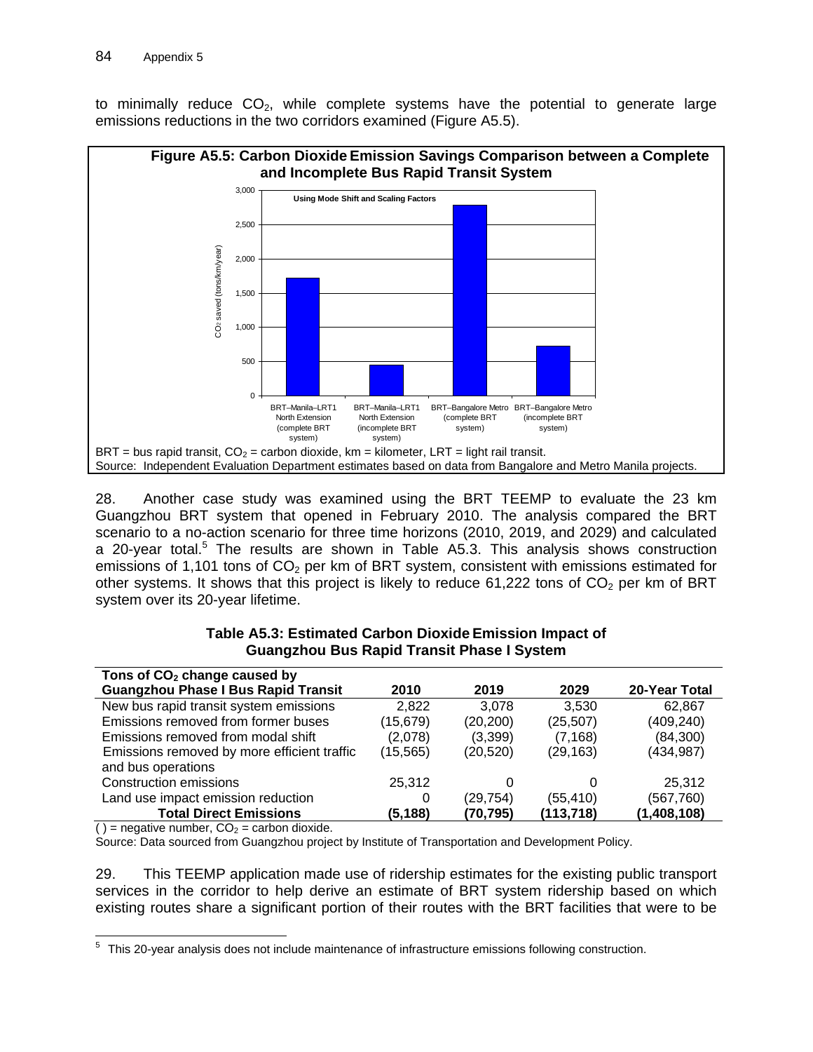to minimally reduce $CO_2$, while complete systems have the potential to generate large emissions reductions in the two corridors examined (Figure A5.5).

**Figure A5.5: Carbon Dioxide Emission Savings Comparison between a Complete and Incomplete Bus Rapid Transit System**

BRT = bus rapid transit, $CO_2$ = carbon dioxide, km = kilometer, LRT = light rail transit.
Source: Independent Evaluation Department estimates based on data from Bangalore and Metro Manila projects.

28. Another case study was examined using the BRT TEEMP to evaluate the 23 km Guangzhou BRT system that opened in February 2010. The analysis compared the BRT scenario to a no-action scenario for three time horizons (2010, 2019, and 2029) and calculated a 20-year total.[5] The results are shown in Table A5.3. This analysis shows construction emissions of 1,101 tons of $CO_2$ per km of BRT system, consistent with emissions estimated for other systems. It shows that this project is likely to reduce 61,222 tons of $CO_2$ per km of BRT system over its 20-year lifetime.

**Table A5.3: Estimated Carbon Dioxide Emission Impact of Guangzhou Bus Rapid Transit Phase I System**

| Tons of $CO_2$ change caused by Guangzhou Phase I Bus Rapid Transit | 2010 | 2019 | 2029 | 20-Year Total |
|---|---|---|---|---|
| New bus rapid transit system emissions | 2,822 | 3,078 | 3,530 | 62,867 |
| Emissions removed from former buses | (15,679) | (20,200) | (25,507) | (409,240) |
| Emissions removed from modal shift | (2,078) | (3,399) | (7,168) | (84,300) |
| Emissions removed by more efficient traffic and bus operations | (15,565) | (20,520) | (29,163) | (434,987) |
| Construction emissions | 25,312 | 0 | 0 | 25,312 |
| Land use impact emission reduction | 0 | (29,754) | (55,410) | (567,760) |
| **Total Direct Emissions** | **(5,188)** | **(70,795)** | **(113,718)** | **(1,408,108)** |

( ) = negative number, $CO_2$ = carbon dioxide.
Source: Data sourced from Guangzhou project by Institute of Transportation and Development Policy.

29. This TEEMP application made use of ridership estimates for the existing public transport services in the corridor to help derive an estimate of BRT system ridership based on which existing routes share a significant portion of their routes with the BRT facilities that were to be

[5] This 20-year analysis does not include maintenance of infrastructure emissions following construction.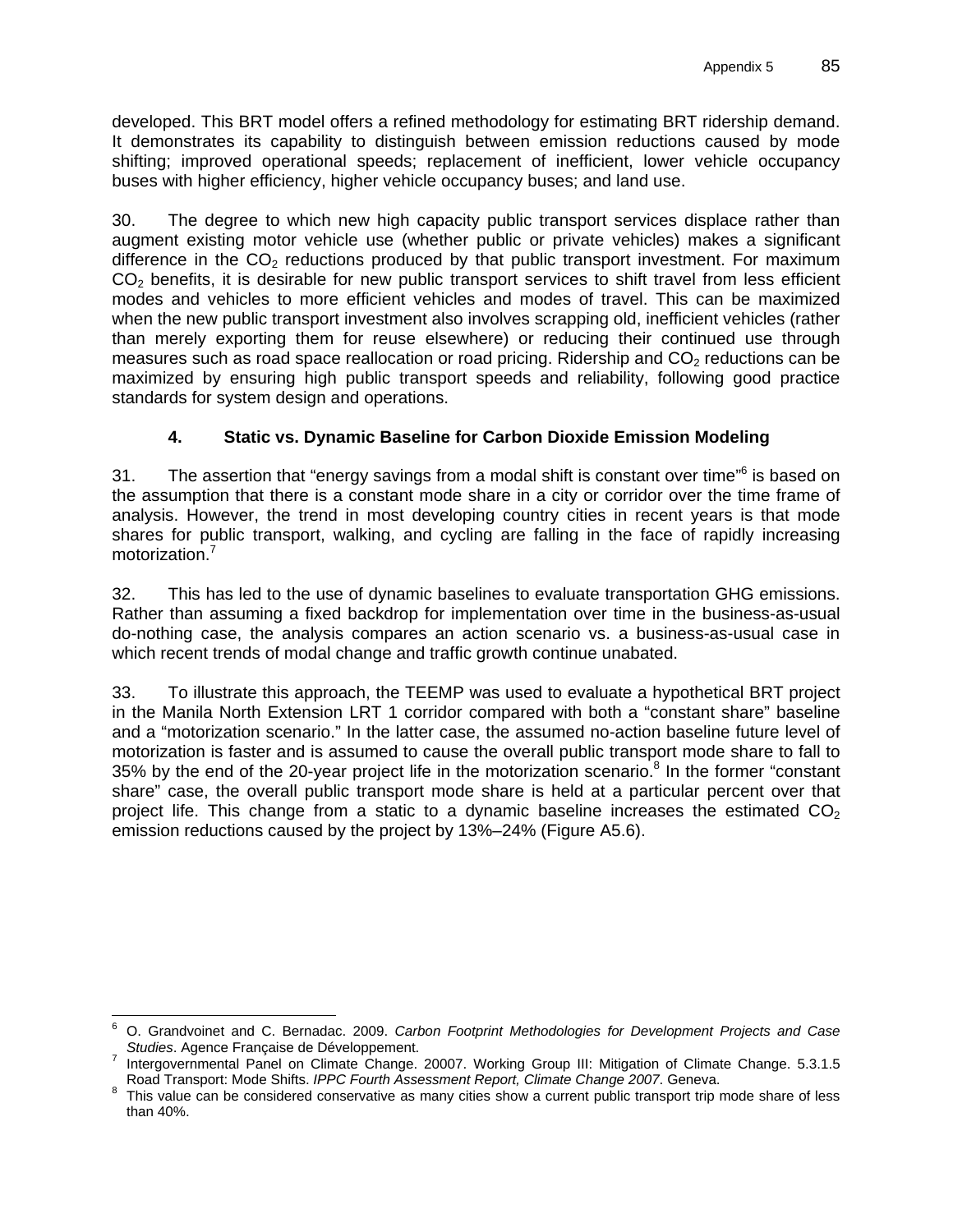developed. This BRT model offers a refined methodology for estimating BRT ridership demand. It demonstrates its capability to distinguish between emission reductions caused by mode shifting; improved operational speeds; replacement of inefficient, lower vehicle occupancy buses with higher efficiency, higher vehicle occupancy buses; and land use.

30. The degree to which new high capacity public transport services displace rather than augment existing motor vehicle use (whether public or private vehicles) makes a significant difference in the $CO_2$ reductions produced by that public transport investment. For maximum $CO_2$ benefits, it is desirable for new public transport services to shift travel from less efficient modes and vehicles to more efficient vehicles and modes of travel. This can be maximized when the new public transport investment also involves scrapping old, inefficient vehicles (rather than merely exporting them for reuse elsewhere) or reducing their continued use through measures such as road space reallocation or road pricing. Ridership and $CO_2$ reductions can be maximized by ensuring high public transport speeds and reliability, following good practice standards for system design and operations.

### 4. Static vs. Dynamic Baseline for Carbon Dioxide Emission Modeling

31. The assertion that "energy savings from a modal shift is constant over time"[6] is based on the assumption that there is a constant mode share in a city or corridor over the time frame of analysis. However, the trend in most developing country cities in recent years is that mode shares for public transport, walking, and cycling are falling in the face of rapidly increasing motorization.[7]

32. This has led to the use of dynamic baselines to evaluate transportation GHG emissions. Rather than assuming a fixed backdrop for implementation over time in the business-as-usual do-nothing case, the analysis compares an action scenario vs. a business-as-usual case in which recent trends of modal change and traffic growth continue unabated.

33. To illustrate this approach, the TEEMP was used to evaluate a hypothetical BRT project in the Manila North Extension LRT 1 corridor compared with both a "constant share" baseline and a "motorization scenario." In the latter case, the assumed no-action baseline future level of motorization is faster and is assumed to cause the overall public transport mode share to fall to 35% by the end of the 20-year project life in the motorization scenario.[8] In the former "constant share" case, the overall public transport mode share is held at a particular percent over that project life. This change from a static to a dynamic baseline increases the estimated $CO_2$ emission reductions caused by the project by 13%–24% (Figure A5.6).

---

[6] O. Grandvoinet and C. Bernadac. 2009. *Carbon Footprint Methodologies for Development Projects and Case Studies*. Agence Française de Développement.

[7] Intergovernmental Panel on Climate Change. 20007. Working Group III: Mitigation of Climate Change. 5.3.1.5 Road Transport: Mode Shifts. *IPPC Fourth Assessment Report, Climate Change 2007*. Geneva.

[8] This value can be considered conservative as many cities show a current public transport trip mode share of less than 40%.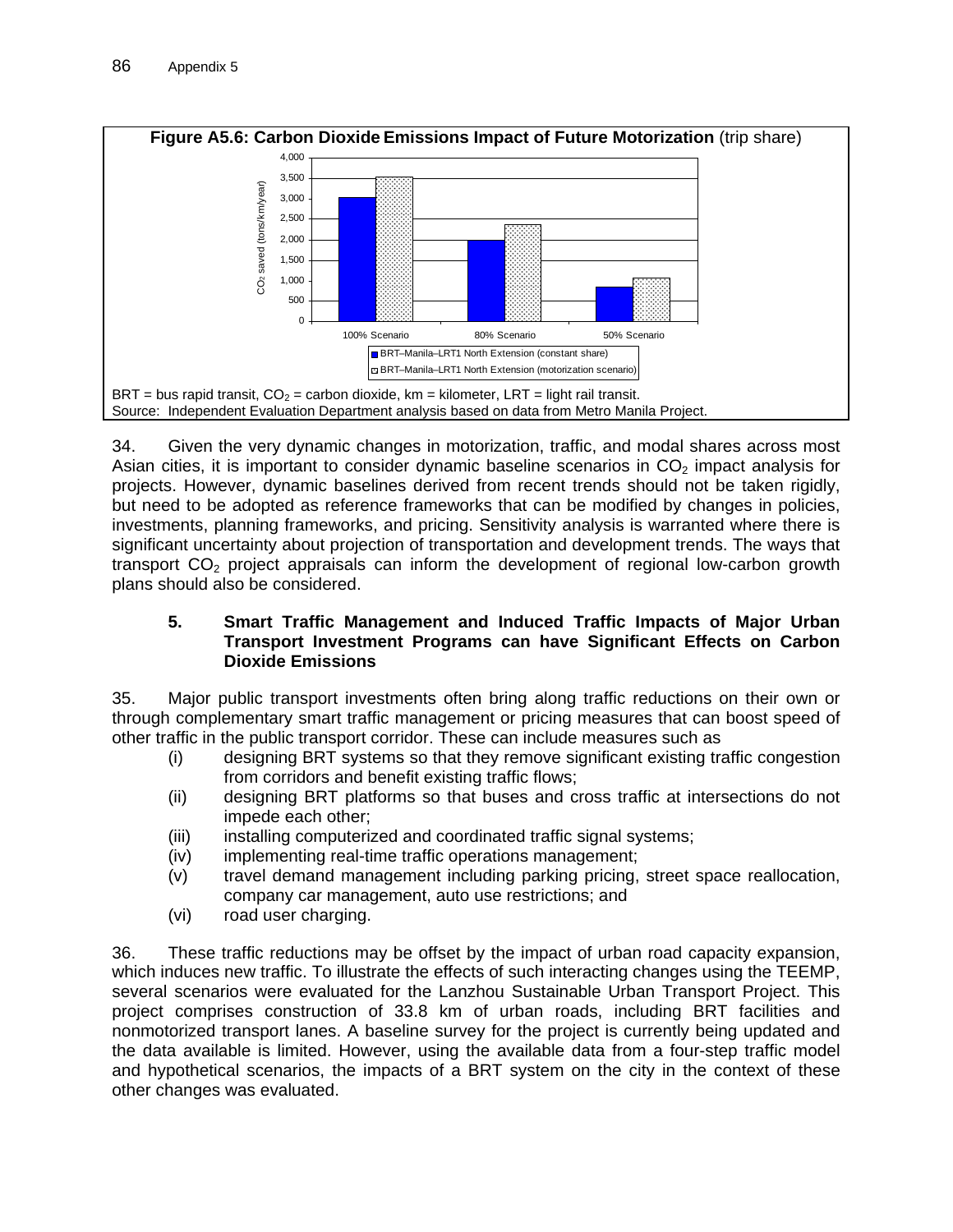**Figure A5.6: Carbon Dioxide Emissions Impact of Future Motorization** (trip share)

BRT = bus rapid transit, $CO_2$ = carbon dioxide, km = kilometer, LRT = light rail transit.
Source: Independent Evaluation Department analysis based on data from Metro Manila Project.

34. Given the very dynamic changes in motorization, traffic, and modal shares across most Asian cities, it is important to consider dynamic baseline scenarios in $CO_2$ impact analysis for projects. However, dynamic baselines derived from recent trends should not be taken rigidly, but need to be adopted as reference frameworks that can be modified by changes in policies, investments, planning frameworks, and pricing. Sensitivity analysis is warranted where there is significant uncertainty about projection of transportation and development trends. The ways that transport $CO_2$ project appraisals can inform the development of regional low-carbon growth plans should also be considered.

### 5. Smart Traffic Management and Induced Traffic Impacts of Major Urban Transport Investment Programs can have Significant Effects on Carbon Dioxide Emissions

35. Major public transport investments often bring along traffic reductions on their own or through complementary smart traffic management or pricing measures that can boost speed of other traffic in the public transport corridor. These can include measures such as

- (i) designing BRT systems so that they remove significant existing traffic congestion from corridors and benefit existing traffic flows;
- (ii) designing BRT platforms so that buses and cross traffic at intersections do not impede each other;
- (iii) installing computerized and coordinated traffic signal systems;
- (iv) implementing real-time traffic operations management;
- (v) travel demand management including parking pricing, street space reallocation, company car management, auto use restrictions; and
- (vi) road user charging.

36. These traffic reductions may be offset by the impact of urban road capacity expansion, which induces new traffic. To illustrate the effects of such interacting changes using the TEEMP, several scenarios were evaluated for the Lanzhou Sustainable Urban Transport Project. This project comprises construction of 33.8 km of urban roads, including BRT facilities and nonmotorized transport lanes. A baseline survey for the project is currently being updated and the data available is limited. However, using the available data from a four-step traffic model and hypothetical scenarios, the impacts of a BRT system on the city in the context of these other changes was evaluated.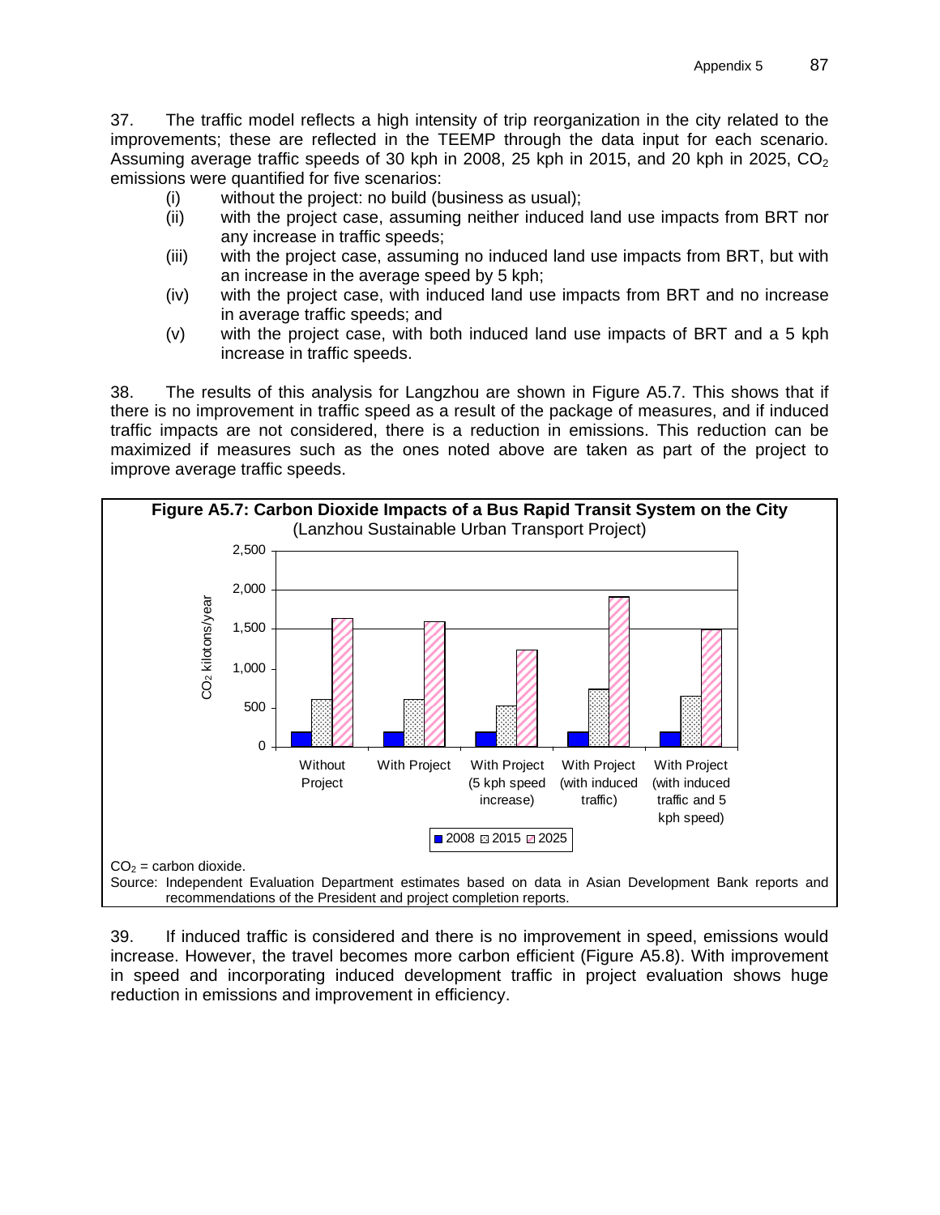37. The traffic model reflects a high intensity of trip reorganization in the city related to the improvements; these are reflected in the TEEMP through the data input for each scenario. Assuming average traffic speeds of 30 kph in 2008, 25 kph in 2015, and 20 kph in 2025, $CO_2$ emissions were quantified for five scenarios:

(i) without the project: no build (business as usual);

(ii) with the project case, assuming neither induced land use impacts from BRT nor any increase in traffic speeds;

(iii) with the project case, assuming no induced land use impacts from BRT, but with an increase in the average speed by 5 kph;

(iv) with the project case, with induced land use impacts from BRT and no increase in average traffic speeds; and

(v) with the project case, with both induced land use impacts of BRT and a 5 kph increase in traffic speeds.

38. The results of this analysis for Langzhou are shown in Figure A5.7. This shows that if there is no improvement in traffic speed as a result of the package of measures, and if induced traffic impacts are not considered, there is a reduction in emissions. This reduction can be maximized if measures such as the ones noted above are taken as part of the project to improve average traffic speeds.

**Figure A5.7: Carbon Dioxide Impacts of a Bus Rapid Transit System on the City**
(Lanzhou Sustainable Urban Transport Project)

$CO_2$ = carbon dioxide.
Source: Independent Evaluation Department estimates based on data in Asian Development Bank reports and recommendations of the President and project completion reports.

39. If induced traffic is considered and there is no improvement in speed, emissions would increase. However, the travel becomes more carbon efficient (Figure A5.8). With improvement in speed and incorporating induced development traffic in project evaluation shows huge reduction in emissions and improvement in efficiency.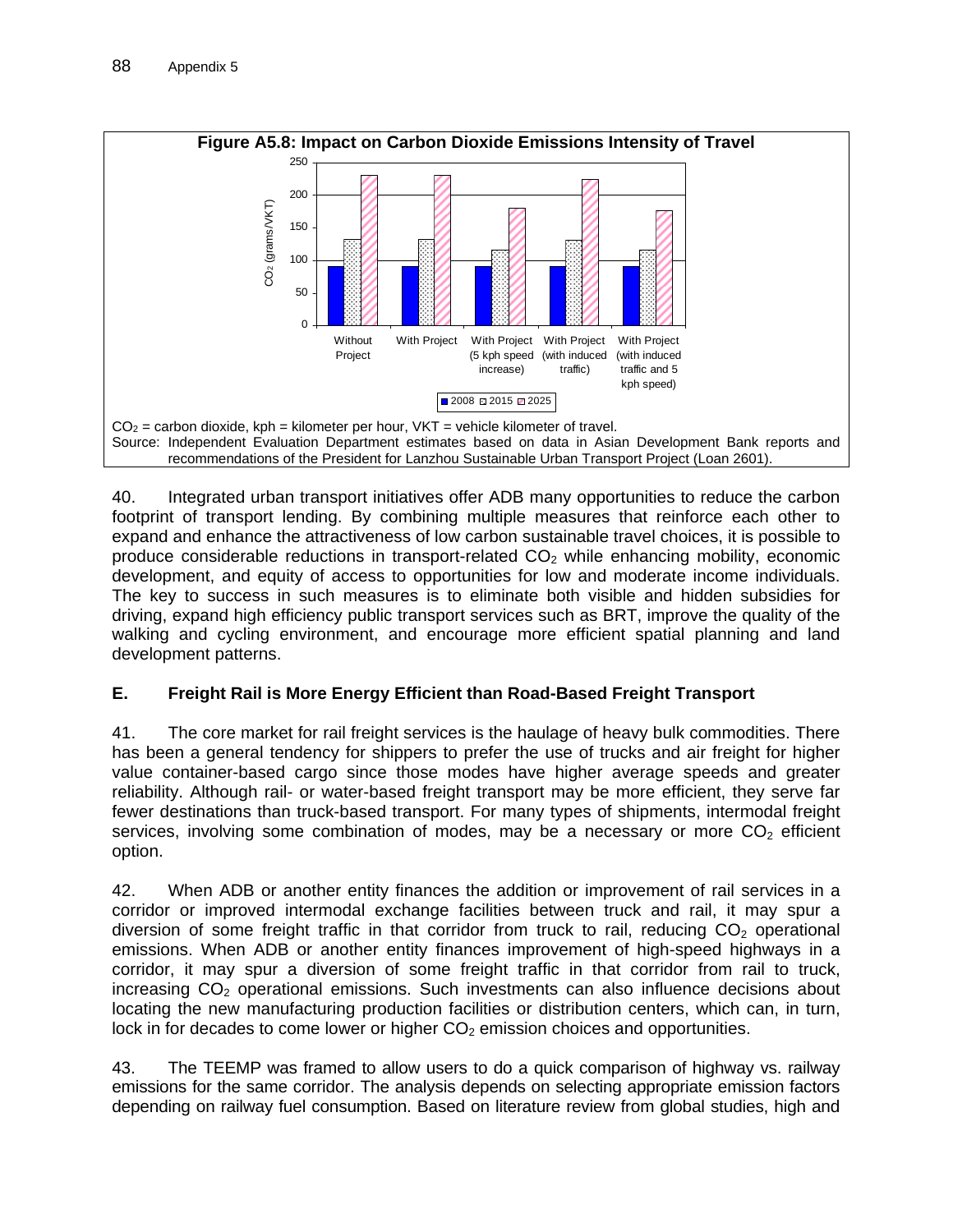**Figure A5.8: Impact on Carbon Dioxide Emissions Intensity of Travel**

$CO_2$ = carbon dioxide, kph = kilometer per hour, VKT = vehicle kilometer of travel.

Source: Independent Evaluation Department estimates based on data in Asian Development Bank reports and recommendations of the President for Lanzhou Sustainable Urban Transport Project (Loan 2601).

40. Integrated urban transport initiatives offer ADB many opportunities to reduce the carbon footprint of transport lending. By combining multiple measures that reinforce each other to expand and enhance the attractiveness of low carbon sustainable travel choices, it is possible to produce considerable reductions in transport-related $CO_2$ while enhancing mobility, economic development, and equity of access to opportunities for low and moderate income individuals. The key to success in such measures is to eliminate both visible and hidden subsidies for driving, expand high efficiency public transport services such as BRT, improve the quality of the walking and cycling environment, and encourage more efficient spatial planning and land development patterns.

## E. Freight Rail is More Energy Efficient than Road-Based Freight Transport

41. The core market for rail freight services is the haulage of heavy bulk commodities. There has been a general tendency for shippers to prefer the use of trucks and air freight for higher value container-based cargo since those modes have higher average speeds and greater reliability. Although rail- or water-based freight transport may be more efficient, they serve far fewer destinations than truck-based transport. For many types of shipments, intermodal freight services, involving some combination of modes, may be a necessary or more $CO_2$ efficient option.

42. When ADB or another entity finances the addition or improvement of rail services in a corridor or improved intermodal exchange facilities between truck and rail, it may spur a diversion of some freight traffic in that corridor from truck to rail, reducing $CO_2$ operational emissions. When ADB or another entity finances improvement of high-speed highways in a corridor, it may spur a diversion of some freight traffic in that corridor from rail to truck, increasing $CO_2$ operational emissions. Such investments can also influence decisions about locating the new manufacturing production facilities or distribution centers, which can, in turn, lock in for decades to come lower or higher $CO_2$ emission choices and opportunities.

43. The TEEMP was framed to allow users to do a quick comparison of highway vs. railway emissions for the same corridor. The analysis depends on selecting appropriate emission factors depending on railway fuel consumption. Based on literature review from global studies, high and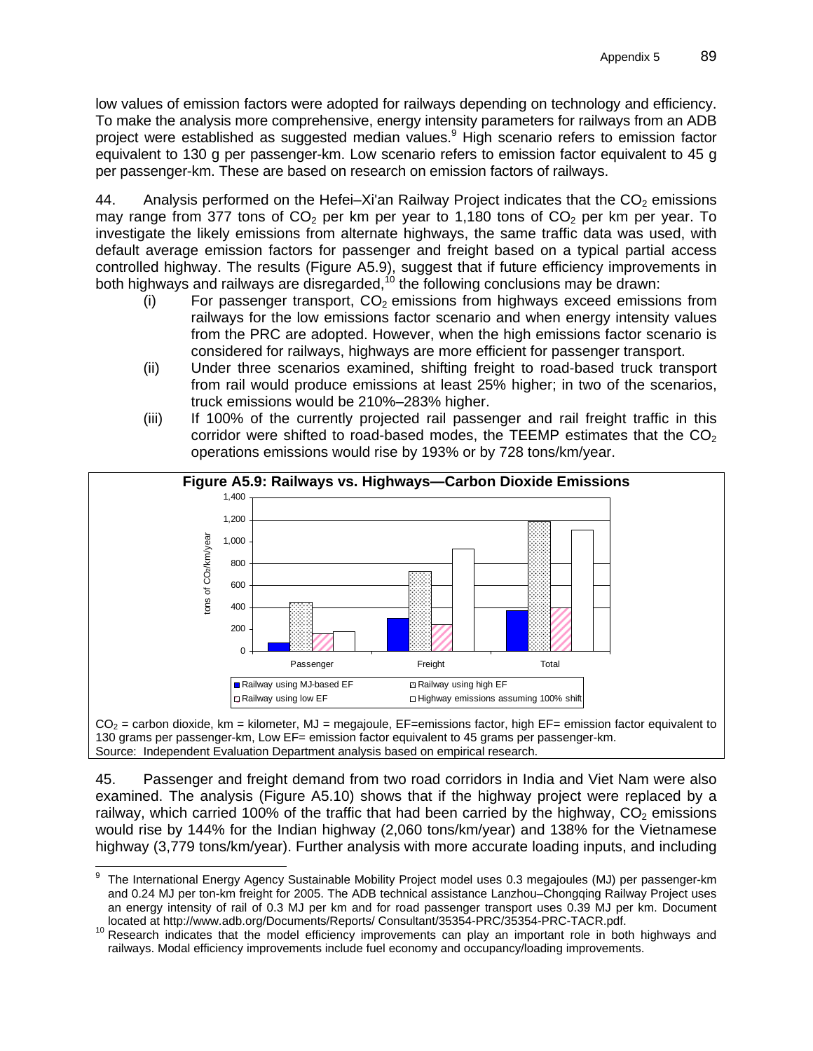low values of emission factors were adopted for railways depending on technology and efficiency. To make the analysis more comprehensive, energy intensity parameters for railways from an ADB project were established as suggested median values.[9] High scenario refers to emission factor equivalent to 130 g per passenger-km. Low scenario refers to emission factor equivalent to 45 g per passenger-km. These are based on research on emission factors of railways.

44. Analysis performed on the Hefei–Xi'an Railway Project indicates that the $CO_2$ emissions may range from 377 tons of $CO_2$ per km per year to 1,180 tons of $CO_2$ per km per year. To investigate the likely emissions from alternate highways, the same traffic data was used, with default average emission factors for passenger and freight based on a typical partial access controlled highway. The results (Figure A5.9), suggest that if future efficiency improvements in both highways and railways are disregarded,[10] the following conclusions may be drawn:

(i) For passenger transport, $CO_2$ emissions from highways exceed emissions from railways for the low emissions factor scenario and when energy intensity values from the PRC are adopted. However, when the high emissions factor scenario is considered for railways, highways are more efficient for passenger transport.

(ii) Under three scenarios examined, shifting freight to road-based truck transport from rail would produce emissions at least 25% higher; in two of the scenarios, truck emissions would be 210%–283% higher.

(iii) If 100% of the currently projected rail passenger and rail freight traffic in this corridor were shifted to road-based modes, the TEEMP estimates that the $CO_2$ operations emissions would rise by 193% or by 728 tons/km/year.

**Figure A5.9: Railways vs. Highways—Carbon Dioxide Emissions**

$CO_2$ = carbon dioxide, km = kilometer, MJ = megajoule, EF=emissions factor, high EF= emission factor equivalent to 130 grams per passenger-km, Low EF= emission factor equivalent to 45 grams per passenger-km.
Source: Independent Evaluation Department analysis based on empirical research.

45. Passenger and freight demand from two road corridors in India and Viet Nam were also examined. The analysis (Figure A5.10) shows that if the highway project were replaced by a railway, which carried 100% of the traffic that had been carried by the highway, $CO_2$ emissions would rise by 144% for the Indian highway (2,060 tons/km/year) and 138% for the Vietnamese highway (3,779 tons/km/year). Further analysis with more accurate loading inputs, and including

---

[9] The International Energy Agency Sustainable Mobility Project model uses 0.3 megajoules (MJ) per passenger-km and 0.24 MJ per ton-km freight for 2005. The ADB technical assistance Lanzhou–Chongqing Railway Project uses an energy intensity of rail of 0.3 MJ per km and for road passenger transport uses 0.39 MJ per km. Document located at http://www.adb.org/Documents/Reports/ Consultant/35354-PRC/35354-PRC-TACR.pdf.

[10] Research indicates that the model efficiency improvements can play an important role in both highways and railways. Modal efficiency improvements include fuel economy and occupancy/loading improvements.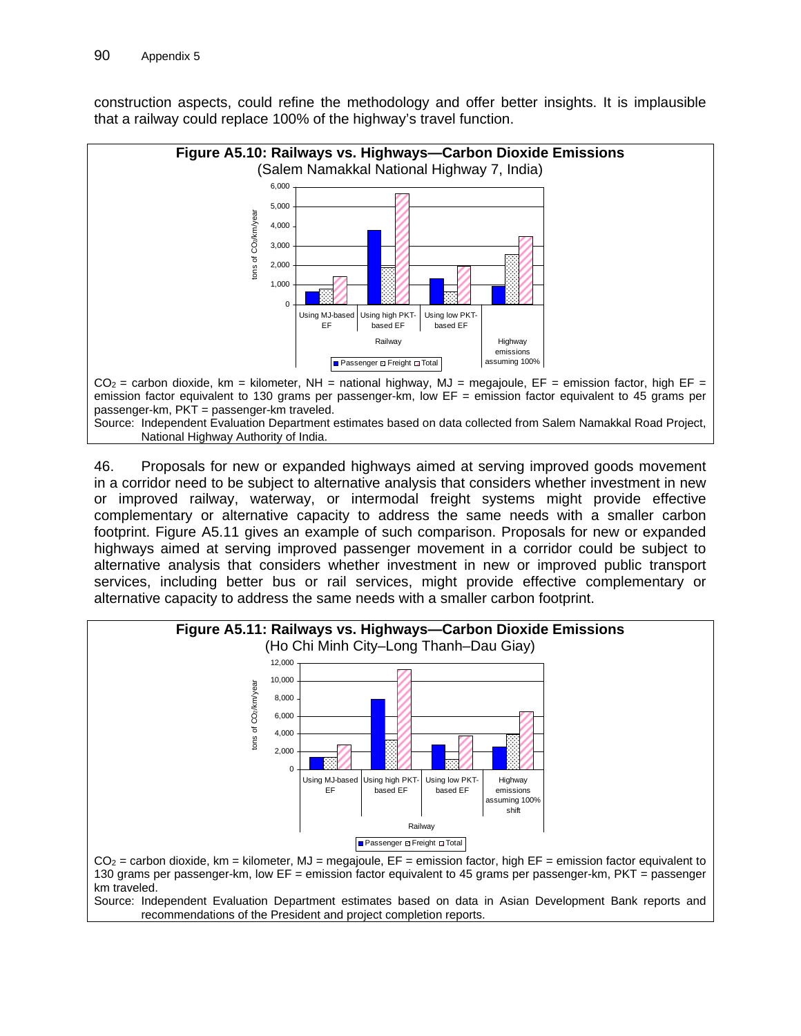construction aspects, could refine the methodology and offer better insights. It is implausible that a railway could replace 100% of the highway's travel function.

**Figure A5.10: Railways vs. Highways—Carbon Dioxide Emissions**
(Salem Namakkal National Highway 7, India)

$CO_2$ = carbon dioxide, km = kilometer, NH = national highway, MJ = megajoule, EF = emission factor, high EF = emission factor equivalent to 130 grams per passenger-km, low EF = emission factor equivalent to 45 grams per passenger-km, PKT = passenger-km traveled.

Source: Independent Evaluation Department estimates based on data collected from Salem Namakkal Road Project, National Highway Authority of India.

46. Proposals for new or expanded highways aimed at serving improved goods movement in a corridor need to be subject to alternative analysis that considers whether investment in new or improved railway, waterway, or intermodal freight systems might provide effective complementary or alternative capacity to address the same needs with a smaller carbon footprint. Figure A5.11 gives an example of such comparison. Proposals for new or expanded highways aimed at serving improved passenger movement in a corridor could be subject to alternative analysis that considers whether investment in new or improved public transport services, including better bus or rail services, might provide effective complementary or alternative capacity to address the same needs with a smaller carbon footprint.

**Figure A5.11: Railways vs. Highways—Carbon Dioxide Emissions**
(Ho Chi Minh City–Long Thanh–Dau Giay)

$CO_2$ = carbon dioxide, km = kilometer, MJ = megajoule, EF = emission factor, high EF = emission factor equivalent to 130 grams per passenger-km, low EF = emission factor equivalent to 45 grams per passenger-km, PKT = passenger km traveled.

Source: Independent Evaluation Department estimates based on data in Asian Development Bank reports and recommendations of the President and project completion reports.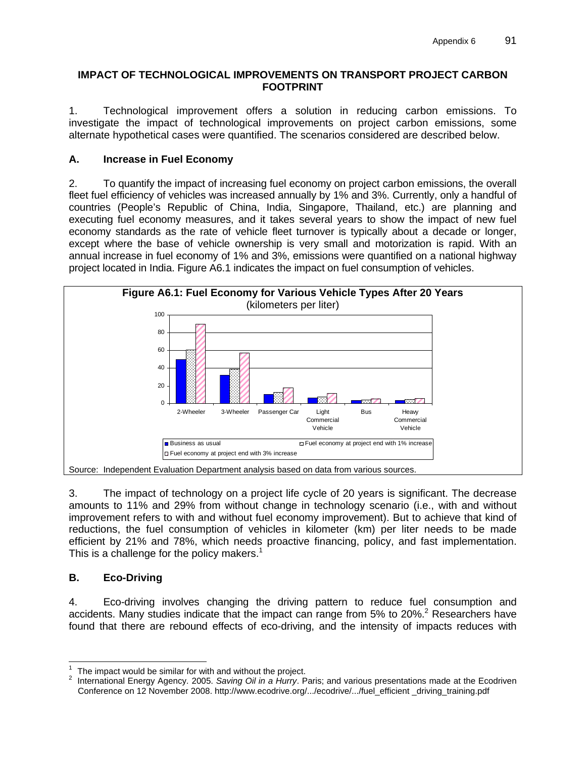## IMPACT OF TECHNOLOGICAL IMPROVEMENTS ON TRANSPORT PROJECT CARBON FOOTPRINT

1. Technological improvement offers a solution in reducing carbon emissions. To investigate the impact of technological improvements on project carbon emissions, some alternate hypothetical cases were quantified. The scenarios considered are described below.

### A. Increase in Fuel Economy

2. To quantify the impact of increasing fuel economy on project carbon emissions, the overall fleet fuel efficiency of vehicles was increased annually by 1% and 3%. Currently, only a handful of countries (People's Republic of China, India, Singapore, Thailand, etc.) are planning and executing fuel economy measures, and it takes several years to show the impact of new fuel economy standards as the rate of vehicle fleet turnover is typically about a decade or longer, except where the base of vehicle ownership is very small and motorization is rapid. With an annual increase in fuel economy of 1% and 3%, emissions were quantified on a national highway project located in India. Figure A6.1 indicates the impact on fuel consumption of vehicles.

**Figure A6.1: Fuel Economy for Various Vehicle Types After 20 Years**
(kilometers per liter)

Legend: Business as usual; Fuel economy at project end with 1% increase; Fuel economy at project end with 3% increase

Vehicle types: 2-Wheeler, 3-Wheeler, Passenger Car, Light Commercial Vehicle, Bus, Heavy Commercial Vehicle

Source: Independent Evaluation Department analysis based on data from various sources.

3. The impact of technology on a project life cycle of 20 years is significant. The decrease amounts to 11% and 29% from without change in technology scenario (i.e., with and without improvement refers to with and without fuel economy improvement). But to achieve that kind of reductions, the fuel consumption of vehicles in kilometer (km) per liter needs to be made efficient by 21% and 78%, which needs proactive financing, policy, and fast implementation. This is a challenge for the policy makers.[1]

### B. Eco-Driving

4. Eco-driving involves changing the driving pattern to reduce fuel consumption and accidents. Many studies indicate that the impact can range from 5% to 20%.[2] Researchers have found that there are rebound effects of eco-driving, and the intensity of impacts reduces with

---

[1] The impact would be similar for with and without the project.

[2] International Energy Agency. 2005. *Saving Oil in a Hurry*. Paris; and various presentations made at the Ecodriven Conference on 12 November 2008. http://www.ecodrive.org/.../ecodrive/.../fuel_efficient _driving_training.pdf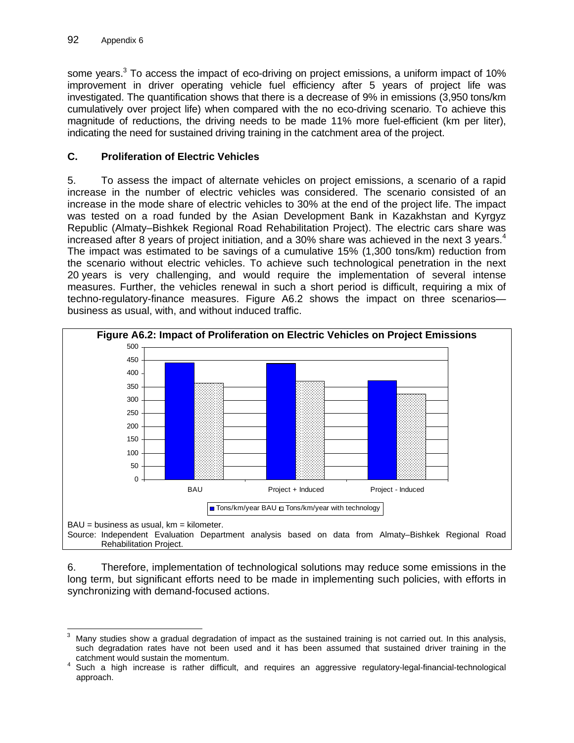some years.[3] To access the impact of eco-driving on project emissions, a uniform impact of 10% improvement in driver operating vehicle fuel efficiency after 5 years of project life was investigated. The quantification shows that there is a decrease of 9% in emissions (3,950 tons/km cumulatively over project life) when compared with the no eco-driving scenario. To achieve this magnitude of reductions, the driving needs to be made 11% more fuel-efficient (km per liter), indicating the need for sustained driving training in the catchment area of the project.

### C. Proliferation of Electric Vehicles

5. To assess the impact of alternate vehicles on project emissions, a scenario of a rapid increase in the number of electric vehicles was considered. The scenario consisted of an increase in the mode share of electric vehicles to 30% at the end of the project life. The impact was tested on a road funded by the Asian Development Bank in Kazakhstan and Kyrgyz Republic (Almaty–Bishkek Regional Road Rehabilitation Project). The electric cars share was increased after 8 years of project initiation, and a 30% share was achieved in the next 3 years.[4] The impact was estimated to be savings of a cumulative 15% (1,300 tons/km) reduction from the scenario without electric vehicles. To achieve such technological penetration in the next 20 years is very challenging, and would require the implementation of several intense measures. Further, the vehicles renewal in such a short period is difficult, requiring a mix of techno-regulatory-finance measures. Figure A6.2 shows the impact on three scenarios—business as usual, with, and without induced traffic.

**Figure A6.2: Impact of Proliferation on Electric Vehicles on Project Emissions**

| | Tons/km/year BAU | Tons/km/year with technology |
|---|---|---|
| BAU | 440 | 363 |
| Project + Induced | 437 | 370 |
| Project - Induced | 372 | 323 |

BAU = business as usual, km = kilometer.

Source: Independent Evaluation Department analysis based on data from Almaty–Bishkek Regional Road Rehabilitation Project.

6. Therefore, implementation of technological solutions may reduce some emissions in the long term, but significant efforts need to be made in implementing such policies, with efforts in synchronizing with demand-focused actions.

---

[3] Many studies show a gradual degradation of impact as the sustained training is not carried out. In this analysis, such degradation rates have not been used and it has been assumed that sustained driver training in the catchment would sustain the momentum.

[4] Such a high increase is rather difficult, and requires an aggressive regulatory-legal-financial-technological approach.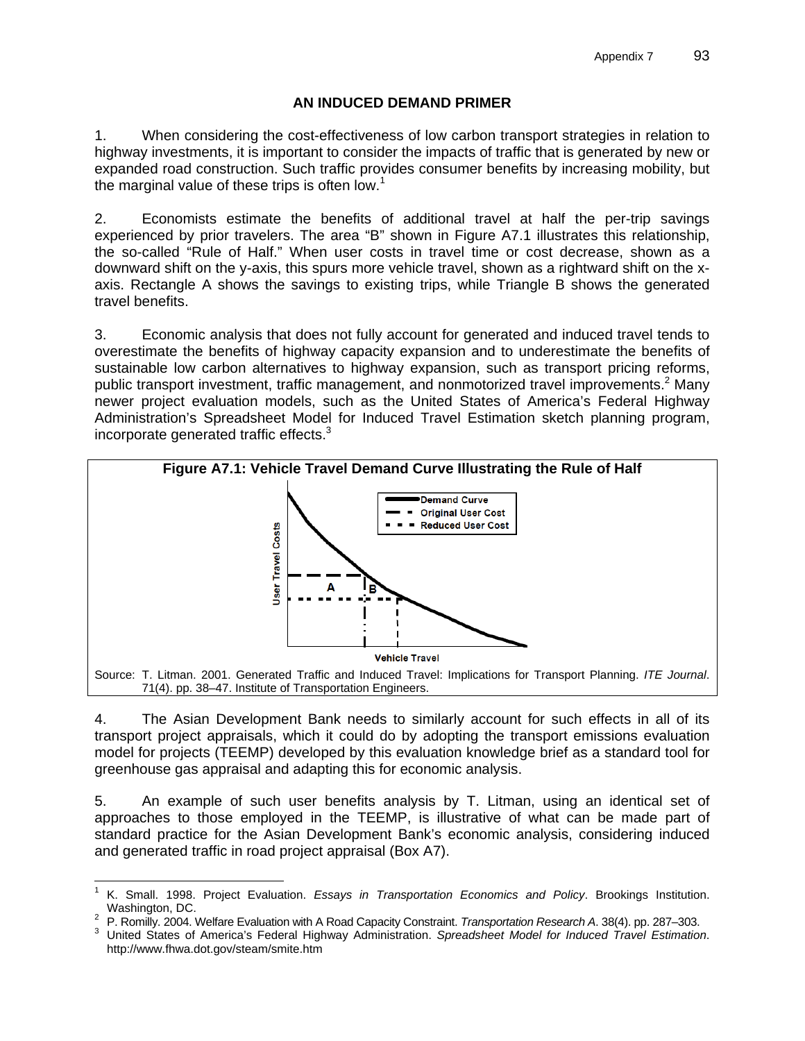## AN INDUCED DEMAND PRIMER

1. When considering the cost-effectiveness of low carbon transport strategies in relation to highway investments, it is important to consider the impacts of traffic that is generated by new or expanded road construction. Such traffic provides consumer benefits by increasing mobility, but the marginal value of these trips is often low.[1]

2. Economists estimate the benefits of additional travel at half the per-trip savings experienced by prior travelers. The area "B" shown in Figure A7.1 illustrates this relationship, the so-called "Rule of Half." When user costs in travel time or cost decrease, shown as a downward shift on the y-axis, this spurs more vehicle travel, shown as a rightward shift on the x-axis. Rectangle A shows the savings to existing trips, while Triangle B shows the generated travel benefits.

3. Economic analysis that does not fully account for generated and induced travel tends to overestimate the benefits of highway capacity expansion and to underestimate the benefits of sustainable low carbon alternatives to highway expansion, such as transport pricing reforms, public transport investment, traffic management, and nonmotorized travel improvements.[2] Many newer project evaluation models, such as the United States of America's Federal Highway Administration's Spreadsheet Model for Induced Travel Estimation sketch planning program, incorporate generated traffic effects.[3]

**Figure A7.1: Vehicle Travel Demand Curve Illustrating the Rule of Half**

Source: T. Litman. 2001. Generated Traffic and Induced Travel: Implications for Transport Planning. *ITE Journal*. 71(4). pp. 38–47. Institute of Transportation Engineers.

4. The Asian Development Bank needs to similarly account for such effects in all of its transport project appraisals, which it could do by adopting the transport emissions evaluation model for projects (TEEMP) developed by this evaluation knowledge brief as a standard tool for greenhouse gas appraisal and adapting this for economic analysis.

5. An example of such user benefits analysis by T. Litman, using an identical set of approaches to those employed in the TEEMP, is illustrative of what can be made part of standard practice for the Asian Development Bank's economic analysis, considering induced and generated traffic in road project appraisal (Box A7).

---

[1] K. Small. 1998. Project Evaluation. *Essays in Transportation Economics and Policy*. Brookings Institution. Washington, DC.

[2] P. Romilly. 2004. Welfare Evaluation with A Road Capacity Constraint. *Transportation Research A*. 38(4). pp. 287–303.

[3] United States of America's Federal Highway Administration. *Spreadsheet Model for Induced Travel Estimation*. http://www.fhwa.dot.gov/steam/smite.htm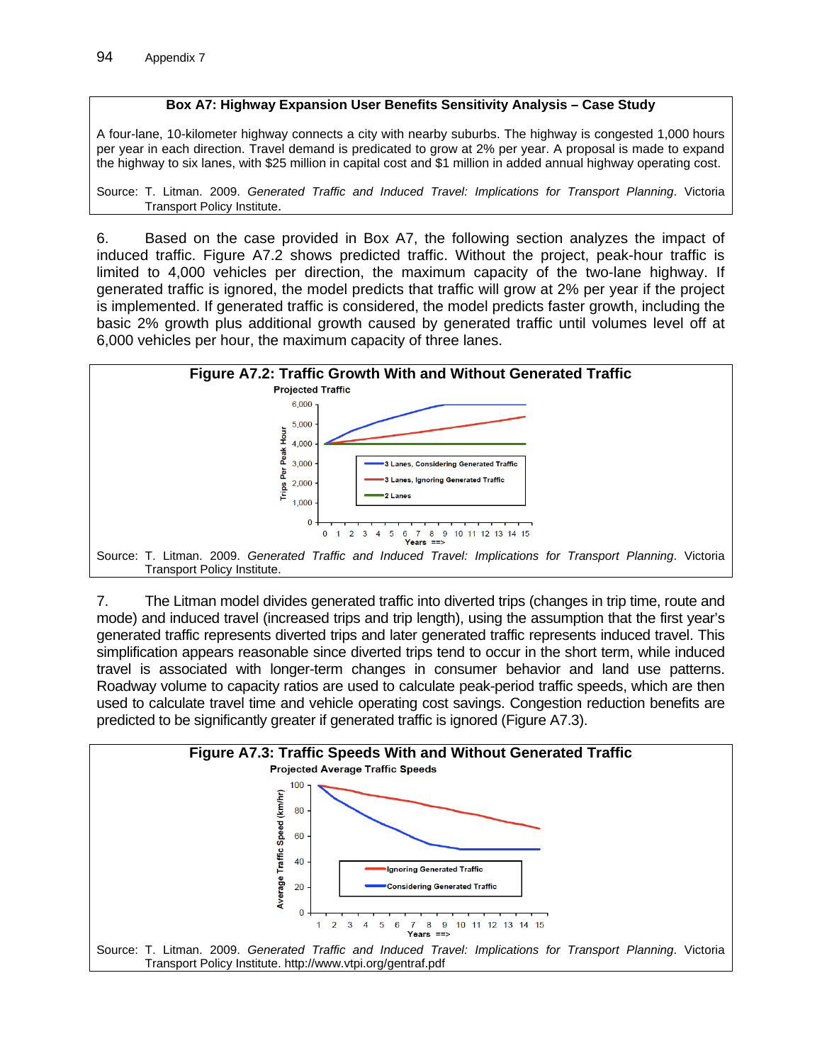**Box A7: Highway Expansion User Benefits Sensitivity Analysis – Case Study**

A four-lane, 10-kilometer highway connects a city with nearby suburbs. The highway is congested 1,000 hours per year in each direction. Travel demand is predicated to grow at 2% per year. A proposal is made to expand the highway to six lanes, with $25 million in capital cost and $1 million in added annual highway operating cost.

Source: T. Litman. 2009. *Generated Traffic and Induced Travel: Implications for Transport Planning*. Victoria Transport Policy Institute.

6. Based on the case provided in Box A7, the following section analyzes the impact of induced traffic. Figure A7.2 shows predicted traffic. Without the project, peak-hour traffic is limited to 4,000 vehicles per direction, the maximum capacity of the two-lane highway. If generated traffic is ignored, the model predicts that traffic will grow at 2% per year if the project is implemented. If generated traffic is considered, the model predicts faster growth, including the basic 2% growth plus additional growth caused by generated traffic until volumes level off at 6,000 vehicles per hour, the maximum capacity of three lanes.

**Figure A7.2: Traffic Growth With and Without Generated Traffic**

Source: T. Litman. 2009. *Generated Traffic and Induced Travel: Implications for Transport Planning*. Victoria Transport Policy Institute.

7. The Litman model divides generated traffic into diverted trips (changes in trip time, route and mode) and induced travel (increased trips and trip length), using the assumption that the first year's generated traffic represents diverted trips and later generated traffic represents induced travel. This simplification appears reasonable since diverted trips tend to occur in the short term, while induced travel is associated with longer-term changes in consumer behavior and land use patterns. Roadway volume to capacity ratios are used to calculate peak-period traffic speeds, which are then used to calculate travel time and vehicle operating cost savings. Congestion reduction benefits are predicted to be significantly greater if generated traffic is ignored (Figure A7.3).

**Figure A7.3: Traffic Speeds With and Without Generated Traffic**

Source: T. Litman. 2009. *Generated Traffic and Induced Travel: Implications for Transport Planning*. Victoria Transport Policy Institute. http://www.vtpi.org/gentraf.pdf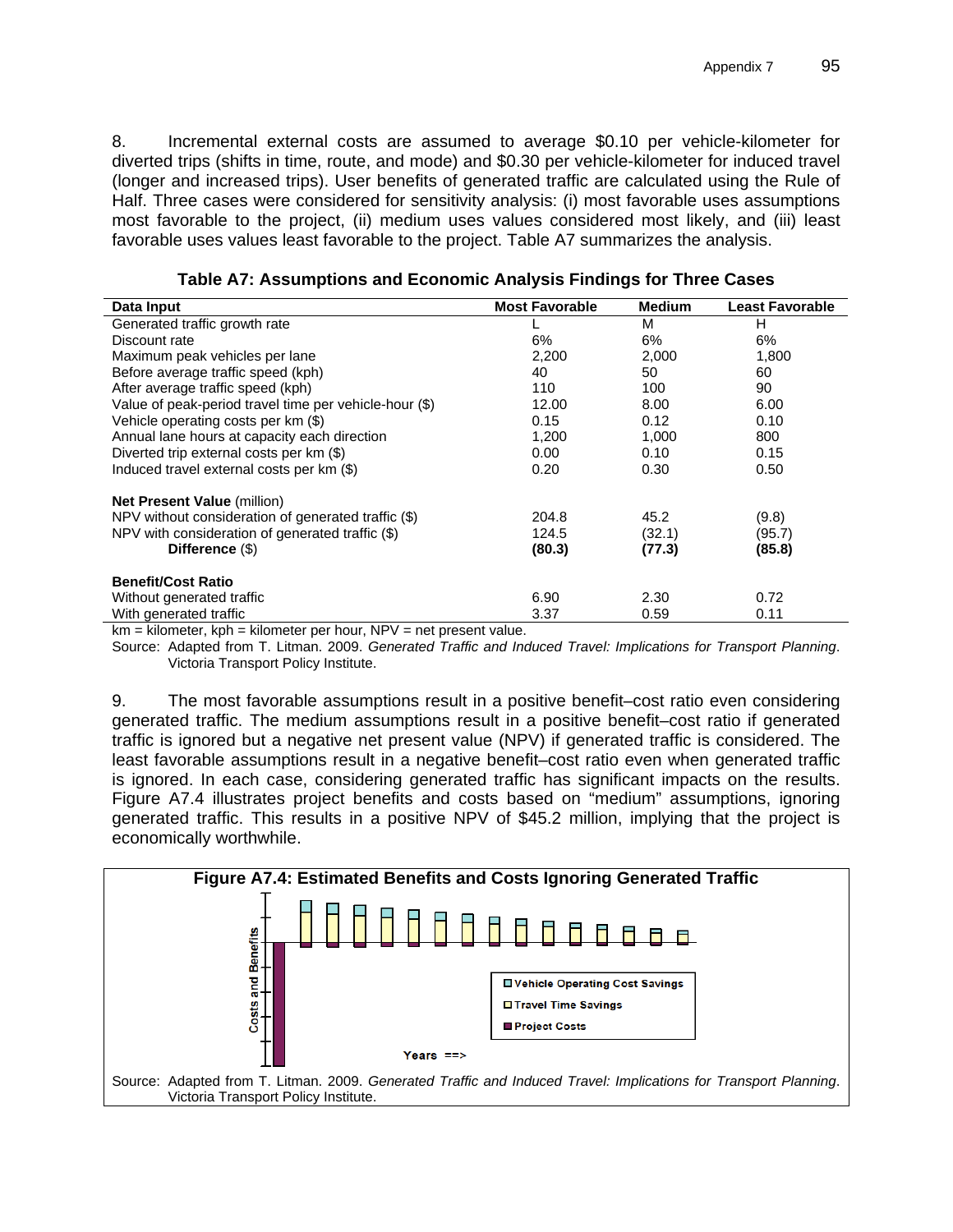8. Incremental external costs are assumed to average $0.10 per vehicle-kilometer for diverted trips (shifts in time, route, and mode) and $0.30 per vehicle-kilometer for induced travel (longer and increased trips). User benefits of generated traffic are calculated using the Rule of Half. Three cases were considered for sensitivity analysis: (i) most favorable uses assumptions most favorable to the project, (ii) medium uses values considered most likely, and (iii) least favorable uses values least favorable to the project. Table A7 summarizes the analysis.

**Table A7: Assumptions and Economic Analysis Findings for Three Cases**

| Data Input | Most Favorable | Medium | Least Favorable |
|---|---|---|---|
| Generated traffic growth rate | L | M | H |
| Discount rate | 6% | 6% | 6% |
| Maximum peak vehicles per lane | 2,200 | 2,000 | 1,800 |
| Before average traffic speed (kph) | 40 | 50 | 60 |
| After average traffic speed (kph) | 110 | 100 | 90 |
| Value of peak-period travel time per vehicle-hour ($) | 12.00 | 8.00 | 6.00 |
| Vehicle operating costs per km ($) | 0.15 | 0.12 | 0.10 |
| Annual lane hours at capacity each direction | 1,200 | 1,000 | 800 |
| Diverted trip external costs per km ($) | 0.00 | 0.10 | 0.15 |
| Induced travel external costs per km ($) | 0.20 | 0.30 | 0.50 |
| **Net Present Value** (million) | | | |
| NPV without consideration of generated traffic ($) | 204.8 | 45.2 | (9.8) |
| NPV with consideration of generated traffic ($) | 124.5 | (32.1) | (95.7) |
| **Difference** ($) | **(80.3)** | **(77.3)** | **(85.8)** |
| **Benefit/Cost Ratio** | | | |
| Without generated traffic | 6.90 | 2.30 | 0.72 |
| With generated traffic | 3.37 | 0.59 | 0.11 |

km = kilometer, kph = kilometer per hour, NPV = net present value.

Source: Adapted from T. Litman. 2009. *Generated Traffic and Induced Travel: Implications for Transport Planning*. Victoria Transport Policy Institute.

9. The most favorable assumptions result in a positive benefit–cost ratio even considering generated traffic. The medium assumptions result in a positive benefit–cost ratio if generated traffic is ignored but a negative net present value (NPV) if generated traffic is considered. The least favorable assumptions result in a negative benefit–cost ratio even when generated traffic is ignored. In each case, considering generated traffic has significant impacts on the results. Figure A7.4 illustrates project benefits and costs based on "medium" assumptions, ignoring generated traffic. This results in a positive NPV of $45.2 million, implying that the project is economically worthwhile.

**Figure A7.4: Estimated Benefits and Costs Ignoring Generated Traffic**

Source: Adapted from T. Litman. 2009. *Generated Traffic and Induced Travel: Implications for Transport Planning*. Victoria Transport Policy Institute.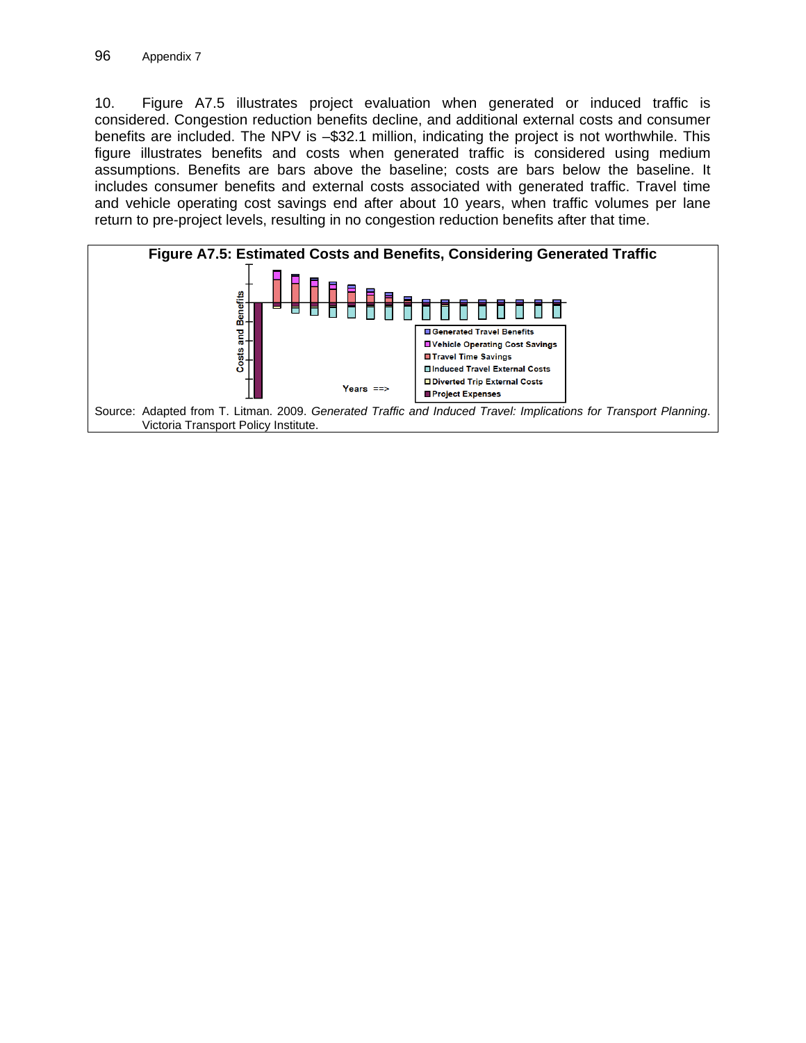10. Figure A7.5 illustrates project evaluation when generated or induced traffic is considered. Congestion reduction benefits decline, and additional external costs and consumer benefits are included. The NPV is –$32.1 million, indicating the project is not worthwhile. This figure illustrates benefits and costs when generated traffic is considered using medium assumptions. Benefits are bars above the baseline; costs are bars below the baseline. It includes consumer benefits and external costs associated with generated traffic. Travel time and vehicle operating cost savings end after about 10 years, when traffic volumes per lane return to pre-project levels, resulting in no congestion reduction benefits after that time.

**Figure A7.5: Estimated Costs and Benefits, Considering Generated Traffic**

Costs and Benefits

Years ==>

Generated Travel Benefits
Vehicle Operating Cost Savings
Travel Time Savings
Induced Travel External Costs
Diverted Trip External Costs
Project Expenses

Source: Adapted from T. Litman. 2009. *Generated Traffic and Induced Travel: Implications for Transport Planning*. Victoria Transport Policy Institute.